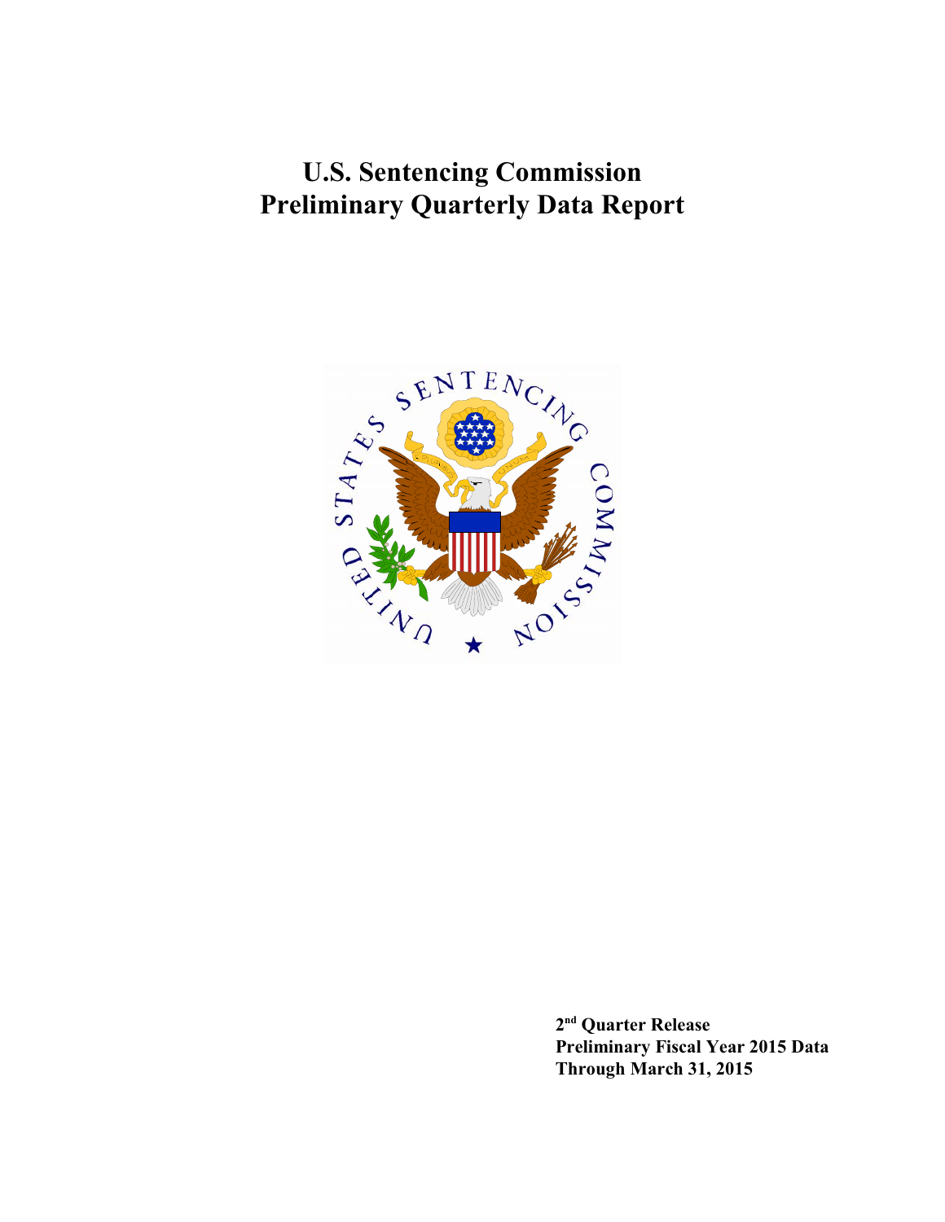# U.S. Sentencing Commission
# Preliminary Quarterly Data Report

**2nd Quarter Release**
**Preliminary Fiscal Year 2015 Data**
**Through March 31, 2015**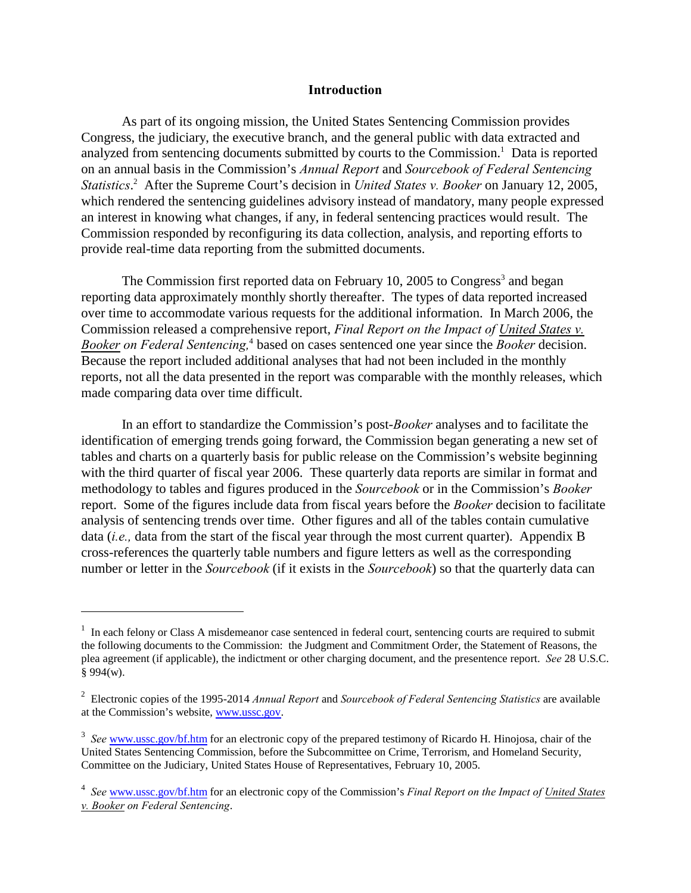## Introduction

As part of its ongoing mission, the United States Sentencing Commission provides Congress, the judiciary, the executive branch, and the general public with data extracted and analyzed from sentencing documents submitted by courts to the Commission.[1] Data is reported on an annual basis in the Commission's *Annual Report* and *Sourcebook of Federal Sentencing Statistics*.[2] After the Supreme Court's decision in *United States v. Booker* on January 12, 2005, which rendered the sentencing guidelines advisory instead of mandatory, many people expressed an interest in knowing what changes, if any, in federal sentencing practices would result. The Commission responded by reconfiguring its data collection, analysis, and reporting efforts to provide real-time data reporting from the submitted documents.

The Commission first reported data on February 10, 2005 to Congress[3] and began reporting data approximately monthly shortly thereafter. The types of data reported increased over time to accommodate various requests for the additional information. In March 2006, the Commission released a comprehensive report, *Final Report on the Impact of United States v. Booker on Federal Sentencing,*[4] based on cases sentenced one year since the *Booker* decision. Because the report included additional analyses that had not been included in the monthly reports, not all the data presented in the report was comparable with the monthly releases, which made comparing data over time difficult.

In an effort to standardize the Commission's post-*Booker* analyses and to facilitate the identification of emerging trends going forward, the Commission began generating a new set of tables and charts on a quarterly basis for public release on the Commission's website beginning with the third quarter of fiscal year 2006. These quarterly data reports are similar in format and methodology to tables and figures produced in the *Sourcebook* or in the Commission's *Booker* report. Some of the figures include data from fiscal years before the *Booker* decision to facilitate analysis of sentencing trends over time. Other figures and all of the tables contain cumulative data (*i.e.,* data from the start of the fiscal year through the most current quarter). Appendix B cross-references the quarterly table numbers and figure letters as well as the corresponding number or letter in the *Sourcebook* (if it exists in the *Sourcebook*) so that the quarterly data can

---

[1] In each felony or Class A misdemeanor case sentenced in federal court, sentencing courts are required to submit the following documents to the Commission: the Judgment and Commitment Order, the Statement of Reasons, the plea agreement (if applicable), the indictment or other charging document, and the presentence report. *See* 28 U.S.C. § 994(w).

[2] Electronic copies of the 1995-2014 *Annual Report* and *Sourcebook of Federal Sentencing Statistics* are available at the Commission's website, www.ussc.gov.

[3] *See* www.ussc.gov/bf.htm for an electronic copy of the prepared testimony of Ricardo H. Hinojosa, chair of the United States Sentencing Commission, before the Subcommittee on Crime, Terrorism, and Homeland Security, Committee on the Judiciary, United States House of Representatives, February 10, 2005.

[4] *See* www.ussc.gov/bf.htm for an electronic copy of the Commission's *Final Report on the Impact of United States v. Booker on Federal Sentencing*.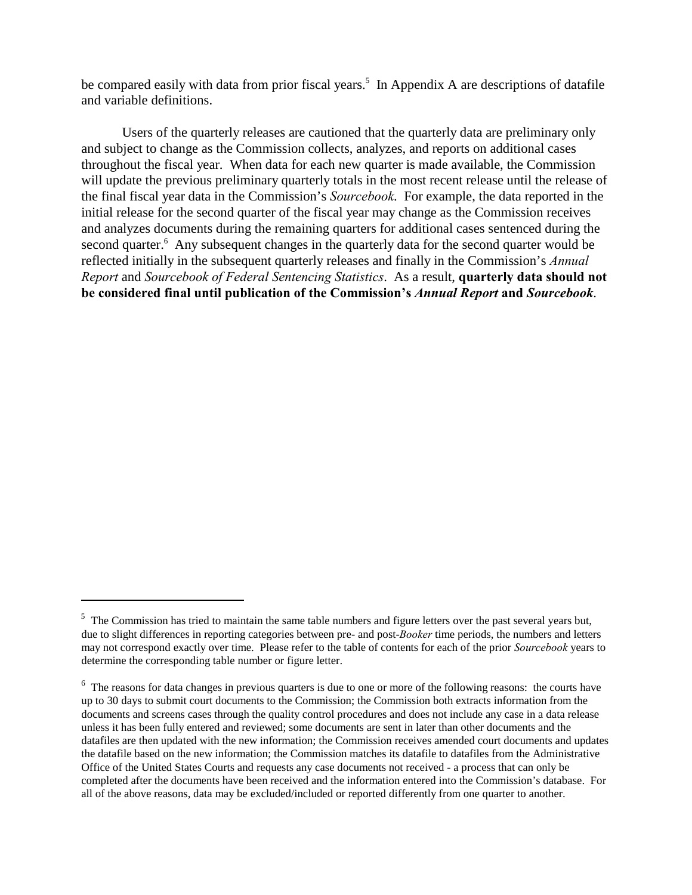be compared easily with data from prior fiscal years.[5] In Appendix A are descriptions of datafile and variable definitions.

Users of the quarterly releases are cautioned that the quarterly data are preliminary only and subject to change as the Commission collects, analyzes, and reports on additional cases throughout the fiscal year. When data for each new quarter is made available, the Commission will update the previous preliminary quarterly totals in the most recent release until the release of the final fiscal year data in the Commission's *Sourcebook*. For example, the data reported in the initial release for the second quarter of the fiscal year may change as the Commission receives and analyzes documents during the remaining quarters for additional cases sentenced during the second quarter.[6] Any subsequent changes in the quarterly data for the second quarter would be reflected initially in the subsequent quarterly releases and finally in the Commission's *Annual Report* and *Sourcebook of Federal Sentencing Statistics*. As a result, **quarterly data should not be considered final until publication of the Commission's *Annual Report* and *Sourcebook***.

---

[5] The Commission has tried to maintain the same table numbers and figure letters over the past several years but, due to slight differences in reporting categories between pre- and post-*Booker* time periods, the numbers and letters may not correspond exactly over time. Please refer to the table of contents for each of the prior *Sourcebook* years to determine the corresponding table number or figure letter.

[6] The reasons for data changes in previous quarters is due to one or more of the following reasons: the courts have up to 30 days to submit court documents to the Commission; the Commission both extracts information from the documents and screens cases through the quality control procedures and does not include any case in a data release unless it has been fully entered and reviewed; some documents are sent in later than other documents and the datafiles are then updated with the new information; the Commission receives amended court documents and updates the datafile based on the new information; the Commission matches its datafile to datafiles from the Administrative Office of the United States Courts and requests any case documents not received - a process that can only be completed after the documents have been received and the information entered into the Commission's database. For all of the above reasons, data may be excluded/included or reported differently from one quarter to another.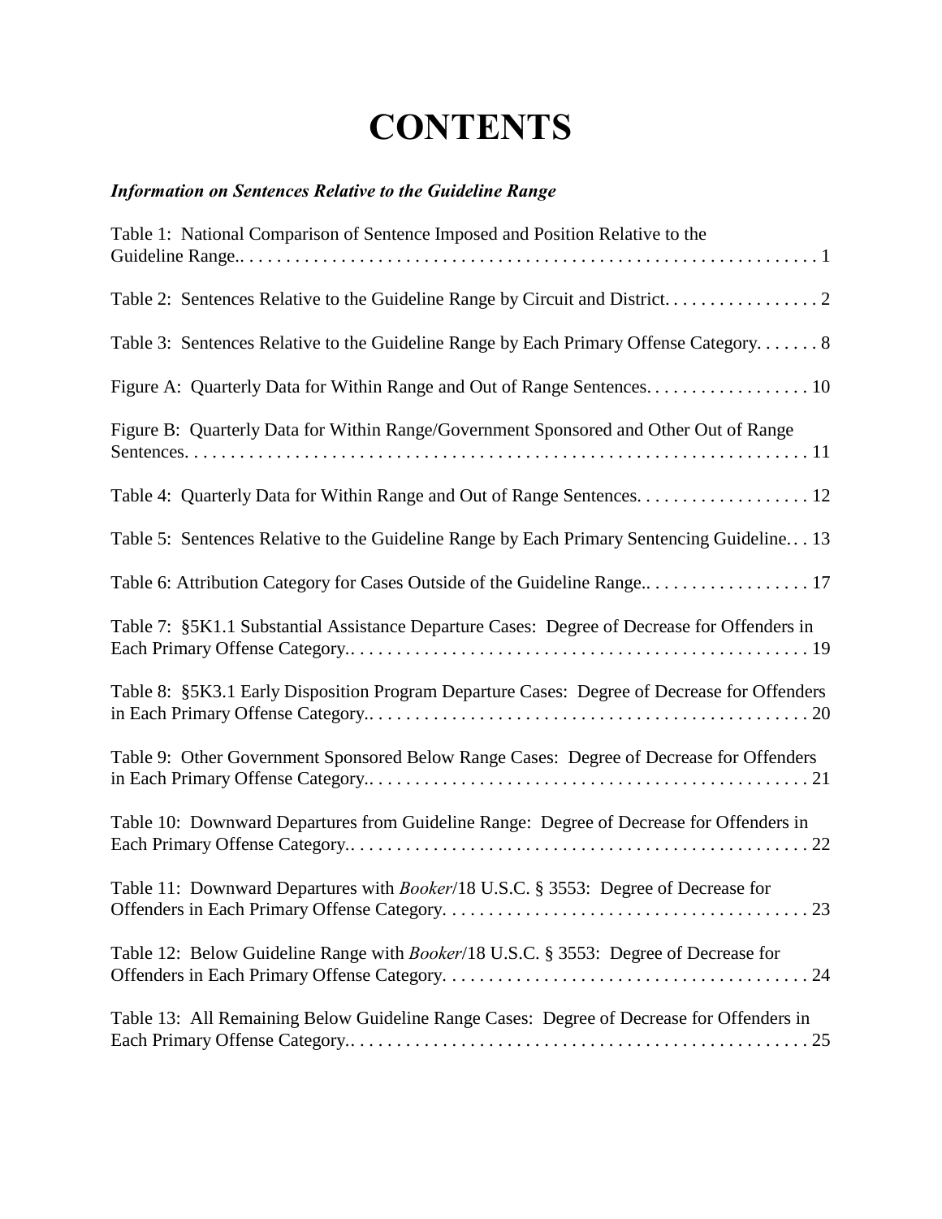# CONTENTS

***Information on Sentences Relative to the Guideline Range***

Table 1: National Comparison of Sentence Imposed and Position Relative to the Guideline Range.. . . . . . . . . . . . . . . . . . . . . . . . . . . . . . . . . . . . . . . . . . . . . . . . . . . . . . . . . . . . . 1

Table 2: Sentences Relative to the Guideline Range by Circuit and District. . . . . . . . . . . . . . . . . 2

Table 3: Sentences Relative to the Guideline Range by Each Primary Offense Category. . . . . . . 8

Figure A: Quarterly Data for Within Range and Out of Range Sentences. . . . . . . . . . . . . . . . . . 10

Figure B: Quarterly Data for Within Range/Government Sponsored and Other Out of Range Sentences. . . . . . . . . . . . . . . . . . . . . . . . . . . . . . . . . . . . . . . . . . . . . . . . . . . . . . . . . . . . . . . . . . 11

Table 4: Quarterly Data for Within Range and Out of Range Sentences. . . . . . . . . . . . . . . . . . . 12

Table 5: Sentences Relative to the Guideline Range by Each Primary Sentencing Guideline. . . 13

Table 6: Attribution Category for Cases Outside of the Guideline Range.. . . . . . . . . . . . . . . . . . 17

Table 7: §5K1.1 Substantial Assistance Departure Cases: Degree of Decrease for Offenders in Each Primary Offense Category.. . . . . . . . . . . . . . . . . . . . . . . . . . . . . . . . . . . . . . . . . . . . . . . . . . 19

Table 8: §5K3.1 Early Disposition Program Departure Cases: Degree of Decrease for Offenders in Each Primary Offense Category.. . . . . . . . . . . . . . . . . . . . . . . . . . . . . . . . . . . . . . . . . . . . . . . . 20

Table 9: Other Government Sponsored Below Range Cases: Degree of Decrease for Offenders in Each Primary Offense Category.. . . . . . . . . . . . . . . . . . . . . . . . . . . . . . . . . . . . . . . . . . . . . . . . 21

Table 10: Downward Departures from Guideline Range: Degree of Decrease for Offenders in Each Primary Offense Category.. . . . . . . . . . . . . . . . . . . . . . . . . . . . . . . . . . . . . . . . . . . . . . . . . . 22

Table 11: Downward Departures with *Booker*/18 U.S.C. § 3553: Degree of Decrease for Offenders in Each Primary Offense Category. . . . . . . . . . . . . . . . . . . . . . . . . . . . . . . . . . . . . . . . 23

Table 12: Below Guideline Range with *Booker*/18 U.S.C. § 3553: Degree of Decrease for Offenders in Each Primary Offense Category. . . . . . . . . . . . . . . . . . . . . . . . . . . . . . . . . . . . . . . . 24

Table 13: All Remaining Below Guideline Range Cases: Degree of Decrease for Offenders in Each Primary Offense Category.. . . . . . . . . . . . . . . . . . . . . . . . . . . . . . . . . . . . . . . . . . . . . . . . . . 25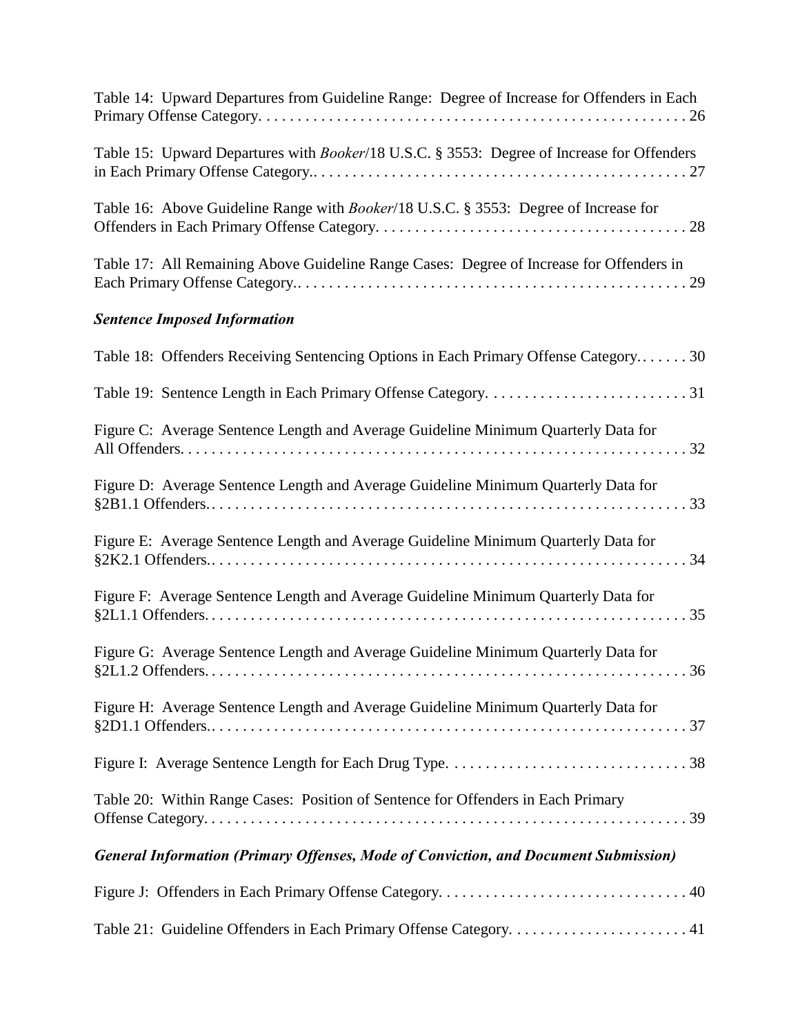Table 14: Upward Departures from Guideline Range: Degree of Increase for Offenders in Each Primary Offense Category. . . . . . . . . . . . . . . . . . . . . . . . . . . . . . . . . . . . . . . . . . . . . . . . . . . . . . . . 26

Table 15: Upward Departures with *Booker*/18 U.S.C. § 3553: Degree of Increase for Offenders in Each Primary Offense Category.. . . . . . . . . . . . . . . . . . . . . . . . . . . . . . . . . . . . . . . . . . . . . . . . 27

Table 16: Above Guideline Range with *Booker*/18 U.S.C. § 3553: Degree of Increase for Offenders in Each Primary Offense Category. . . . . . . . . . . . . . . . . . . . . . . . . . . . . . . . . . . . . . . . 28

Table 17: All Remaining Above Guideline Range Cases: Degree of Increase for Offenders in Each Primary Offense Category.. . . . . . . . . . . . . . . . . . . . . . . . . . . . . . . . . . . . . . . . . . . . . . . . . . 29

### *Sentence Imposed Information*

Table 18: Offenders Receiving Sentencing Options in Each Primary Offense Category.. . . . . . . 30

Table 19: Sentence Length in Each Primary Offense Category. . . . . . . . . . . . . . . . . . . . . . . . . . 31

Figure C: Average Sentence Length and Average Guideline Minimum Quarterly Data for All Offenders. . . . . . . . . . . . . . . . . . . . . . . . . . . . . . . . . . . . . . . . . . . . . . . . . . . . . . . . . . . . . . . . . 32

Figure D: Average Sentence Length and Average Guideline Minimum Quarterly Data for §2B1.1 Offenders. . . . . . . . . . . . . . . . . . . . . . . . . . . . . . . . . . . . . . . . . . . . . . . . . . . . . . . . . . . . . . 33

Figure E: Average Sentence Length and Average Guideline Minimum Quarterly Data for §2K2.1 Offenders.. . . . . . . . . . . . . . . . . . . . . . . . . . . . . . . . . . . . . . . . . . . . . . . . . . . . . . . . . . . . . . 34

Figure F: Average Sentence Length and Average Guideline Minimum Quarterly Data for §2L1.1 Offenders. . . . . . . . . . . . . . . . . . . . . . . . . . . . . . . . . . . . . . . . . . . . . . . . . . . . . . . . . . . . . . 35

Figure G: Average Sentence Length and Average Guideline Minimum Quarterly Data for §2L1.2 Offenders. . . . . . . . . . . . . . . . . . . . . . . . . . . . . . . . . . . . . . . . . . . . . . . . . . . . . . . . . . . . . . 36

Figure H: Average Sentence Length and Average Guideline Minimum Quarterly Data for §2D1.1 Offenders.. . . . . . . . . . . . . . . . . . . . . . . . . . . . . . . . . . . . . . . . . . . . . . . . . . . . . . . . . . . . . 37

Figure I: Average Sentence Length for Each Drug Type. . . . . . . . . . . . . . . . . . . . . . . . . . . . . . . 38

Table 20: Within Range Cases: Position of Sentence for Offenders in Each Primary Offense Category. . . . . . . . . . . . . . . . . . . . . . . . . . . . . . . . . . . . . . . . . . . . . . . . . . . . . . . . . . . . . . 39

### *General Information (Primary Offenses, Mode of Conviction, and Document Submission)*

Figure J: Offenders in Each Primary Offense Category. . . . . . . . . . . . . . . . . . . . . . . . . . . . . . . . 40

Table 21: Guideline Offenders in Each Primary Offense Category. . . . . . . . . . . . . . . . . . . . . . . 41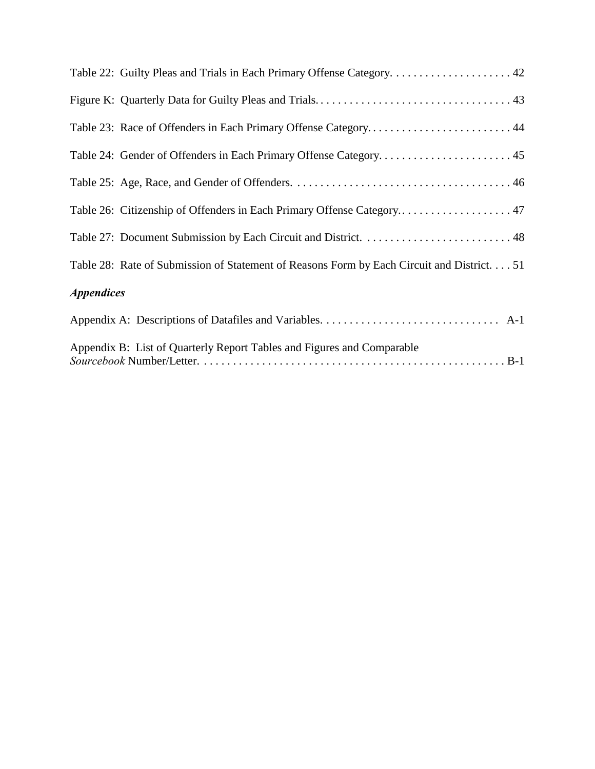Table 22: Guilty Pleas and Trials in Each Primary Offense Category. . . . . . . . . . . . . . . . . . . . . 42

Figure K: Quarterly Data for Guilty Pleas and Trials. . . . . . . . . . . . . . . . . . . . . . . . . . . . . . . . . . 43

Table 23: Race of Offenders in Each Primary Offense Category. . . . . . . . . . . . . . . . . . . . . . . . . . 44

Table 24: Gender of Offenders in Each Primary Offense Category. . . . . . . . . . . . . . . . . . . . . . . . 45

Table 25: Age, Race, and Gender of Offenders. . . . . . . . . . . . . . . . . . . . . . . . . . . . . . . . . . . . . . 46

Table 26: Citizenship of Offenders in Each Primary Offense Category.. . . . . . . . . . . . . . . . . . . . 47

Table 27: Document Submission by Each Circuit and District. . . . . . . . . . . . . . . . . . . . . . . . . . . 48

Table 28: Rate of Submission of Statement of Reasons Form by Each Circuit and District. . . . 51

### *Appendices*

Appendix A: Descriptions of Datafiles and Variables. . . . . . . . . . . . . . . . . . . . . . . . . . . . . . . . A-1

Appendix B: List of Quarterly Report Tables and Figures and Comparable *Sourcebook* Number/Letter. . . . . . . . . . . . . . . . . . . . . . . . . . . . . . . . . . . . . . . . . . . . . . . . . . . . B-1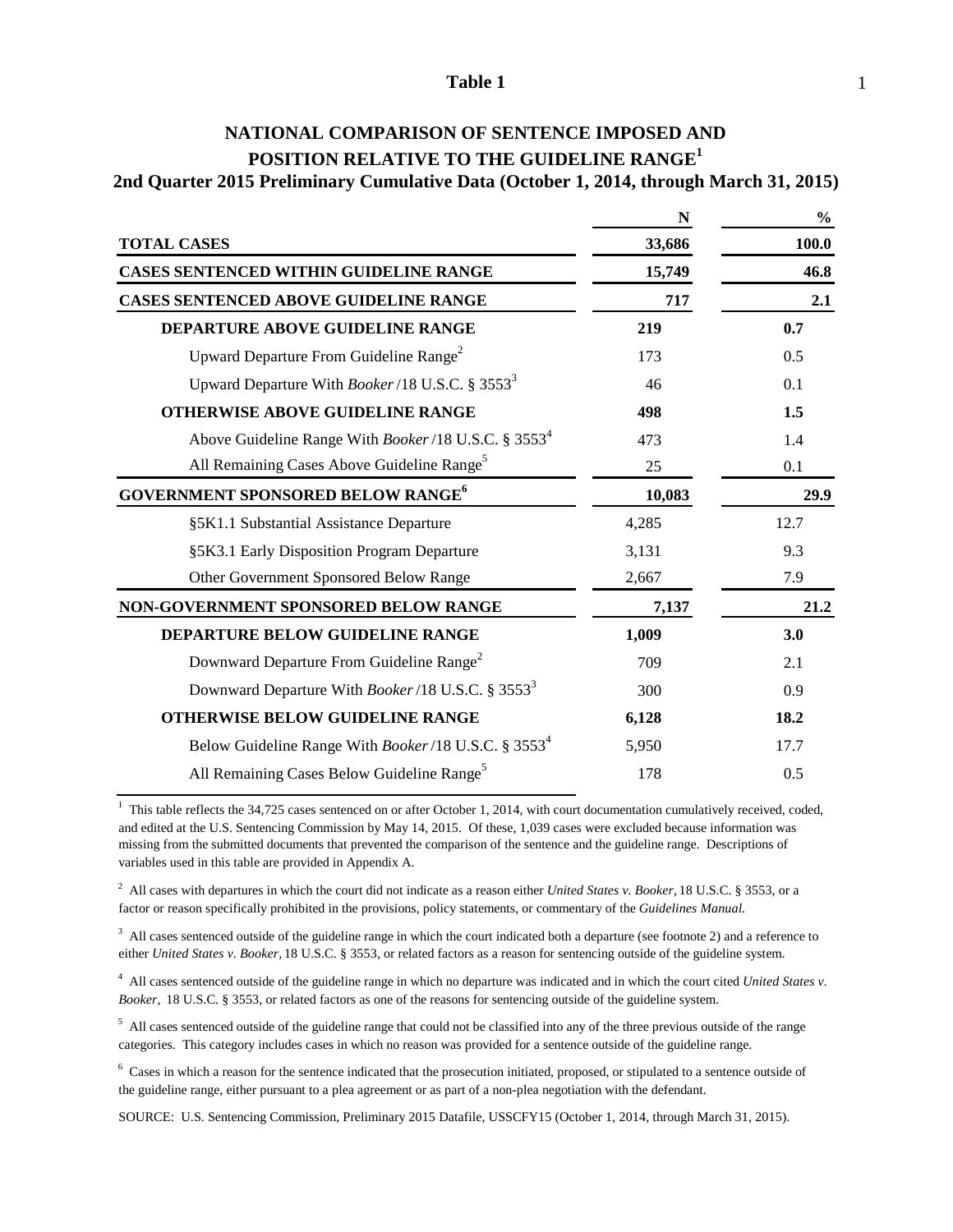**Table 1**

## NATIONAL COMPARISON OF SENTENCE IMPOSED AND POSITION RELATIVE TO THE GUIDELINE RANGE[1]

### 2nd Quarter 2015 Preliminary Cumulative Data (October 1, 2014, through March 31, 2015)

| | N | % |
|---|---|---|
| **TOTAL CASES** | **33,686** | **100.0** |
| **CASES SENTENCED WITHIN GUIDELINE RANGE** | **15,749** | **46.8** |
| **CASES SENTENCED ABOVE GUIDELINE RANGE** | **717** | **2.1** |
| **DEPARTURE ABOVE GUIDELINE RANGE** | **219** | **0.7** |
| Upward Departure From Guideline Range[2] | 173 | 0.5 |
| Upward Departure With *Booker* /18 U.S.C. § 3553[3] | 46 | 0.1 |
| **OTHERWISE ABOVE GUIDELINE RANGE** | **498** | **1.5** |
| Above Guideline Range With *Booker* /18 U.S.C. § 3553[4] | 473 | 1.4 |
| All Remaining Cases Above Guideline Range[5] | 25 | 0.1 |
| **GOVERNMENT SPONSORED BELOW RANGE[6]** | **10,083** | **29.9** |
| §5K1.1 Substantial Assistance Departure | 4,285 | 12.7 |
| §5K3.1 Early Disposition Program Departure | 3,131 | 9.3 |
| Other Government Sponsored Below Range | 2,667 | 7.9 |
| **NON-GOVERNMENT SPONSORED BELOW RANGE** | **7,137** | **21.2** |
| **DEPARTURE BELOW GUIDELINE RANGE** | **1,009** | **3.0** |
| Downward Departure From Guideline Range[2] | 709 | 2.1 |
| Downward Departure With *Booker* /18 U.S.C. § 3553[3] | 300 | 0.9 |
| **OTHERWISE BELOW GUIDELINE RANGE** | **6,128** | **18.2** |
| Below Guideline Range With *Booker* /18 U.S.C. § 3553[4] | 5,950 | 17.7 |
| All Remaining Cases Below Guideline Range[5] | 178 | 0.5 |

[1] This table reflects the 34,725 cases sentenced on or after October 1, 2014, with court documentation cumulatively received, coded, and edited at the U.S. Sentencing Commission by May 14, 2015. Of these, 1,039 cases were excluded because information was missing from the submitted documents that prevented the comparison of the sentence and the guideline range. Descriptions of variables used in this table are provided in Appendix A.

[2] All cases with departures in which the court did not indicate as a reason either *United States v. Booker*, 18 U.S.C. § 3553, or a factor or reason specifically prohibited in the provisions, policy statements, or commentary of the *Guidelines Manual.*

[3] All cases sentenced outside of the guideline range in which the court indicated both a departure (see footnote 2) and a reference to either *United States v. Booker*, 18 U.S.C. § 3553, or related factors as a reason for sentencing outside of the guideline system.

[4] All cases sentenced outside of the guideline range in which no departure was indicated and in which the court cited *United States v. Booker*, 18 U.S.C. § 3553, or related factors as one of the reasons for sentencing outside of the guideline system.

[5] All cases sentenced outside of the guideline range that could not be classified into any of the three previous outside of the range categories. This category includes cases in which no reason was provided for a sentence outside of the guideline range.

[6] Cases in which a reason for the sentence indicated that the prosecution initiated, proposed, or stipulated to a sentence outside of the guideline range, either pursuant to a plea agreement or as part of a non-plea negotiation with the defendant.

SOURCE: U.S. Sentencing Commission, Preliminary 2015 Datafile, USSCFY15 (October 1, 2014, through March 31, 2015).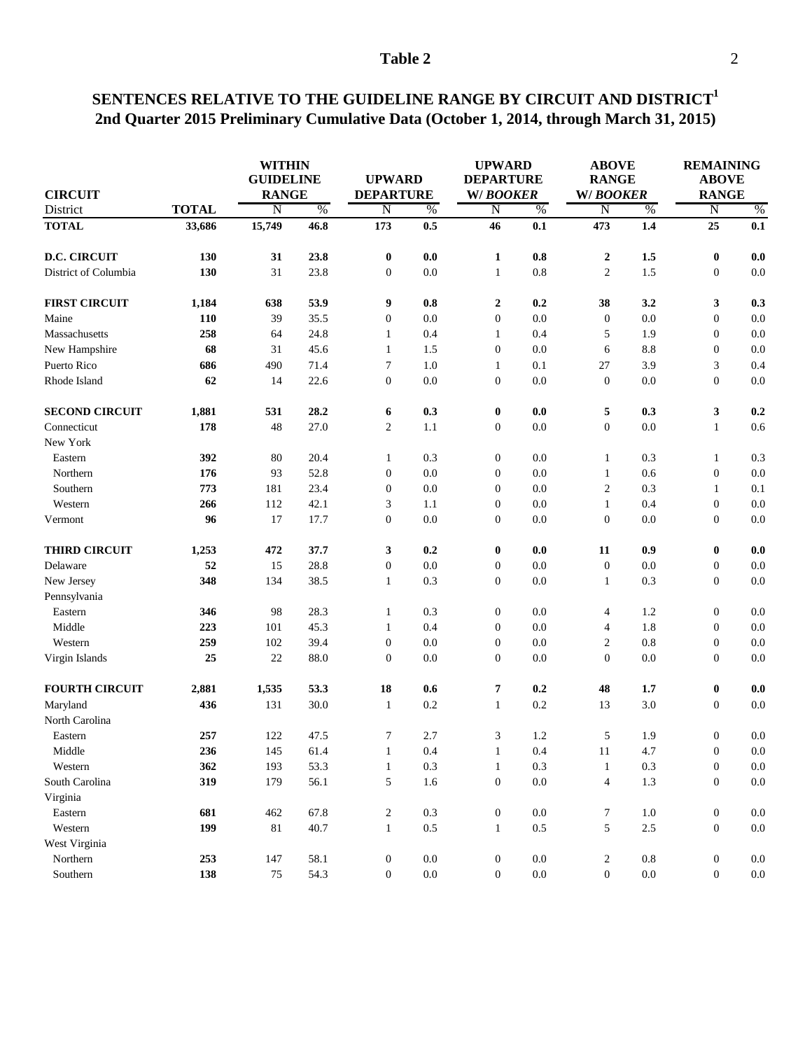# Table 2

## SENTENCES RELATIVE TO THE GUIDELINE RANGE BY CIRCUIT AND DISTRICT[1]
## 2nd Quarter 2015 Preliminary Cumulative Data (October 1, 2014, through March 31, 2015)

| CIRCUIT | | WITHIN GUIDELINE RANGE | | UPWARD DEPARTURE | | UPWARD DEPARTURE W/ *BOOKER* | | ABOVE RANGE W/ *BOOKER* | | REMAINING ABOVE RANGE | |
|---|---|---|---|---|---|---|---|---|---|---|---|
| District | TOTAL | N | % | N | % | N | % | N | % | N | % |
| **TOTAL** | **33,686** | **15,749** | **46.8** | **173** | **0.5** | **46** | **0.1** | **473** | **1.4** | **25** | **0.1** |
| **D.C. CIRCUIT** | **130** | **31** | **23.8** | **0** | **0.0** | **1** | **0.8** | **2** | **1.5** | **0** | **0.0** |
| District of Columbia | **130** | 31 | 23.8 | 0 | 0.0 | 1 | 0.8 | 2 | 1.5 | 0 | 0.0 |
| **FIRST CIRCUIT** | **1,184** | **638** | **53.9** | **9** | **0.8** | **2** | **0.2** | **38** | **3.2** | **3** | **0.3** |
| Maine | **110** | 39 | 35.5 | 0 | 0.0 | 0 | 0.0 | 0 | 0.0 | 0 | 0.0 |
| Massachusetts | **258** | 64 | 24.8 | 1 | 0.4 | 1 | 0.4 | 5 | 1.9 | 0 | 0.0 |
| New Hampshire | **68** | 31 | 45.6 | 1 | 1.5 | 0 | 0.0 | 6 | 8.8 | 0 | 0.0 |
| Puerto Rico | **686** | 490 | 71.4 | 7 | 1.0 | 1 | 0.1 | 27 | 3.9 | 3 | 0.4 |
| Rhode Island | **62** | 14 | 22.6 | 0 | 0.0 | 0 | 0.0 | 0 | 0.0 | 0 | 0.0 |
| **SECOND CIRCUIT** | **1,881** | **531** | **28.2** | **6** | **0.3** | **0** | **0.0** | **5** | **0.3** | **3** | **0.2** |
| Connecticut | **178** | 48 | 27.0 | 2 | 1.1 | 0 | 0.0 | 0 | 0.0 | 1 | 0.6 |
| New York | | | | | | | | | | | |
| Eastern | **392** | 80 | 20.4 | 1 | 0.3 | 0 | 0.0 | 1 | 0.3 | 1 | 0.3 |
| Northern | **176** | 93 | 52.8 | 0 | 0.0 | 0 | 0.0 | 1 | 0.6 | 0 | 0.0 |
| Southern | **773** | 181 | 23.4 | 0 | 0.0 | 0 | 0.0 | 2 | 0.3 | 1 | 0.1 |
| Western | **266** | 112 | 42.1 | 3 | 1.1 | 0 | 0.0 | 1 | 0.4 | 0 | 0.0 |
| Vermont | **96** | 17 | 17.7 | 0 | 0.0 | 0 | 0.0 | 0 | 0.0 | 0 | 0.0 |
| **THIRD CIRCUIT** | **1,253** | **472** | **37.7** | **3** | **0.2** | **0** | **0.0** | **11** | **0.9** | **0** | **0.0** |
| Delaware | **52** | 15 | 28.8 | 0 | 0.0 | 0 | 0.0 | 0 | 0.0 | 0 | 0.0 |
| New Jersey | **348** | 134 | 38.5 | 1 | 0.3 | 0 | 0.0 | 1 | 0.3 | 0 | 0.0 |
| Pennsylvania | | | | | | | | | | | |
| Eastern | **346** | 98 | 28.3 | 1 | 0.3 | 0 | 0.0 | 4 | 1.2 | 0 | 0.0 |
| Middle | **223** | 101 | 45.3 | 1 | 0.4 | 0 | 0.0 | 4 | 1.8 | 0 | 0.0 |
| Western | **259** | 102 | 39.4 | 0 | 0.0 | 0 | 0.0 | 2 | 0.8 | 0 | 0.0 |
| Virgin Islands | **25** | 22 | 88.0 | 0 | 0.0 | 0 | 0.0 | 0 | 0.0 | 0 | 0.0 |
| **FOURTH CIRCUIT** | **2,881** | **1,535** | **53.3** | **18** | **0.6** | **7** | **0.2** | **48** | **1.7** | **0** | **0.0** |
| Maryland | **436** | 131 | 30.0 | 1 | 0.2 | 1 | 0.2 | 13 | 3.0 | 0 | 0.0 |
| North Carolina | | | | | | | | | | | |
| Eastern | **257** | 122 | 47.5 | 7 | 2.7 | 3 | 1.2 | 5 | 1.9 | 0 | 0.0 |
| Middle | **236** | 145 | 61.4 | 1 | 0.4 | 1 | 0.4 | 11 | 4.7 | 0 | 0.0 |
| Western | **362** | 193 | 53.3 | 1 | 0.3 | 1 | 0.3 | 1 | 0.3 | 0 | 0.0 |
| South Carolina | **319** | 179 | 56.1 | 5 | 1.6 | 0 | 0.0 | 4 | 1.3 | 0 | 0.0 |
| Virginia | | | | | | | | | | | |
| Eastern | **681** | 462 | 67.8 | 2 | 0.3 | 0 | 0.0 | 7 | 1.0 | 0 | 0.0 |
| Western | **199** | 81 | 40.7 | 1 | 0.5 | 1 | 0.5 | 5 | 2.5 | 0 | 0.0 |
| West Virginia | | | | | | | | | | | |
| Northern | **253** | 147 | 58.1 | 0 | 0.0 | 0 | 0.0 | 2 | 0.8 | 0 | 0.0 |
| Southern | **138** | 75 | 54.3 | 0 | 0.0 | 0 | 0.0 | 0 | 0.0 | 0 | 0.0 |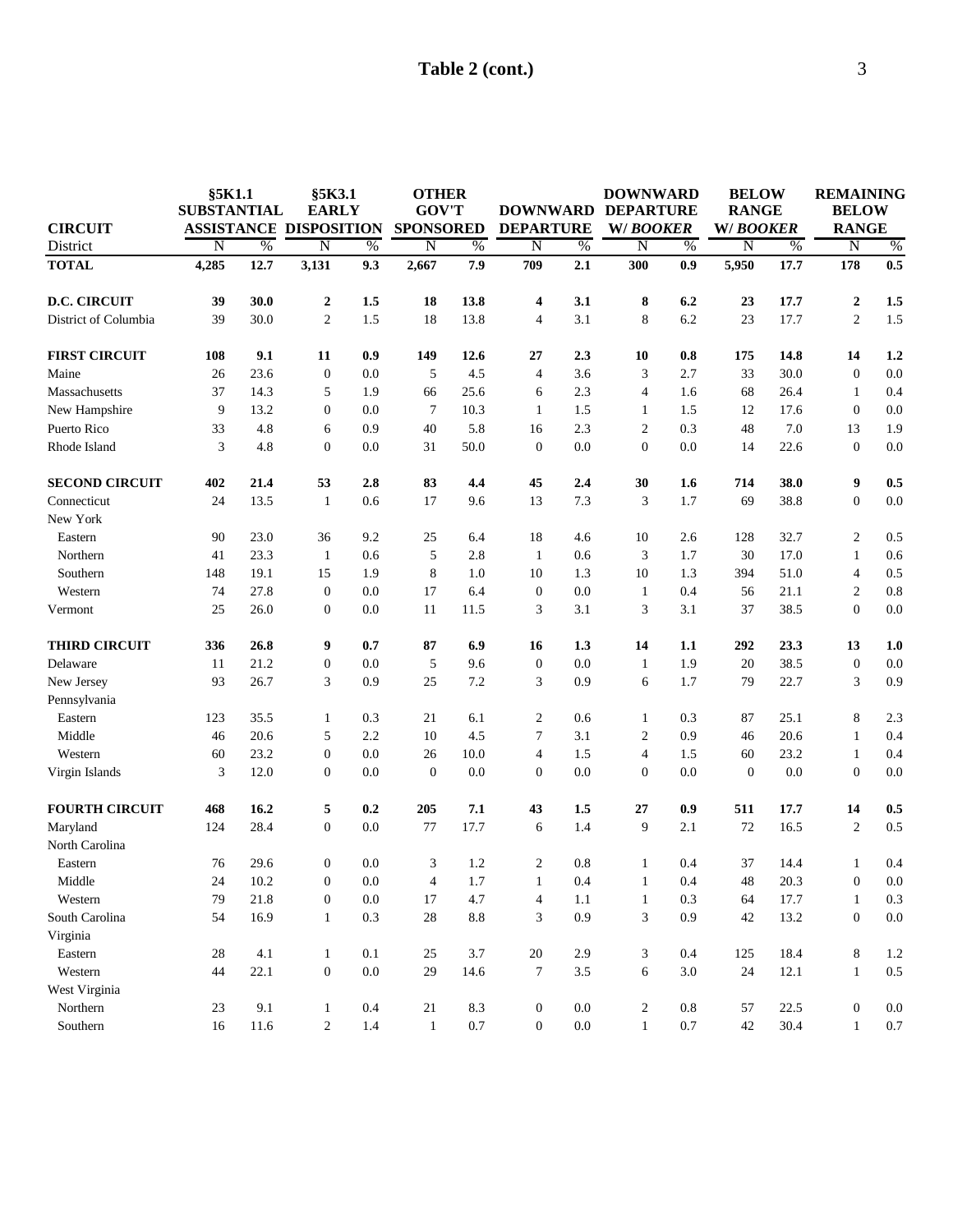## Table 2 (cont.)

| CIRCUIT | §5K1.1 SUBSTANTIAL ASSISTANCE | | §5K3.1 EARLY DISPOSITION | | OTHER GOV'T SPONSORED | | DOWNWARD DEPARTURE | | DOWNWARD DEPARTURE W/ *BOOKER* | | BELOW RANGE W/ *BOOKER* | | REMAINING BELOW RANGE | |
|---|---|---|---|---|---|---|---|---|---|---|---|---|---|---|
| District | N | % | N | % | N | % | N | % | N | % | N | % | N | % |
| **TOTAL** | **4,285** | **12.7** | **3,131** | **9.3** | **2,667** | **7.9** | **709** | **2.1** | **300** | **0.9** | **5,950** | **17.7** | **178** | **0.5** |
| **D.C. CIRCUIT** | **39** | **30.0** | **2** | **1.5** | **18** | **13.8** | **4** | **3.1** | **8** | **6.2** | **23** | **17.7** | **2** | **1.5** |
| District of Columbia | 39 | 30.0 | 2 | 1.5 | 18 | 13.8 | 4 | 3.1 | 8 | 6.2 | 23 | 17.7 | 2 | 1.5 |
| **FIRST CIRCUIT** | **108** | **9.1** | **11** | **0.9** | **149** | **12.6** | **27** | **2.3** | **10** | **0.8** | **175** | **14.8** | **14** | **1.2** |
| Maine | 26 | 23.6 | 0 | 0.0 | 5 | 4.5 | 4 | 3.6 | 3 | 2.7 | 33 | 30.0 | 0 | 0.0 |
| Massachusetts | 37 | 14.3 | 5 | 1.9 | 66 | 25.6 | 6 | 2.3 | 4 | 1.6 | 68 | 26.4 | 1 | 0.4 |
| New Hampshire | 9 | 13.2 | 0 | 0.0 | 7 | 10.3 | 1 | 1.5 | 1 | 1.5 | 12 | 17.6 | 0 | 0.0 |
| Puerto Rico | 33 | 4.8 | 6 | 0.9 | 40 | 5.8 | 16 | 2.3 | 2 | 0.3 | 48 | 7.0 | 13 | 1.9 |
| Rhode Island | 3 | 4.8 | 0 | 0.0 | 31 | 50.0 | 0 | 0.0 | 0 | 0.0 | 14 | 22.6 | 0 | 0.0 |
| **SECOND CIRCUIT** | **402** | **21.4** | **53** | **2.8** | **83** | **4.4** | **45** | **2.4** | **30** | **1.6** | **714** | **38.0** | **9** | **0.5** |
| Connecticut | 24 | 13.5 | 1 | 0.6 | 17 | 9.6 | 13 | 7.3 | 3 | 1.7 | 69 | 38.8 | 0 | 0.0 |
| New York | | | | | | | | | | | | | | |
| Eastern | 90 | 23.0 | 36 | 9.2 | 25 | 6.4 | 18 | 4.6 | 10 | 2.6 | 128 | 32.7 | 2 | 0.5 |
| Northern | 41 | 23.3 | 1 | 0.6 | 5 | 2.8 | 1 | 0.6 | 3 | 1.7 | 30 | 17.0 | 1 | 0.6 |
| Southern | 148 | 19.1 | 15 | 1.9 | 8 | 1.0 | 10 | 1.3 | 10 | 1.3 | 394 | 51.0 | 4 | 0.5 |
| Western | 74 | 27.8 | 0 | 0.0 | 17 | 6.4 | 0 | 0.0 | 1 | 0.4 | 56 | 21.1 | 2 | 0.8 |
| Vermont | 25 | 26.0 | 0 | 0.0 | 11 | 11.5 | 3 | 3.1 | 3 | 3.1 | 37 | 38.5 | 0 | 0.0 |
| **THIRD CIRCUIT** | **336** | **26.8** | **9** | **0.7** | **87** | **6.9** | **16** | **1.3** | **14** | **1.1** | **292** | **23.3** | **13** | **1.0** |
| Delaware | 11 | 21.2 | 0 | 0.0 | 5 | 9.6 | 0 | 0.0 | 1 | 1.9 | 20 | 38.5 | 0 | 0.0 |
| New Jersey | 93 | 26.7 | 3 | 0.9 | 25 | 7.2 | 3 | 0.9 | 6 | 1.7 | 79 | 22.7 | 3 | 0.9 |
| Pennsylvania | | | | | | | | | | | | | | |
| Eastern | 123 | 35.5 | 1 | 0.3 | 21 | 6.1 | 2 | 0.6 | 1 | 0.3 | 87 | 25.1 | 8 | 2.3 |
| Middle | 46 | 20.6 | 5 | 2.2 | 10 | 4.5 | 7 | 3.1 | 2 | 0.9 | 46 | 20.6 | 1 | 0.4 |
| Western | 60 | 23.2 | 0 | 0.0 | 26 | 10.0 | 4 | 1.5 | 4 | 1.5 | 60 | 23.2 | 1 | 0.4 |
| Virgin Islands | 3 | 12.0 | 0 | 0.0 | 0 | 0.0 | 0 | 0.0 | 0 | 0.0 | 0 | 0.0 | 0 | 0.0 |
| **FOURTH CIRCUIT** | **468** | **16.2** | **5** | **0.2** | **205** | **7.1** | **43** | **1.5** | **27** | **0.9** | **511** | **17.7** | **14** | **0.5** |
| Maryland | 124 | 28.4 | 0 | 0.0 | 77 | 17.7 | 6 | 1.4 | 9 | 2.1 | 72 | 16.5 | 2 | 0.5 |
| North Carolina | | | | | | | | | | | | | | |
| Eastern | 76 | 29.6 | 0 | 0.0 | 3 | 1.2 | 2 | 0.8 | 1 | 0.4 | 37 | 14.4 | 1 | 0.4 |
| Middle | 24 | 10.2 | 0 | 0.0 | 4 | 1.7 | 1 | 0.4 | 1 | 0.4 | 48 | 20.3 | 0 | 0.0 |
| Western | 79 | 21.8 | 0 | 0.0 | 17 | 4.7 | 4 | 1.1 | 1 | 0.3 | 64 | 17.7 | 1 | 0.3 |
| South Carolina | 54 | 16.9 | 1 | 0.3 | 28 | 8.8 | 3 | 0.9 | 3 | 0.9 | 42 | 13.2 | 0 | 0.0 |
| Virginia | | | | | | | | | | | | | | |
| Eastern | 28 | 4.1 | 1 | 0.1 | 25 | 3.7 | 20 | 2.9 | 3 | 0.4 | 125 | 18.4 | 8 | 1.2 |
| Western | 44 | 22.1 | 0 | 0.0 | 29 | 14.6 | 7 | 3.5 | 6 | 3.0 | 24 | 12.1 | 1 | 0.5 |
| West Virginia | | | | | | | | | | | | | | |
| Northern | 23 | 9.1 | 1 | 0.4 | 21 | 8.3 | 0 | 0.0 | 2 | 0.8 | 57 | 22.5 | 0 | 0.0 |
| Southern | 16 | 11.6 | 2 | 1.4 | 1 | 0.7 | 0 | 0.0 | 1 | 0.7 | 42 | 30.4 | 1 | 0.7 |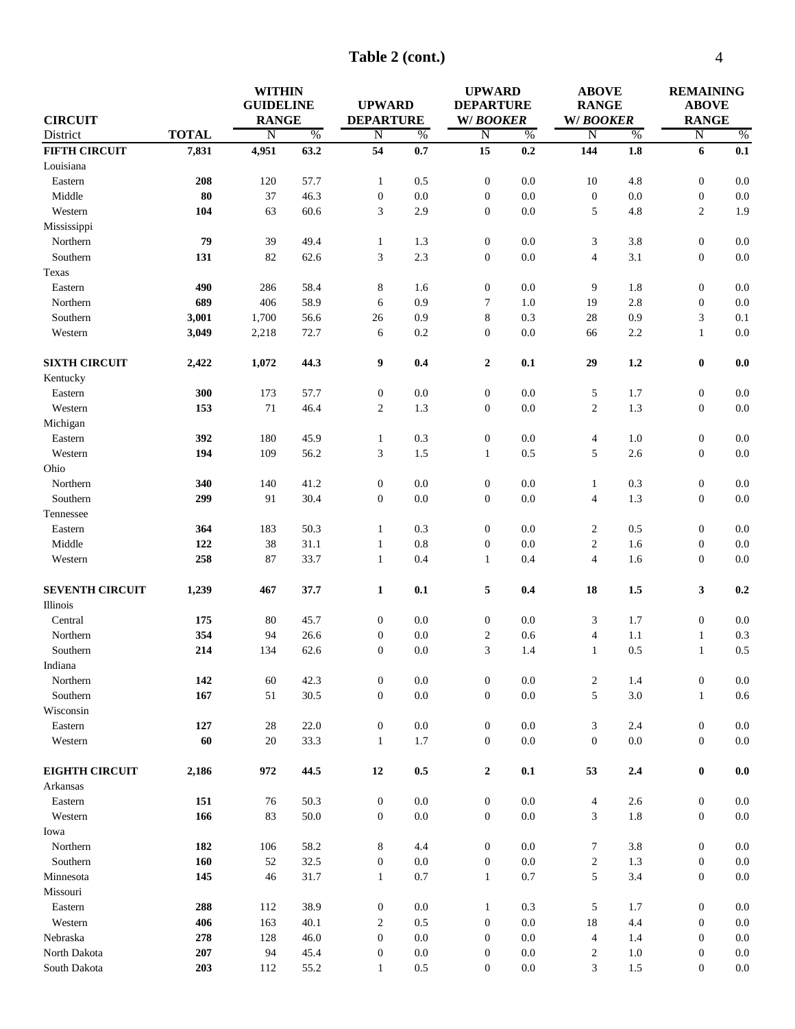# Table 2 (cont.)

| CIRCUIT | | WITHIN GUIDELINE RANGE | | UPWARD DEPARTURE | | UPWARD DEPARTURE W/ *BOOKER* | | ABOVE RANGE W/ *BOOKER* | | REMAINING ABOVE RANGE | |
|---|---|---|---|---|---|---|---|---|---|---|---|
| District | **TOTAL** | N | % | N | % | N | % | N | % | N | % |
| **FIFTH CIRCUIT** | **7,831** | **4,951** | **63.2** | **54** | **0.7** | **15** | **0.2** | **144** | **1.8** | **6** | **0.1** |
| Louisiana | | | | | | | | | | | |
| Eastern | **208** | 120 | 57.7 | 1 | 0.5 | 0 | 0.0 | 10 | 4.8 | 0 | 0.0 |
| Middle | **80** | 37 | 46.3 | 0 | 0.0 | 0 | 0.0 | 0 | 0.0 | 0 | 0.0 |
| Western | **104** | 63 | 60.6 | 3 | 2.9 | 0 | 0.0 | 5 | 4.8 | 2 | 1.9 |
| Mississippi | | | | | | | | | | | |
| Northern | **79** | 39 | 49.4 | 1 | 1.3 | 0 | 0.0 | 3 | 3.8 | 0 | 0.0 |
| Southern | **131** | 82 | 62.6 | 3 | 2.3 | 0 | 0.0 | 4 | 3.1 | 0 | 0.0 |
| Texas | | | | | | | | | | | |
| Eastern | **490** | 286 | 58.4 | 8 | 1.6 | 0 | 0.0 | 9 | 1.8 | 0 | 0.0 |
| Northern | **689** | 406 | 58.9 | 6 | 0.9 | 7 | 1.0 | 19 | 2.8 | 0 | 0.0 |
| Southern | **3,001** | 1,700 | 56.6 | 26 | 0.9 | 8 | 0.3 | 28 | 0.9 | 3 | 0.1 |
| Western | **3,049** | 2,218 | 72.7 | 6 | 0.2 | 0 | 0.0 | 66 | 2.2 | 1 | 0.0 |
| **SIXTH CIRCUIT** | **2,422** | **1,072** | **44.3** | **9** | **0.4** | **2** | **0.1** | **29** | **1.2** | **0** | **0.0** |
| Kentucky | | | | | | | | | | | |
| Eastern | **300** | 173 | 57.7 | 0 | 0.0 | 0 | 0.0 | 5 | 1.7 | 0 | 0.0 |
| Western | **153** | 71 | 46.4 | 2 | 1.3 | 0 | 0.0 | 2 | 1.3 | 0 | 0.0 |
| Michigan | | | | | | | | | | | |
| Eastern | **392** | 180 | 45.9 | 1 | 0.3 | 0 | 0.0 | 4 | 1.0 | 0 | 0.0 |
| Western | **194** | 109 | 56.2 | 3 | 1.5 | 1 | 0.5 | 5 | 2.6 | 0 | 0.0 |
| Ohio | | | | | | | | | | | |
| Northern | **340** | 140 | 41.2 | 0 | 0.0 | 0 | 0.0 | 1 | 0.3 | 0 | 0.0 |
| Southern | **299** | 91 | 30.4 | 0 | 0.0 | 0 | 0.0 | 4 | 1.3 | 0 | 0.0 |
| Tennessee | | | | | | | | | | | |
| Eastern | **364** | 183 | 50.3 | 1 | 0.3 | 0 | 0.0 | 2 | 0.5 | 0 | 0.0 |
| Middle | **122** | 38 | 31.1 | 1 | 0.8 | 0 | 0.0 | 2 | 1.6 | 0 | 0.0 |
| Western | **258** | 87 | 33.7 | 1 | 0.4 | 1 | 0.4 | 4 | 1.6 | 0 | 0.0 |
| **SEVENTH CIRCUIT** | **1,239** | **467** | **37.7** | **1** | **0.1** | **5** | **0.4** | **18** | **1.5** | **3** | **0.2** |
| Illinois | | | | | | | | | | | |
| Central | **175** | 80 | 45.7 | 0 | 0.0 | 0 | 0.0 | 3 | 1.7 | 0 | 0.0 |
| Northern | **354** | 94 | 26.6 | 0 | 0.0 | 2 | 0.6 | 4 | 1.1 | 1 | 0.3 |
| Southern | **214** | 134 | 62.6 | 0 | 0.0 | 3 | 1.4 | 1 | 0.5 | 1 | 0.5 |
| Indiana | | | | | | | | | | | |
| Northern | **142** | 60 | 42.3 | 0 | 0.0 | 0 | 0.0 | 2 | 1.4 | 0 | 0.0 |
| Southern | **167** | 51 | 30.5 | 0 | 0.0 | 0 | 0.0 | 5 | 3.0 | 1 | 0.6 |
| Wisconsin | | | | | | | | | | | |
| Eastern | **127** | 28 | 22.0 | 0 | 0.0 | 0 | 0.0 | 3 | 2.4 | 0 | 0.0 |
| Western | **60** | 20 | 33.3 | 1 | 1.7 | 0 | 0.0 | 0 | 0.0 | 0 | 0.0 |
| **EIGHTH CIRCUIT** | **2,186** | **972** | **44.5** | **12** | **0.5** | **2** | **0.1** | **53** | **2.4** | **0** | **0.0** |
| Arkansas | | | | | | | | | | | |
| Eastern | **151** | 76 | 50.3 | 0 | 0.0 | 0 | 0.0 | 4 | 2.6 | 0 | 0.0 |
| Western | **166** | 83 | 50.0 | 0 | 0.0 | 0 | 0.0 | 3 | 1.8 | 0 | 0.0 |
| Iowa | | | | | | | | | | | |
| Northern | **182** | 106 | 58.2 | 8 | 4.4 | 0 | 0.0 | 7 | 3.8 | 0 | 0.0 |
| Southern | **160** | 52 | 32.5 | 0 | 0.0 | 0 | 0.0 | 2 | 1.3 | 0 | 0.0 |
| Minnesota | **145** | 46 | 31.7 | 1 | 0.7 | 1 | 0.7 | 5 | 3.4 | 0 | 0.0 |
| Missouri | | | | | | | | | | | |
| Eastern | **288** | 112 | 38.9 | 0 | 0.0 | 1 | 0.3 | 5 | 1.7 | 0 | 0.0 |
| Western | **406** | 163 | 40.1 | 2 | 0.5 | 0 | 0.0 | 18 | 4.4 | 0 | 0.0 |
| Nebraska | **278** | 128 | 46.0 | 0 | 0.0 | 0 | 0.0 | 4 | 1.4 | 0 | 0.0 |
| North Dakota | **207** | 94 | 45.4 | 0 | 0.0 | 0 | 0.0 | 2 | 1.0 | 0 | 0.0 |
| South Dakota | **203** | 112 | 55.2 | 1 | 0.5 | 0 | 0.0 | 3 | 1.5 | 0 | 0.0 |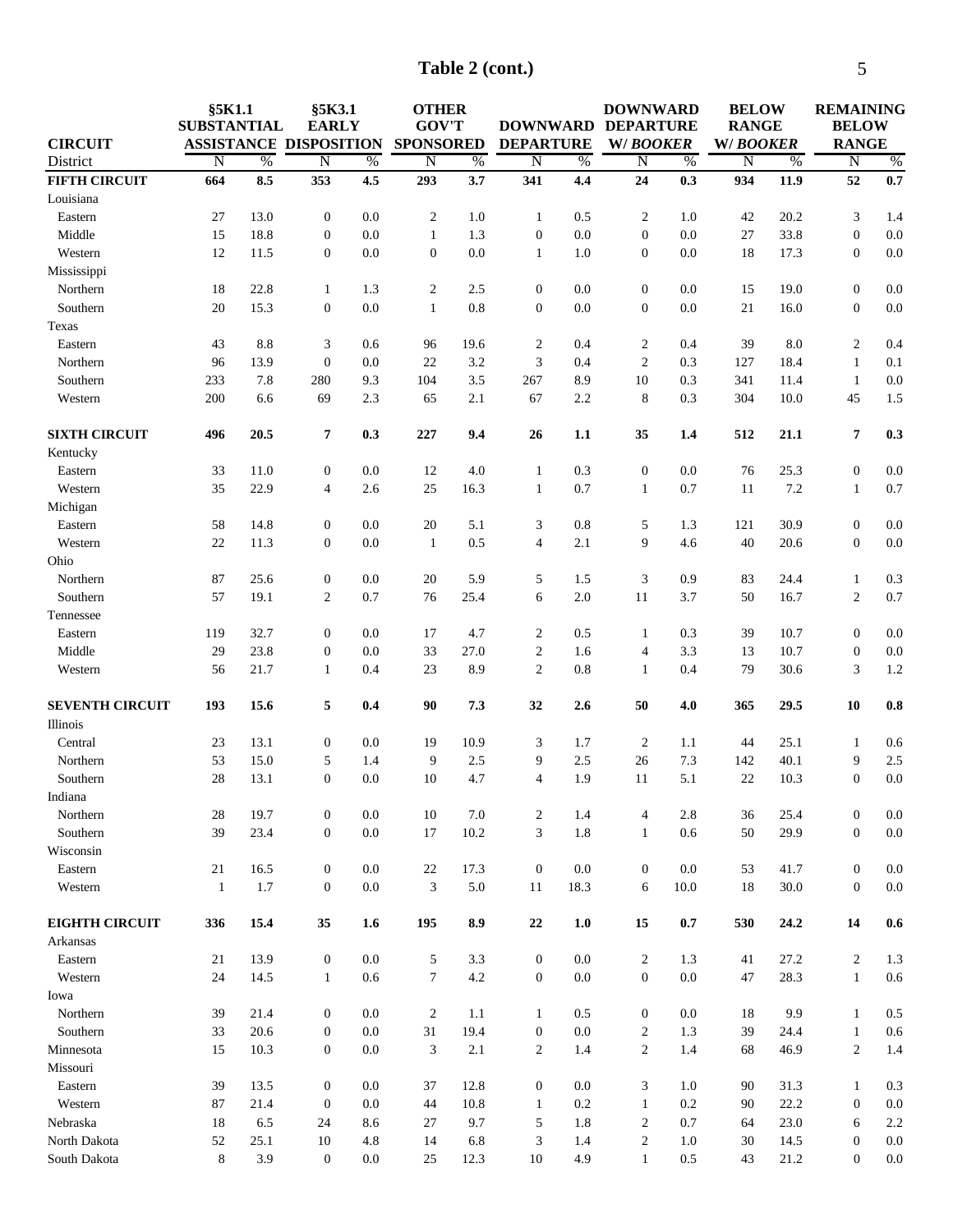## Table 2 (cont.)

| CIRCUIT | §5K1.1 SUBSTANTIAL ASSISTANCE | | §5K3.1 EARLY DISPOSITION | | OTHER GOV'T SPONSORED | | DOWNWARD DEPARTURE | | DOWNWARD DEPARTURE W/ *BOOKER* | | BELOW RANGE W/ *BOOKER* | | REMAINING BELOW RANGE | |
|---|---|---|---|---|---|---|---|---|---|---|---|---|---|---|
| District | N | % | N | % | N | % | N | % | N | % | N | % | N | % |
| **FIFTH CIRCUIT** | **664** | **8.5** | **353** | **4.5** | **293** | **3.7** | **341** | **4.4** | **24** | **0.3** | **934** | **11.9** | **52** | **0.7** |
| Louisiana | | | | | | | | | | | | | | |
| Eastern | 27 | 13.0 | 0 | 0.0 | 2 | 1.0 | 1 | 0.5 | 2 | 1.0 | 42 | 20.2 | 3 | 1.4 |
| Middle | 15 | 18.8 | 0 | 0.0 | 1 | 1.3 | 0 | 0.0 | 0 | 0.0 | 27 | 33.8 | 0 | 0.0 |
| Western | 12 | 11.5 | 0 | 0.0 | 0 | 0.0 | 1 | 1.0 | 0 | 0.0 | 18 | 17.3 | 0 | 0.0 |
| Mississippi | | | | | | | | | | | | | | |
| Northern | 18 | 22.8 | 1 | 1.3 | 2 | 2.5 | 0 | 0.0 | 0 | 0.0 | 15 | 19.0 | 0 | 0.0 |
| Southern | 20 | 15.3 | 0 | 0.0 | 1 | 0.8 | 0 | 0.0 | 0 | 0.0 | 21 | 16.0 | 0 | 0.0 |
| Texas | | | | | | | | | | | | | | |
| Eastern | 43 | 8.8 | 3 | 0.6 | 96 | 19.6 | 2 | 0.4 | 2 | 0.4 | 39 | 8.0 | 2 | 0.4 |
| Northern | 96 | 13.9 | 0 | 0.0 | 22 | 3.2 | 3 | 0.4 | 2 | 0.3 | 127 | 18.4 | 1 | 0.1 |
| Southern | 233 | 7.8 | 280 | 9.3 | 104 | 3.5 | 267 | 8.9 | 10 | 0.3 | 341 | 11.4 | 1 | 0.0 |
| Western | 200 | 6.6 | 69 | 2.3 | 65 | 2.1 | 67 | 2.2 | 8 | 0.3 | 304 | 10.0 | 45 | 1.5 |
| **SIXTH CIRCUIT** | **496** | **20.5** | **7** | **0.3** | **227** | **9.4** | **26** | **1.1** | **35** | **1.4** | **512** | **21.1** | **7** | **0.3** |
| Kentucky | | | | | | | | | | | | | | |
| Eastern | 33 | 11.0 | 0 | 0.0 | 12 | 4.0 | 1 | 0.3 | 0 | 0.0 | 76 | 25.3 | 0 | 0.0 |
| Western | 35 | 22.9 | 4 | 2.6 | 25 | 16.3 | 1 | 0.7 | 1 | 0.7 | 11 | 7.2 | 1 | 0.7 |
| Michigan | | | | | | | | | | | | | | |
| Eastern | 58 | 14.8 | 0 | 0.0 | 20 | 5.1 | 3 | 0.8 | 5 | 1.3 | 121 | 30.9 | 0 | 0.0 |
| Western | 22 | 11.3 | 0 | 0.0 | 1 | 0.5 | 4 | 2.1 | 9 | 4.6 | 40 | 20.6 | 0 | 0.0 |
| Ohio | | | | | | | | | | | | | | |
| Northern | 87 | 25.6 | 0 | 0.0 | 20 | 5.9 | 5 | 1.5 | 3 | 0.9 | 83 | 24.4 | 1 | 0.3 |
| Southern | 57 | 19.1 | 2 | 0.7 | 76 | 25.4 | 6 | 2.0 | 11 | 3.7 | 50 | 16.7 | 2 | 0.7 |
| Tennessee | | | | | | | | | | | | | | |
| Eastern | 119 | 32.7 | 0 | 0.0 | 17 | 4.7 | 2 | 0.5 | 1 | 0.3 | 39 | 10.7 | 0 | 0.0 |
| Middle | 29 | 23.8 | 0 | 0.0 | 33 | 27.0 | 2 | 1.6 | 4 | 3.3 | 13 | 10.7 | 0 | 0.0 |
| Western | 56 | 21.7 | 1 | 0.4 | 23 | 8.9 | 2 | 0.8 | 1 | 0.4 | 79 | 30.6 | 3 | 1.2 |
| **SEVENTH CIRCUIT** | **193** | **15.6** | **5** | **0.4** | **90** | **7.3** | **32** | **2.6** | **50** | **4.0** | **365** | **29.5** | **10** | **0.8** |
| Illinois | | | | | | | | | | | | | | |
| Central | 23 | 13.1 | 0 | 0.0 | 19 | 10.9 | 3 | 1.7 | 2 | 1.1 | 44 | 25.1 | 1 | 0.6 |
| Northern | 53 | 15.0 | 5 | 1.4 | 9 | 2.5 | 9 | 2.5 | 26 | 7.3 | 142 | 40.1 | 9 | 2.5 |
| Southern | 28 | 13.1 | 0 | 0.0 | 10 | 4.7 | 4 | 1.9 | 11 | 5.1 | 22 | 10.3 | 0 | 0.0 |
| Indiana | | | | | | | | | | | | | | |
| Northern | 28 | 19.7 | 0 | 0.0 | 10 | 7.0 | 2 | 1.4 | 4 | 2.8 | 36 | 25.4 | 0 | 0.0 |
| Southern | 39 | 23.4 | 0 | 0.0 | 17 | 10.2 | 3 | 1.8 | 1 | 0.6 | 50 | 29.9 | 0 | 0.0 |
| Wisconsin | | | | | | | | | | | | | | |
| Eastern | 21 | 16.5 | 0 | 0.0 | 22 | 17.3 | 0 | 0.0 | 0 | 0.0 | 53 | 41.7 | 0 | 0.0 |
| Western | 1 | 1.7 | 0 | 0.0 | 3 | 5.0 | 11 | 18.3 | 6 | 10.0 | 18 | 30.0 | 0 | 0.0 |
| **EIGHTH CIRCUIT** | **336** | **15.4** | **35** | **1.6** | **195** | **8.9** | **22** | **1.0** | **15** | **0.7** | **530** | **24.2** | **14** | **0.6** |
| Arkansas | | | | | | | | | | | | | | |
| Eastern | 21 | 13.9 | 0 | 0.0 | 5 | 3.3 | 0 | 0.0 | 2 | 1.3 | 41 | 27.2 | 2 | 1.3 |
| Western | 24 | 14.5 | 1 | 0.6 | 7 | 4.2 | 0 | 0.0 | 0 | 0.0 | 47 | 28.3 | 1 | 0.6 |
| Iowa | | | | | | | | | | | | | | |
| Northern | 39 | 21.4 | 0 | 0.0 | 2 | 1.1 | 1 | 0.5 | 0 | 0.0 | 18 | 9.9 | 1 | 0.5 |
| Southern | 33 | 20.6 | 0 | 0.0 | 31 | 19.4 | 0 | 0.0 | 2 | 1.3 | 39 | 24.4 | 1 | 0.6 |
| Minnesota | 15 | 10.3 | 0 | 0.0 | 3 | 2.1 | 2 | 1.4 | 2 | 1.4 | 68 | 46.9 | 2 | 1.4 |
| Missouri | | | | | | | | | | | | | | |
| Eastern | 39 | 13.5 | 0 | 0.0 | 37 | 12.8 | 0 | 0.0 | 3 | 1.0 | 90 | 31.3 | 1 | 0.3 |
| Western | 87 | 21.4 | 0 | 0.0 | 44 | 10.8 | 1 | 0.2 | 1 | 0.2 | 90 | 22.2 | 0 | 0.0 |
| Nebraska | 18 | 6.5 | 24 | 8.6 | 27 | 9.7 | 5 | 1.8 | 2 | 0.7 | 64 | 23.0 | 6 | 2.2 |
| North Dakota | 52 | 25.1 | 10 | 4.8 | 14 | 6.8 | 3 | 1.4 | 2 | 1.0 | 30 | 14.5 | 0 | 0.0 |
| South Dakota | 8 | 3.9 | 0 | 0.0 | 25 | 12.3 | 10 | 4.9 | 1 | 0.5 | 43 | 21.2 | 0 | 0.0 |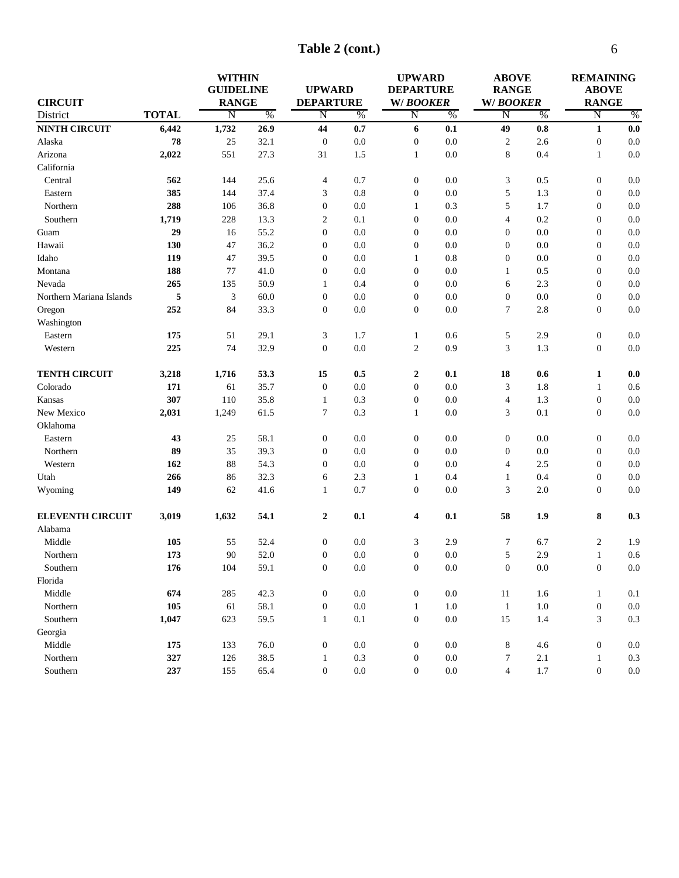## Table 2 (cont.)

| CIRCUIT District | TOTAL | WITHIN GUIDELINE RANGE N | % | UPWARD DEPARTURE N | % | UPWARD DEPARTURE W/ *BOOKER* N | % | ABOVE RANGE W/ *BOOKER* N | % | REMAINING ABOVE RANGE N | % |
|---|---|---|---|---|---|---|---|---|---|---|---|
| **NINTH CIRCUIT** | **6,442** | **1,732** | **26.9** | **44** | **0.7** | **6** | **0.1** | **49** | **0.8** | **1** | **0.0** |
| Alaska | **78** | 25 | 32.1 | 0 | 0.0 | 0 | 0.0 | 2 | 2.6 | 0 | 0.0 |
| Arizona | **2,022** | 551 | 27.3 | 31 | 1.5 | 1 | 0.0 | 8 | 0.4 | 1 | 0.0 |
| California | | | | | | | | | | | |
| Central | **562** | 144 | 25.6 | 4 | 0.7 | 0 | 0.0 | 3 | 0.5 | 0 | 0.0 |
| Eastern | **385** | 144 | 37.4 | 3 | 0.8 | 0 | 0.0 | 5 | 1.3 | 0 | 0.0 |
| Northern | **288** | 106 | 36.8 | 0 | 0.0 | 1 | 0.3 | 5 | 1.7 | 0 | 0.0 |
| Southern | **1,719** | 228 | 13.3 | 2 | 0.1 | 0 | 0.0 | 4 | 0.2 | 0 | 0.0 |
| Guam | **29** | 16 | 55.2 | 0 | 0.0 | 0 | 0.0 | 0 | 0.0 | 0 | 0.0 |
| Hawaii | **130** | 47 | 36.2 | 0 | 0.0 | 0 | 0.0 | 0 | 0.0 | 0 | 0.0 |
| Idaho | **119** | 47 | 39.5 | 0 | 0.0 | 1 | 0.8 | 0 | 0.0 | 0 | 0.0 |
| Montana | **188** | 77 | 41.0 | 0 | 0.0 | 0 | 0.0 | 1 | 0.5 | 0 | 0.0 |
| Nevada | **265** | 135 | 50.9 | 1 | 0.4 | 0 | 0.0 | 6 | 2.3 | 0 | 0.0 |
| Northern Mariana Islands | **5** | 3 | 60.0 | 0 | 0.0 | 0 | 0.0 | 0 | 0.0 | 0 | 0.0 |
| Oregon | **252** | 84 | 33.3 | 0 | 0.0 | 0 | 0.0 | 7 | 2.8 | 0 | 0.0 |
| Washington | | | | | | | | | | | |
| Eastern | **175** | 51 | 29.1 | 3 | 1.7 | 1 | 0.6 | 5 | 2.9 | 0 | 0.0 |
| Western | **225** | 74 | 32.9 | 0 | 0.0 | 2 | 0.9 | 3 | 1.3 | 0 | 0.0 |
| | | | | | | | | | | | |
| **TENTH CIRCUIT** | **3,218** | **1,716** | **53.3** | **15** | **0.5** | **2** | **0.1** | **18** | **0.6** | **1** | **0.0** |
| Colorado | **171** | 61 | 35.7 | 0 | 0.0 | 0 | 0.0 | 3 | 1.8 | 1 | 0.6 |
| Kansas | **307** | 110 | 35.8 | 1 | 0.3 | 0 | 0.0 | 4 | 1.3 | 0 | 0.0 |
| New Mexico | **2,031** | 1,249 | 61.5 | 7 | 0.3 | 1 | 0.0 | 3 | 0.1 | 0 | 0.0 |
| Oklahoma | | | | | | | | | | | |
| Eastern | **43** | 25 | 58.1 | 0 | 0.0 | 0 | 0.0 | 0 | 0.0 | 0 | 0.0 |
| Northern | **89** | 35 | 39.3 | 0 | 0.0 | 0 | 0.0 | 0 | 0.0 | 0 | 0.0 |
| Western | **162** | 88 | 54.3 | 0 | 0.0 | 0 | 0.0 | 4 | 2.5 | 0 | 0.0 |
| Utah | **266** | 86 | 32.3 | 6 | 2.3 | 1 | 0.4 | 1 | 0.4 | 0 | 0.0 |
| Wyoming | **149** | 62 | 41.6 | 1 | 0.7 | 0 | 0.0 | 3 | 2.0 | 0 | 0.0 |
| | | | | | | | | | | | |
| **ELEVENTH CIRCUIT** | **3,019** | **1,632** | **54.1** | **2** | **0.1** | **4** | **0.1** | **58** | **1.9** | **8** | **0.3** |
| Alabama | | | | | | | | | | | |
| Middle | **105** | 55 | 52.4 | 0 | 0.0 | 3 | 2.9 | 7 | 6.7 | 2 | 1.9 |
| Northern | **173** | 90 | 52.0 | 0 | 0.0 | 0 | 0.0 | 5 | 2.9 | 1 | 0.6 |
| Southern | **176** | 104 | 59.1 | 0 | 0.0 | 0 | 0.0 | 0 | 0.0 | 0 | 0.0 |
| Florida | | | | | | | | | | | |
| Middle | **674** | 285 | 42.3 | 0 | 0.0 | 0 | 0.0 | 11 | 1.6 | 1 | 0.1 |
| Northern | **105** | 61 | 58.1 | 0 | 0.0 | 1 | 1.0 | 1 | 1.0 | 0 | 0.0 |
| Southern | **1,047** | 623 | 59.5 | 1 | 0.1 | 0 | 0.0 | 15 | 1.4 | 3 | 0.3 |
| Georgia | | | | | | | | | | | |
| Middle | **175** | 133 | 76.0 | 0 | 0.0 | 0 | 0.0 | 8 | 4.6 | 0 | 0.0 |
| Northern | **327** | 126 | 38.5 | 1 | 0.3 | 0 | 0.0 | 7 | 2.1 | 1 | 0.3 |
| Southern | **237** | 155 | 65.4 | 0 | 0.0 | 0 | 0.0 | 4 | 1.7 | 0 | 0.0 |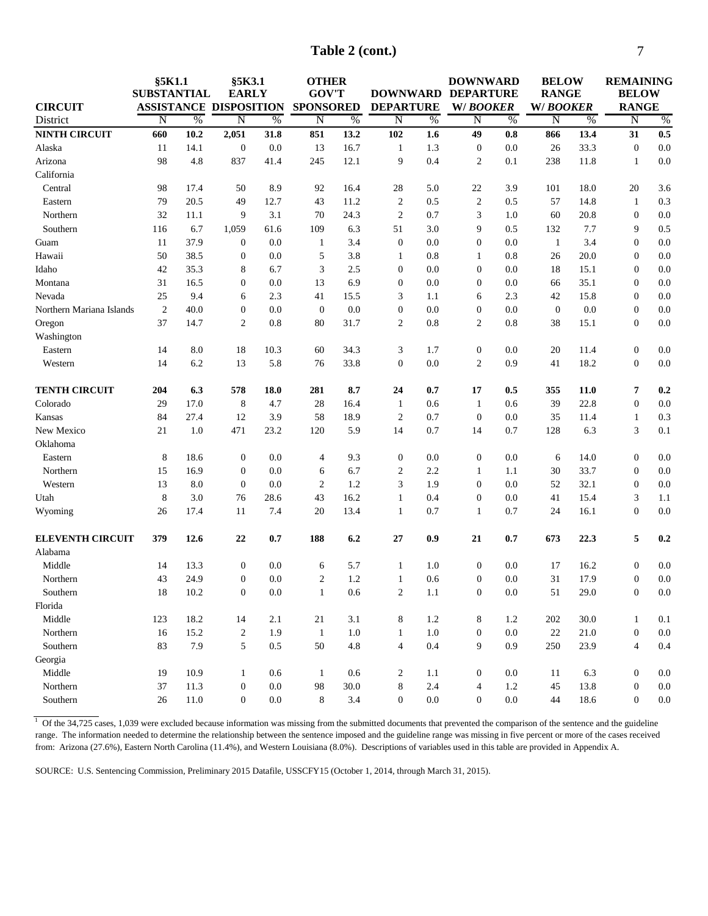# Table 2 (cont.)

| CIRCUIT | §5K1.1 SUBSTANTIAL ASSISTANCE | | §5K3.1 EARLY DISPOSITION | | OTHER GOV'T SPONSORED | | DOWNWARD DEPARTURE | | DOWNWARD DEPARTURE W/ *BOOKER* | | BELOW RANGE W/ *BOOKER* | | REMAINING BELOW RANGE | |
|---|---|---|---|---|---|---|---|---|---|---|---|---|---|---|
| District | N | % | N | % | N | % | N | % | N | % | N | % | N | % |
| **NINTH CIRCUIT** | **660** | **10.2** | **2,051** | **31.8** | **851** | **13.2** | **102** | **1.6** | **49** | **0.8** | **866** | **13.4** | **31** | **0.5** |
| Alaska | 11 | 14.1 | 0 | 0.0 | 13 | 16.7 | 1 | 1.3 | 0 | 0.0 | 26 | 33.3 | 0 | 0.0 |
| Arizona | 98 | 4.8 | 837 | 41.4 | 245 | 12.1 | 9 | 0.4 | 2 | 0.1 | 238 | 11.8 | 1 | 0.0 |
| California | | | | | | | | | | | | | | |
| Central | 98 | 17.4 | 50 | 8.9 | 92 | 16.4 | 28 | 5.0 | 22 | 3.9 | 101 | 18.0 | 20 | 3.6 |
| Eastern | 79 | 20.5 | 49 | 12.7 | 43 | 11.2 | 2 | 0.5 | 2 | 0.5 | 57 | 14.8 | 1 | 0.3 |
| Northern | 32 | 11.1 | 9 | 3.1 | 70 | 24.3 | 2 | 0.7 | 3 | 1.0 | 60 | 20.8 | 0 | 0.0 |
| Southern | 116 | 6.7 | 1,059 | 61.6 | 109 | 6.3 | 51 | 3.0 | 9 | 0.5 | 132 | 7.7 | 9 | 0.5 |
| Guam | 11 | 37.9 | 0 | 0.0 | 1 | 3.4 | 0 | 0.0 | 0 | 0.0 | 1 | 3.4 | 0 | 0.0 |
| Hawaii | 50 | 38.5 | 0 | 0.0 | 5 | 3.8 | 1 | 0.8 | 1 | 0.8 | 26 | 20.0 | 0 | 0.0 |
| Idaho | 42 | 35.3 | 8 | 6.7 | 3 | 2.5 | 0 | 0.0 | 0 | 0.0 | 18 | 15.1 | 0 | 0.0 |
| Montana | 31 | 16.5 | 0 | 0.0 | 13 | 6.9 | 0 | 0.0 | 0 | 0.0 | 66 | 35.1 | 0 | 0.0 |
| Nevada | 25 | 9.4 | 6 | 2.3 | 41 | 15.5 | 3 | 1.1 | 6 | 2.3 | 42 | 15.8 | 0 | 0.0 |
| Northern Mariana Islands | 2 | 40.0 | 0 | 0.0 | 0 | 0.0 | 0 | 0.0 | 0 | 0.0 | 0 | 0.0 | 0 | 0.0 |
| Oregon | 37 | 14.7 | 2 | 0.8 | 80 | 31.7 | 2 | 0.8 | 2 | 0.8 | 38 | 15.1 | 0 | 0.0 |
| Washington | | | | | | | | | | | | | | |
| Eastern | 14 | 8.0 | 18 | 10.3 | 60 | 34.3 | 3 | 1.7 | 0 | 0.0 | 20 | 11.4 | 0 | 0.0 |
| Western | 14 | 6.2 | 13 | 5.8 | 76 | 33.8 | 0 | 0.0 | 2 | 0.9 | 41 | 18.2 | 0 | 0.0 |
| **TENTH CIRCUIT** | **204** | **6.3** | **578** | **18.0** | **281** | **8.7** | **24** | **0.7** | **17** | **0.5** | **355** | **11.0** | **7** | **0.2** |
| Colorado | 29 | 17.0 | 8 | 4.7 | 28 | 16.4 | 1 | 0.6 | 1 | 0.6 | 39 | 22.8 | 0 | 0.0 |
| Kansas | 84 | 27.4 | 12 | 3.9 | 58 | 18.9 | 2 | 0.7 | 0 | 0.0 | 35 | 11.4 | 1 | 0.3 |
| New Mexico | 21 | 1.0 | 471 | 23.2 | 120 | 5.9 | 14 | 0.7 | 14 | 0.7 | 128 | 6.3 | 3 | 0.1 |
| Oklahoma | | | | | | | | | | | | | | |
| Eastern | 8 | 18.6 | 0 | 0.0 | 4 | 9.3 | 0 | 0.0 | 0 | 0.0 | 6 | 14.0 | 0 | 0.0 |
| Northern | 15 | 16.9 | 0 | 0.0 | 6 | 6.7 | 2 | 2.2 | 1 | 1.1 | 30 | 33.7 | 0 | 0.0 |
| Western | 13 | 8.0 | 0 | 0.0 | 2 | 1.2 | 3 | 1.9 | 0 | 0.0 | 52 | 32.1 | 0 | 0.0 |
| Utah | 8 | 3.0 | 76 | 28.6 | 43 | 16.2 | 1 | 0.4 | 0 | 0.0 | 41 | 15.4 | 3 | 1.1 |
| Wyoming | 26 | 17.4 | 11 | 7.4 | 20 | 13.4 | 1 | 0.7 | 1 | 0.7 | 24 | 16.1 | 0 | 0.0 |
| **ELEVENTH CIRCUIT** | **379** | **12.6** | **22** | **0.7** | **188** | **6.2** | **27** | **0.9** | **21** | **0.7** | **673** | **22.3** | **5** | **0.2** |
| Alabama | | | | | | | | | | | | | | |
| Middle | 14 | 13.3 | 0 | 0.0 | 6 | 5.7 | 1 | 1.0 | 0 | 0.0 | 17 | 16.2 | 0 | 0.0 |
| Northern | 43 | 24.9 | 0 | 0.0 | 2 | 1.2 | 1 | 0.6 | 0 | 0.0 | 31 | 17.9 | 0 | 0.0 |
| Southern | 18 | 10.2 | 0 | 0.0 | 1 | 0.6 | 2 | 1.1 | 0 | 0.0 | 51 | 29.0 | 0 | 0.0 |
| Florida | | | | | | | | | | | | | | |
| Middle | 123 | 18.2 | 14 | 2.1 | 21 | 3.1 | 8 | 1.2 | 8 | 1.2 | 202 | 30.0 | 1 | 0.1 |
| Northern | 16 | 15.2 | 2 | 1.9 | 1 | 1.0 | 1 | 1.0 | 0 | 0.0 | 22 | 21.0 | 0 | 0.0 |
| Southern | 83 | 7.9 | 5 | 0.5 | 50 | 4.8 | 4 | 0.4 | 9 | 0.9 | 250 | 23.9 | 4 | 0.4 |
| Georgia | | | | | | | | | | | | | | |
| Middle | 19 | 10.9 | 1 | 0.6 | 1 | 0.6 | 2 | 1.1 | 0 | 0.0 | 11 | 6.3 | 0 | 0.0 |
| Northern | 37 | 11.3 | 0 | 0.0 | 98 | 30.0 | 8 | 2.4 | 4 | 1.2 | 45 | 13.8 | 0 | 0.0 |
| Southern | 26 | 11.0 | 0 | 0.0 | 8 | 3.4 | 0 | 0.0 | 0 | 0.0 | 44 | 18.6 | 0 | 0.0 |

[1] Of the 34,725 cases, 1,039 were excluded because information was missing from the submitted documents that prevented the comparison of the sentence and the guideline range. The information needed to determine the relationship between the sentence imposed and the guideline range was missing in five percent or more of the cases received from: Arizona (27.6%), Eastern North Carolina (11.4%), and Western Louisiana (8.0%). Descriptions of variables used in this table are provided in Appendix A.

SOURCE: U.S. Sentencing Commission, Preliminary 2015 Datafile, USSCFY15 (October 1, 2014, through March 31, 2015).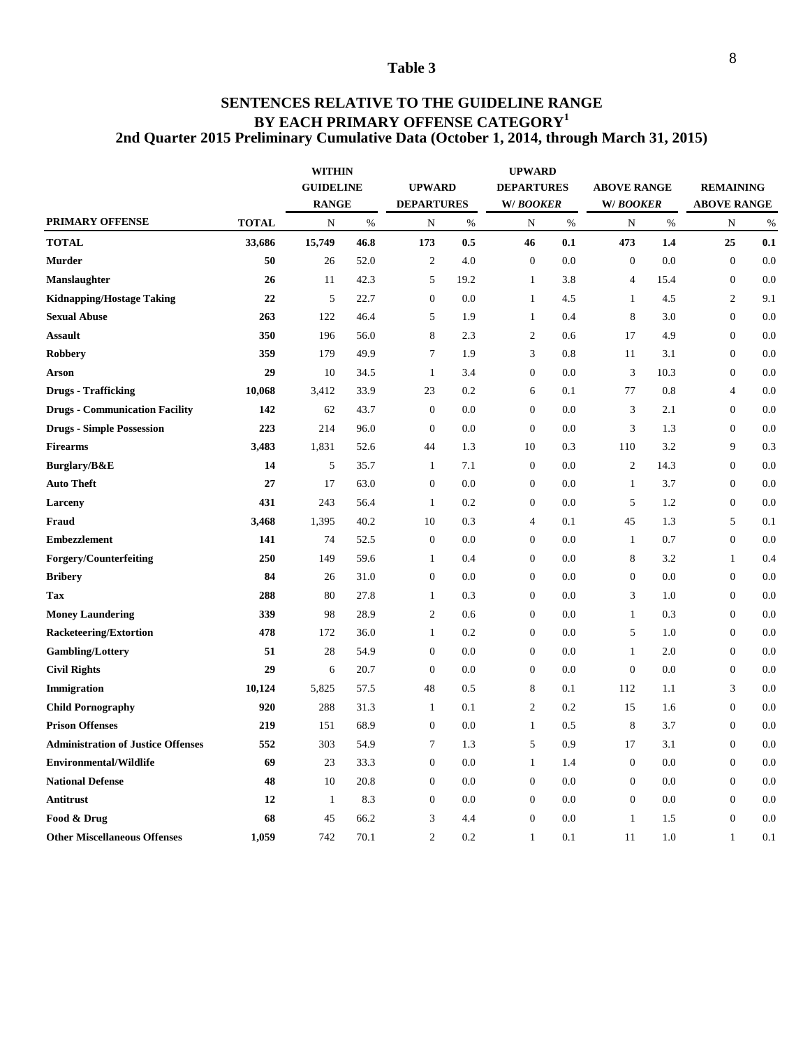# Table 3

## SENTENCES RELATIVE TO THE GUIDELINE RANGE BY EACH PRIMARY OFFENSE CATEGORY[1]
## 2nd Quarter 2015 Preliminary Cumulative Data (October 1, 2014, through March 31, 2015)

| PRIMARY OFFENSE | TOTAL | WITHIN GUIDELINE RANGE | | UPWARD DEPARTURES | | UPWARD DEPARTURES W/ *BOOKER* | | ABOVE RANGE W/ *BOOKER* | | REMAINING ABOVE RANGE | |
|---|---|---|---|---|---|---|---|---|---|---|---|
| | | N | % | N | % | N | % | N | % | N | % |
| **TOTAL** | **33,686** | **15,749** | **46.8** | **173** | **0.5** | **46** | **0.1** | **473** | **1.4** | **25** | **0.1** |
| **Murder** | **50** | 26 | 52.0 | 2 | 4.0 | 0 | 0.0 | 0 | 0.0 | 0 | 0.0 |
| **Manslaughter** | **26** | 11 | 42.3 | 5 | 19.2 | 1 | 3.8 | 4 | 15.4 | 0 | 0.0 |
| **Kidnapping/Hostage Taking** | **22** | 5 | 22.7 | 0 | 0.0 | 1 | 4.5 | 1 | 4.5 | 2 | 9.1 |
| **Sexual Abuse** | **263** | 122 | 46.4 | 5 | 1.9 | 1 | 0.4 | 8 | 3.0 | 0 | 0.0 |
| **Assault** | **350** | 196 | 56.0 | 8 | 2.3 | 2 | 0.6 | 17 | 4.9 | 0 | 0.0 |
| **Robbery** | **359** | 179 | 49.9 | 7 | 1.9 | 3 | 0.8 | 11 | 3.1 | 0 | 0.0 |
| **Arson** | **29** | 10 | 34.5 | 1 | 3.4 | 0 | 0.0 | 3 | 10.3 | 0 | 0.0 |
| **Drugs - Trafficking** | **10,068** | 3,412 | 33.9 | 23 | 0.2 | 6 | 0.1 | 77 | 0.8 | 4 | 0.0 |
| **Drugs - Communication Facility** | **142** | 62 | 43.7 | 0 | 0.0 | 0 | 0.0 | 3 | 2.1 | 0 | 0.0 |
| **Drugs - Simple Possession** | **223** | 214 | 96.0 | 0 | 0.0 | 0 | 0.0 | 3 | 1.3 | 0 | 0.0 |
| **Firearms** | **3,483** | 1,831 | 52.6 | 44 | 1.3 | 10 | 0.3 | 110 | 3.2 | 9 | 0.3 |
| **Burglary/B&E** | **14** | 5 | 35.7 | 1 | 7.1 | 0 | 0.0 | 2 | 14.3 | 0 | 0.0 |
| **Auto Theft** | **27** | 17 | 63.0 | 0 | 0.0 | 0 | 0.0 | 1 | 3.7 | 0 | 0.0 |
| **Larceny** | **431** | 243 | 56.4 | 1 | 0.2 | 0 | 0.0 | 5 | 1.2 | 0 | 0.0 |
| **Fraud** | **3,468** | 1,395 | 40.2 | 10 | 0.3 | 4 | 0.1 | 45 | 1.3 | 5 | 0.1 |
| **Embezzlement** | **141** | 74 | 52.5 | 0 | 0.0 | 0 | 0.0 | 1 | 0.7 | 0 | 0.0 |
| **Forgery/Counterfeiting** | **250** | 149 | 59.6 | 1 | 0.4 | 0 | 0.0 | 8 | 3.2 | 1 | 0.4 |
| **Bribery** | **84** | 26 | 31.0 | 0 | 0.0 | 0 | 0.0 | 0 | 0.0 | 0 | 0.0 |
| **Tax** | **288** | 80 | 27.8 | 1 | 0.3 | 0 | 0.0 | 3 | 1.0 | 0 | 0.0 |
| **Money Laundering** | **339** | 98 | 28.9 | 2 | 0.6 | 0 | 0.0 | 1 | 0.3 | 0 | 0.0 |
| **Racketeering/Extortion** | **478** | 172 | 36.0 | 1 | 0.2 | 0 | 0.0 | 5 | 1.0 | 0 | 0.0 |
| **Gambling/Lottery** | **51** | 28 | 54.9 | 0 | 0.0 | 0 | 0.0 | 1 | 2.0 | 0 | 0.0 |
| **Civil Rights** | **29** | 6 | 20.7 | 0 | 0.0 | 0 | 0.0 | 0 | 0.0 | 0 | 0.0 |
| **Immigration** | **10,124** | 5,825 | 57.5 | 48 | 0.5 | 8 | 0.1 | 112 | 1.1 | 3 | 0.0 |
| **Child Pornography** | **920** | 288 | 31.3 | 1 | 0.1 | 2 | 0.2 | 15 | 1.6 | 0 | 0.0 |
| **Prison Offenses** | **219** | 151 | 68.9 | 0 | 0.0 | 1 | 0.5 | 8 | 3.7 | 0 | 0.0 |
| **Administration of Justice Offenses** | **552** | 303 | 54.9 | 7 | 1.3 | 5 | 0.9 | 17 | 3.1 | 0 | 0.0 |
| **Environmental/Wildlife** | **69** | 23 | 33.3 | 0 | 0.0 | 1 | 1.4 | 0 | 0.0 | 0 | 0.0 |
| **National Defense** | **48** | 10 | 20.8 | 0 | 0.0 | 0 | 0.0 | 0 | 0.0 | 0 | 0.0 |
| **Antitrust** | **12** | 1 | 8.3 | 0 | 0.0 | 0 | 0.0 | 0 | 0.0 | 0 | 0.0 |
| **Food & Drug** | **68** | 45 | 66.2 | 3 | 4.4 | 0 | 0.0 | 1 | 1.5 | 0 | 0.0 |
| **Other Miscellaneous Offenses** | **1,059** | 742 | 70.1 | 2 | 0.2 | 1 | 0.1 | 11 | 1.0 | 1 | 0.1 |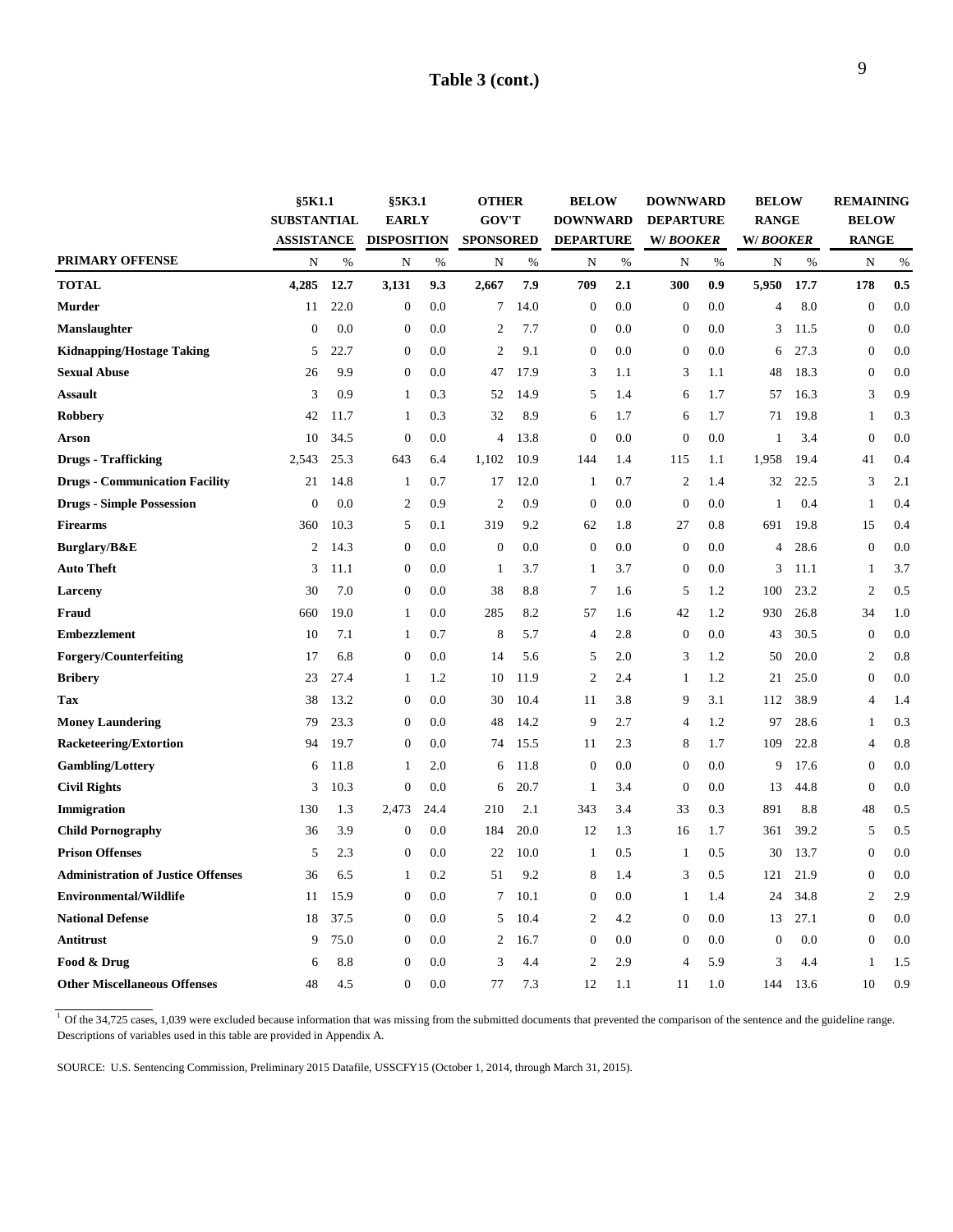# Table 3 (cont.)

| PRIMARY OFFENSE | §5K1.1 SUBSTANTIAL ASSISTANCE | | §5K3.1 EARLY DISPOSITION | | OTHER GOV'T SPONSORED | | BELOW DOWNWARD DEPARTURE | | DOWNWARD DEPARTURE W/ *BOOKER* | | BELOW RANGE W/ *BOOKER* | | REMAINING BELOW RANGE | |
|---|---|---|---|---|---|---|---|---|---|---|---|---|---|---|
| | N | % | N | % | N | % | N | % | N | % | N | % | N | % |
| **TOTAL** | **4,285** | **12.7** | **3,131** | **9.3** | **2,667** | **7.9** | **709** | **2.1** | **300** | **0.9** | **5,950** | **17.7** | **178** | **0.5** |
| **Murder** | 11 | 22.0 | 0 | 0.0 | 7 | 14.0 | 0 | 0.0 | 0 | 0.0 | 4 | 8.0 | 0 | 0.0 |
| **Manslaughter** | 0 | 0.0 | 0 | 0.0 | 2 | 7.7 | 0 | 0.0 | 0 | 0.0 | 3 | 11.5 | 0 | 0.0 |
| **Kidnapping/Hostage Taking** | 5 | 22.7 | 0 | 0.0 | 2 | 9.1 | 0 | 0.0 | 0 | 0.0 | 6 | 27.3 | 0 | 0.0 |
| **Sexual Abuse** | 26 | 9.9 | 0 | 0.0 | 47 | 17.9 | 3 | 1.1 | 3 | 1.1 | 48 | 18.3 | 0 | 0.0 |
| **Assault** | 3 | 0.9 | 1 | 0.3 | 52 | 14.9 | 5 | 1.4 | 6 | 1.7 | 57 | 16.3 | 3 | 0.9 |
| **Robbery** | 42 | 11.7 | 1 | 0.3 | 32 | 8.9 | 6 | 1.7 | 6 | 1.7 | 71 | 19.8 | 1 | 0.3 |
| **Arson** | 10 | 34.5 | 0 | 0.0 | 4 | 13.8 | 0 | 0.0 | 0 | 0.0 | 1 | 3.4 | 0 | 0.0 |
| **Drugs - Trafficking** | 2,543 | 25.3 | 643 | 6.4 | 1,102 | 10.9 | 144 | 1.4 | 115 | 1.1 | 1,958 | 19.4 | 41 | 0.4 |
| **Drugs - Communication Facility** | 21 | 14.8 | 1 | 0.7 | 17 | 12.0 | 1 | 0.7 | 2 | 1.4 | 32 | 22.5 | 3 | 2.1 |
| **Drugs - Simple Possession** | 0 | 0.0 | 2 | 0.9 | 2 | 0.9 | 0 | 0.0 | 0 | 0.0 | 1 | 0.4 | 1 | 0.4 |
| **Firearms** | 360 | 10.3 | 5 | 0.1 | 319 | 9.2 | 62 | 1.8 | 27 | 0.8 | 691 | 19.8 | 15 | 0.4 |
| **Burglary/B&E** | 2 | 14.3 | 0 | 0.0 | 0 | 0.0 | 0 | 0.0 | 0 | 0.0 | 4 | 28.6 | 0 | 0.0 |
| **Auto Theft** | 3 | 11.1 | 0 | 0.0 | 1 | 3.7 | 1 | 3.7 | 0 | 0.0 | 3 | 11.1 | 1 | 3.7 |
| **Larceny** | 30 | 7.0 | 0 | 0.0 | 38 | 8.8 | 7 | 1.6 | 5 | 1.2 | 100 | 23.2 | 2 | 0.5 |
| **Fraud** | 660 | 19.0 | 1 | 0.0 | 285 | 8.2 | 57 | 1.6 | 42 | 1.2 | 930 | 26.8 | 34 | 1.0 |
| **Embezzlement** | 10 | 7.1 | 1 | 0.7 | 8 | 5.7 | 4 | 2.8 | 0 | 0.0 | 43 | 30.5 | 0 | 0.0 |
| **Forgery/Counterfeiting** | 17 | 6.8 | 0 | 0.0 | 14 | 5.6 | 5 | 2.0 | 3 | 1.2 | 50 | 20.0 | 2 | 0.8 |
| **Bribery** | 23 | 27.4 | 1 | 1.2 | 10 | 11.9 | 2 | 2.4 | 1 | 1.2 | 21 | 25.0 | 0 | 0.0 |
| **Tax** | 38 | 13.2 | 0 | 0.0 | 30 | 10.4 | 11 | 3.8 | 9 | 3.1 | 112 | 38.9 | 4 | 1.4 |
| **Money Laundering** | 79 | 23.3 | 0 | 0.0 | 48 | 14.2 | 9 | 2.7 | 4 | 1.2 | 97 | 28.6 | 1 | 0.3 |
| **Racketeering/Extortion** | 94 | 19.7 | 0 | 0.0 | 74 | 15.5 | 11 | 2.3 | 8 | 1.7 | 109 | 22.8 | 4 | 0.8 |
| **Gambling/Lottery** | 6 | 11.8 | 1 | 2.0 | 6 | 11.8 | 0 | 0.0 | 0 | 0.0 | 9 | 17.6 | 0 | 0.0 |
| **Civil Rights** | 3 | 10.3 | 0 | 0.0 | 6 | 20.7 | 1 | 3.4 | 0 | 0.0 | 13 | 44.8 | 0 | 0.0 |
| **Immigration** | 130 | 1.3 | 2,473 | 24.4 | 210 | 2.1 | 343 | 3.4 | 33 | 0.3 | 891 | 8.8 | 48 | 0.5 |
| **Child Pornography** | 36 | 3.9 | 0 | 0.0 | 184 | 20.0 | 12 | 1.3 | 16 | 1.7 | 361 | 39.2 | 5 | 0.5 |
| **Prison Offenses** | 5 | 2.3 | 0 | 0.0 | 22 | 10.0 | 1 | 0.5 | 1 | 0.5 | 30 | 13.7 | 0 | 0.0 |
| **Administration of Justice Offenses** | 36 | 6.5 | 1 | 0.2 | 51 | 9.2 | 8 | 1.4 | 3 | 0.5 | 121 | 21.9 | 0 | 0.0 |
| **Environmental/Wildlife** | 11 | 15.9 | 0 | 0.0 | 7 | 10.1 | 0 | 0.0 | 1 | 1.4 | 24 | 34.8 | 2 | 2.9 |
| **National Defense** | 18 | 37.5 | 0 | 0.0 | 5 | 10.4 | 2 | 4.2 | 0 | 0.0 | 13 | 27.1 | 0 | 0.0 |
| **Antitrust** | 9 | 75.0 | 0 | 0.0 | 2 | 16.7 | 0 | 0.0 | 0 | 0.0 | 0 | 0.0 | 0 | 0.0 |
| **Food & Drug** | 6 | 8.8 | 0 | 0.0 | 3 | 4.4 | 2 | 2.9 | 4 | 5.9 | 3 | 4.4 | 1 | 1.5 |
| **Other Miscellaneous Offenses** | 48 | 4.5 | 0 | 0.0 | 77 | 7.3 | 12 | 1.1 | 11 | 1.0 | 144 | 13.6 | 10 | 0.9 |

[1] Of the 34,725 cases, 1,039 were excluded because information that was missing from the submitted documents that prevented the comparison of the sentence and the guideline range. Descriptions of variables used in this table are provided in Appendix A.

SOURCE: U.S. Sentencing Commission, Preliminary 2015 Datafile, USSCFY15 (October 1, 2014, through March 31, 2015).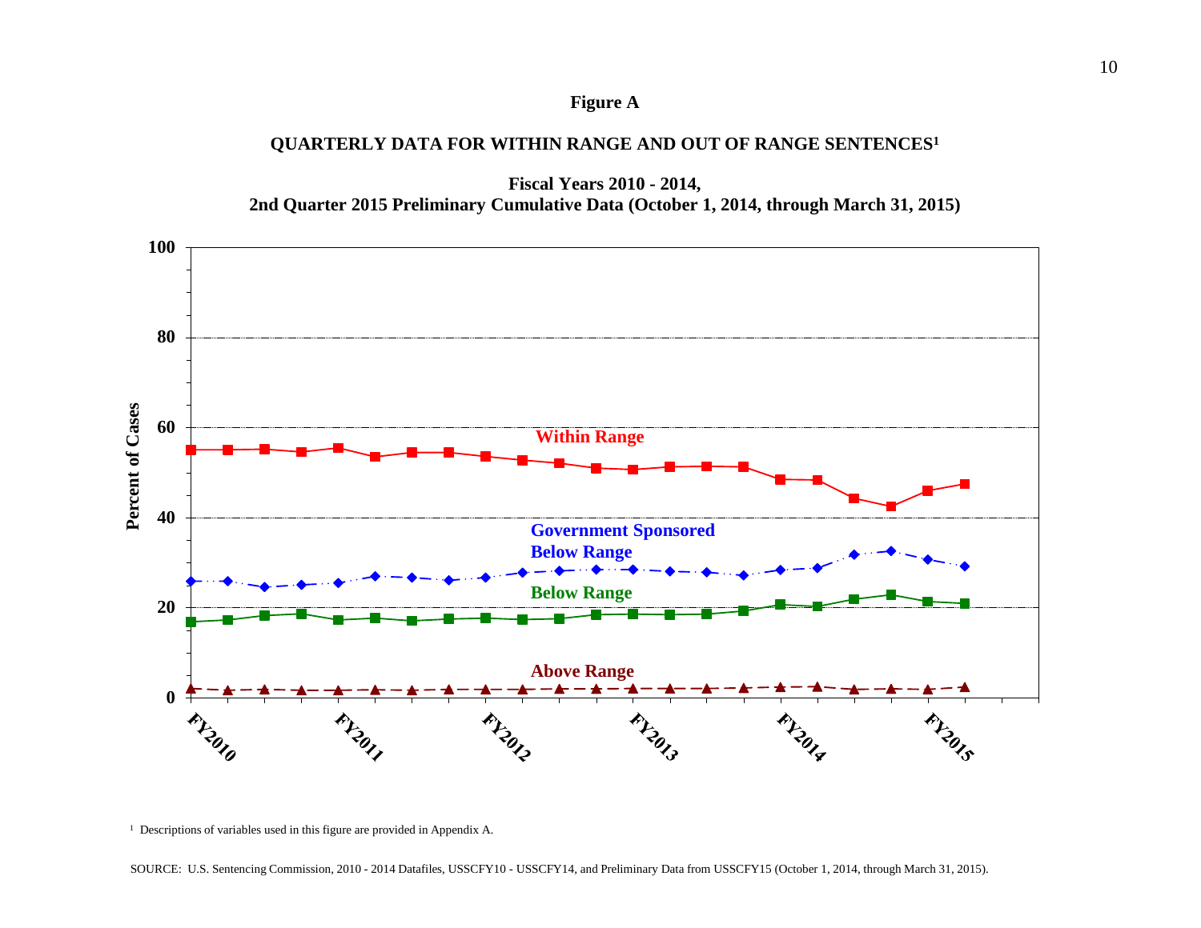**Figure A**

**QUARTERLY DATA FOR WITHIN RANGE AND OUT OF RANGE SENTENCES[1]**

**Fiscal Years 2010 - 2014,**
**2nd Quarter 2015 Preliminary Cumulative Data (October 1, 2014, through March 31, 2015)**

Percent of Cases

100
80
60
40
20
0

Within Range

Government Sponsored Below Range

Below Range

Above Range

FY2010 FY2011 FY2012 FY2013 FY2014 FY2015

[1] Descriptions of variables used in this figure are provided in Appendix A.

SOURCE: U.S. Sentencing Commission, 2010 - 2014 Datafiles, USSCFY10 - USSCFY14, and Preliminary Data from USSCFY15 (October 1, 2014, through March 31, 2015).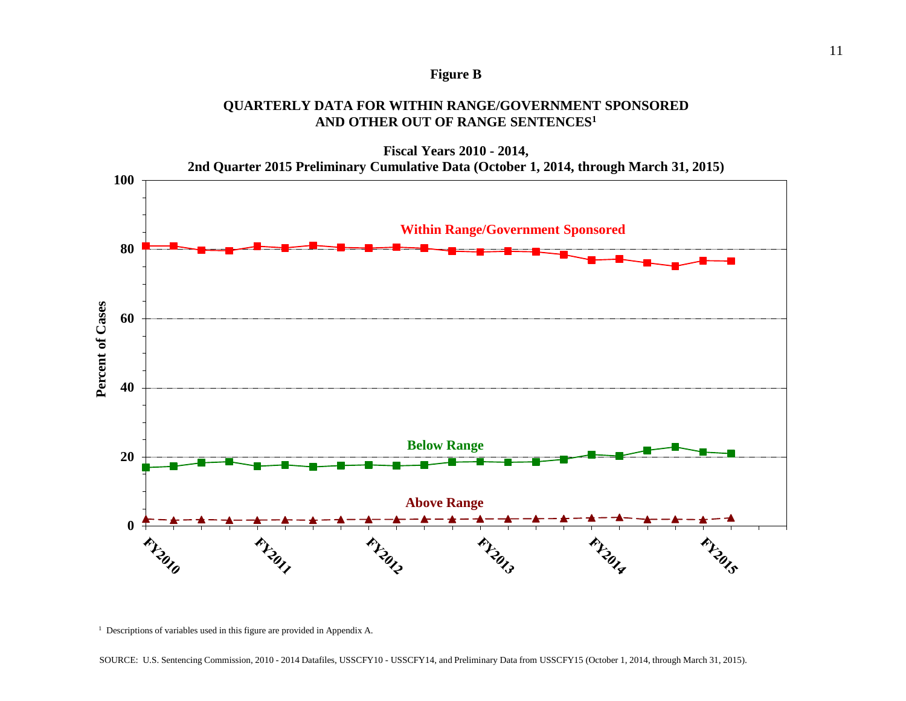**Figure B**

**QUARTERLY DATA FOR WITHIN RANGE/GOVERNMENT SPONSORED AND OTHER OUT OF RANGE SENTENCES[1]**

**Fiscal Years 2010 - 2014, 2nd Quarter 2015 Preliminary Cumulative Data (October 1, 2014, through March 31, 2015)**

[1] Descriptions of variables used in this figure are provided in Appendix A.

SOURCE: U.S. Sentencing Commission, 2010 - 2014 Datafiles, USSCFY10 - USSCFY14, and Preliminary Data from USSCFY15 (October 1, 2014, through March 31, 2015).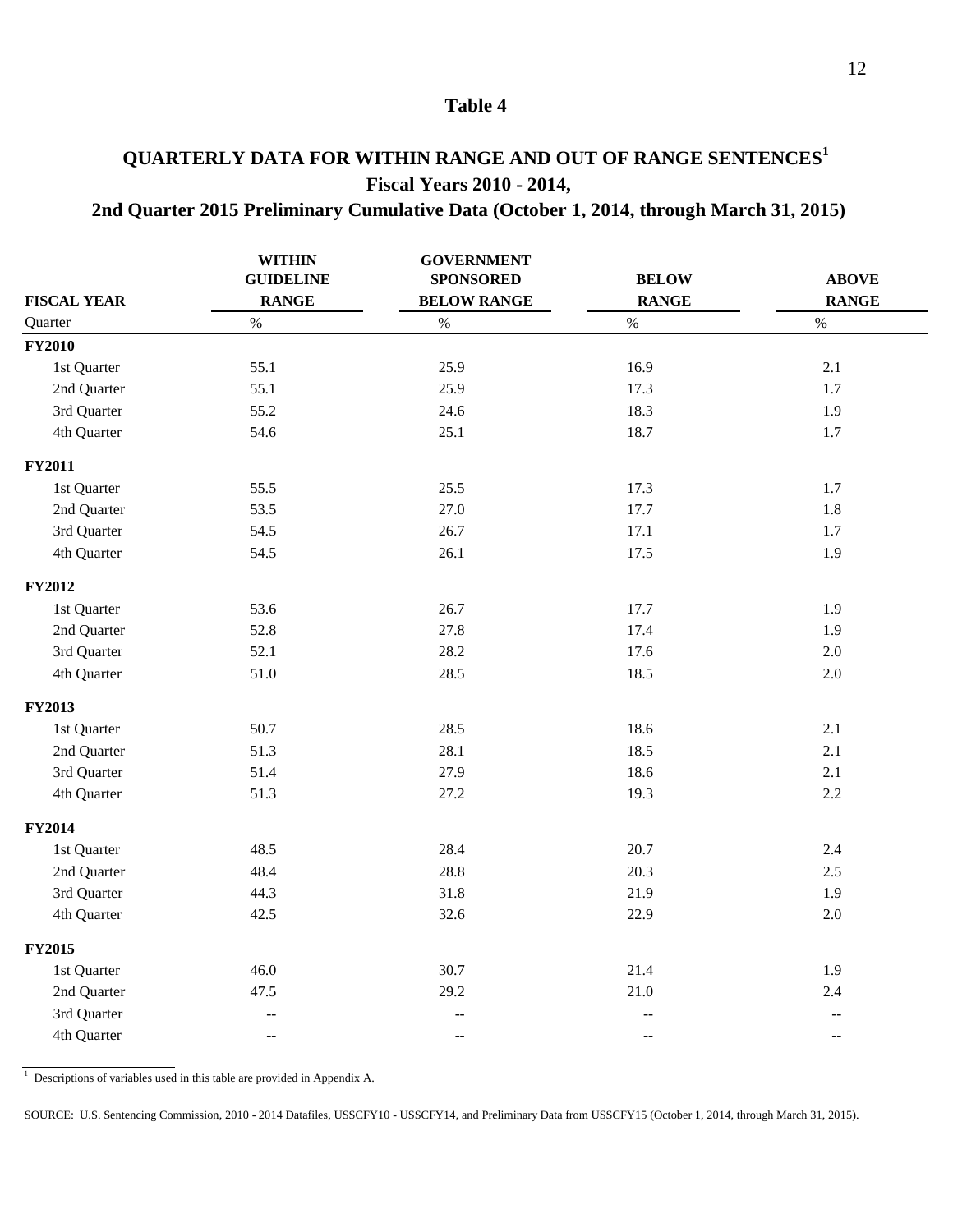**Table 4**

## QUARTERLY DATA FOR WITHIN RANGE AND OUT OF RANGE SENTENCES[1]

### Fiscal Years 2010 - 2014,

### 2nd Quarter 2015 Preliminary Cumulative Data (October 1, 2014, through March 31, 2015)

| FISCAL YEAR | WITHIN GUIDELINE RANGE | GOVERNMENT SPONSORED BELOW RANGE | BELOW RANGE | ABOVE RANGE |
|---|---|---|---|---|
| Quarter | % | % | % | % |
| **FY2010** | | | | |
| 1st Quarter | 55.1 | 25.9 | 16.9 | 2.1 |
| 2nd Quarter | 55.1 | 25.9 | 17.3 | 1.7 |
| 3rd Quarter | 55.2 | 24.6 | 18.3 | 1.9 |
| 4th Quarter | 54.6 | 25.1 | 18.7 | 1.7 |
| **FY2011** | | | | |
| 1st Quarter | 55.5 | 25.5 | 17.3 | 1.7 |
| 2nd Quarter | 53.5 | 27.0 | 17.7 | 1.8 |
| 3rd Quarter | 54.5 | 26.7 | 17.1 | 1.7 |
| 4th Quarter | 54.5 | 26.1 | 17.5 | 1.9 |
| **FY2012** | | | | |
| 1st Quarter | 53.6 | 26.7 | 17.7 | 1.9 |
| 2nd Quarter | 52.8 | 27.8 | 17.4 | 1.9 |
| 3rd Quarter | 52.1 | 28.2 | 17.6 | 2.0 |
| 4th Quarter | 51.0 | 28.5 | 18.5 | 2.0 |
| **FY2013** | | | | |
| 1st Quarter | 50.7 | 28.5 | 18.6 | 2.1 |
| 2nd Quarter | 51.3 | 28.1 | 18.5 | 2.1 |
| 3rd Quarter | 51.4 | 27.9 | 18.6 | 2.1 |
| 4th Quarter | 51.3 | 27.2 | 19.3 | 2.2 |
| **FY2014** | | | | |
| 1st Quarter | 48.5 | 28.4 | 20.7 | 2.4 |
| 2nd Quarter | 48.4 | 28.8 | 20.3 | 2.5 |
| 3rd Quarter | 44.3 | 31.8 | 21.9 | 1.9 |
| 4th Quarter | 42.5 | 32.6 | 22.9 | 2.0 |
| **FY2015** | | | | |
| 1st Quarter | 46.0 | 30.7 | 21.4 | 1.9 |
| 2nd Quarter | 47.5 | 29.2 | 21.0 | 2.4 |
| 3rd Quarter | -- | -- | -- | -- |
| 4th Quarter | -- | -- | -- | -- |

[1] Descriptions of variables used in this table are provided in Appendix A.

SOURCE: U.S. Sentencing Commission, 2010 - 2014 Datafiles, USSCFY10 - USSCFY14, and Preliminary Data from USSCFY15 (October 1, 2014, through March 31, 2015).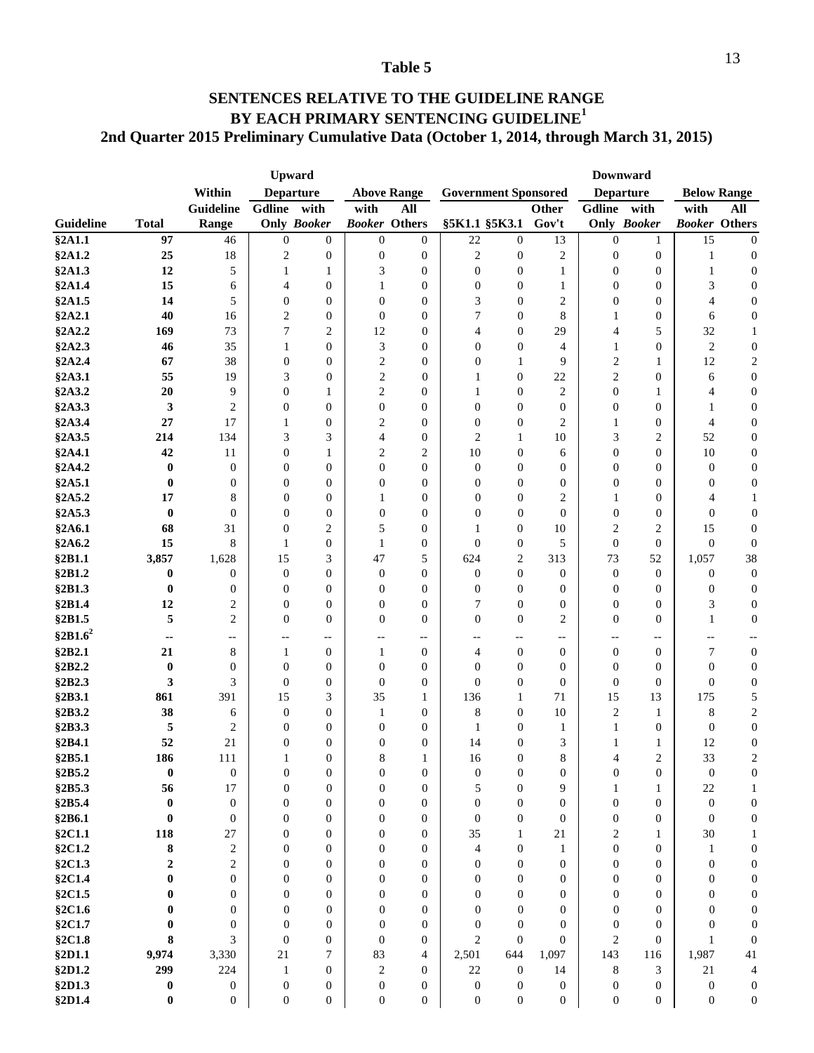## Table 5

## SENTENCES RELATIVE TO THE GUIDELINE RANGE BY EACH PRIMARY SENTENCING GUIDELINE[1]

### 2nd Quarter 2015 Preliminary Cumulative Data (October 1, 2014, through March 31, 2015)

| | | Within | Upward Departure | | Above Range | | Government Sponsored | | | Downward Departure | | Below Range | |
|---|---|---|---|---|---|---|---|---|---|---|---|---|---|
| Guideline | Total | Guideline Range | Gdline Only | with *Booker* | with *Booker* | All Others | §5K1.1 | §5K3.1 | Other Gov't | Gdline Only | with *Booker* | with *Booker* | All Others |
| §2A1.1 | 97 | 46 | 0 | 0 | 0 | 0 | 22 | 0 | 13 | 0 | 1 | 15 | 0 |
| §2A1.2 | 25 | 18 | 2 | 0 | 0 | 0 | 2 | 0 | 2 | 0 | 0 | 1 | 0 |
| §2A1.3 | 12 | 5 | 1 | 1 | 3 | 0 | 0 | 0 | 1 | 0 | 0 | 1 | 0 |
| §2A1.4 | 15 | 6 | 4 | 0 | 1 | 0 | 0 | 0 | 1 | 0 | 0 | 3 | 0 |
| §2A1.5 | 14 | 5 | 0 | 0 | 0 | 0 | 3 | 0 | 2 | 0 | 0 | 4 | 0 |
| §2A2.1 | 40 | 16 | 2 | 0 | 0 | 0 | 7 | 0 | 8 | 1 | 0 | 6 | 0 |
| §2A2.2 | 169 | 73 | 7 | 2 | 12 | 0 | 4 | 0 | 29 | 4 | 5 | 32 | 1 |
| §2A2.3 | 46 | 35 | 1 | 0 | 3 | 0 | 0 | 0 | 4 | 1 | 0 | 2 | 0 |
| §2A2.4 | 67 | 38 | 0 | 0 | 2 | 0 | 0 | 1 | 9 | 2 | 1 | 12 | 2 |
| §2A3.1 | 55 | 19 | 3 | 0 | 2 | 0 | 1 | 0 | 22 | 2 | 0 | 6 | 0 |
| §2A3.2 | 20 | 9 | 0 | 1 | 2 | 0 | 1 | 0 | 2 | 0 | 1 | 4 | 0 |
| §2A3.3 | 3 | 2 | 0 | 0 | 0 | 0 | 0 | 0 | 0 | 0 | 0 | 1 | 0 |
| §2A3.4 | 27 | 17 | 1 | 0 | 2 | 0 | 0 | 0 | 2 | 1 | 0 | 4 | 0 |
| §2A3.5 | 214 | 134 | 3 | 3 | 4 | 0 | 2 | 1 | 10 | 3 | 2 | 52 | 0 |
| §2A4.1 | 42 | 11 | 0 | 1 | 2 | 2 | 10 | 0 | 6 | 0 | 0 | 10 | 0 |
| §2A4.2 | 0 | 0 | 0 | 0 | 0 | 0 | 0 | 0 | 0 | 0 | 0 | 0 | 0 |
| §2A5.1 | 0 | 0 | 0 | 0 | 0 | 0 | 0 | 0 | 0 | 0 | 0 | 0 | 0 |
| §2A5.2 | 17 | 8 | 0 | 0 | 1 | 0 | 0 | 0 | 2 | 1 | 0 | 4 | 1 |
| §2A5.3 | 0 | 0 | 0 | 0 | 0 | 0 | 0 | 0 | 0 | 0 | 0 | 0 | 0 |
| §2A6.1 | 68 | 31 | 0 | 2 | 5 | 0 | 1 | 0 | 10 | 2 | 2 | 15 | 0 |
| §2A6.2 | 15 | 8 | 1 | 0 | 1 | 0 | 0 | 0 | 5 | 0 | 0 | 0 | 0 |
| §2B1.1 | 3,857 | 1,628 | 15 | 3 | 47 | 5 | 624 | 2 | 313 | 73 | 52 | 1,057 | 38 |
| §2B1.2 | 0 | 0 | 0 | 0 | 0 | 0 | 0 | 0 | 0 | 0 | 0 | 0 | 0 |
| §2B1.3 | 0 | 0 | 0 | 0 | 0 | 0 | 0 | 0 | 0 | 0 | 0 | 0 | 0 |
| §2B1.4 | 12 | 2 | 0 | 0 | 0 | 0 | 7 | 0 | 0 | 0 | 0 | 3 | 0 |
| §2B1.5 | 5 | 2 | 0 | 0 | 0 | 0 | 0 | 0 | 2 | 0 | 0 | 1 | 0 |
| §2B1.6[2] | -- | -- | -- | -- | -- | -- | -- | -- | -- | -- | -- | -- | -- |
| §2B2.1 | 21 | 8 | 1 | 0 | 1 | 0 | 4 | 0 | 0 | 0 | 0 | 7 | 0 |
| §2B2.2 | 0 | 0 | 0 | 0 | 0 | 0 | 0 | 0 | 0 | 0 | 0 | 0 | 0 |
| §2B2.3 | 3 | 3 | 0 | 0 | 0 | 0 | 0 | 0 | 0 | 0 | 0 | 0 | 0 |
| §2B3.1 | 861 | 391 | 15 | 3 | 35 | 1 | 136 | 1 | 71 | 15 | 13 | 175 | 5 |
| §2B3.2 | 38 | 6 | 0 | 0 | 1 | 0 | 8 | 0 | 10 | 2 | 1 | 8 | 2 |
| §2B3.3 | 5 | 2 | 0 | 0 | 0 | 0 | 1 | 0 | 1 | 1 | 0 | 0 | 0 |
| §2B4.1 | 52 | 21 | 0 | 0 | 0 | 0 | 14 | 0 | 3 | 1 | 1 | 12 | 0 |
| §2B5.1 | 186 | 111 | 1 | 0 | 8 | 1 | 16 | 0 | 8 | 4 | 2 | 33 | 2 |
| §2B5.2 | 0 | 0 | 0 | 0 | 0 | 0 | 0 | 0 | 0 | 0 | 0 | 0 | 0 |
| §2B5.3 | 56 | 17 | 0 | 0 | 0 | 0 | 5 | 0 | 9 | 1 | 1 | 22 | 1 |
| §2B5.4 | 0 | 0 | 0 | 0 | 0 | 0 | 0 | 0 | 0 | 0 | 0 | 0 | 0 |
| §2B6.1 | 0 | 0 | 0 | 0 | 0 | 0 | 0 | 0 | 0 | 0 | 0 | 0 | 0 |
| §2C1.1 | 118 | 27 | 0 | 0 | 0 | 0 | 35 | 1 | 21 | 2 | 1 | 30 | 1 |
| §2C1.2 | 8 | 2 | 0 | 0 | 0 | 0 | 4 | 0 | 1 | 0 | 0 | 1 | 0 |
| §2C1.3 | 2 | 2 | 0 | 0 | 0 | 0 | 0 | 0 | 0 | 0 | 0 | 0 | 0 |
| §2C1.4 | 0 | 0 | 0 | 0 | 0 | 0 | 0 | 0 | 0 | 0 | 0 | 0 | 0 |
| §2C1.5 | 0 | 0 | 0 | 0 | 0 | 0 | 0 | 0 | 0 | 0 | 0 | 0 | 0 |
| §2C1.6 | 0 | 0 | 0 | 0 | 0 | 0 | 0 | 0 | 0 | 0 | 0 | 0 | 0 |
| §2C1.7 | 0 | 0 | 0 | 0 | 0 | 0 | 0 | 0 | 0 | 0 | 0 | 0 | 0 |
| §2C1.8 | 8 | 3 | 0 | 0 | 0 | 0 | 2 | 0 | 0 | 2 | 0 | 1 | 0 |
| §2D1.1 | 9,974 | 3,330 | 21 | 7 | 83 | 4 | 2,501 | 644 | 1,097 | 143 | 116 | 1,987 | 41 |
| §2D1.2 | 299 | 224 | 1 | 0 | 2 | 0 | 22 | 0 | 14 | 8 | 3 | 21 | 4 |
| §2D1.3 | 0 | 0 | 0 | 0 | 0 | 0 | 0 | 0 | 0 | 0 | 0 | 0 | 0 |
| §2D1.4 | 0 | 0 | 0 | 0 | 0 | 0 | 0 | 0 | 0 | 0 | 0 | 0 | 0 |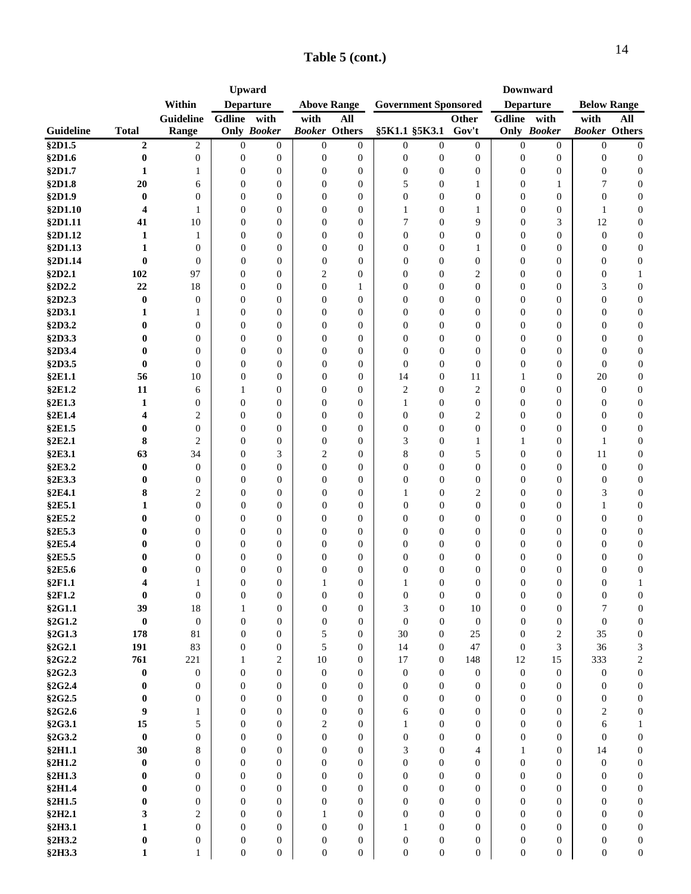# Table 5 (cont.)

| Guideline | Total | Within Guideline Range | Upward Departure Gdline Only | Upward Departure with *Booker* | Above Range with *Booker* | Above Range All Others | Government Sponsored §5K1.1 | Government Sponsored §5K3.1 | Government Sponsored Other Gov't | Downward Departure Gdline Only | Downward Departure with *Booker* | Below Range with *Booker* | Below Range All Others |
|---|---|---|---|---|---|---|---|---|---|---|---|---|---|
| §2D1.5 | 2 | 2 | 0 | 0 | 0 | 0 | 0 | 0 | 0 | 0 | 0 | 0 | 0 |
| §2D1.6 | 0 | 0 | 0 | 0 | 0 | 0 | 0 | 0 | 0 | 0 | 0 | 0 | 0 |
| §2D1.7 | 1 | 1 | 0 | 0 | 0 | 0 | 0 | 0 | 0 | 0 | 0 | 0 | 0 |
| §2D1.8 | 20 | 6 | 0 | 0 | 0 | 0 | 5 | 0 | 1 | 0 | 1 | 7 | 0 |
| §2D1.9 | 0 | 0 | 0 | 0 | 0 | 0 | 0 | 0 | 0 | 0 | 0 | 0 | 0 |
| §2D1.10 | 4 | 1 | 0 | 0 | 0 | 0 | 1 | 0 | 1 | 0 | 0 | 1 | 0 |
| §2D1.11 | 41 | 10 | 0 | 0 | 0 | 0 | 7 | 0 | 9 | 0 | 3 | 12 | 0 |
| §2D1.12 | 1 | 1 | 0 | 0 | 0 | 0 | 0 | 0 | 0 | 0 | 0 | 0 | 0 |
| §2D1.13 | 1 | 0 | 0 | 0 | 0 | 0 | 0 | 0 | 1 | 0 | 0 | 0 | 0 |
| §2D1.14 | 0 | 0 | 0 | 0 | 0 | 0 | 0 | 0 | 0 | 0 | 0 | 0 | 0 |
| §2D2.1 | 102 | 97 | 0 | 0 | 2 | 0 | 0 | 0 | 2 | 0 | 0 | 0 | 1 |
| §2D2.2 | 22 | 18 | 0 | 0 | 0 | 1 | 0 | 0 | 0 | 0 | 0 | 3 | 0 |
| §2D2.3 | 0 | 0 | 0 | 0 | 0 | 0 | 0 | 0 | 0 | 0 | 0 | 0 | 0 |
| §2D3.1 | 1 | 1 | 0 | 0 | 0 | 0 | 0 | 0 | 0 | 0 | 0 | 0 | 0 |
| §2D3.2 | 0 | 0 | 0 | 0 | 0 | 0 | 0 | 0 | 0 | 0 | 0 | 0 | 0 |
| §2D3.3 | 0 | 0 | 0 | 0 | 0 | 0 | 0 | 0 | 0 | 0 | 0 | 0 | 0 |
| §2D3.4 | 0 | 0 | 0 | 0 | 0 | 0 | 0 | 0 | 0 | 0 | 0 | 0 | 0 |
| §2D3.5 | 0 | 0 | 0 | 0 | 0 | 0 | 0 | 0 | 0 | 0 | 0 | 0 | 0 |
| §2E1.1 | 56 | 10 | 0 | 0 | 0 | 0 | 14 | 0 | 11 | 1 | 0 | 20 | 0 |
| §2E1.2 | 11 | 6 | 1 | 0 | 0 | 0 | 2 | 0 | 2 | 0 | 0 | 0 | 0 |
| §2E1.3 | 1 | 0 | 0 | 0 | 0 | 0 | 1 | 0 | 0 | 0 | 0 | 0 | 0 |
| §2E1.4 | 4 | 2 | 0 | 0 | 0 | 0 | 0 | 0 | 2 | 0 | 0 | 0 | 0 |
| §2E1.5 | 0 | 0 | 0 | 0 | 0 | 0 | 0 | 0 | 0 | 0 | 0 | 0 | 0 |
| §2E2.1 | 8 | 2 | 0 | 0 | 0 | 0 | 3 | 0 | 1 | 1 | 0 | 1 | 0 |
| §2E3.1 | 63 | 34 | 0 | 3 | 2 | 0 | 8 | 0 | 5 | 0 | 0 | 11 | 0 |
| §2E3.2 | 0 | 0 | 0 | 0 | 0 | 0 | 0 | 0 | 0 | 0 | 0 | 0 | 0 |
| §2E3.3 | 0 | 0 | 0 | 0 | 0 | 0 | 0 | 0 | 0 | 0 | 0 | 0 | 0 |
| §2E4.1 | 8 | 2 | 0 | 0 | 0 | 0 | 1 | 0 | 2 | 0 | 0 | 3 | 0 |
| §2E5.1 | 1 | 0 | 0 | 0 | 0 | 0 | 0 | 0 | 0 | 0 | 0 | 1 | 0 |
| §2E5.2 | 0 | 0 | 0 | 0 | 0 | 0 | 0 | 0 | 0 | 0 | 0 | 0 | 0 |
| §2E5.3 | 0 | 0 | 0 | 0 | 0 | 0 | 0 | 0 | 0 | 0 | 0 | 0 | 0 |
| §2E5.4 | 0 | 0 | 0 | 0 | 0 | 0 | 0 | 0 | 0 | 0 | 0 | 0 | 0 |
| §2E5.5 | 0 | 0 | 0 | 0 | 0 | 0 | 0 | 0 | 0 | 0 | 0 | 0 | 0 |
| §2E5.6 | 0 | 0 | 0 | 0 | 0 | 0 | 0 | 0 | 0 | 0 | 0 | 0 | 0 |
| §2F1.1 | 4 | 1 | 0 | 0 | 1 | 0 | 1 | 0 | 0 | 0 | 0 | 0 | 1 |
| §2F1.2 | 0 | 0 | 0 | 0 | 0 | 0 | 0 | 0 | 0 | 0 | 0 | 0 | 0 |
| §2G1.1 | 39 | 18 | 1 | 0 | 0 | 0 | 3 | 0 | 10 | 0 | 0 | 7 | 0 |
| §2G1.2 | 0 | 0 | 0 | 0 | 0 | 0 | 0 | 0 | 0 | 0 | 0 | 0 | 0 |
| §2G1.3 | 178 | 81 | 0 | 0 | 5 | 0 | 30 | 0 | 25 | 0 | 2 | 35 | 0 |
| §2G2.1 | 191 | 83 | 0 | 0 | 5 | 0 | 14 | 0 | 47 | 0 | 3 | 36 | 3 |
| §2G2.2 | 761 | 221 | 1 | 2 | 10 | 0 | 17 | 0 | 148 | 12 | 15 | 333 | 2 |
| §2G2.3 | 0 | 0 | 0 | 0 | 0 | 0 | 0 | 0 | 0 | 0 | 0 | 0 | 0 |
| §2G2.4 | 0 | 0 | 0 | 0 | 0 | 0 | 0 | 0 | 0 | 0 | 0 | 0 | 0 |
| §2G2.5 | 0 | 0 | 0 | 0 | 0 | 0 | 0 | 0 | 0 | 0 | 0 | 0 | 0 |
| §2G2.6 | 9 | 1 | 0 | 0 | 0 | 0 | 6 | 0 | 0 | 0 | 0 | 2 | 0 |
| §2G3.1 | 15 | 5 | 0 | 0 | 2 | 0 | 1 | 0 | 0 | 0 | 0 | 6 | 1 |
| §2G3.2 | 0 | 0 | 0 | 0 | 0 | 0 | 0 | 0 | 0 | 0 | 0 | 0 | 0 |
| §2H1.1 | 30 | 8 | 0 | 0 | 0 | 0 | 3 | 0 | 4 | 1 | 0 | 14 | 0 |
| §2H1.2 | 0 | 0 | 0 | 0 | 0 | 0 | 0 | 0 | 0 | 0 | 0 | 0 | 0 |
| §2H1.3 | 0 | 0 | 0 | 0 | 0 | 0 | 0 | 0 | 0 | 0 | 0 | 0 | 0 |
| §2H1.4 | 0 | 0 | 0 | 0 | 0 | 0 | 0 | 0 | 0 | 0 | 0 | 0 | 0 |
| §2H1.5 | 0 | 0 | 0 | 0 | 0 | 0 | 0 | 0 | 0 | 0 | 0 | 0 | 0 |
| §2H2.1 | 3 | 2 | 0 | 0 | 1 | 0 | 0 | 0 | 0 | 0 | 0 | 0 | 0 |
| §2H3.1 | 1 | 0 | 0 | 0 | 0 | 0 | 1 | 0 | 0 | 0 | 0 | 0 | 0 |
| §2H3.2 | 0 | 0 | 0 | 0 | 0 | 0 | 0 | 0 | 0 | 0 | 0 | 0 | 0 |
| §2H3.3 | 1 | 1 | 0 | 0 | 0 | 0 | 0 | 0 | 0 | 0 | 0 | 0 | 0 |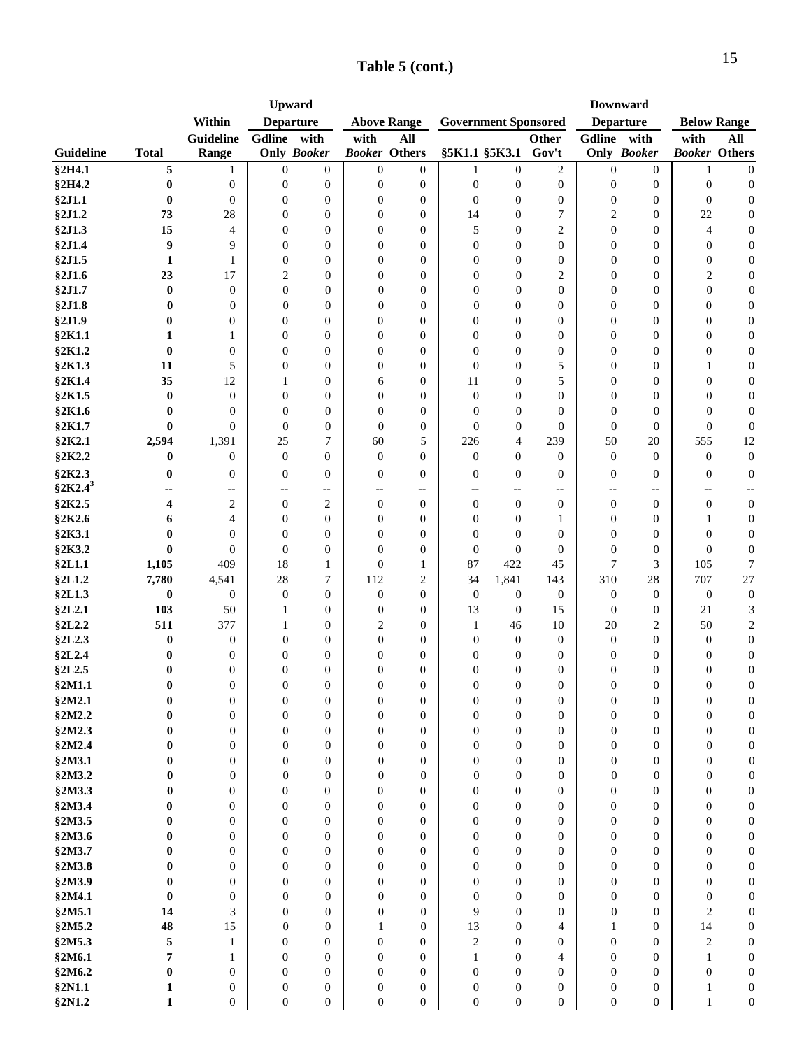# Table 5 (cont.)

| Guideline | Total | Within Guideline Range | Upward Departure | | Above Range | | Government Sponsored | | | Downward Departure | | Below Range | |
|---|---|---|---|---|---|---|---|---|---|---|---|---|---|
| | | | Gdline Only | with *Booker* | with *Booker* | All Others | §5K1.1 | §5K3.1 | Other Gov't | Gdline Only | with *Booker* | with *Booker* | All Others |
| **§2H4.1** | **5** | 1 | 0 | 0 | 0 | 0 | 1 | 0 | 2 | 0 | 0 | 1 | 0 |
| **§2H4.2** | **0** | 0 | 0 | 0 | 0 | 0 | 0 | 0 | 0 | 0 | 0 | 0 | 0 |
| **§2J1.1** | **0** | 0 | 0 | 0 | 0 | 0 | 0 | 0 | 0 | 0 | 0 | 0 | 0 |
| **§2J1.2** | **73** | 28 | 0 | 0 | 0 | 0 | 14 | 0 | 7 | 2 | 0 | 22 | 0 |
| **§2J1.3** | **15** | 4 | 0 | 0 | 0 | 0 | 5 | 0 | 2 | 0 | 0 | 4 | 0 |
| **§2J1.4** | **9** | 9 | 0 | 0 | 0 | 0 | 0 | 0 | 0 | 0 | 0 | 0 | 0 |
| **§2J1.5** | **1** | 1 | 0 | 0 | 0 | 0 | 0 | 0 | 0 | 0 | 0 | 0 | 0 |
| **§2J1.6** | **23** | 17 | 2 | 0 | 0 | 0 | 0 | 0 | 2 | 0 | 0 | 2 | 0 |
| **§2J1.7** | **0** | 0 | 0 | 0 | 0 | 0 | 0 | 0 | 0 | 0 | 0 | 0 | 0 |
| **§2J1.8** | **0** | 0 | 0 | 0 | 0 | 0 | 0 | 0 | 0 | 0 | 0 | 0 | 0 |
| **§2J1.9** | **0** | 0 | 0 | 0 | 0 | 0 | 0 | 0 | 0 | 0 | 0 | 0 | 0 |
| **§2K1.1** | **1** | 1 | 0 | 0 | 0 | 0 | 0 | 0 | 0 | 0 | 0 | 0 | 0 |
| **§2K1.2** | **0** | 0 | 0 | 0 | 0 | 0 | 0 | 0 | 0 | 0 | 0 | 0 | 0 |
| **§2K1.3** | **11** | 5 | 0 | 0 | 0 | 0 | 0 | 0 | 5 | 0 | 0 | 1 | 0 |
| **§2K1.4** | **35** | 12 | 1 | 0 | 6 | 0 | 11 | 0 | 5 | 0 | 0 | 0 | 0 |
| **§2K1.5** | **0** | 0 | 0 | 0 | 0 | 0 | 0 | 0 | 0 | 0 | 0 | 0 | 0 |
| **§2K1.6** | **0** | 0 | 0 | 0 | 0 | 0 | 0 | 0 | 0 | 0 | 0 | 0 | 0 |
| **§2K1.7** | **0** | 0 | 0 | 0 | 0 | 0 | 0 | 0 | 0 | 0 | 0 | 0 | 0 |
| **§2K2.1** | **2,594** | 1,391 | 25 | 7 | 60 | 5 | 226 | 4 | 239 | 50 | 20 | 555 | 12 |
| **§2K2.2** | **0** | 0 | 0 | 0 | 0 | 0 | 0 | 0 | 0 | 0 | 0 | 0 | 0 |
| **§2K2.3** | **0** | 0 | 0 | 0 | 0 | 0 | 0 | 0 | 0 | 0 | 0 | 0 | 0 |
| **§2K2.4**[3] | **--** | -- | -- | -- | -- | -- | -- | -- | -- | -- | -- | -- | -- |
| **§2K2.5** | **4** | 2 | 0 | 2 | 0 | 0 | 0 | 0 | 0 | 0 | 0 | 0 | 0 |
| **§2K2.6** | **6** | 4 | 0 | 0 | 0 | 0 | 0 | 0 | 1 | 0 | 0 | 1 | 0 |
| **§2K3.1** | **0** | 0 | 0 | 0 | 0 | 0 | 0 | 0 | 0 | 0 | 0 | 0 | 0 |
| **§2K3.2** | **0** | 0 | 0 | 0 | 0 | 0 | 0 | 0 | 0 | 0 | 0 | 0 | 0 |
| **§2L1.1** | **1,105** | 409 | 18 | 1 | 0 | 1 | 87 | 422 | 45 | 7 | 3 | 105 | 7 |
| **§2L1.2** | **7,780** | 4,541 | 28 | 7 | 112 | 2 | 34 | 1,841 | 143 | 310 | 28 | 707 | 27 |
| **§2L1.3** | **0** | 0 | 0 | 0 | 0 | 0 | 0 | 0 | 0 | 0 | 0 | 0 | 0 |
| **§2L2.1** | **103** | 50 | 1 | 0 | 0 | 0 | 13 | 0 | 15 | 0 | 0 | 21 | 3 |
| **§2L2.2** | **511** | 377 | 1 | 0 | 2 | 0 | 1 | 46 | 10 | 20 | 2 | 50 | 2 |
| **§2L2.3** | **0** | 0 | 0 | 0 | 0 | 0 | 0 | 0 | 0 | 0 | 0 | 0 | 0 |
| **§2L2.4** | **0** | 0 | 0 | 0 | 0 | 0 | 0 | 0 | 0 | 0 | 0 | 0 | 0 |
| **§2L2.5** | **0** | 0 | 0 | 0 | 0 | 0 | 0 | 0 | 0 | 0 | 0 | 0 | 0 |
| **§2M1.1** | **0** | 0 | 0 | 0 | 0 | 0 | 0 | 0 | 0 | 0 | 0 | 0 | 0 |
| **§2M2.1** | **0** | 0 | 0 | 0 | 0 | 0 | 0 | 0 | 0 | 0 | 0 | 0 | 0 |
| **§2M2.2** | **0** | 0 | 0 | 0 | 0 | 0 | 0 | 0 | 0 | 0 | 0 | 0 | 0 |
| **§2M2.3** | **0** | 0 | 0 | 0 | 0 | 0 | 0 | 0 | 0 | 0 | 0 | 0 | 0 |
| **§2M2.4** | **0** | 0 | 0 | 0 | 0 | 0 | 0 | 0 | 0 | 0 | 0 | 0 | 0 |
| **§2M3.1** | **0** | 0 | 0 | 0 | 0 | 0 | 0 | 0 | 0 | 0 | 0 | 0 | 0 |
| **§2M3.2** | **0** | 0 | 0 | 0 | 0 | 0 | 0 | 0 | 0 | 0 | 0 | 0 | 0 |
| **§2M3.3** | **0** | 0 | 0 | 0 | 0 | 0 | 0 | 0 | 0 | 0 | 0 | 0 | 0 |
| **§2M3.4** | **0** | 0 | 0 | 0 | 0 | 0 | 0 | 0 | 0 | 0 | 0 | 0 | 0 |
| **§2M3.5** | **0** | 0 | 0 | 0 | 0 | 0 | 0 | 0 | 0 | 0 | 0 | 0 | 0 |
| **§2M3.6** | **0** | 0 | 0 | 0 | 0 | 0 | 0 | 0 | 0 | 0 | 0 | 0 | 0 |
| **§2M3.7** | **0** | 0 | 0 | 0 | 0 | 0 | 0 | 0 | 0 | 0 | 0 | 0 | 0 |
| **§2M3.8** | **0** | 0 | 0 | 0 | 0 | 0 | 0 | 0 | 0 | 0 | 0 | 0 | 0 |
| **§2M3.9** | **0** | 0 | 0 | 0 | 0 | 0 | 0 | 0 | 0 | 0 | 0 | 0 | 0 |
| **§2M4.1** | **0** | 0 | 0 | 0 | 0 | 0 | 0 | 0 | 0 | 0 | 0 | 0 | 0 |
| **§2M5.1** | **14** | 3 | 0 | 0 | 0 | 0 | 9 | 0 | 0 | 0 | 0 | 2 | 0 |
| **§2M5.2** | **48** | 15 | 0 | 0 | 1 | 0 | 13 | 0 | 4 | 1 | 0 | 14 | 0 |
| **§2M5.3** | **5** | 1 | 0 | 0 | 0 | 0 | 2 | 0 | 0 | 0 | 0 | 2 | 0 |
| **§2M6.1** | **7** | 1 | 0 | 0 | 0 | 0 | 1 | 0 | 4 | 0 | 0 | 1 | 0 |
| **§2M6.2** | **0** | 0 | 0 | 0 | 0 | 0 | 0 | 0 | 0 | 0 | 0 | 0 | 0 |
| **§2N1.1** | **1** | 0 | 0 | 0 | 0 | 0 | 0 | 0 | 0 | 0 | 0 | 1 | 0 |
| **§2N1.2** | **1** | 0 | 0 | 0 | 0 | 0 | 0 | 0 | 0 | 0 | 0 | 1 | 0 |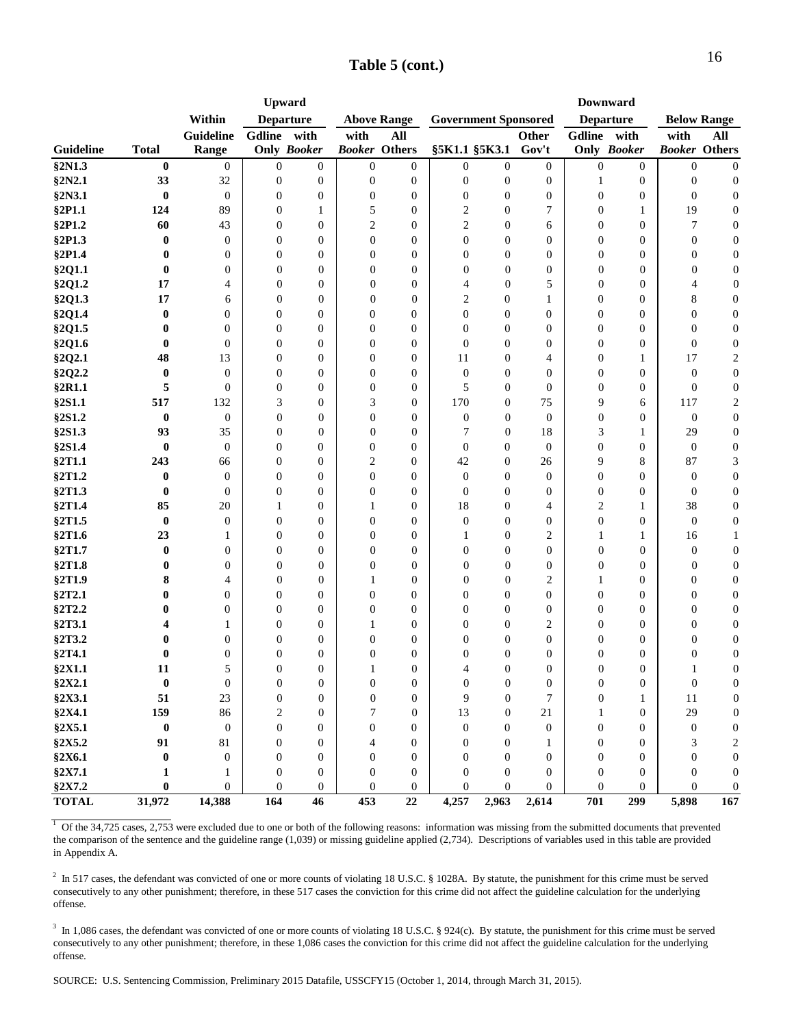## Table 5 (cont.)

| Guideline | Total | Within Guideline Range | Upward Departure | | Above Range | | Government Sponsored | | | Downward Departure | | Below Range | |
|---|---|---|---|---|---|---|---|---|---|---|---|---|---|
| | | | Gdline Only | with *Booker* | with *Booker* | All Others | §5K1.1 | §5K3.1 | Other Gov't | Gdline Only | with *Booker* | with *Booker* | All Others |
| **§2N1.3** | **0** | 0 | 0 | 0 | 0 | 0 | 0 | 0 | 0 | 0 | 0 | 0 | 0 |
| **§2N2.1** | **33** | 32 | 0 | 0 | 0 | 0 | 0 | 0 | 0 | 1 | 0 | 0 | 0 |
| **§2N3.1** | **0** | 0 | 0 | 0 | 0 | 0 | 0 | 0 | 0 | 0 | 0 | 0 | 0 |
| **§2P1.1** | **124** | 89 | 0 | 1 | 5 | 0 | 2 | 0 | 7 | 0 | 1 | 19 | 0 |
| **§2P1.2** | **60** | 43 | 0 | 0 | 2 | 0 | 2 | 0 | 6 | 0 | 0 | 7 | 0 |
| **§2P1.3** | **0** | 0 | 0 | 0 | 0 | 0 | 0 | 0 | 0 | 0 | 0 | 0 | 0 |
| **§2P1.4** | **0** | 0 | 0 | 0 | 0 | 0 | 0 | 0 | 0 | 0 | 0 | 0 | 0 |
| **§2Q1.1** | **0** | 0 | 0 | 0 | 0 | 0 | 0 | 0 | 0 | 0 | 0 | 0 | 0 |
| **§2Q1.2** | **17** | 4 | 0 | 0 | 0 | 0 | 4 | 0 | 5 | 0 | 0 | 4 | 0 |
| **§2Q1.3** | **17** | 6 | 0 | 0 | 0 | 0 | 2 | 0 | 1 | 0 | 0 | 8 | 0 |
| **§2Q1.4** | **0** | 0 | 0 | 0 | 0 | 0 | 0 | 0 | 0 | 0 | 0 | 0 | 0 |
| **§2Q1.5** | **0** | 0 | 0 | 0 | 0 | 0 | 0 | 0 | 0 | 0 | 0 | 0 | 0 |
| **§2Q1.6** | **0** | 0 | 0 | 0 | 0 | 0 | 0 | 0 | 0 | 0 | 0 | 0 | 0 |
| **§2Q2.1** | **48** | 13 | 0 | 0 | 0 | 0 | 11 | 0 | 4 | 0 | 1 | 17 | 2 |
| **§2Q2.2** | **0** | 0 | 0 | 0 | 0 | 0 | 0 | 0 | 0 | 0 | 0 | 0 | 0 |
| **§2R1.1** | **5** | 0 | 0 | 0 | 0 | 0 | 5 | 0 | 0 | 0 | 0 | 0 | 0 |
| **§2S1.1** | **517** | 132 | 3 | 0 | 3 | 0 | 170 | 0 | 75 | 9 | 6 | 117 | 2 |
| **§2S1.2** | **0** | 0 | 0 | 0 | 0 | 0 | 0 | 0 | 0 | 0 | 0 | 0 | 0 |
| **§2S1.3** | **93** | 35 | 0 | 0 | 0 | 0 | 7 | 0 | 18 | 3 | 1 | 29 | 0 |
| **§2S1.4** | **0** | 0 | 0 | 0 | 0 | 0 | 0 | 0 | 0 | 0 | 0 | 0 | 0 |
| **§2T1.1** | **243** | 66 | 0 | 0 | 2 | 0 | 42 | 0 | 26 | 9 | 8 | 87 | 3 |
| **§2T1.2** | **0** | 0 | 0 | 0 | 0 | 0 | 0 | 0 | 0 | 0 | 0 | 0 | 0 |
| **§2T1.3** | **0** | 0 | 0 | 0 | 0 | 0 | 0 | 0 | 0 | 0 | 0 | 0 | 0 |
| **§2T1.4** | **85** | 20 | 1 | 0 | 1 | 0 | 18 | 0 | 4 | 2 | 1 | 38 | 0 |
| **§2T1.5** | **0** | 0 | 0 | 0 | 0 | 0 | 0 | 0 | 0 | 0 | 0 | 0 | 0 |
| **§2T1.6** | **23** | 1 | 0 | 0 | 0 | 0 | 1 | 0 | 2 | 1 | 1 | 16 | 1 |
| **§2T1.7** | **0** | 0 | 0 | 0 | 0 | 0 | 0 | 0 | 0 | 0 | 0 | 0 | 0 |
| **§2T1.8** | **0** | 0 | 0 | 0 | 0 | 0 | 0 | 0 | 0 | 0 | 0 | 0 | 0 |
| **§2T1.9** | **8** | 4 | 0 | 0 | 1 | 0 | 0 | 0 | 2 | 1 | 0 | 0 | 0 |
| **§2T2.1** | **0** | 0 | 0 | 0 | 0 | 0 | 0 | 0 | 0 | 0 | 0 | 0 | 0 |
| **§2T2.2** | **0** | 0 | 0 | 0 | 0 | 0 | 0 | 0 | 0 | 0 | 0 | 0 | 0 |
| **§2T3.1** | **4** | 1 | 0 | 0 | 1 | 0 | 0 | 0 | 2 | 0 | 0 | 0 | 0 |
| **§2T3.2** | **0** | 0 | 0 | 0 | 0 | 0 | 0 | 0 | 0 | 0 | 0 | 0 | 0 |
| **§2T4.1** | **0** | 0 | 0 | 0 | 0 | 0 | 0 | 0 | 0 | 0 | 0 | 0 | 0 |
| **§2X1.1** | **11** | 5 | 0 | 0 | 1 | 0 | 4 | 0 | 0 | 0 | 0 | 1 | 0 |
| **§2X2.1** | **0** | 0 | 0 | 0 | 0 | 0 | 0 | 0 | 0 | 0 | 0 | 0 | 0 |
| **§2X3.1** | **51** | 23 | 0 | 0 | 0 | 0 | 9 | 0 | 7 | 0 | 1 | 11 | 0 |
| **§2X4.1** | **159** | 86 | 2 | 0 | 7 | 0 | 13 | 0 | 21 | 1 | 0 | 29 | 0 |
| **§2X5.1** | **0** | 0 | 0 | 0 | 0 | 0 | 0 | 0 | 0 | 0 | 0 | 0 | 0 |
| **§2X5.2** | **91** | 81 | 0 | 0 | 4 | 0 | 0 | 0 | 1 | 0 | 0 | 3 | 2 |
| **§2X6.1** | **0** | 0 | 0 | 0 | 0 | 0 | 0 | 0 | 0 | 0 | 0 | 0 | 0 |
| **§2X7.1** | **1** | 1 | 0 | 0 | 0 | 0 | 0 | 0 | 0 | 0 | 0 | 0 | 0 |
| **§2X7.2** | **0** | 0 | 0 | 0 | 0 | 0 | 0 | 0 | 0 | 0 | 0 | 0 | 0 |
| **TOTAL** | **31,972** | **14,388** | **164** | **46** | **453** | **22** | **4,257** | **2,963** | **2,614** | **701** | **299** | **5,898** | **167** |

[1] Of the 34,725 cases, 2,753 were excluded due to one or both of the following reasons: information was missing from the submitted documents that prevented the comparison of the sentence and the guideline range (1,039) or missing guideline applied (2,734). Descriptions of variables used in this table are provided in Appendix A.

[2] In 517 cases, the defendant was convicted of one or more counts of violating 18 U.S.C. § 1028A. By statute, the punishment for this crime must be served consecutively to any other punishment; therefore, in these 517 cases the conviction for this crime did not affect the guideline calculation for the underlying offense.

[3] In 1,086 cases, the defendant was convicted of one or more counts of violating 18 U.S.C. § 924(c). By statute, the punishment for this crime must be served consecutively to any other punishment; therefore, in these 1,086 cases the conviction for this crime did not affect the guideline calculation for the underlying offense.

SOURCE: U.S. Sentencing Commission, Preliminary 2015 Datafile, USSCFY15 (October 1, 2014, through March 31, 2015).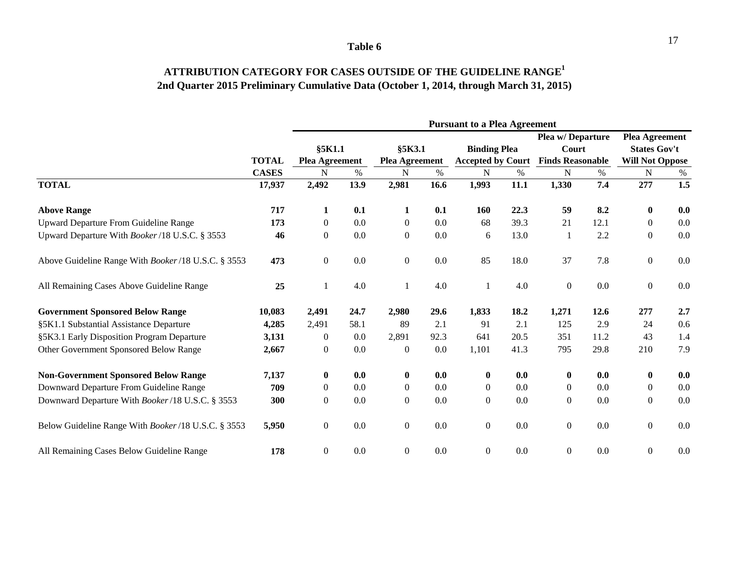# Table 6

## ATTRIBUTION CATEGORY FOR CASES OUTSIDE OF THE GUIDELINE RANGE[1]
## 2nd Quarter 2015 Preliminary Cumulative Data (October 1, 2014, through March 31, 2015)

| | TOTAL | Pursuant to a Plea Agreement | | | | | | | | | |
|---|---|---|---|---|---|---|---|---|---|---|---|
| | | §5K1.1 Plea Agreement | | §5K3.1 Plea Agreement | | Binding Plea Accepted by Court | | Plea w/ Departure Court Finds Reasonable | | Plea Agreement States Gov't Will Not Oppose | |
| | CASES | N | % | N | % | N | % | N | % | N | % |
| **TOTAL** | **17,937** | **2,492** | **13.9** | **2,981** | **16.6** | **1,993** | **11.1** | **1,330** | **7.4** | **277** | **1.5** |
| **Above Range** | **717** | **1** | **0.1** | **1** | **0.1** | **160** | **22.3** | **59** | **8.2** | **0** | **0.0** |
| Upward Departure From Guideline Range | **173** | 0 | 0.0 | 0 | 0.0 | 68 | 39.3 | 21 | 12.1 | 0 | 0.0 |
| Upward Departure With *Booker* /18 U.S.C. § 3553 | **46** | 0 | 0.0 | 0 | 0.0 | 6 | 13.0 | 1 | 2.2 | 0 | 0.0 |
| Above Guideline Range With *Booker* /18 U.S.C. § 3553 | **473** | 0 | 0.0 | 0 | 0.0 | 85 | 18.0 | 37 | 7.8 | 0 | 0.0 |
| All Remaining Cases Above Guideline Range | **25** | 1 | 4.0 | 1 | 4.0 | 1 | 4.0 | 0 | 0.0 | 0 | 0.0 |
| **Government Sponsored Below Range** | **10,083** | **2,491** | **24.7** | **2,980** | **29.6** | **1,833** | **18.2** | **1,271** | **12.6** | **277** | **2.7** |
| §5K1.1 Substantial Assistance Departure | **4,285** | 2,491 | 58.1 | 89 | 2.1 | 91 | 2.1 | 125 | 2.9 | 24 | 0.6 |
| §5K3.1 Early Disposition Program Departure | **3,131** | 0 | 0.0 | 2,891 | 92.3 | 641 | 20.5 | 351 | 11.2 | 43 | 1.4 |
| Other Government Sponsored Below Range | **2,667** | 0 | 0.0 | 0 | 0.0 | 1,101 | 41.3 | 795 | 29.8 | 210 | 7.9 |
| **Non-Government Sponsored Below Range** | **7,137** | **0** | **0.0** | **0** | **0.0** | **0** | **0.0** | **0** | **0.0** | **0** | **0.0** |
| Downward Departure From Guideline Range | **709** | 0 | 0.0 | 0 | 0.0 | 0 | 0.0 | 0 | 0.0 | 0 | 0.0 |
| Downward Departure With *Booker* /18 U.S.C. § 3553 | **300** | 0 | 0.0 | 0 | 0.0 | 0 | 0.0 | 0 | 0.0 | 0 | 0.0 |
| Below Guideline Range With *Booker* /18 U.S.C. § 3553 | **5,950** | 0 | 0.0 | 0 | 0.0 | 0 | 0.0 | 0 | 0.0 | 0 | 0.0 |
| All Remaining Cases Below Guideline Range | **178** | 0 | 0.0 | 0 | 0.0 | 0 | 0.0 | 0 | 0.0 | 0 | 0.0 |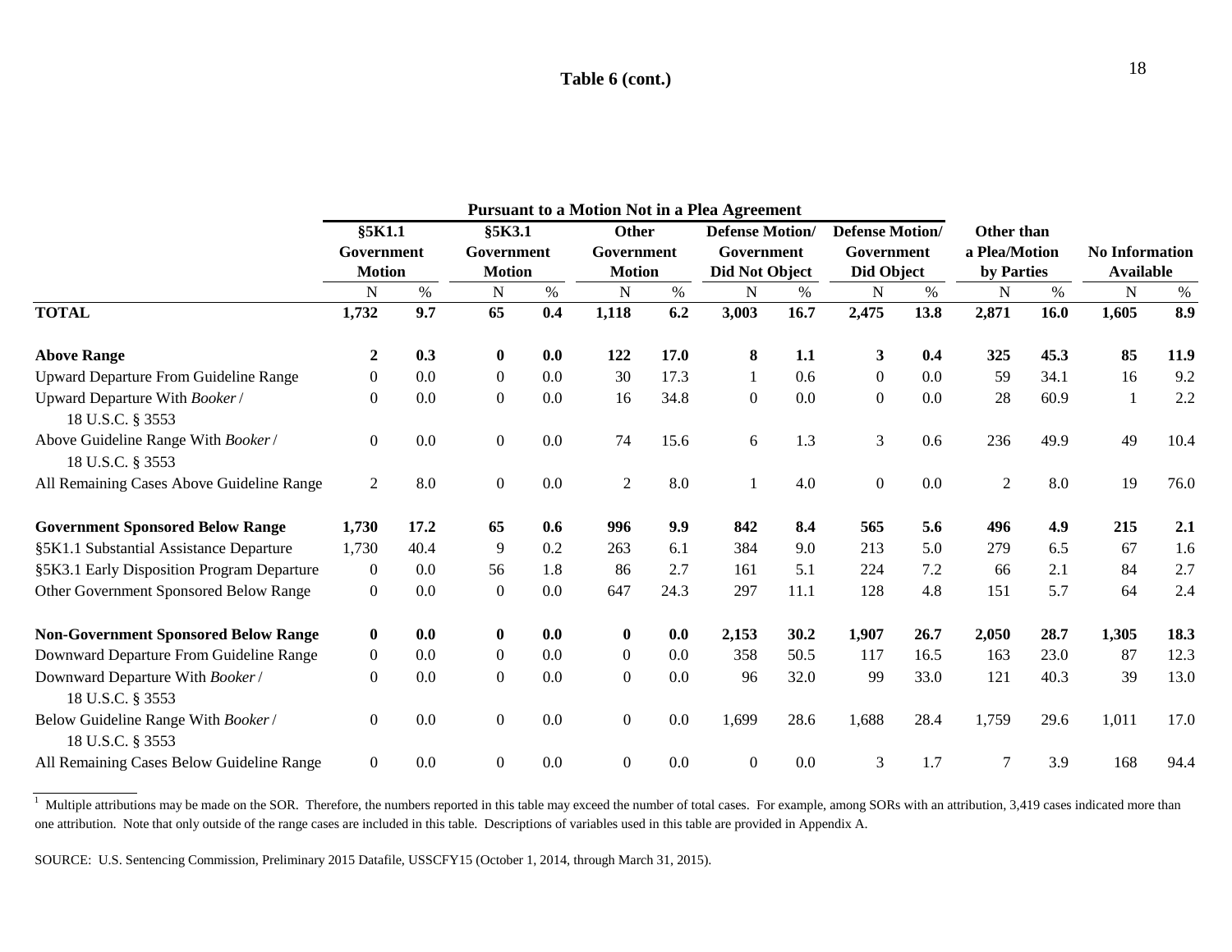**Table 6 (cont.)**

| | Pursuant to a Motion Not in a Plea Agreement | | | | | | | | | | | | | |
|---|---|---|---|---|---|---|---|---|---|---|---|---|---|---|
| | §5K1.1 Government Motion | | §5K3.1 Government Motion | | Other Government Motion | | Defense Motion/ Government Did Not Object | | Defense Motion/ Government Did Object | | Other than a Plea/Motion by Parties | | No Information Available | |
| | N | % | N | % | N | % | N | % | N | % | N | % | N | % |
| **TOTAL** | **1,732** | **9.7** | **65** | **0.4** | **1,118** | **6.2** | **3,003** | **16.7** | **2,475** | **13.8** | **2,871** | **16.0** | **1,605** | **8.9** |
| **Above Range** | **2** | **0.3** | **0** | **0.0** | **122** | **17.0** | **8** | **1.1** | **3** | **0.4** | **325** | **45.3** | **85** | **11.9** |
| Upward Departure From Guideline Range | 0 | 0.0 | 0 | 0.0 | 30 | 17.3 | 1 | 0.6 | 0 | 0.0 | 59 | 34.1 | 16 | 9.2 |
| Upward Departure With *Booker* / 18 U.S.C. § 3553 | 0 | 0.0 | 0 | 0.0 | 16 | 34.8 | 0 | 0.0 | 0 | 0.0 | 28 | 60.9 | 1 | 2.2 |
| Above Guideline Range With *Booker* / 18 U.S.C. § 3553 | 0 | 0.0 | 0 | 0.0 | 74 | 15.6 | 6 | 1.3 | 3 | 0.6 | 236 | 49.9 | 49 | 10.4 |
| All Remaining Cases Above Guideline Range | 2 | 8.0 | 0 | 0.0 | 2 | 8.0 | 1 | 4.0 | 0 | 0.0 | 2 | 8.0 | 19 | 76.0 |
| **Government Sponsored Below Range** | **1,730** | **17.2** | **65** | **0.6** | **996** | **9.9** | **842** | **8.4** | **565** | **5.6** | **496** | **4.9** | **215** | **2.1** |
| §5K1.1 Substantial Assistance Departure | 1,730 | 40.4 | 9 | 0.2 | 263 | 6.1 | 384 | 9.0 | 213 | 5.0 | 279 | 6.5 | 67 | 1.6 |
| §5K3.1 Early Disposition Program Departure | 0 | 0.0 | 56 | 1.8 | 86 | 2.7 | 161 | 5.1 | 224 | 7.2 | 66 | 2.1 | 84 | 2.7 |
| Other Government Sponsored Below Range | 0 | 0.0 | 0 | 0.0 | 647 | 24.3 | 297 | 11.1 | 128 | 4.8 | 151 | 5.7 | 64 | 2.4 |
| **Non-Government Sponsored Below Range** | **0** | **0.0** | **0** | **0.0** | **0** | **0.0** | **2,153** | **30.2** | **1,907** | **26.7** | **2,050** | **28.7** | **1,305** | **18.3** |
| Downward Departure From Guideline Range | 0 | 0.0 | 0 | 0.0 | 0 | 0.0 | 358 | 50.5 | 117 | 16.5 | 163 | 23.0 | 87 | 12.3 |
| Downward Departure With *Booker* / 18 U.S.C. § 3553 | 0 | 0.0 | 0 | 0.0 | 0 | 0.0 | 96 | 32.0 | 99 | 33.0 | 121 | 40.3 | 39 | 13.0 |
| Below Guideline Range With *Booker* / 18 U.S.C. § 3553 | 0 | 0.0 | 0 | 0.0 | 0 | 0.0 | 1,699 | 28.6 | 1,688 | 28.4 | 1,759 | 29.6 | 1,011 | 17.0 |
| All Remaining Cases Below Guideline Range | 0 | 0.0 | 0 | 0.0 | 0 | 0.0 | 0 | 0.0 | 3 | 1.7 | 7 | 3.9 | 168 | 94.4 |

[1] Multiple attributions may be made on the SOR. Therefore, the numbers reported in this table may exceed the number of total cases. For example, among SORs with an attribution, 3,419 cases indicated more than one attribution. Note that only outside of the range cases are included in this table. Descriptions of variables used in this table are provided in Appendix A.

SOURCE: U.S. Sentencing Commission, Preliminary 2015 Datafile, USSCFY15 (October 1, 2014, through March 31, 2015).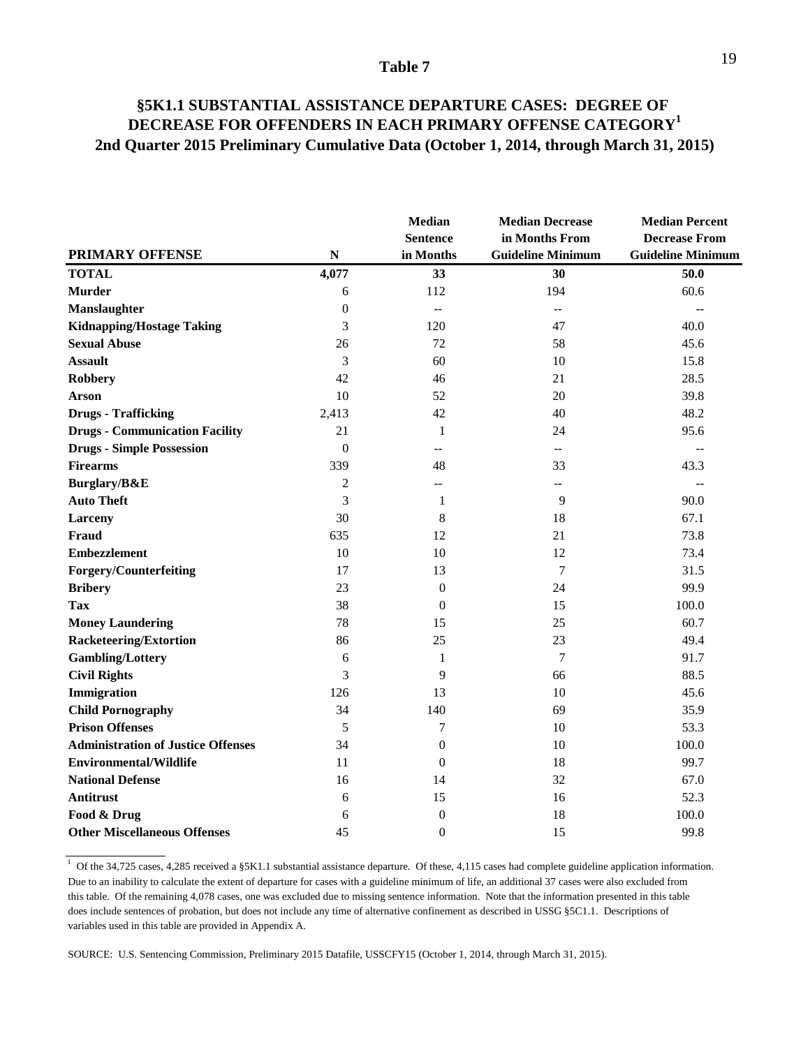## Table 7

### §5K1.1 SUBSTANTIAL ASSISTANCE DEPARTURE CASES: DEGREE OF DECREASE FOR OFFENDERS IN EACH PRIMARY OFFENSE CATEGORY[1]
### 2nd Quarter 2015 Preliminary Cumulative Data (October 1, 2014, through March 31, 2015)

| PRIMARY OFFENSE | N | Median Sentence in Months | Median Decrease in Months From Guideline Minimum | Median Percent Decrease From Guideline Minimum |
|---|---|---|---|---|
| **TOTAL** | **4,077** | **33** | **30** | **50.0** |
| **Murder** | 6 | 112 | 194 | 60.6 |
| **Manslaughter** | 0 | -- | -- | -- |
| **Kidnapping/Hostage Taking** | 3 | 120 | 47 | 40.0 |
| **Sexual Abuse** | 26 | 72 | 58 | 45.6 |
| **Assault** | 3 | 60 | 10 | 15.8 |
| **Robbery** | 42 | 46 | 21 | 28.5 |
| **Arson** | 10 | 52 | 20 | 39.8 |
| **Drugs - Trafficking** | 2,413 | 42 | 40 | 48.2 |
| **Drugs - Communication Facility** | 21 | 1 | 24 | 95.6 |
| **Drugs - Simple Possession** | 0 | -- | -- | -- |
| **Firearms** | 339 | 48 | 33 | 43.3 |
| **Burglary/B&E** | 2 | -- | -- | -- |
| **Auto Theft** | 3 | 1 | 9 | 90.0 |
| **Larceny** | 30 | 8 | 18 | 67.1 |
| **Fraud** | 635 | 12 | 21 | 73.8 |
| **Embezzlement** | 10 | 10 | 12 | 73.4 |
| **Forgery/Counterfeiting** | 17 | 13 | 7 | 31.5 |
| **Bribery** | 23 | 0 | 24 | 99.9 |
| **Tax** | 38 | 0 | 15 | 100.0 |
| **Money Laundering** | 78 | 15 | 25 | 60.7 |
| **Racketeering/Extortion** | 86 | 25 | 23 | 49.4 |
| **Gambling/Lottery** | 6 | 1 | 7 | 91.7 |
| **Civil Rights** | 3 | 9 | 66 | 88.5 |
| **Immigration** | 126 | 13 | 10 | 45.6 |
| **Child Pornography** | 34 | 140 | 69 | 35.9 |
| **Prison Offenses** | 5 | 7 | 10 | 53.3 |
| **Administration of Justice Offenses** | 34 | 0 | 10 | 100.0 |
| **Environmental/Wildlife** | 11 | 0 | 18 | 99.7 |
| **National Defense** | 16 | 14 | 32 | 67.0 |
| **Antitrust** | 6 | 15 | 16 | 52.3 |
| **Food & Drug** | 6 | 0 | 18 | 100.0 |
| **Other Miscellaneous Offenses** | 45 | 0 | 15 | 99.8 |

[1] Of the 34,725 cases, 4,285 received a §5K1.1 substantial assistance departure. Of these, 4,115 cases had complete guideline application information. Due to an inability to calculate the extent of departure for cases with a guideline minimum of life, an additional 37 cases were also excluded from this table. Of the remaining 4,078 cases, one was excluded due to missing sentence information. Note that the information presented in this table does include sentences of probation, but does not include any time of alternative confinement as described in USSG §5C1.1. Descriptions of variables used in this table are provided in Appendix A.

SOURCE: U.S. Sentencing Commission, Preliminary 2015 Datafile, USSCFY15 (October 1, 2014, through March 31, 2015).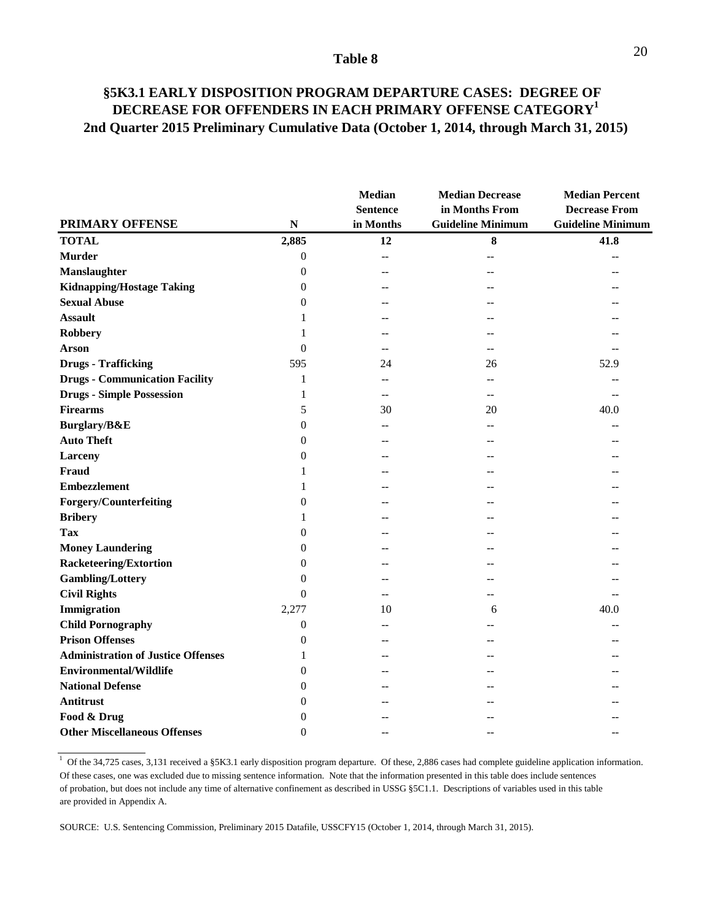## Table 8

### §5K3.1 EARLY DISPOSITION PROGRAM DEPARTURE CASES: DEGREE OF DECREASE FOR OFFENDERS IN EACH PRIMARY OFFENSE CATEGORY[1]
### 2nd Quarter 2015 Preliminary Cumulative Data (October 1, 2014, through March 31, 2015)

| PRIMARY OFFENSE | N | Median Sentence in Months | Median Decrease in Months From Guideline Minimum | Median Percent Decrease From Guideline Minimum |
|---|---|---|---|---|
| **TOTAL** | **2,885** | **12** | **8** | **41.8** |
| **Murder** | 0 | -- | -- | -- |
| **Manslaughter** | 0 | -- | -- | -- |
| **Kidnapping/Hostage Taking** | 0 | -- | -- | -- |
| **Sexual Abuse** | 0 | -- | -- | -- |
| **Assault** | 1 | -- | -- | -- |
| **Robbery** | 1 | -- | -- | -- |
| **Arson** | 0 | -- | -- | -- |
| **Drugs - Trafficking** | 595 | 24 | 26 | 52.9 |
| **Drugs - Communication Facility** | 1 | -- | -- | -- |
| **Drugs - Simple Possession** | 1 | -- | -- | -- |
| **Firearms** | 5 | 30 | 20 | 40.0 |
| **Burglary/B&E** | 0 | -- | -- | -- |
| **Auto Theft** | 0 | -- | -- | -- |
| **Larceny** | 0 | -- | -- | -- |
| **Fraud** | 1 | -- | -- | -- |
| **Embezzlement** | 1 | -- | -- | -- |
| **Forgery/Counterfeiting** | 0 | -- | -- | -- |
| **Bribery** | 1 | -- | -- | -- |
| **Tax** | 0 | -- | -- | -- |
| **Money Laundering** | 0 | -- | -- | -- |
| **Racketeering/Extortion** | 0 | -- | -- | -- |
| **Gambling/Lottery** | 0 | -- | -- | -- |
| **Civil Rights** | 0 | -- | -- | -- |
| **Immigration** | 2,277 | 10 | 6 | 40.0 |
| **Child Pornography** | 0 | -- | -- | -- |
| **Prison Offenses** | 0 | -- | -- | -- |
| **Administration of Justice Offenses** | 1 | -- | -- | -- |
| **Environmental/Wildlife** | 0 | -- | -- | -- |
| **National Defense** | 0 | -- | -- | -- |
| **Antitrust** | 0 | -- | -- | -- |
| **Food & Drug** | 0 | -- | -- | -- |
| **Other Miscellaneous Offenses** | 0 | -- | -- | -- |

[1] Of the 34,725 cases, 3,131 received a §5K3.1 early disposition program departure. Of these, 2,886 cases had complete guideline application information. Of these cases, one was excluded due to missing sentence information. Note that the information presented in this table does include sentences of probation, but does not include any time of alternative confinement as described in USSG §5C1.1. Descriptions of variables used in this table are provided in Appendix A.

SOURCE: U.S. Sentencing Commission, Preliminary 2015 Datafile, USSCFY15 (October 1, 2014, through March 31, 2015).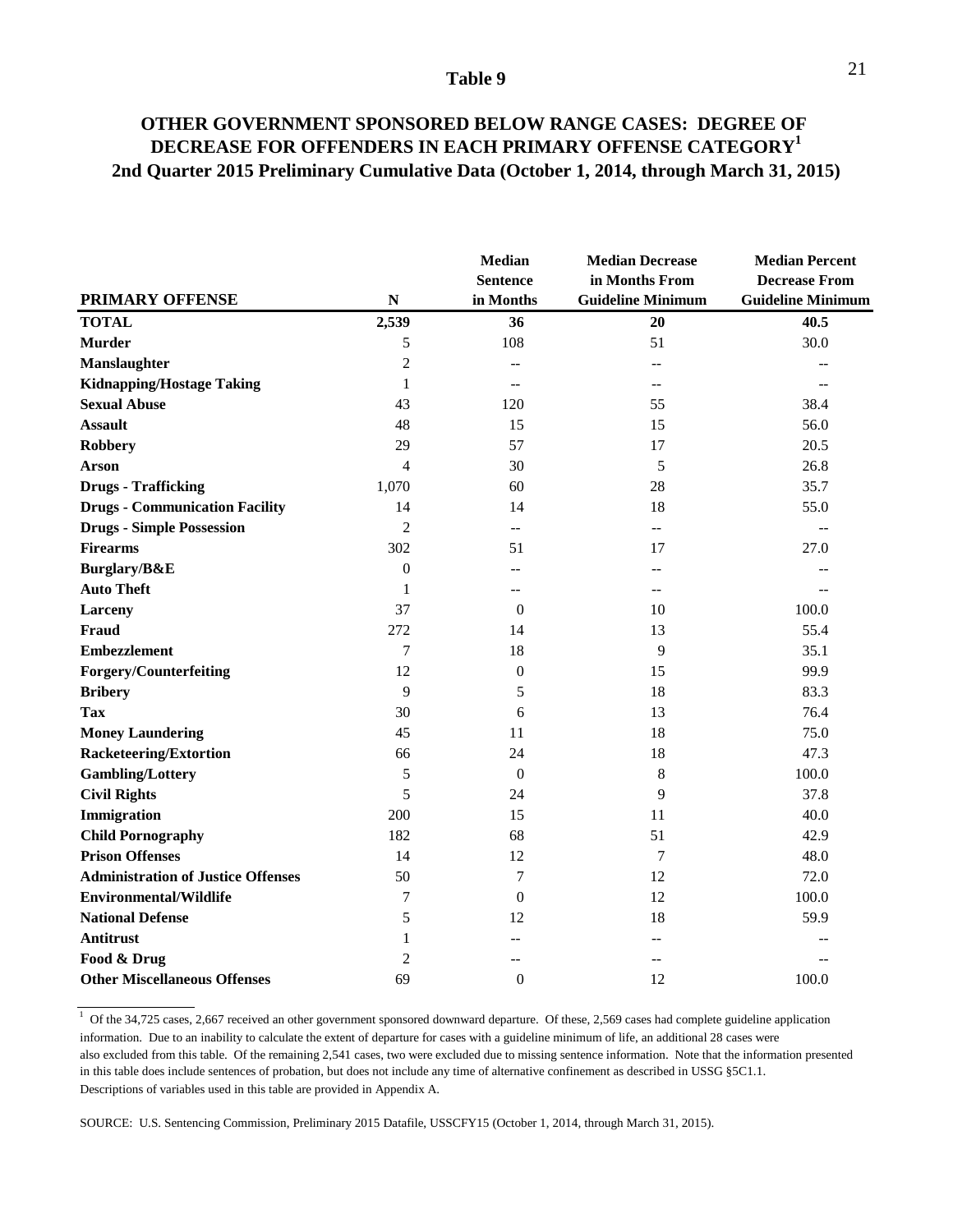## Table 9

### OTHER GOVERNMENT SPONSORED BELOW RANGE CASES: DEGREE OF DECREASE FOR OFFENDERS IN EACH PRIMARY OFFENSE CATEGORY[1]
### 2nd Quarter 2015 Preliminary Cumulative Data (October 1, 2014, through March 31, 2015)

| PRIMARY OFFENSE | N | Median Sentence in Months | Median Decrease in Months From Guideline Minimum | Median Percent Decrease From Guideline Minimum |
|---|---|---|---|---|
| **TOTAL** | **2,539** | **36** | **20** | **40.5** |
| **Murder** | 5 | 108 | 51 | 30.0 |
| **Manslaughter** | 2 | -- | -- | -- |
| **Kidnapping/Hostage Taking** | 1 | -- | -- | -- |
| **Sexual Abuse** | 43 | 120 | 55 | 38.4 |
| **Assault** | 48 | 15 | 15 | 56.0 |
| **Robbery** | 29 | 57 | 17 | 20.5 |
| **Arson** | 4 | 30 | 5 | 26.8 |
| **Drugs - Trafficking** | 1,070 | 60 | 28 | 35.7 |
| **Drugs - Communication Facility** | 14 | 14 | 18 | 55.0 |
| **Drugs - Simple Possession** | 2 | -- | -- | -- |
| **Firearms** | 302 | 51 | 17 | 27.0 |
| **Burglary/B&E** | 0 | -- | -- | -- |
| **Auto Theft** | 1 | -- | -- | -- |
| **Larceny** | 37 | 0 | 10 | 100.0 |
| **Fraud** | 272 | 14 | 13 | 55.4 |
| **Embezzlement** | 7 | 18 | 9 | 35.1 |
| **Forgery/Counterfeiting** | 12 | 0 | 15 | 99.9 |
| **Bribery** | 9 | 5 | 18 | 83.3 |
| **Tax** | 30 | 6 | 13 | 76.4 |
| **Money Laundering** | 45 | 11 | 18 | 75.0 |
| **Racketeering/Extortion** | 66 | 24 | 18 | 47.3 |
| **Gambling/Lottery** | 5 | 0 | 8 | 100.0 |
| **Civil Rights** | 5 | 24 | 9 | 37.8 |
| **Immigration** | 200 | 15 | 11 | 40.0 |
| **Child Pornography** | 182 | 68 | 51 | 42.9 |
| **Prison Offenses** | 14 | 12 | 7 | 48.0 |
| **Administration of Justice Offenses** | 50 | 7 | 12 | 72.0 |
| **Environmental/Wildlife** | 7 | 0 | 12 | 100.0 |
| **National Defense** | 5 | 12 | 18 | 59.9 |
| **Antitrust** | 1 | -- | -- | -- |
| **Food & Drug** | 2 | -- | -- | -- |
| **Other Miscellaneous Offenses** | 69 | 0 | 12 | 100.0 |

[1] Of the 34,725 cases, 2,667 received an other government sponsored downward departure. Of these, 2,569 cases had complete guideline application information. Due to an inability to calculate the extent of departure for cases with a guideline minimum of life, an additional 28 cases were also excluded from this table. Of the remaining 2,541 cases, two were excluded due to missing sentence information. Note that the information presented in this table does include sentences of probation, but does not include any time of alternative confinement as described in USSG §5C1.1. Descriptions of variables used in this table are provided in Appendix A.

SOURCE: U.S. Sentencing Commission, Preliminary 2015 Datafile, USSCFY15 (October 1, 2014, through March 31, 2015).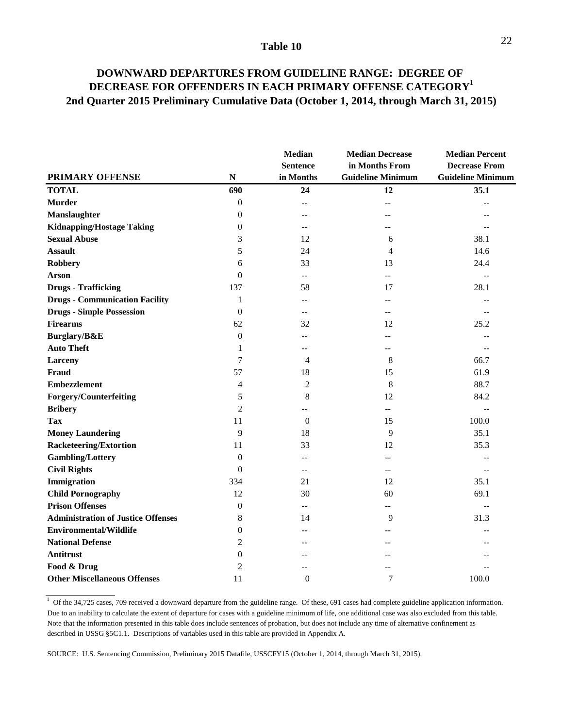# Table 10

## DOWNWARD DEPARTURES FROM GUIDELINE RANGE: DEGREE OF DECREASE FOR OFFENDERS IN EACH PRIMARY OFFENSE CATEGORY[1]
## 2nd Quarter 2015 Preliminary Cumulative Data (October 1, 2014, through March 31, 2015)

| PRIMARY OFFENSE | N | Median Sentence in Months | Median Decrease in Months From Guideline Minimum | Median Percent Decrease From Guideline Minimum |
|---|---|---|---|---|
| **TOTAL** | **690** | **24** | **12** | **35.1** |
| **Murder** | 0 | -- | -- | -- |
| **Manslaughter** | 0 | -- | -- | -- |
| **Kidnapping/Hostage Taking** | 0 | -- | -- | -- |
| **Sexual Abuse** | 3 | 12 | 6 | 38.1 |
| **Assault** | 5 | 24 | 4 | 14.6 |
| **Robbery** | 6 | 33 | 13 | 24.4 |
| **Arson** | 0 | -- | -- | -- |
| **Drugs - Trafficking** | 137 | 58 | 17 | 28.1 |
| **Drugs - Communication Facility** | 1 | -- | -- | -- |
| **Drugs - Simple Possession** | 0 | -- | -- | -- |
| **Firearms** | 62 | 32 | 12 | 25.2 |
| **Burglary/B&E** | 0 | -- | -- | -- |
| **Auto Theft** | 1 | -- | -- | -- |
| **Larceny** | 7 | 4 | 8 | 66.7 |
| **Fraud** | 57 | 18 | 15 | 61.9 |
| **Embezzlement** | 4 | 2 | 8 | 88.7 |
| **Forgery/Counterfeiting** | 5 | 8 | 12 | 84.2 |
| **Bribery** | 2 | -- | -- | -- |
| **Tax** | 11 | 0 | 15 | 100.0 |
| **Money Laundering** | 9 | 18 | 9 | 35.1 |
| **Racketeering/Extortion** | 11 | 33 | 12 | 35.3 |
| **Gambling/Lottery** | 0 | -- | -- | -- |
| **Civil Rights** | 0 | -- | -- | -- |
| **Immigration** | 334 | 21 | 12 | 35.1 |
| **Child Pornography** | 12 | 30 | 60 | 69.1 |
| **Prison Offenses** | 0 | -- | -- | -- |
| **Administration of Justice Offenses** | 8 | 14 | 9 | 31.3 |
| **Environmental/Wildlife** | 0 | -- | -- | -- |
| **National Defense** | 2 | -- | -- | -- |
| **Antitrust** | 0 | -- | -- | -- |
| **Food & Drug** | 2 | -- | -- | -- |
| **Other Miscellaneous Offenses** | 11 | 0 | 7 | 100.0 |

[1] Of the 34,725 cases, 709 received a downward departure from the guideline range. Of these, 691 cases had complete guideline application information. Due to an inability to calculate the extent of departure for cases with a guideline minimum of life, one additional case was also excluded from this table. Note that the information presented in this table does include sentences of probation, but does not include any time of alternative confinement as described in USSG §5C1.1. Descriptions of variables used in this table are provided in Appendix A.

SOURCE: U.S. Sentencing Commission, Preliminary 2015 Datafile, USSCFY15 (October 1, 2014, through March 31, 2015).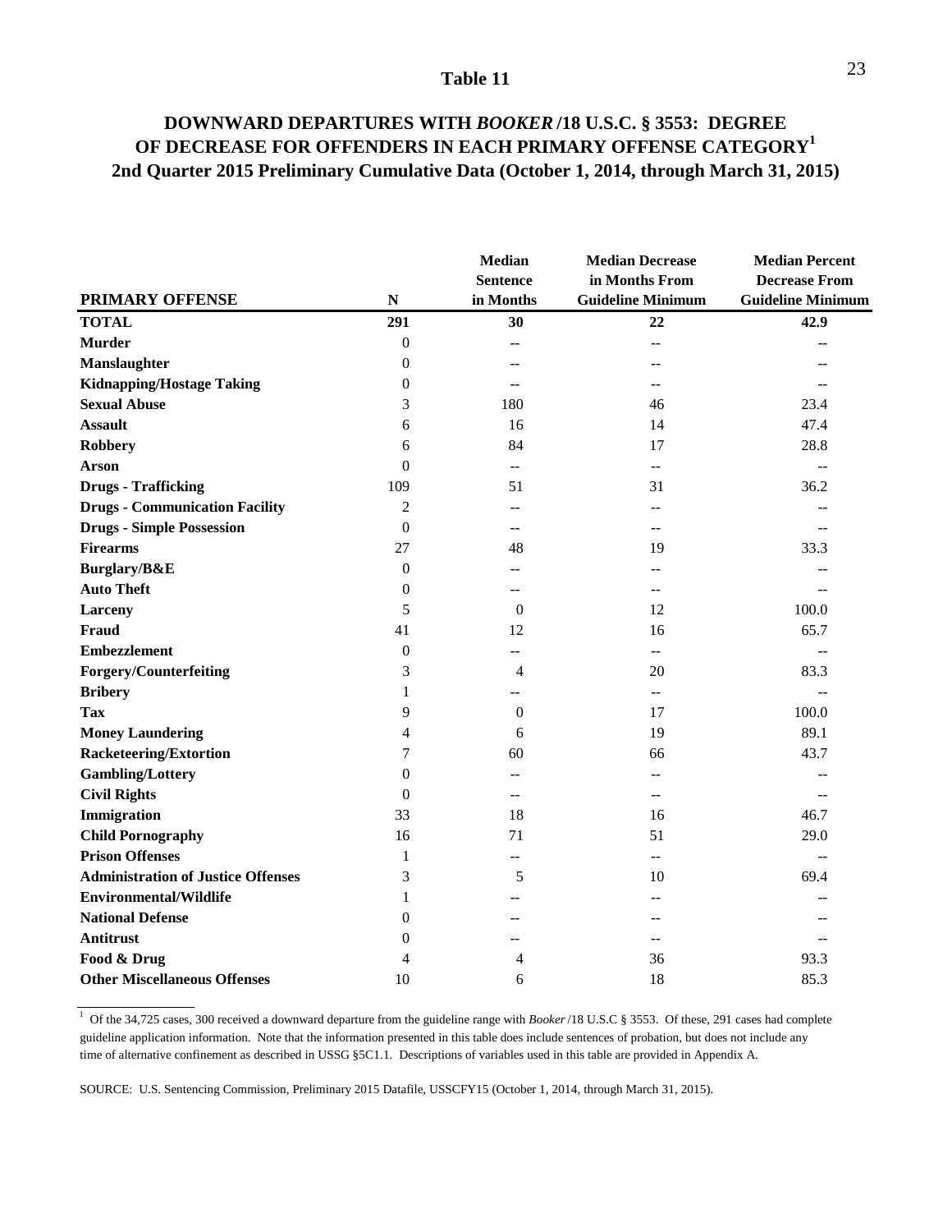# Table 11

## DOWNWARD DEPARTURES WITH *BOOKER* /18 U.S.C. § 3553: DEGREE OF DECREASE FOR OFFENDERS IN EACH PRIMARY OFFENSE CATEGORY[1]
## 2nd Quarter 2015 Preliminary Cumulative Data (October 1, 2014, through March 31, 2015)

| PRIMARY OFFENSE | N | Median Sentence in Months | Median Decrease in Months From Guideline Minimum | Median Percent Decrease From Guideline Minimum |
|---|---|---|---|---|
| **TOTAL** | **291** | **30** | **22** | **42.9** |
| **Murder** | 0 | -- | -- | -- |
| **Manslaughter** | 0 | -- | -- | -- |
| **Kidnapping/Hostage Taking** | 0 | -- | -- | -- |
| **Sexual Abuse** | 3 | 180 | 46 | 23.4 |
| **Assault** | 6 | 16 | 14 | 47.4 |
| **Robbery** | 6 | 84 | 17 | 28.8 |
| **Arson** | 0 | -- | -- | -- |
| **Drugs - Trafficking** | 109 | 51 | 31 | 36.2 |
| **Drugs - Communication Facility** | 2 | -- | -- | -- |
| **Drugs - Simple Possession** | 0 | -- | -- | -- |
| **Firearms** | 27 | 48 | 19 | 33.3 |
| **Burglary/B&E** | 0 | -- | -- | -- |
| **Auto Theft** | 0 | -- | -- | -- |
| **Larceny** | 5 | 0 | 12 | 100.0 |
| **Fraud** | 41 | 12 | 16 | 65.7 |
| **Embezzlement** | 0 | -- | -- | -- |
| **Forgery/Counterfeiting** | 3 | 4 | 20 | 83.3 |
| **Bribery** | 1 | -- | -- | -- |
| **Tax** | 9 | 0 | 17 | 100.0 |
| **Money Laundering** | 4 | 6 | 19 | 89.1 |
| **Racketeering/Extortion** | 7 | 60 | 66 | 43.7 |
| **Gambling/Lottery** | 0 | -- | -- | -- |
| **Civil Rights** | 0 | -- | -- | -- |
| **Immigration** | 33 | 18 | 16 | 46.7 |
| **Child Pornography** | 16 | 71 | 51 | 29.0 |
| **Prison Offenses** | 1 | -- | -- | -- |
| **Administration of Justice Offenses** | 3 | 5 | 10 | 69.4 |
| **Environmental/Wildlife** | 1 | -- | -- | -- |
| **National Defense** | 0 | -- | -- | -- |
| **Antitrust** | 0 | -- | -- | -- |
| **Food & Drug** | 4 | 4 | 36 | 93.3 |
| **Other Miscellaneous Offenses** | 10 | 6 | 18 | 85.3 |

[1] Of the 34,725 cases, 300 received a downward departure from the guideline range with *Booker* /18 U.S.C § 3553. Of these, 291 cases had complete guideline application information. Note that the information presented in this table does include sentences of probation, but does not include any time of alternative confinement as described in USSG §5C1.1. Descriptions of variables used in this table are provided in Appendix A.

SOURCE: U.S. Sentencing Commission, Preliminary 2015 Datafile, USSCFY15 (October 1, 2014, through March 31, 2015).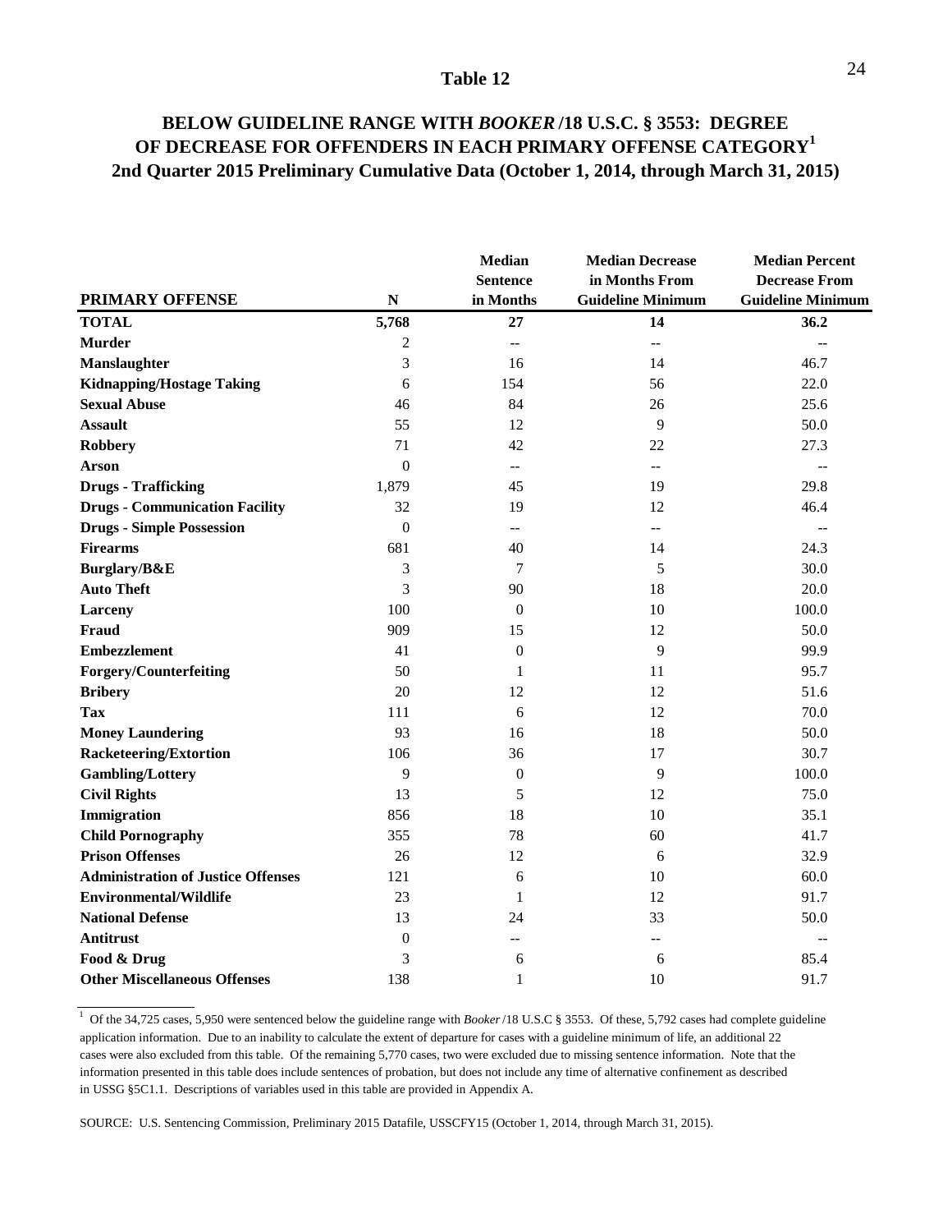## Table 12

## BELOW GUIDELINE RANGE WITH *BOOKER* /18 U.S.C. § 3553: DEGREE OF DECREASE FOR OFFENDERS IN EACH PRIMARY OFFENSE CATEGORY[1]

### 2nd Quarter 2015 Preliminary Cumulative Data (October 1, 2014, through March 31, 2015)

| PRIMARY OFFENSE | N | Median Sentence in Months | Median Decrease in Months From Guideline Minimum | Median Percent Decrease From Guideline Minimum |
|---|---|---|---|---|
| **TOTAL** | **5,768** | **27** | **14** | **36.2** |
| **Murder** | 2 | -- | -- | -- |
| **Manslaughter** | 3 | 16 | 14 | 46.7 |
| **Kidnapping/Hostage Taking** | 6 | 154 | 56 | 22.0 |
| **Sexual Abuse** | 46 | 84 | 26 | 25.6 |
| **Assault** | 55 | 12 | 9 | 50.0 |
| **Robbery** | 71 | 42 | 22 | 27.3 |
| **Arson** | 0 | -- | -- | -- |
| **Drugs - Trafficking** | 1,879 | 45 | 19 | 29.8 |
| **Drugs - Communication Facility** | 32 | 19 | 12 | 46.4 |
| **Drugs - Simple Possession** | 0 | -- | -- | -- |
| **Firearms** | 681 | 40 | 14 | 24.3 |
| **Burglary/B&E** | 3 | 7 | 5 | 30.0 |
| **Auto Theft** | 3 | 90 | 18 | 20.0 |
| **Larceny** | 100 | 0 | 10 | 100.0 |
| **Fraud** | 909 | 15 | 12 | 50.0 |
| **Embezzlement** | 41 | 0 | 9 | 99.9 |
| **Forgery/Counterfeiting** | 50 | 1 | 11 | 95.7 |
| **Bribery** | 20 | 12 | 12 | 51.6 |
| **Tax** | 111 | 6 | 12 | 70.0 |
| **Money Laundering** | 93 | 16 | 18 | 50.0 |
| **Racketeering/Extortion** | 106 | 36 | 17 | 30.7 |
| **Gambling/Lottery** | 9 | 0 | 9 | 100.0 |
| **Civil Rights** | 13 | 5 | 12 | 75.0 |
| **Immigration** | 856 | 18 | 10 | 35.1 |
| **Child Pornography** | 355 | 78 | 60 | 41.7 |
| **Prison Offenses** | 26 | 12 | 6 | 32.9 |
| **Administration of Justice Offenses** | 121 | 6 | 10 | 60.0 |
| **Environmental/Wildlife** | 23 | 1 | 12 | 91.7 |
| **National Defense** | 13 | 24 | 33 | 50.0 |
| **Antitrust** | 0 | -- | -- | -- |
| **Food & Drug** | 3 | 6 | 6 | 85.4 |
| **Other Miscellaneous Offenses** | 138 | 1 | 10 | 91.7 |

[1] Of the 34,725 cases, 5,950 were sentenced below the guideline range with *Booker* /18 U.S.C § 3553. Of these, 5,792 cases had complete guideline application information. Due to an inability to calculate the extent of departure for cases with a guideline minimum of life, an additional 22 cases were also excluded from this table. Of the remaining 5,770 cases, two were excluded due to missing sentence information. Note that the information presented in this table does include sentences of probation, but does not include any time of alternative confinement as described in USSG §5C1.1. Descriptions of variables used in this table are provided in Appendix A.

SOURCE: U.S. Sentencing Commission, Preliminary 2015 Datafile, USSCFY15 (October 1, 2014, through March 31, 2015).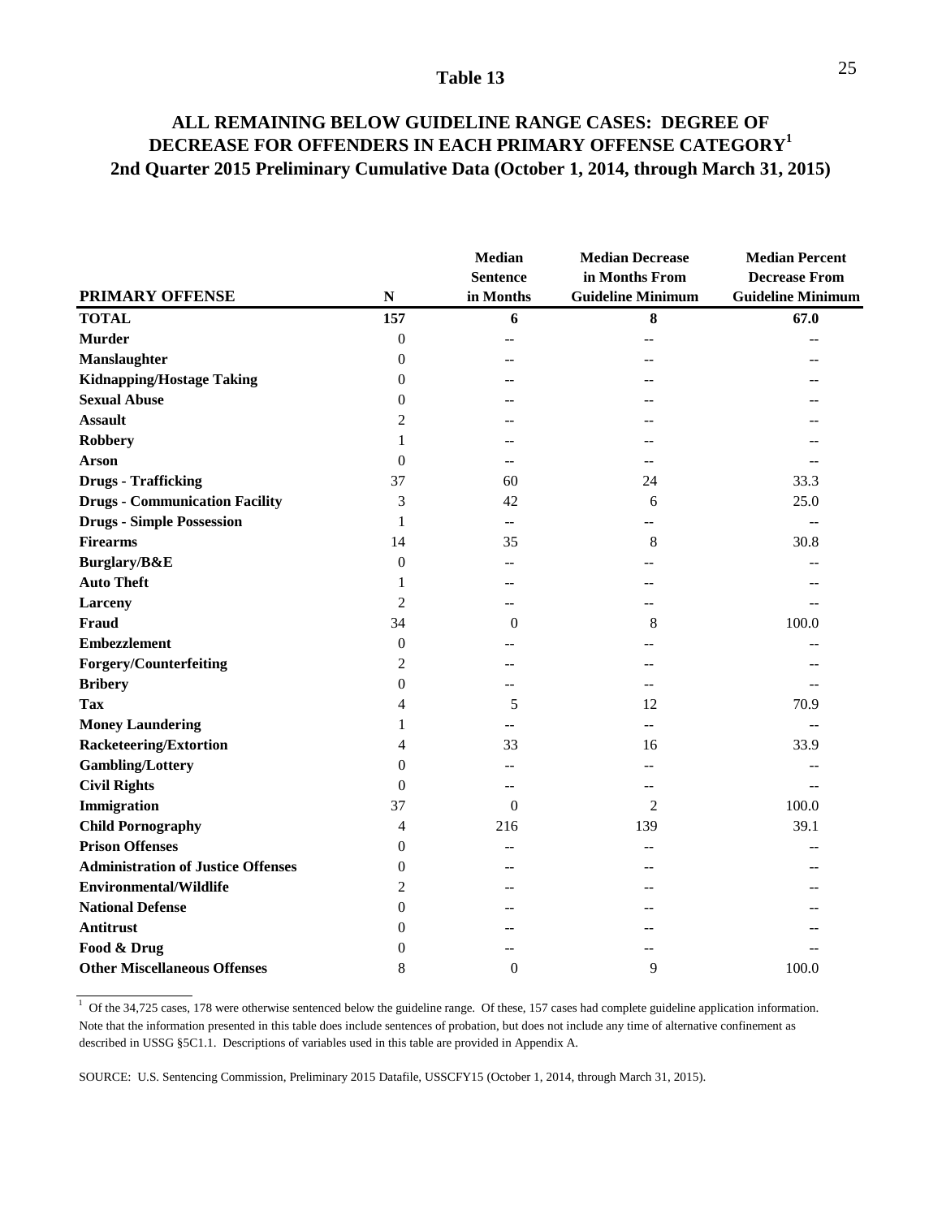**Table 13**

**ALL REMAINING BELOW GUIDELINE RANGE CASES: DEGREE OF DECREASE FOR OFFENDERS IN EACH PRIMARY OFFENSE CATEGORY[1]**
**2nd Quarter 2015 Preliminary Cumulative Data (October 1, 2014, through March 31, 2015)**

| PRIMARY OFFENSE | N | Median Sentence in Months | Median Decrease in Months From Guideline Minimum | Median Percent Decrease From Guideline Minimum |
|---|---|---|---|---|
| **TOTAL** | **157** | **6** | **8** | **67.0** |
| **Murder** | 0 | -- | -- | -- |
| **Manslaughter** | 0 | -- | -- | -- |
| **Kidnapping/Hostage Taking** | 0 | -- | -- | -- |
| **Sexual Abuse** | 0 | -- | -- | -- |
| **Assault** | 2 | -- | -- | -- |
| **Robbery** | 1 | -- | -- | -- |
| **Arson** | 0 | -- | -- | -- |
| **Drugs - Trafficking** | 37 | 60 | 24 | 33.3 |
| **Drugs - Communication Facility** | 3 | 42 | 6 | 25.0 |
| **Drugs - Simple Possession** | 1 | -- | -- | -- |
| **Firearms** | 14 | 35 | 8 | 30.8 |
| **Burglary/B&E** | 0 | -- | -- | -- |
| **Auto Theft** | 1 | -- | -- | -- |
| **Larceny** | 2 | -- | -- | -- |
| **Fraud** | 34 | 0 | 8 | 100.0 |
| **Embezzlement** | 0 | -- | -- | -- |
| **Forgery/Counterfeiting** | 2 | -- | -- | -- |
| **Bribery** | 0 | -- | -- | -- |
| **Tax** | 4 | 5 | 12 | 70.9 |
| **Money Laundering** | 1 | -- | -- | -- |
| **Racketeering/Extortion** | 4 | 33 | 16 | 33.9 |
| **Gambling/Lottery** | 0 | -- | -- | -- |
| **Civil Rights** | 0 | -- | -- | -- |
| **Immigration** | 37 | 0 | 2 | 100.0 |
| **Child Pornography** | 4 | 216 | 139 | 39.1 |
| **Prison Offenses** | 0 | -- | -- | -- |
| **Administration of Justice Offenses** | 0 | -- | -- | -- |
| **Environmental/Wildlife** | 2 | -- | -- | -- |
| **National Defense** | 0 | -- | -- | -- |
| **Antitrust** | 0 | -- | -- | -- |
| **Food & Drug** | 0 | -- | -- | -- |
| **Other Miscellaneous Offenses** | 8 | 0 | 9 | 100.0 |

[1] Of the 34,725 cases, 178 were otherwise sentenced below the guideline range. Of these, 157 cases had complete guideline application information. Note that the information presented in this table does include sentences of probation, but does not include any time of alternative confinement as described in USSG §5C1.1. Descriptions of variables used in this table are provided in Appendix A.

SOURCE: U.S. Sentencing Commission, Preliminary 2015 Datafile, USSCFY15 (October 1, 2014, through March 31, 2015).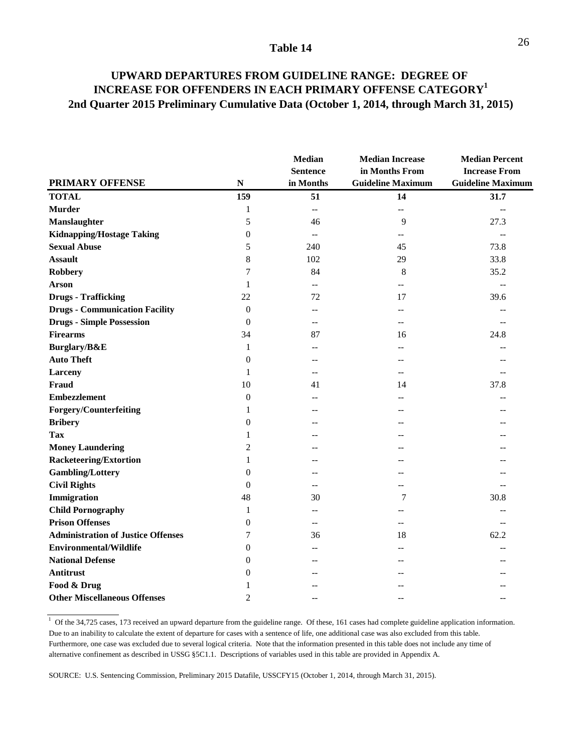# Table 14

## UPWARD DEPARTURES FROM GUIDELINE RANGE: DEGREE OF INCREASE FOR OFFENDERS IN EACH PRIMARY OFFENSE CATEGORY[1]
## 2nd Quarter 2015 Preliminary Cumulative Data (October 1, 2014, through March 31, 2015)

| PRIMARY OFFENSE | N | Median Sentence in Months | Median Increase in Months From Guideline Maximum | Median Percent Increase From Guideline Maximum |
|---|---|---|---|---|
| **TOTAL** | **159** | **51** | **14** | **31.7** |
| **Murder** | 1 | -- | -- | -- |
| **Manslaughter** | 5 | 46 | 9 | 27.3 |
| **Kidnapping/Hostage Taking** | 0 | -- | -- | -- |
| **Sexual Abuse** | 5 | 240 | 45 | 73.8 |
| **Assault** | 8 | 102 | 29 | 33.8 |
| **Robbery** | 7 | 84 | 8 | 35.2 |
| **Arson** | 1 | -- | -- | -- |
| **Drugs - Trafficking** | 22 | 72 | 17 | 39.6 |
| **Drugs - Communication Facility** | 0 | -- | -- | -- |
| **Drugs - Simple Possession** | 0 | -- | -- | -- |
| **Firearms** | 34 | 87 | 16 | 24.8 |
| **Burglary/B&E** | 1 | -- | -- | -- |
| **Auto Theft** | 0 | -- | -- | -- |
| **Larceny** | 1 | -- | -- | -- |
| **Fraud** | 10 | 41 | 14 | 37.8 |
| **Embezzlement** | 0 | -- | -- | -- |
| **Forgery/Counterfeiting** | 1 | -- | -- | -- |
| **Bribery** | 0 | -- | -- | -- |
| **Tax** | 1 | -- | -- | -- |
| **Money Laundering** | 2 | -- | -- | -- |
| **Racketeering/Extortion** | 1 | -- | -- | -- |
| **Gambling/Lottery** | 0 | -- | -- | -- |
| **Civil Rights** | 0 | -- | -- | -- |
| **Immigration** | 48 | 30 | 7 | 30.8 |
| **Child Pornography** | 1 | -- | -- | -- |
| **Prison Offenses** | 0 | -- | -- | -- |
| **Administration of Justice Offenses** | 7 | 36 | 18 | 62.2 |
| **Environmental/Wildlife** | 0 | -- | -- | -- |
| **National Defense** | 0 | -- | -- | -- |
| **Antitrust** | 0 | -- | -- | -- |
| **Food & Drug** | 1 | -- | -- | -- |
| **Other Miscellaneous Offenses** | 2 | -- | -- | -- |

[1] Of the 34,725 cases, 173 received an upward departure from the guideline range. Of these, 161 cases had complete guideline application information. Due to an inability to calculate the extent of departure for cases with a sentence of life, one additional case was also excluded from this table. Furthermore, one case was excluded due to several logical criteria. Note that the information presented in this table does not include any time of alternative confinement as described in USSG §5C1.1. Descriptions of variables used in this table are provided in Appendix A.

SOURCE: U.S. Sentencing Commission, Preliminary 2015 Datafile, USSCFY15 (October 1, 2014, through March 31, 2015).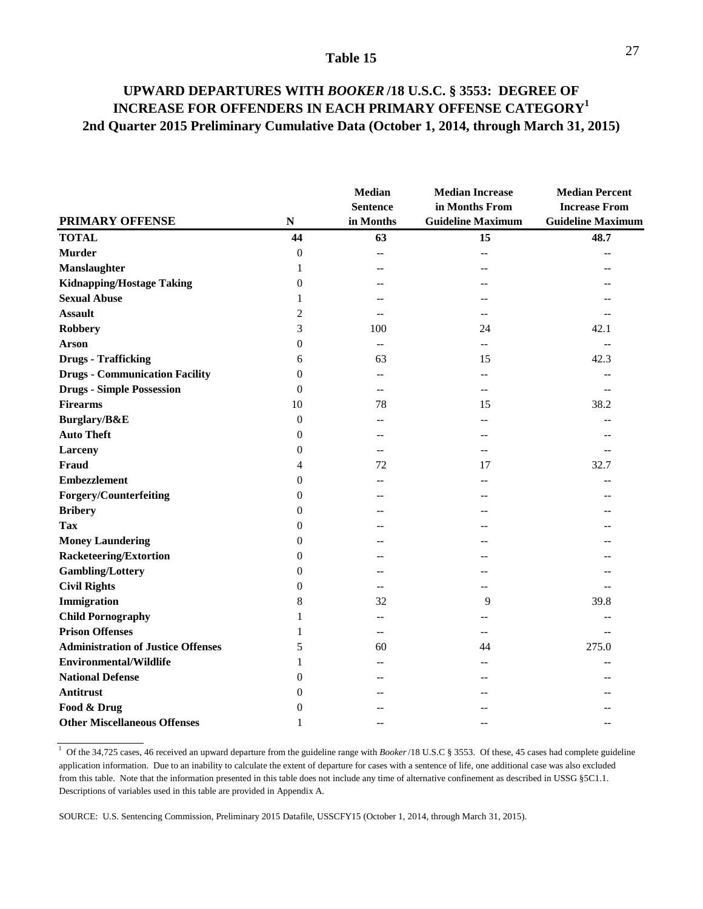# Table 15

## UPWARD DEPARTURES WITH *BOOKER* /18 U.S.C. § 3553: DEGREE OF INCREASE FOR OFFENDERS IN EACH PRIMARY OFFENSE CATEGORY[1]
## 2nd Quarter 2015 Preliminary Cumulative Data (October 1, 2014, through March 31, 2015)

| PRIMARY OFFENSE | N | Median Sentence in Months | Median Increase in Months From Guideline Maximum | Median Percent Increase From Guideline Maximum |
|---|---|---|---|---|
| **TOTAL** | **44** | **63** | **15** | **48.7** |
| **Murder** | 0 | -- | -- | -- |
| **Manslaughter** | 1 | -- | -- | -- |
| **Kidnapping/Hostage Taking** | 0 | -- | -- | -- |
| **Sexual Abuse** | 1 | -- | -- | -- |
| **Assault** | 2 | -- | -- | -- |
| **Robbery** | 3 | 100 | 24 | 42.1 |
| **Arson** | 0 | -- | -- | -- |
| **Drugs - Trafficking** | 6 | 63 | 15 | 42.3 |
| **Drugs - Communication Facility** | 0 | -- | -- | -- |
| **Drugs - Simple Possession** | 0 | -- | -- | -- |
| **Firearms** | 10 | 78 | 15 | 38.2 |
| **Burglary/B&E** | 0 | -- | -- | -- |
| **Auto Theft** | 0 | -- | -- | -- |
| **Larceny** | 0 | -- | -- | -- |
| **Fraud** | 4 | 72 | 17 | 32.7 |
| **Embezzlement** | 0 | -- | -- | -- |
| **Forgery/Counterfeiting** | 0 | -- | -- | -- |
| **Bribery** | 0 | -- | -- | -- |
| **Tax** | 0 | -- | -- | -- |
| **Money Laundering** | 0 | -- | -- | -- |
| **Racketeering/Extortion** | 0 | -- | -- | -- |
| **Gambling/Lottery** | 0 | -- | -- | -- |
| **Civil Rights** | 0 | -- | -- | -- |
| **Immigration** | 8 | 32 | 9 | 39.8 |
| **Child Pornography** | 1 | -- | -- | -- |
| **Prison Offenses** | 1 | -- | -- | -- |
| **Administration of Justice Offenses** | 5 | 60 | 44 | 275.0 |
| **Environmental/Wildlife** | 1 | -- | -- | -- |
| **National Defense** | 0 | -- | -- | -- |
| **Antitrust** | 0 | -- | -- | -- |
| **Food & Drug** | 0 | -- | -- | -- |
| **Other Miscellaneous Offenses** | 1 | -- | -- | -- |

[1] Of the 34,725 cases, 46 received an upward departure from the guideline range with *Booker* /18 U.S.C § 3553. Of these, 45 cases had complete guideline application information. Due to an inability to calculate the extent of departure for cases with a sentence of life, one additional case was also excluded from this table. Note that the information presented in this table does not include any time of alternative confinement as described in USSG §5C1.1. Descriptions of variables used in this table are provided in Appendix A.

SOURCE: U.S. Sentencing Commission, Preliminary 2015 Datafile, USSCFY15 (October 1, 2014, through March 31, 2015).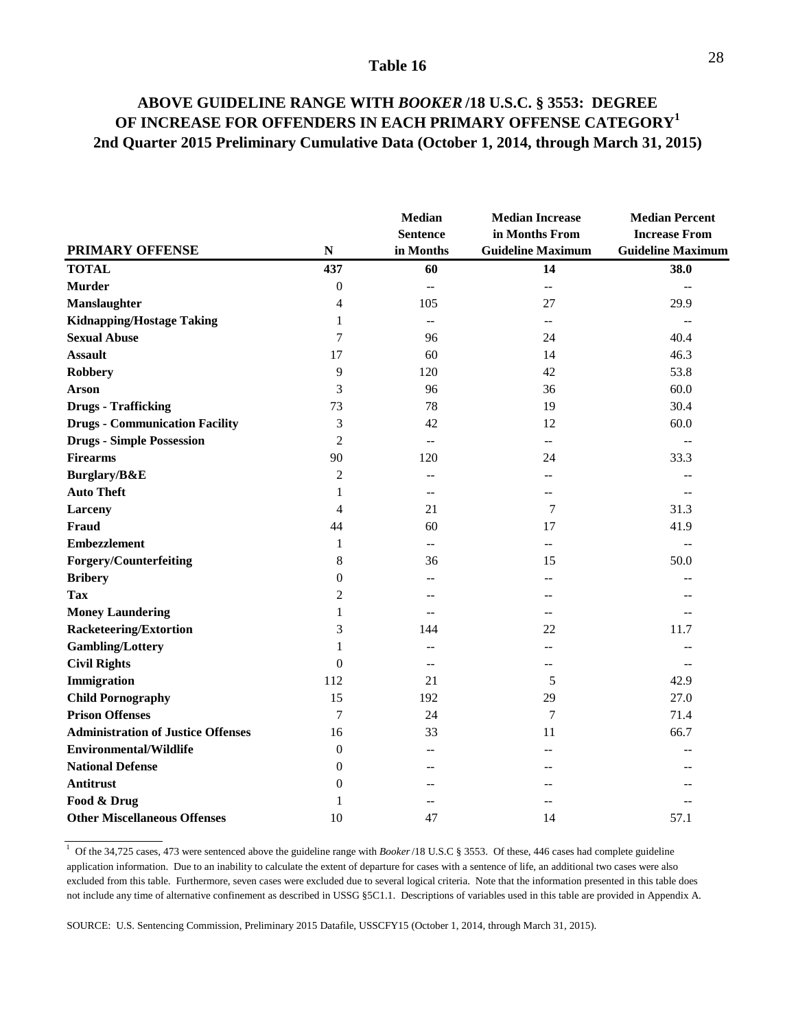## Table 16

## ABOVE GUIDELINE RANGE WITH *BOOKER* /18 U.S.C. § 3553: DEGREE OF INCREASE FOR OFFENDERS IN EACH PRIMARY OFFENSE CATEGORY[1]
## 2nd Quarter 2015 Preliminary Cumulative Data (October 1, 2014, through March 31, 2015)

| PRIMARY OFFENSE | N | Median Sentence in Months | Median Increase in Months From Guideline Maximum | Median Percent Increase From Guideline Maximum |
|---|---|---|---|---|
| **TOTAL** | **437** | **60** | **14** | **38.0** |
| **Murder** | 0 | -- | -- | -- |
| **Manslaughter** | 4 | 105 | 27 | 29.9 |
| **Kidnapping/Hostage Taking** | 1 | -- | -- | -- |
| **Sexual Abuse** | 7 | 96 | 24 | 40.4 |
| **Assault** | 17 | 60 | 14 | 46.3 |
| **Robbery** | 9 | 120 | 42 | 53.8 |
| **Arson** | 3 | 96 | 36 | 60.0 |
| **Drugs - Trafficking** | 73 | 78 | 19 | 30.4 |
| **Drugs - Communication Facility** | 3 | 42 | 12 | 60.0 |
| **Drugs - Simple Possession** | 2 | -- | -- | -- |
| **Firearms** | 90 | 120 | 24 | 33.3 |
| **Burglary/B&E** | 2 | -- | -- | -- |
| **Auto Theft** | 1 | -- | -- | -- |
| **Larceny** | 4 | 21 | 7 | 31.3 |
| **Fraud** | 44 | 60 | 17 | 41.9 |
| **Embezzlement** | 1 | -- | -- | -- |
| **Forgery/Counterfeiting** | 8 | 36 | 15 | 50.0 |
| **Bribery** | 0 | -- | -- | -- |
| **Tax** | 2 | -- | -- | -- |
| **Money Laundering** | 1 | -- | -- | -- |
| **Racketeering/Extortion** | 3 | 144 | 22 | 11.7 |
| **Gambling/Lottery** | 1 | -- | -- | -- |
| **Civil Rights** | 0 | -- | -- | -- |
| **Immigration** | 112 | 21 | 5 | 42.9 |
| **Child Pornography** | 15 | 192 | 29 | 27.0 |
| **Prison Offenses** | 7 | 24 | 7 | 71.4 |
| **Administration of Justice Offenses** | 16 | 33 | 11 | 66.7 |
| **Environmental/Wildlife** | 0 | -- | -- | -- |
| **National Defense** | 0 | -- | -- | -- |
| **Antitrust** | 0 | -- | -- | -- |
| **Food & Drug** | 1 | -- | -- | -- |
| **Other Miscellaneous Offenses** | 10 | 47 | 14 | 57.1 |

[1] Of the 34,725 cases, 473 were sentenced above the guideline range with *Booker* /18 U.S.C § 3553. Of these, 446 cases had complete guideline application information. Due to an inability to calculate the extent of departure for cases with a sentence of life, an additional two cases were also excluded from this table. Furthermore, seven cases were excluded due to several logical criteria. Note that the information presented in this table does not include any time of alternative confinement as described in USSG §5C1.1. Descriptions of variables used in this table are provided in Appendix A.

SOURCE: U.S. Sentencing Commission, Preliminary 2015 Datafile, USSCFY15 (October 1, 2014, through March 31, 2015).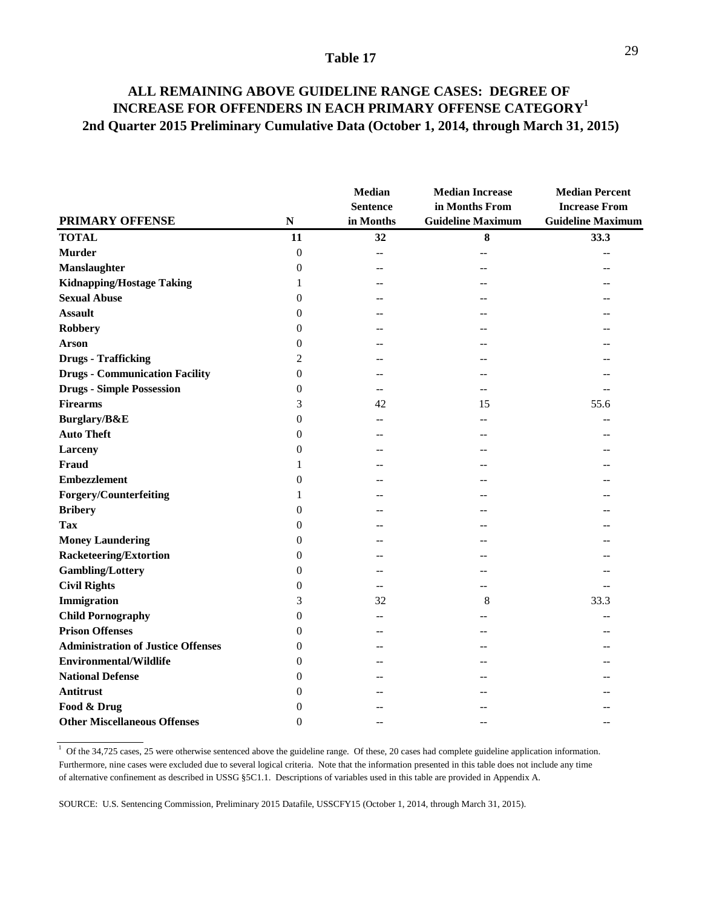# Table 17

## ALL REMAINING ABOVE GUIDELINE RANGE CASES: DEGREE OF INCREASE FOR OFFENDERS IN EACH PRIMARY OFFENSE CATEGORY[1]
## 2nd Quarter 2015 Preliminary Cumulative Data (October 1, 2014, through March 31, 2015)

| PRIMARY OFFENSE | N | Median Sentence in Months | Median Increase in Months From Guideline Maximum | Median Percent Increase From Guideline Maximum |
|---|---|---|---|---|
| **TOTAL** | **11** | **32** | **8** | **33.3** |
| **Murder** | 0 | -- | -- | -- |
| **Manslaughter** | 0 | -- | -- | -- |
| **Kidnapping/Hostage Taking** | 1 | -- | -- | -- |
| **Sexual Abuse** | 0 | -- | -- | -- |
| **Assault** | 0 | -- | -- | -- |
| **Robbery** | 0 | -- | -- | -- |
| **Arson** | 0 | -- | -- | -- |
| **Drugs - Trafficking** | 2 | -- | -- | -- |
| **Drugs - Communication Facility** | 0 | -- | -- | -- |
| **Drugs - Simple Possession** | 0 | -- | -- | -- |
| **Firearms** | 3 | 42 | 15 | 55.6 |
| **Burglary/B&E** | 0 | -- | -- | -- |
| **Auto Theft** | 0 | -- | -- | -- |
| **Larceny** | 0 | -- | -- | -- |
| **Fraud** | 1 | -- | -- | -- |
| **Embezzlement** | 0 | -- | -- | -- |
| **Forgery/Counterfeiting** | 1 | -- | -- | -- |
| **Bribery** | 0 | -- | -- | -- |
| **Tax** | 0 | -- | -- | -- |
| **Money Laundering** | 0 | -- | -- | -- |
| **Racketeering/Extortion** | 0 | -- | -- | -- |
| **Gambling/Lottery** | 0 | -- | -- | -- |
| **Civil Rights** | 0 | -- | -- | -- |
| **Immigration** | 3 | 32 | 8 | 33.3 |
| **Child Pornography** | 0 | -- | -- | -- |
| **Prison Offenses** | 0 | -- | -- | -- |
| **Administration of Justice Offenses** | 0 | -- | -- | -- |
| **Environmental/Wildlife** | 0 | -- | -- | -- |
| **National Defense** | 0 | -- | -- | -- |
| **Antitrust** | 0 | -- | -- | -- |
| **Food & Drug** | 0 | -- | -- | -- |
| **Other Miscellaneous Offenses** | 0 | -- | -- | -- |

[1] Of the 34,725 cases, 25 were otherwise sentenced above the guideline range. Of these, 20 cases had complete guideline application information. Furthermore, nine cases were excluded due to several logical criteria. Note that the information presented in this table does not include any time of alternative confinement as described in USSG §5C1.1. Descriptions of variables used in this table are provided in Appendix A.

SOURCE: U.S. Sentencing Commission, Preliminary 2015 Datafile, USSCFY15 (October 1, 2014, through March 31, 2015).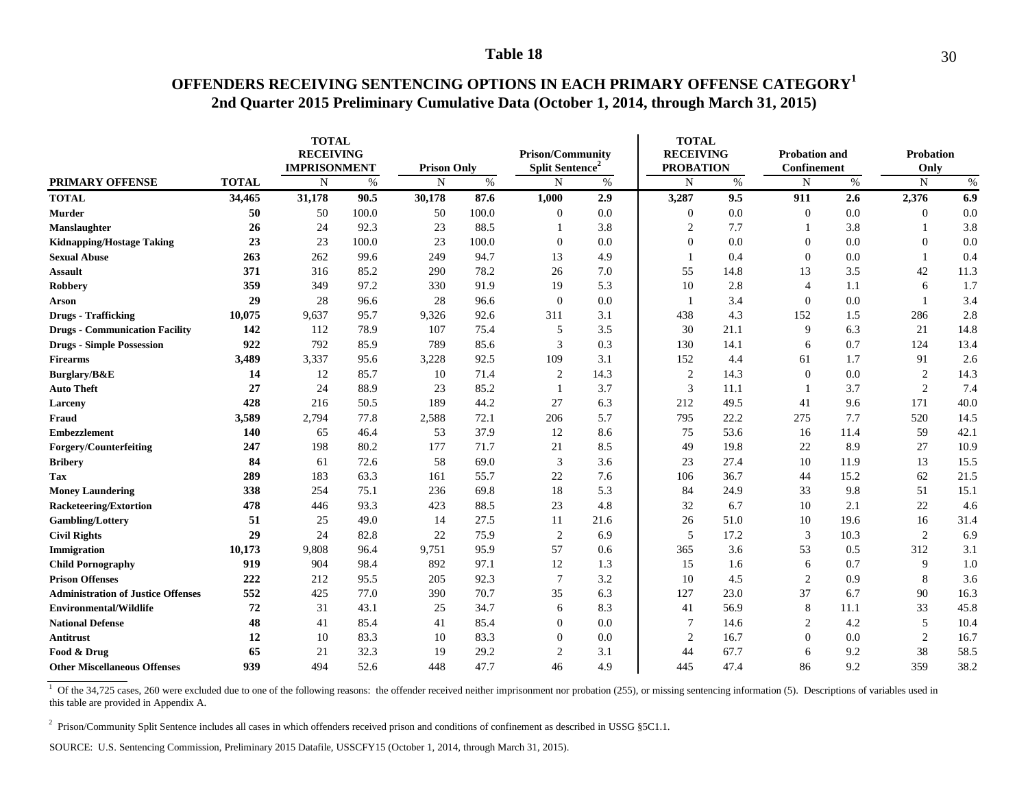# Table 18

## OFFENDERS RECEIVING SENTENCING OPTIONS IN EACH PRIMARY OFFENSE CATEGORY[1]
## 2nd Quarter 2015 Preliminary Cumulative Data (October 1, 2014, through March 31, 2015)

| PRIMARY OFFENSE | TOTAL | TOTAL RECEIVING IMPRISONMENT | | Prison Only | | Prison/Community Split Sentence[2] | | TOTAL RECEIVING PROBATION | | Probation and Confinement | | Probation Only | |
|---|---|---|---|---|---|---|---|---|---|---|---|---|---|
| | | N | % | N | % | N | % | N | % | N | % | N | % |
| **TOTAL** | **34,465** | **31,178** | **90.5** | **30,178** | **87.6** | **1,000** | **2.9** | **3,287** | **9.5** | **911** | **2.6** | **2,376** | **6.9** |
| **Murder** | **50** | 50 | 100.0 | 50 | 100.0 | 0 | 0.0 | 0 | 0.0 | 0 | 0.0 | 0 | 0.0 |
| **Manslaughter** | **26** | 24 | 92.3 | 23 | 88.5 | 1 | 3.8 | 2 | 7.7 | 1 | 3.8 | 1 | 3.8 |
| **Kidnapping/Hostage Taking** | **23** | 23 | 100.0 | 23 | 100.0 | 0 | 0.0 | 0 | 0.0 | 0 | 0.0 | 0 | 0.0 |
| **Sexual Abuse** | **263** | 262 | 99.6 | 249 | 94.7 | 13 | 4.9 | 1 | 0.4 | 0 | 0.0 | 1 | 0.4 |
| **Assault** | **371** | 316 | 85.2 | 290 | 78.2 | 26 | 7.0 | 55 | 14.8 | 13 | 3.5 | 42 | 11.3 |
| **Robbery** | **359** | 349 | 97.2 | 330 | 91.9 | 19 | 5.3 | 10 | 2.8 | 4 | 1.1 | 6 | 1.7 |
| **Arson** | **29** | 28 | 96.6 | 28 | 96.6 | 0 | 0.0 | 1 | 3.4 | 0 | 0.0 | 1 | 3.4 |
| **Drugs - Trafficking** | **10,075** | 9,637 | 95.7 | 9,326 | 92.6 | 311 | 3.1 | 438 | 4.3 | 152 | 1.5 | 286 | 2.8 |
| **Drugs - Communication Facility** | **142** | 112 | 78.9 | 107 | 75.4 | 5 | 3.5 | 30 | 21.1 | 9 | 6.3 | 21 | 14.8 |
| **Drugs - Simple Possession** | **922** | 792 | 85.9 | 789 | 85.6 | 3 | 0.3 | 130 | 14.1 | 6 | 0.7 | 124 | 13.4 |
| **Firearms** | **3,489** | 3,337 | 95.6 | 3,228 | 92.5 | 109 | 3.1 | 152 | 4.4 | 61 | 1.7 | 91 | 2.6 |
| **Burglary/B&E** | **14** | 12 | 85.7 | 10 | 71.4 | 2 | 14.3 | 2 | 14.3 | 0 | 0.0 | 2 | 14.3 |
| **Auto Theft** | **27** | 24 | 88.9 | 23 | 85.2 | 1 | 3.7 | 3 | 11.1 | 1 | 3.7 | 2 | 7.4 |
| **Larceny** | **428** | 216 | 50.5 | 189 | 44.2 | 27 | 6.3 | 212 | 49.5 | 41 | 9.6 | 171 | 40.0 |
| **Fraud** | **3,589** | 2,794 | 77.8 | 2,588 | 72.1 | 206 | 5.7 | 795 | 22.2 | 275 | 7.7 | 520 | 14.5 |
| **Embezzlement** | **140** | 65 | 46.4 | 53 | 37.9 | 12 | 8.6 | 75 | 53.6 | 16 | 11.4 | 59 | 42.1 |
| **Forgery/Counterfeiting** | **247** | 198 | 80.2 | 177 | 71.7 | 21 | 8.5 | 49 | 19.8 | 22 | 8.9 | 27 | 10.9 |
| **Bribery** | **84** | 61 | 72.6 | 58 | 69.0 | 3 | 3.6 | 23 | 27.4 | 10 | 11.9 | 13 | 15.5 |
| **Tax** | **289** | 183 | 63.3 | 161 | 55.7 | 22 | 7.6 | 106 | 36.7 | 44 | 15.2 | 62 | 21.5 |
| **Money Laundering** | **338** | 254 | 75.1 | 236 | 69.8 | 18 | 5.3 | 84 | 24.9 | 33 | 9.8 | 51 | 15.1 |
| **Racketeering/Extortion** | **478** | 446 | 93.3 | 423 | 88.5 | 23 | 4.8 | 32 | 6.7 | 10 | 2.1 | 22 | 4.6 |
| **Gambling/Lottery** | **51** | 25 | 49.0 | 14 | 27.5 | 11 | 21.6 | 26 | 51.0 | 10 | 19.6 | 16 | 31.4 |
| **Civil Rights** | **29** | 24 | 82.8 | 22 | 75.9 | 2 | 6.9 | 5 | 17.2 | 3 | 10.3 | 2 | 6.9 |
| **Immigration** | **10,173** | 9,808 | 96.4 | 9,751 | 95.9 | 57 | 0.6 | 365 | 3.6 | 53 | 0.5 | 312 | 3.1 |
| **Child Pornography** | **919** | 904 | 98.4 | 892 | 97.1 | 12 | 1.3 | 15 | 1.6 | 6 | 0.7 | 9 | 1.0 |
| **Prison Offenses** | **222** | 212 | 95.5 | 205 | 92.3 | 7 | 3.2 | 10 | 4.5 | 2 | 0.9 | 8 | 3.6 |
| **Administration of Justice Offenses** | **552** | 425 | 77.0 | 390 | 70.7 | 35 | 6.3 | 127 | 23.0 | 37 | 6.7 | 90 | 16.3 |
| **Environmental/Wildlife** | **72** | 31 | 43.1 | 25 | 34.7 | 6 | 8.3 | 41 | 56.9 | 8 | 11.1 | 33 | 45.8 |
| **National Defense** | **48** | 41 | 85.4 | 41 | 85.4 | 0 | 0.0 | 7 | 14.6 | 2 | 4.2 | 5 | 10.4 |
| **Antitrust** | **12** | 10 | 83.3 | 10 | 83.3 | 0 | 0.0 | 2 | 16.7 | 0 | 0.0 | 2 | 16.7 |
| **Food & Drug** | **65** | 21 | 32.3 | 19 | 29.2 | 2 | 3.1 | 44 | 67.7 | 6 | 9.2 | 38 | 58.5 |
| **Other Miscellaneous Offenses** | **939** | 494 | 52.6 | 448 | 47.7 | 46 | 4.9 | 445 | 47.4 | 86 | 9.2 | 359 | 38.2 |

[1] Of the 34,725 cases, 260 were excluded due to one of the following reasons: the offender received neither imprisonment nor probation (255), or missing sentencing information (5). Descriptions of variables used in this table are provided in Appendix A.

[2] Prison/Community Split Sentence includes all cases in which offenders received prison and conditions of confinement as described in USSG §5C1.1.

SOURCE: U.S. Sentencing Commission, Preliminary 2015 Datafile, USSCFY15 (October 1, 2014, through March 31, 2015).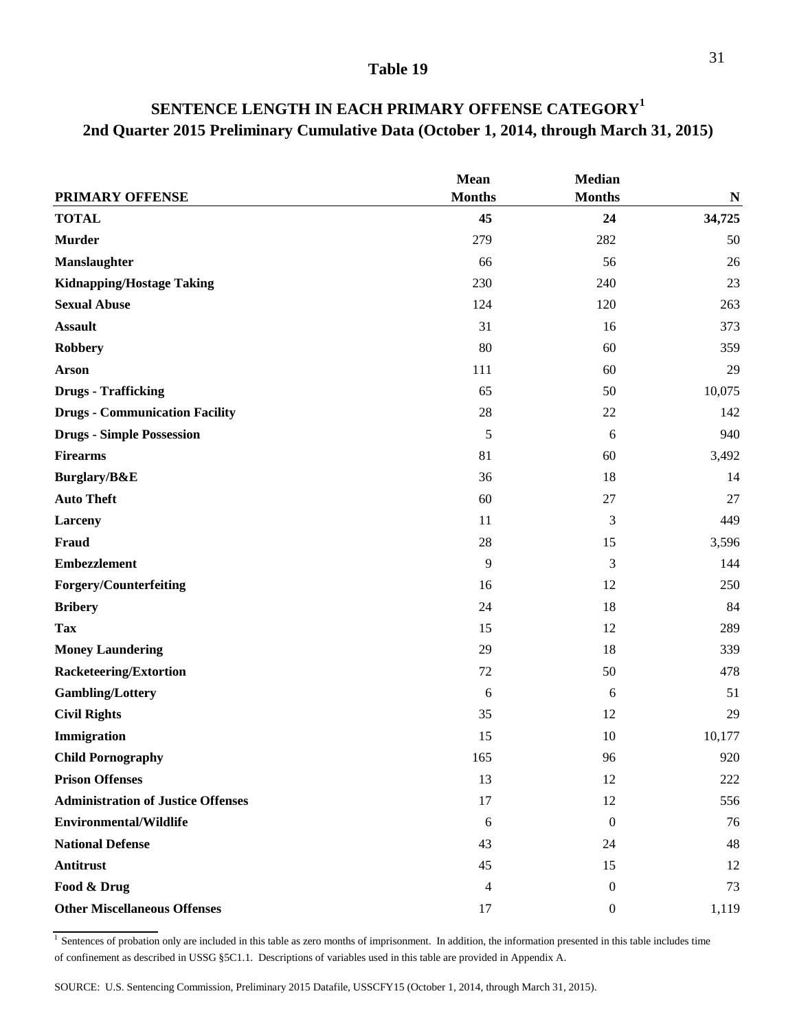## Table 19

## SENTENCE LENGTH IN EACH PRIMARY OFFENSE CATEGORY[1]
### 2nd Quarter 2015 Preliminary Cumulative Data (October 1, 2014, through March 31, 2015)

| PRIMARY OFFENSE | Mean Months | Median Months | N |
|---|---|---|---|
| **TOTAL** | **45** | **24** | **34,725** |
| **Murder** | 279 | 282 | 50 |
| **Manslaughter** | 66 | 56 | 26 |
| **Kidnapping/Hostage Taking** | 230 | 240 | 23 |
| **Sexual Abuse** | 124 | 120 | 263 |
| **Assault** | 31 | 16 | 373 |
| **Robbery** | 80 | 60 | 359 |
| **Arson** | 111 | 60 | 29 |
| **Drugs - Trafficking** | 65 | 50 | 10,075 |
| **Drugs - Communication Facility** | 28 | 22 | 142 |
| **Drugs - Simple Possession** | 5 | 6 | 940 |
| **Firearms** | 81 | 60 | 3,492 |
| **Burglary/B&E** | 36 | 18 | 14 |
| **Auto Theft** | 60 | 27 | 27 |
| **Larceny** | 11 | 3 | 449 |
| **Fraud** | 28 | 15 | 3,596 |
| **Embezzlement** | 9 | 3 | 144 |
| **Forgery/Counterfeiting** | 16 | 12 | 250 |
| **Bribery** | 24 | 18 | 84 |
| **Tax** | 15 | 12 | 289 |
| **Money Laundering** | 29 | 18 | 339 |
| **Racketeering/Extortion** | 72 | 50 | 478 |
| **Gambling/Lottery** | 6 | 6 | 51 |
| **Civil Rights** | 35 | 12 | 29 |
| **Immigration** | 15 | 10 | 10,177 |
| **Child Pornography** | 165 | 96 | 920 |
| **Prison Offenses** | 13 | 12 | 222 |
| **Administration of Justice Offenses** | 17 | 12 | 556 |
| **Environmental/Wildlife** | 6 | 0 | 76 |
| **National Defense** | 43 | 24 | 48 |
| **Antitrust** | 45 | 15 | 12 |
| **Food & Drug** | 4 | 0 | 73 |
| **Other Miscellaneous Offenses** | 17 | 0 | 1,119 |

[1] Sentences of probation only are included in this table as zero months of imprisonment. In addition, the information presented in this table includes time of confinement as described in USSG §5C1.1. Descriptions of variables used in this table are provided in Appendix A.

SOURCE: U.S. Sentencing Commission, Preliminary 2015 Datafile, USSCFY15 (October 1, 2014, through March 31, 2015).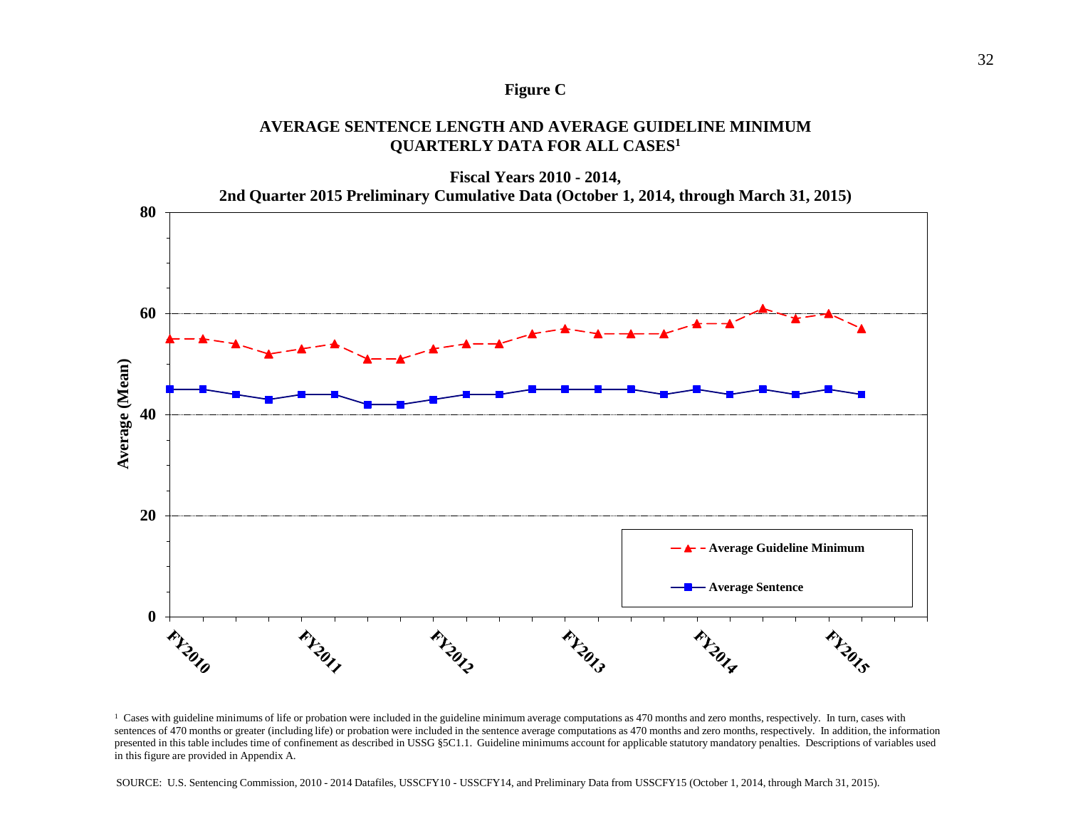**Figure C**

**AVERAGE SENTENCE LENGTH AND AVERAGE GUIDELINE MINIMUM QUARTERLY DATA FOR ALL CASES[1]**

**Fiscal Years 2010 - 2014,**
**2nd Quarter 2015 Preliminary Cumulative Data (October 1, 2014, through March 31, 2015)**

[1] Cases with guideline minimums of life or probation were included in the guideline minimum average computations as 470 months and zero months, respectively. In turn, cases with sentences of 470 months or greater (including life) or probation were included in the sentence average computations as 470 months and zero months, respectively. In addition, the information presented in this table includes time of confinement as described in USSG §5C1.1. Guideline minimums account for applicable statutory mandatory penalties. Descriptions of variables used in this figure are provided in Appendix A.

SOURCE: U.S. Sentencing Commission, 2010 - 2014 Datafiles, USSCFY10 - USSCFY14, and Preliminary Data from USSCFY15 (October 1, 2014, through March 31, 2015).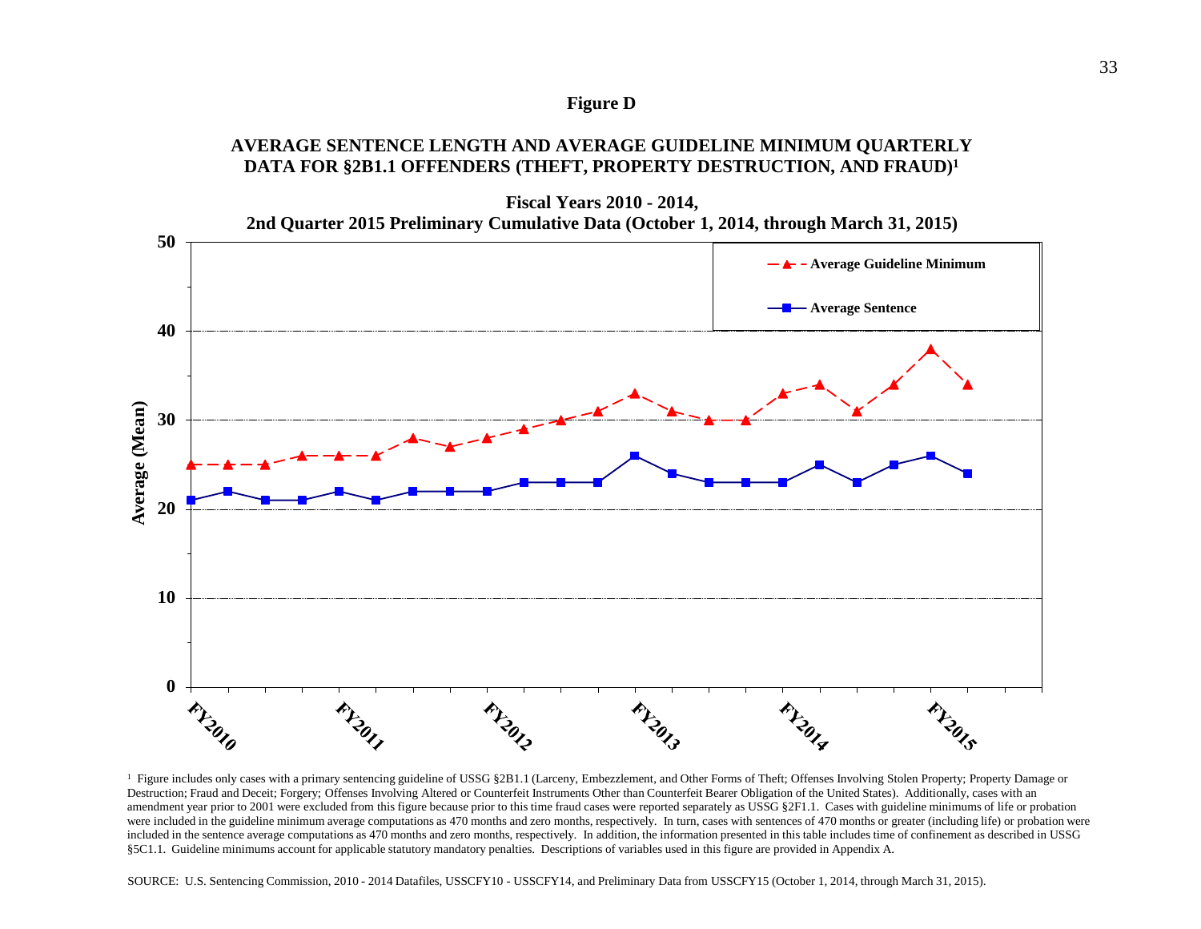**Figure D**

**AVERAGE SENTENCE LENGTH AND AVERAGE GUIDELINE MINIMUM QUARTERLY DATA FOR §2B1.1 OFFENDERS (THEFT, PROPERTY DESTRUCTION, AND FRAUD)[1]**

**Fiscal Years 2010 - 2014,**
**2nd Quarter 2015 Preliminary Cumulative Data (October 1, 2014, through March 31, 2015)**

[1] Figure includes only cases with a primary sentencing guideline of USSG §2B1.1 (Larceny, Embezzlement, and Other Forms of Theft; Offenses Involving Stolen Property; Property Damage or Destruction; Fraud and Deceit; Forgery; Offenses Involving Altered or Counterfeit Instruments Other than Counterfeit Bearer Obligation of the United States). Additionally, cases with an amendment year prior to 2001 were excluded from this figure because prior to this time fraud cases were reported separately as USSG §2F1.1. Cases with guideline minimums of life or probation were included in the guideline minimum average computations as 470 months and zero months, respectively. In turn, cases with sentences of 470 months or greater (including life) or probation were included in the sentence average computations as 470 months and zero months, respectively. In addition, the information presented in this table includes time of confinement as described in USSG §5C1.1. Guideline minimums account for applicable statutory mandatory penalties. Descriptions of variables used in this figure are provided in Appendix A.

SOURCE: U.S. Sentencing Commission, 2010 - 2014 Datafiles, USSCFY10 - USSCFY14, and Preliminary Data from USSCFY15 (October 1, 2014, through March 31, 2015).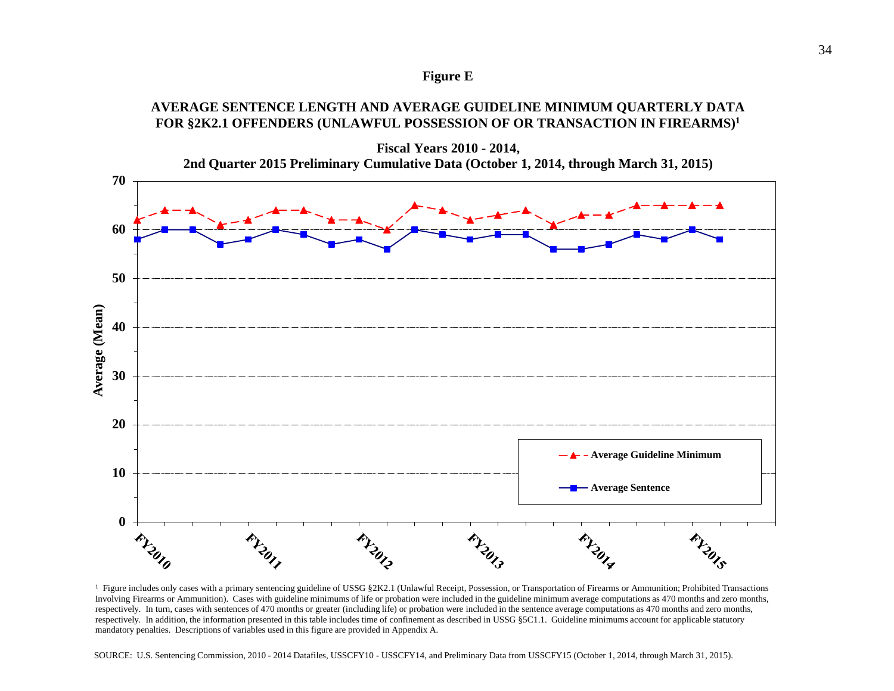**Figure E**

**AVERAGE SENTENCE LENGTH AND AVERAGE GUIDELINE MINIMUM QUARTERLY DATA FOR §2K2.1 OFFENDERS (UNLAWFUL POSSESSION OF OR TRANSACTION IN FIREARMS)[1]**

**Fiscal Years 2010 - 2014,**
**2nd Quarter 2015 Preliminary Cumulative Data (October 1, 2014, through March 31, 2015)**

| | FY2010 | | | | FY2011 | | | | FY2012 | | | | FY2013 | | | | FY2014 | | | | FY2015 | |
|---|---|---|---|---|---|---|---|---|---|---|---|---|---|---|---|---|---|---|---|---|---|---|
| Average Guideline Minimum | 62 | 64 | 64 | 61 | 62 | 64 | 64 | 62 | 62 | 60 | 65 | 64 | 62 | 63 | 64 | 61 | 63 | 63 | 65 | 65 | 65 | 65 |
| Average Sentence | 58 | 60 | 60 | 57 | 58 | 60 | 59 | 57 | 58 | 56 | 60 | 59 | 58 | 59 | 59 | 56 | 56 | 57 | 59 | 58 | 60 | 58 |

[1] Figure includes only cases with a primary sentencing guideline of USSG §2K2.1 (Unlawful Receipt, Possession, or Transportation of Firearms or Ammunition; Prohibited Transactions Involving Firearms or Ammunition). Cases with guideline minimums of life or probation were included in the guideline minimum average computations as 470 months and zero months, respectively. In turn, cases with sentences of 470 months or greater (including life) or probation were included in the sentence average computations as 470 months and zero months, respectively. In addition, the information presented in this table includes time of confinement as described in USSG §5C1.1. Guideline minimums account for applicable statutory mandatory penalties. Descriptions of variables used in this figure are provided in Appendix A.

SOURCE: U.S. Sentencing Commission, 2010 - 2014 Datafiles, USSCFY10 - USSCFY14, and Preliminary Data from USSCFY15 (October 1, 2014, through March 31, 2015).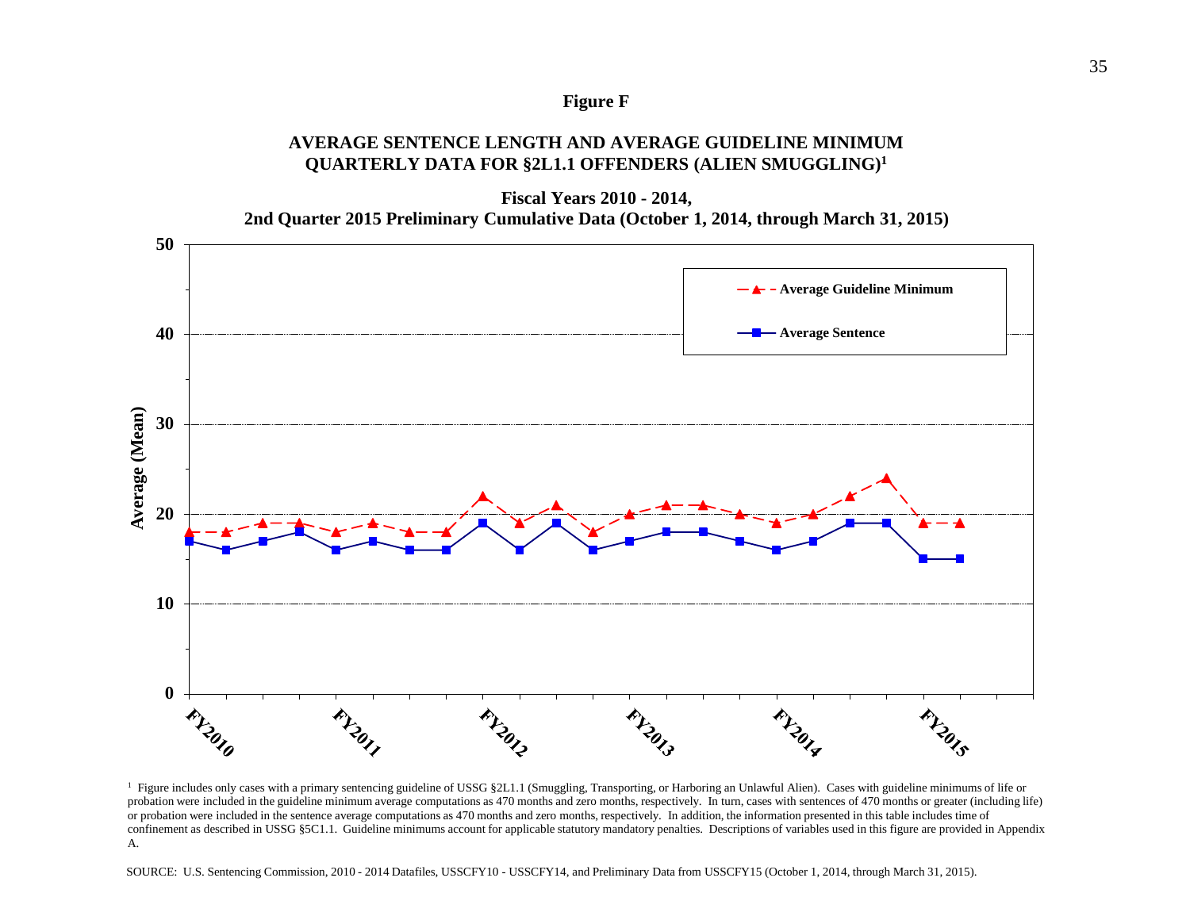**Figure F**

**AVERAGE SENTENCE LENGTH AND AVERAGE GUIDELINE MINIMUM QUARTERLY DATA FOR §2L1.1 OFFENDERS (ALIEN SMUGGLING)[1]**

**Fiscal Years 2010 - 2014, 2nd Quarter 2015 Preliminary Cumulative Data (October 1, 2014, through March 31, 2015)**

[1] Figure includes only cases with a primary sentencing guideline of USSG §2L1.1 (Smuggling, Transporting, or Harboring an Unlawful Alien). Cases with guideline minimums of life or probation were included in the guideline minimum average computations as 470 months and zero months, respectively. In turn, cases with sentences of 470 months or greater (including life) or probation were included in the sentence average computations as 470 months and zero months, respectively. In addition, the information presented in this table includes time of confinement as described in USSG §5C1.1. Guideline minimums account for applicable statutory mandatory penalties. Descriptions of variables used in this figure are provided in Appendix A.

SOURCE: U.S. Sentencing Commission, 2010 - 2014 Datafiles, USSCFY10 - USSCFY14, and Preliminary Data from USSCFY15 (October 1, 2014, through March 31, 2015).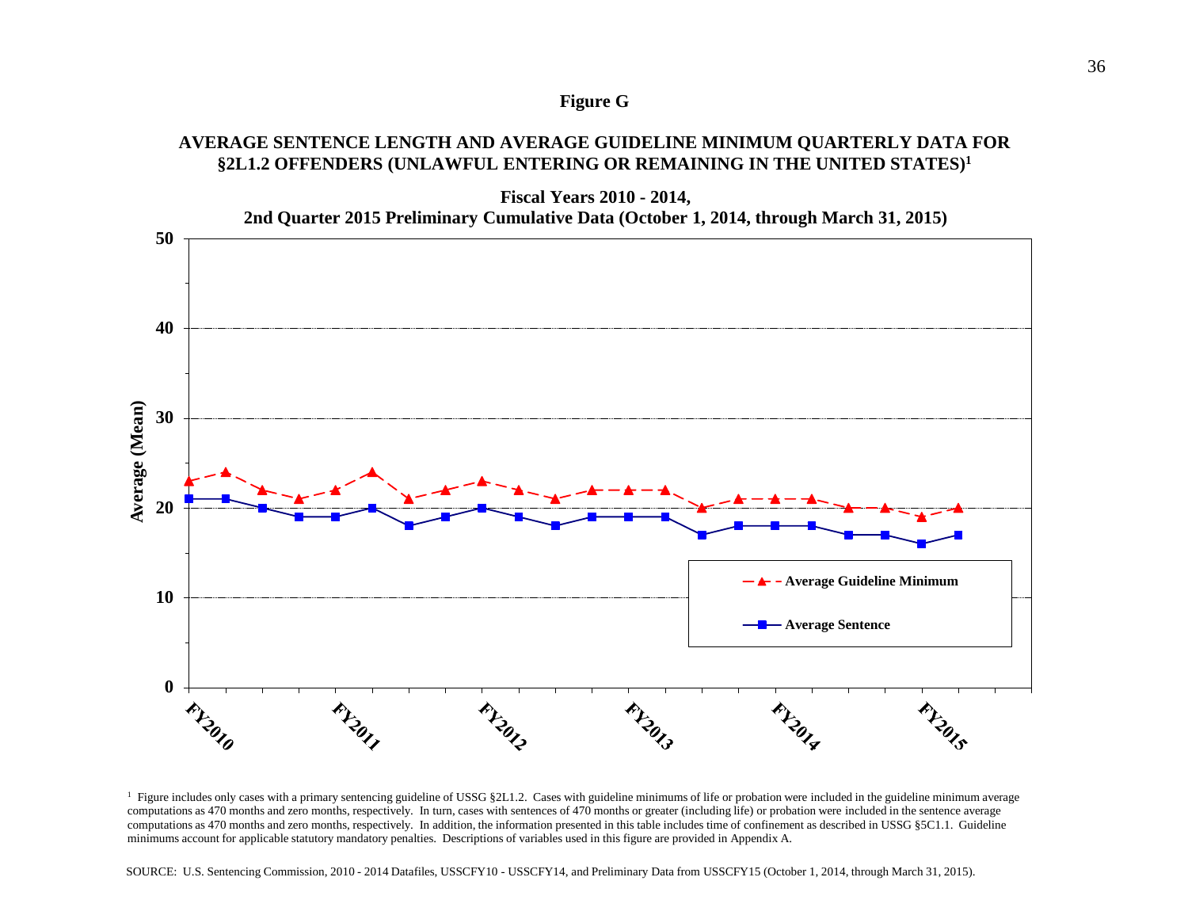**Figure G**

**AVERAGE SENTENCE LENGTH AND AVERAGE GUIDELINE MINIMUM QUARTERLY DATA FOR §2L1.2 OFFENDERS (UNLAWFUL ENTERING OR REMAINING IN THE UNITED STATES)[1]**

**Fiscal Years 2010 - 2014,**
**2nd Quarter 2015 Preliminary Cumulative Data (October 1, 2014, through March 31, 2015)**

Average (Mean)

50
40
30
20
10
0

FY2010 FY2011 FY2012 FY2013 FY2014 FY2015

Average Guideline Minimum
Average Sentence

[1] Figure includes only cases with a primary sentencing guideline of USSG §2L1.2. Cases with guideline minimums of life or probation were included in the guideline minimum average computations as 470 months and zero months, respectively. In turn, cases with sentences of 470 months or greater (including life) or probation were included in the sentence average computations as 470 months and zero months, respectively. In addition, the information presented in this table includes time of confinement as described in USSG §5C1.1. Guideline minimums account for applicable statutory mandatory penalties. Descriptions of variables used in this figure are provided in Appendix A.

SOURCE: U.S. Sentencing Commission, 2010 - 2014 Datafiles, USSCFY10 - USSCFY14, and Preliminary Data from USSCFY15 (October 1, 2014, through March 31, 2015).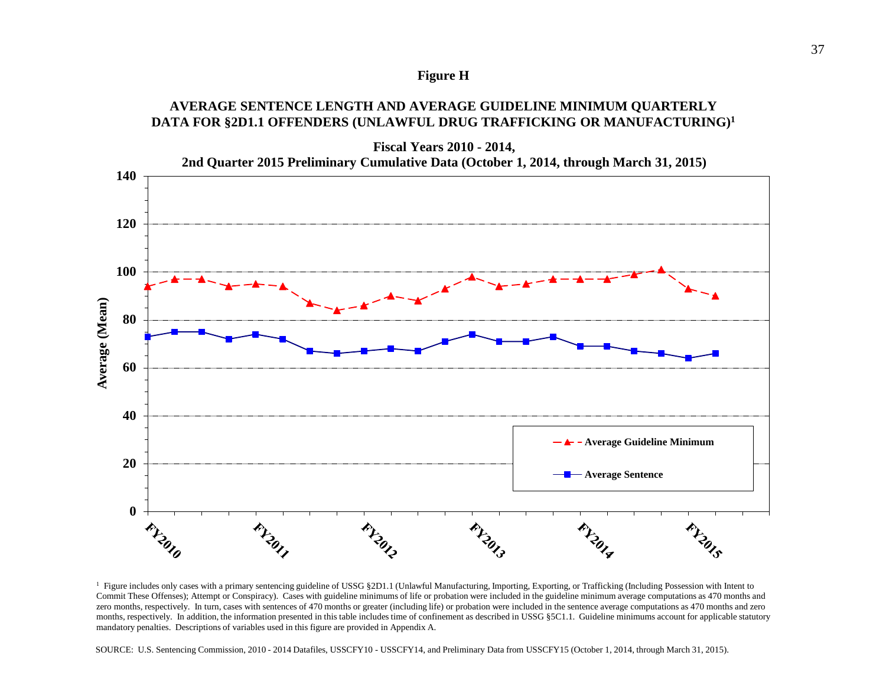**Figure H**

**AVERAGE SENTENCE LENGTH AND AVERAGE GUIDELINE MINIMUM QUARTERLY DATA FOR §2D1.1 OFFENDERS (UNLAWFUL DRUG TRAFFICKING OR MANUFACTURING)[1]**

**Fiscal Years 2010 - 2014,**
**2nd Quarter 2015 Preliminary Cumulative Data (October 1, 2014, through March 31, 2015)**

[1] Figure includes only cases with a primary sentencing guideline of USSG §2D1.1 (Unlawful Manufacturing, Importing, Exporting, or Trafficking (Including Possession with Intent to Commit These Offenses); Attempt or Conspiracy). Cases with guideline minimums of life or probation were included in the guideline minimum average computations as 470 months and zero months, respectively. In turn, cases with sentences of 470 months or greater (including life) or probation were included in the sentence average computations as 470 months and zero months, respectively. In addition, the information presented in this table includes time of confinement as described in USSG §5C1.1. Guideline minimums account for applicable statutory mandatory penalties. Descriptions of variables used in this figure are provided in Appendix A.

SOURCE: U.S. Sentencing Commission, 2010 - 2014 Datafiles, USSCFY10 - USSCFY14, and Preliminary Data from USSCFY15 (October 1, 2014, through March 31, 2015).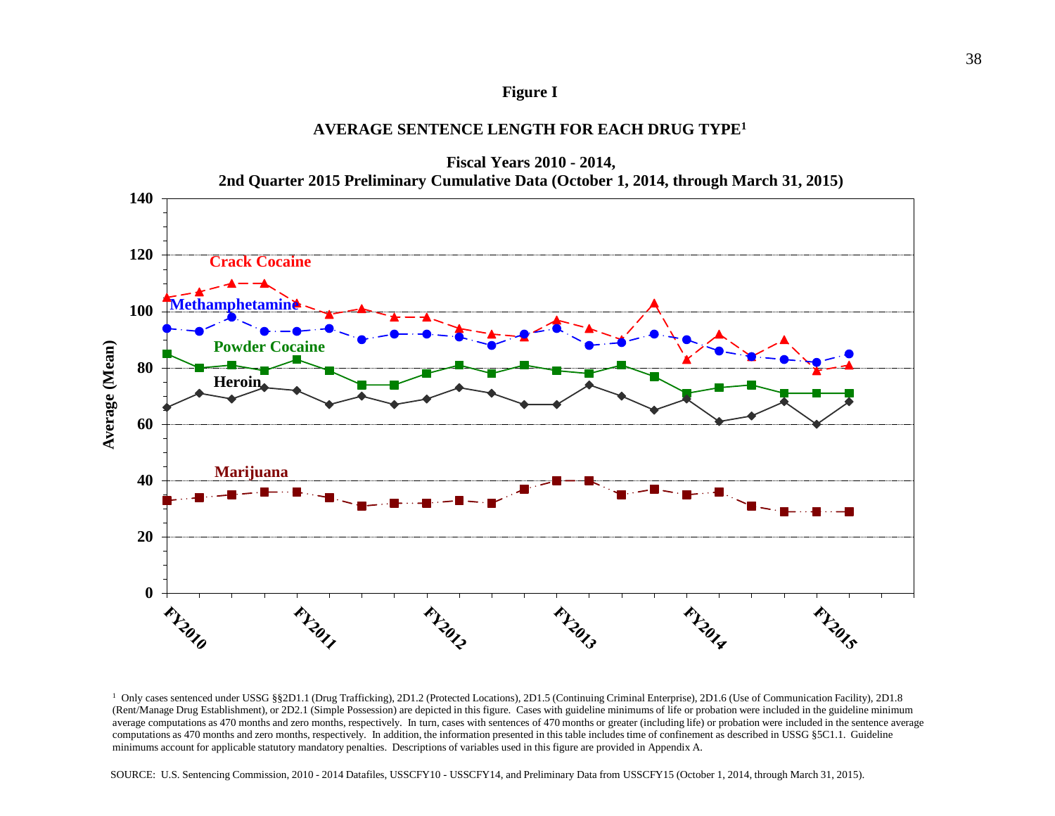**Figure I**

**AVERAGE SENTENCE LENGTH FOR EACH DRUG TYPE[1]**

**Fiscal Years 2010 - 2014, 2nd Quarter 2015 Preliminary Cumulative Data (October 1, 2014, through March 31, 2015)**

[1] Only cases sentenced under USSG §§2D1.1 (Drug Trafficking), 2D1.2 (Protected Locations), 2D1.5 (Continuing Criminal Enterprise), 2D1.6 (Use of Communication Facility), 2D1.8 (Rent/Manage Drug Establishment), or 2D2.1 (Simple Possession) are depicted in this figure. Cases with guideline minimums of life or probation were included in the guideline minimum average computations as 470 months and zero months, respectively. In turn, cases with sentences of 470 months or greater (including life) or probation were included in the sentence average computations as 470 months and zero months, respectively. In addition, the information presented in this table includes time of confinement as described in USSG §5C1.1. Guideline minimums account for applicable statutory mandatory penalties. Descriptions of variables used in this figure are provided in Appendix A.

SOURCE: U.S. Sentencing Commission, 2010 - 2014 Datafiles, USSCFY10 - USSCFY14, and Preliminary Data from USSCFY15 (October 1, 2014, through March 31, 2015).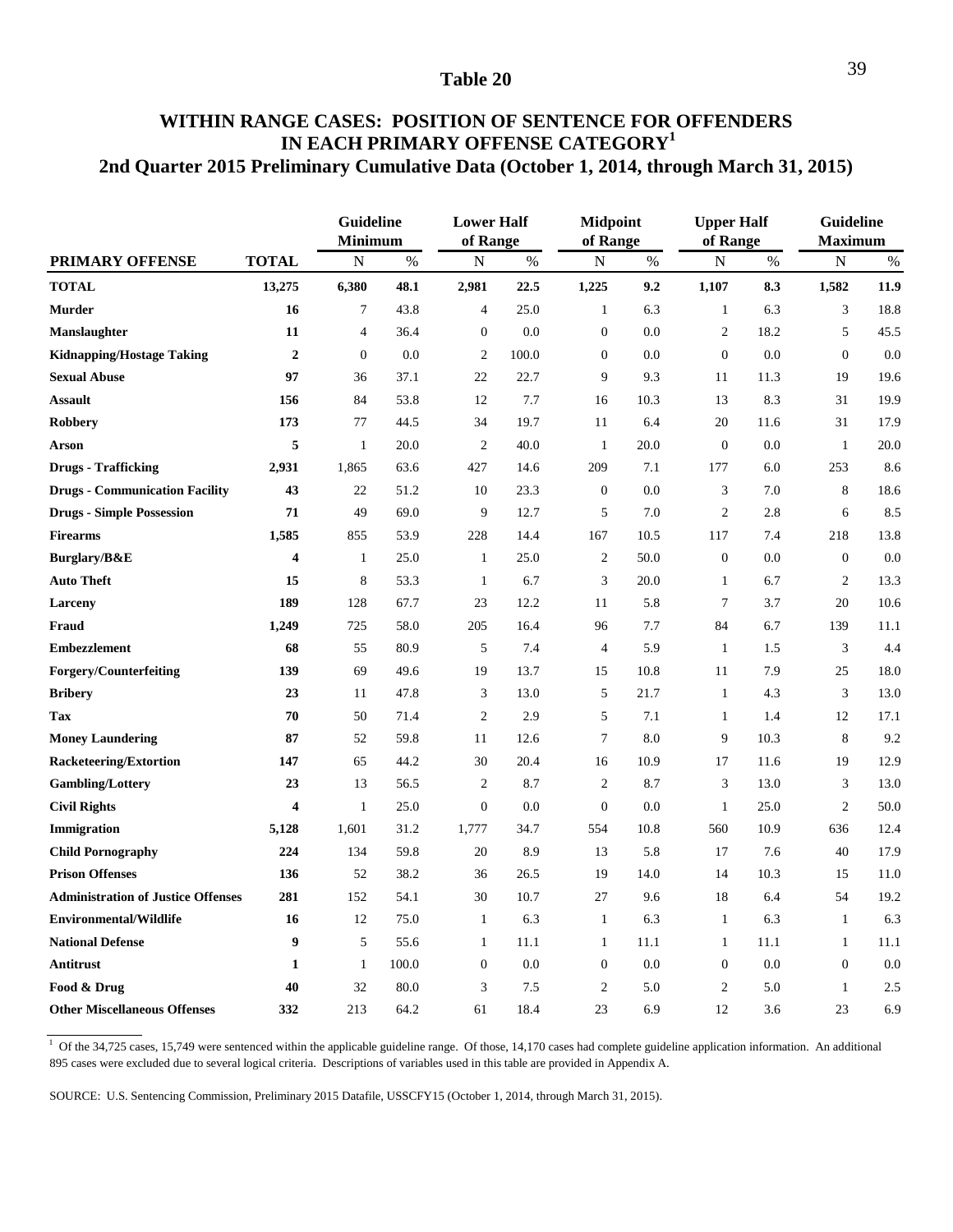# Table 20

## WITHIN RANGE CASES: POSITION OF SENTENCE FOR OFFENDERS IN EACH PRIMARY OFFENSE CATEGORY[1]

### 2nd Quarter 2015 Preliminary Cumulative Data (October 1, 2014, through March 31, 2015)

| | | Guideline Minimum | | Lower Half of Range | | Midpoint of Range | | Upper Half of Range | | Guideline Maximum | |
|---|---|---|---|---|---|---|---|---|---|---|---|
| **PRIMARY OFFENSE** | **TOTAL** | N | % | N | % | N | % | N | % | N | % |
| **TOTAL** | **13,275** | **6,380** | **48.1** | **2,981** | **22.5** | **1,225** | **9.2** | **1,107** | **8.3** | **1,582** | **11.9** |
| **Murder** | **16** | 7 | 43.8 | 4 | 25.0 | 1 | 6.3 | 1 | 6.3 | 3 | 18.8 |
| **Manslaughter** | **11** | 4 | 36.4 | 0 | 0.0 | 0 | 0.0 | 2 | 18.2 | 5 | 45.5 |
| **Kidnapping/Hostage Taking** | **2** | 0 | 0.0 | 2 | 100.0 | 0 | 0.0 | 0 | 0.0 | 0 | 0.0 |
| **Sexual Abuse** | **97** | 36 | 37.1 | 22 | 22.7 | 9 | 9.3 | 11 | 11.3 | 19 | 19.6 |
| **Assault** | **156** | 84 | 53.8 | 12 | 7.7 | 16 | 10.3 | 13 | 8.3 | 31 | 19.9 |
| **Robbery** | **173** | 77 | 44.5 | 34 | 19.7 | 11 | 6.4 | 20 | 11.6 | 31 | 17.9 |
| **Arson** | **5** | 1 | 20.0 | 2 | 40.0 | 1 | 20.0 | 0 | 0.0 | 1 | 20.0 |
| **Drugs - Trafficking** | **2,931** | 1,865 | 63.6 | 427 | 14.6 | 209 | 7.1 | 177 | 6.0 | 253 | 8.6 |
| **Drugs - Communication Facility** | **43** | 22 | 51.2 | 10 | 23.3 | 0 | 0.0 | 3 | 7.0 | 8 | 18.6 |
| **Drugs - Simple Possession** | **71** | 49 | 69.0 | 9 | 12.7 | 5 | 7.0 | 2 | 2.8 | 6 | 8.5 |
| **Firearms** | **1,585** | 855 | 53.9 | 228 | 14.4 | 167 | 10.5 | 117 | 7.4 | 218 | 13.8 |
| **Burglary/B&E** | **4** | 1 | 25.0 | 1 | 25.0 | 2 | 50.0 | 0 | 0.0 | 0 | 0.0 |
| **Auto Theft** | **15** | 8 | 53.3 | 1 | 6.7 | 3 | 20.0 | 1 | 6.7 | 2 | 13.3 |
| **Larceny** | **189** | 128 | 67.7 | 23 | 12.2 | 11 | 5.8 | 7 | 3.7 | 20 | 10.6 |
| **Fraud** | **1,249** | 725 | 58.0 | 205 | 16.4 | 96 | 7.7 | 84 | 6.7 | 139 | 11.1 |
| **Embezzlement** | **68** | 55 | 80.9 | 5 | 7.4 | 4 | 5.9 | 1 | 1.5 | 3 | 4.4 |
| **Forgery/Counterfeiting** | **139** | 69 | 49.6 | 19 | 13.7 | 15 | 10.8 | 11 | 7.9 | 25 | 18.0 |
| **Bribery** | **23** | 11 | 47.8 | 3 | 13.0 | 5 | 21.7 | 1 | 4.3 | 3 | 13.0 |
| **Tax** | **70** | 50 | 71.4 | 2 | 2.9 | 5 | 7.1 | 1 | 1.4 | 12 | 17.1 |
| **Money Laundering** | **87** | 52 | 59.8 | 11 | 12.6 | 7 | 8.0 | 9 | 10.3 | 8 | 9.2 |
| **Racketeering/Extortion** | **147** | 65 | 44.2 | 30 | 20.4 | 16 | 10.9 | 17 | 11.6 | 19 | 12.9 |
| **Gambling/Lottery** | **23** | 13 | 56.5 | 2 | 8.7 | 2 | 8.7 | 3 | 13.0 | 3 | 13.0 |
| **Civil Rights** | **4** | 1 | 25.0 | 0 | 0.0 | 0 | 0.0 | 1 | 25.0 | 2 | 50.0 |
| **Immigration** | **5,128** | 1,601 | 31.2 | 1,777 | 34.7 | 554 | 10.8 | 560 | 10.9 | 636 | 12.4 |
| **Child Pornography** | **224** | 134 | 59.8 | 20 | 8.9 | 13 | 5.8 | 17 | 7.6 | 40 | 17.9 |
| **Prison Offenses** | **136** | 52 | 38.2 | 36 | 26.5 | 19 | 14.0 | 14 | 10.3 | 15 | 11.0 |
| **Administration of Justice Offenses** | **281** | 152 | 54.1 | 30 | 10.7 | 27 | 9.6 | 18 | 6.4 | 54 | 19.2 |
| **Environmental/Wildlife** | **16** | 12 | 75.0 | 1 | 6.3 | 1 | 6.3 | 1 | 6.3 | 1 | 6.3 |
| **National Defense** | **9** | 5 | 55.6 | 1 | 11.1 | 1 | 11.1 | 1 | 11.1 | 1 | 11.1 |
| **Antitrust** | **1** | 1 | 100.0 | 0 | 0.0 | 0 | 0.0 | 0 | 0.0 | 0 | 0.0 |
| **Food & Drug** | **40** | 32 | 80.0 | 3 | 7.5 | 2 | 5.0 | 2 | 5.0 | 1 | 2.5 |
| **Other Miscellaneous Offenses** | **332** | 213 | 64.2 | 61 | 18.4 | 23 | 6.9 | 12 | 3.6 | 23 | 6.9 |

[1] Of the 34,725 cases, 15,749 were sentenced within the applicable guideline range. Of those, 14,170 cases had complete guideline application information. An additional 895 cases were excluded due to several logical criteria. Descriptions of variables used in this table are provided in Appendix A.

SOURCE: U.S. Sentencing Commission, Preliminary 2015 Datafile, USSCFY15 (October 1, 2014, through March 31, 2015).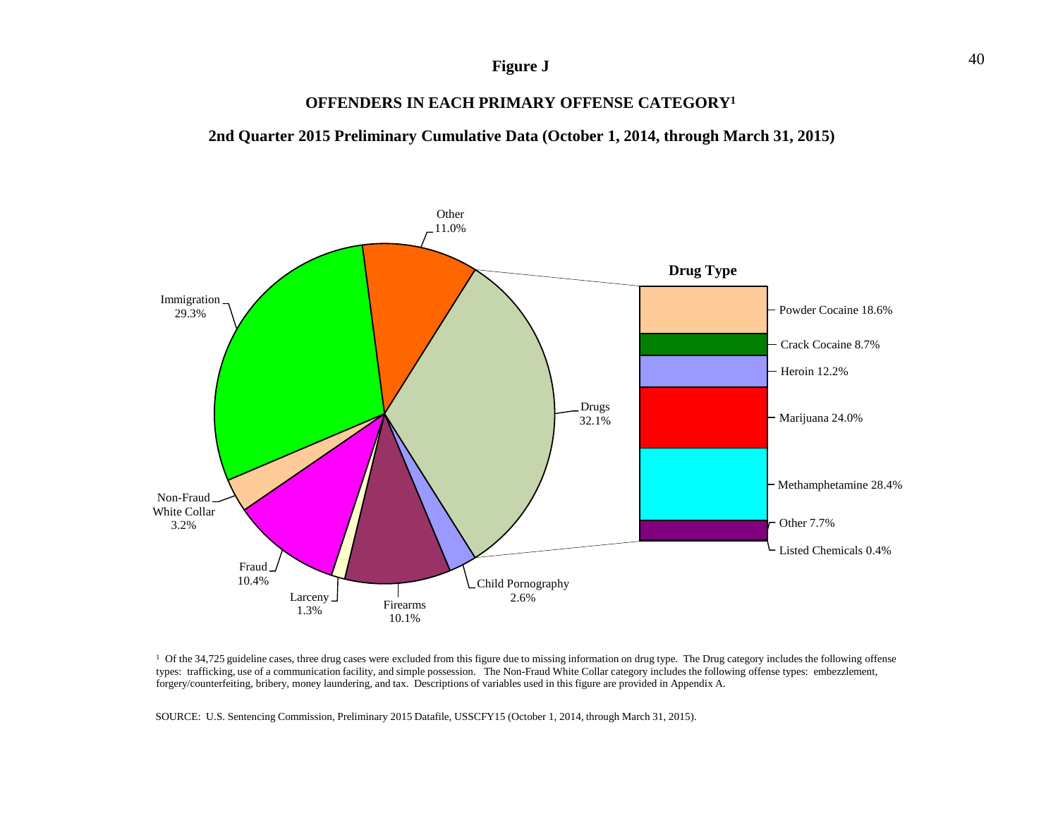# Figure J

## OFFENDERS IN EACH PRIMARY OFFENSE CATEGORY[1]

### 2nd Quarter 2015 Preliminary Cumulative Data (October 1, 2014, through March 31, 2015)

| Primary Offense Category | Percent |
|---|---|
| Drugs | 32.1% |
| Immigration | 29.3% |
| Other | 11.0% |
| Fraud | 10.4% |
| Firearms | 10.1% |
| Non-Fraud White Collar | 3.2% |
| Child Pornography | 2.6% |
| Larceny | 1.3% |

**Drug Type**

| Drug Type | Percent |
|---|---|
| Powder Cocaine | 18.6% |
| Crack Cocaine | 8.7% |
| Heroin | 12.2% |
| Marijuana | 24.0% |
| Methamphetamine | 28.4% |
| Other | 7.7% |
| Listed Chemicals | 0.4% |

[1] Of the 34,725 guideline cases, three drug cases were excluded from this figure due to missing information on drug type. The Drug category includes the following offense types: trafficking, use of a communication facility, and simple possession. The Non-Fraud White Collar category includes the following offense types: embezzlement, forgery/counterfeiting, bribery, money laundering, and tax. Descriptions of variables used in this figure are provided in Appendix A.

SOURCE: U.S. Sentencing Commission, Preliminary 2015 Datafile, USSCFY15 (October 1, 2014, through March 31, 2015).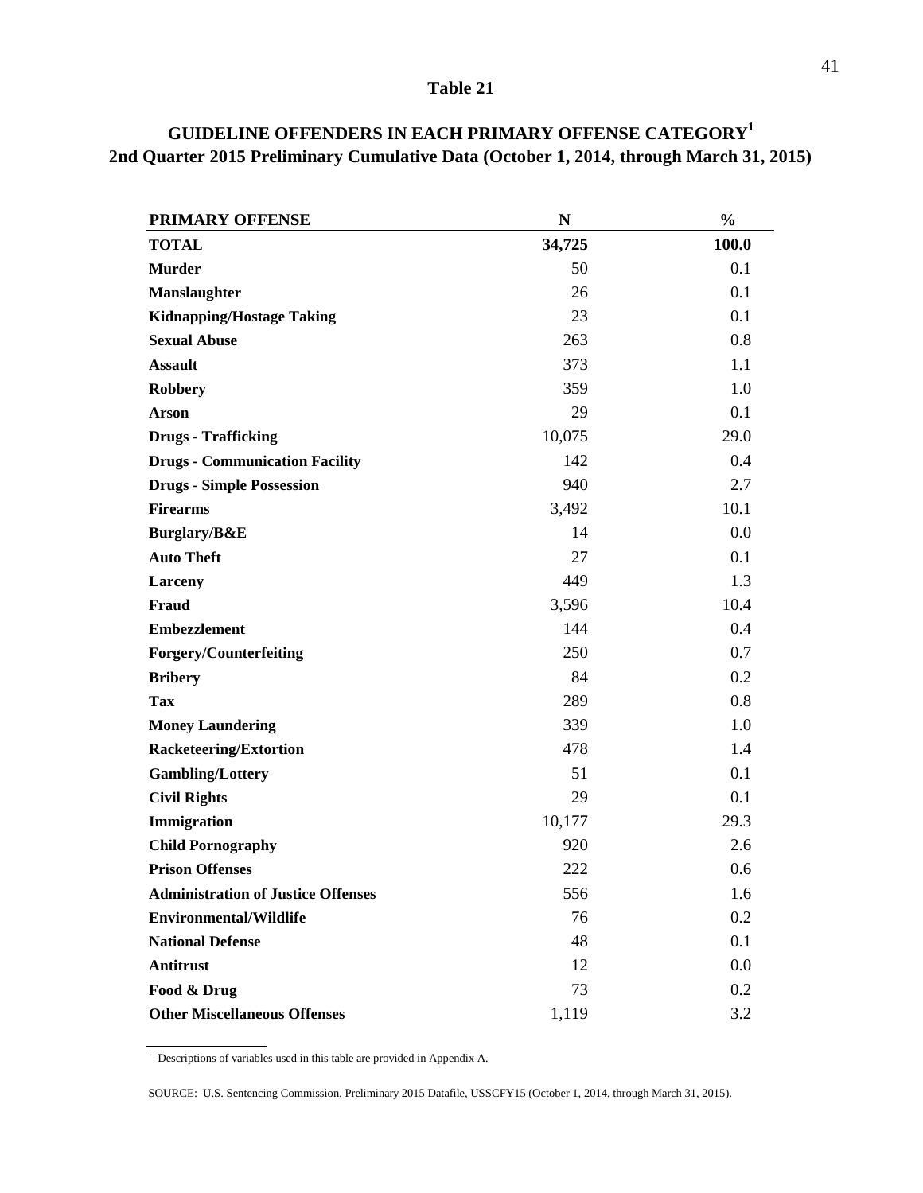## Table 21

## GUIDELINE OFFENDERS IN EACH PRIMARY OFFENSE CATEGORY[1]
## 2nd Quarter 2015 Preliminary Cumulative Data (October 1, 2014, through March 31, 2015)

| PRIMARY OFFENSE | N | % |
|---|---|---|
| **TOTAL** | **34,725** | **100.0** |
| **Murder** | 50 | 0.1 |
| **Manslaughter** | 26 | 0.1 |
| **Kidnapping/Hostage Taking** | 23 | 0.1 |
| **Sexual Abuse** | 263 | 0.8 |
| **Assault** | 373 | 1.1 |
| **Robbery** | 359 | 1.0 |
| **Arson** | 29 | 0.1 |
| **Drugs - Trafficking** | 10,075 | 29.0 |
| **Drugs - Communication Facility** | 142 | 0.4 |
| **Drugs - Simple Possession** | 940 | 2.7 |
| **Firearms** | 3,492 | 10.1 |
| **Burglary/B&E** | 14 | 0.0 |
| **Auto Theft** | 27 | 0.1 |
| **Larceny** | 449 | 1.3 |
| **Fraud** | 3,596 | 10.4 |
| **Embezzlement** | 144 | 0.4 |
| **Forgery/Counterfeiting** | 250 | 0.7 |
| **Bribery** | 84 | 0.2 |
| **Tax** | 289 | 0.8 |
| **Money Laundering** | 339 | 1.0 |
| **Racketeering/Extortion** | 478 | 1.4 |
| **Gambling/Lottery** | 51 | 0.1 |
| **Civil Rights** | 29 | 0.1 |
| **Immigration** | 10,177 | 29.3 |
| **Child Pornography** | 920 | 2.6 |
| **Prison Offenses** | 222 | 0.6 |
| **Administration of Justice Offenses** | 556 | 1.6 |
| **Environmental/Wildlife** | 76 | 0.2 |
| **National Defense** | 48 | 0.1 |
| **Antitrust** | 12 | 0.0 |
| **Food & Drug** | 73 | 0.2 |
| **Other Miscellaneous Offenses** | 1,119 | 3.2 |

[1] Descriptions of variables used in this table are provided in Appendix A.

SOURCE: U.S. Sentencing Commission, Preliminary 2015 Datafile, USSCFY15 (October 1, 2014, through March 31, 2015).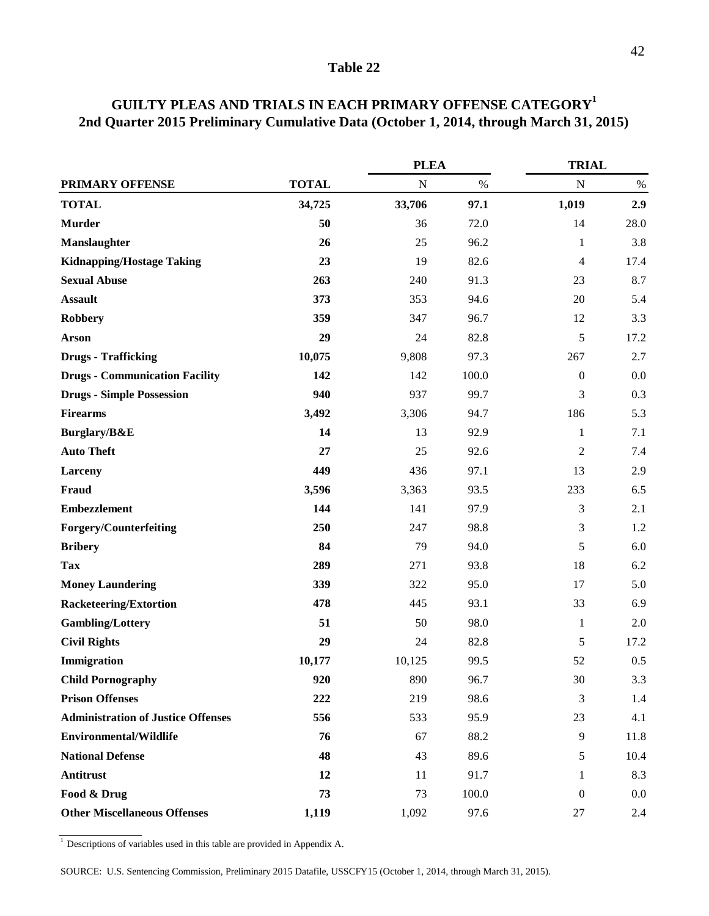# Table 22

## GUILTY PLEAS AND TRIALS IN EACH PRIMARY OFFENSE CATEGORY[1]
## 2nd Quarter 2015 Preliminary Cumulative Data (October 1, 2014, through March 31, 2015)

| | | PLEA | | TRIAL | |
|---|---|---|---|---|---|
| **PRIMARY OFFENSE** | **TOTAL** | N | % | N | % |
| **TOTAL** | **34,725** | **33,706** | **97.1** | **1,019** | **2.9** |
| **Murder** | **50** | 36 | 72.0 | 14 | 28.0 |
| **Manslaughter** | **26** | 25 | 96.2 | 1 | 3.8 |
| **Kidnapping/Hostage Taking** | **23** | 19 | 82.6 | 4 | 17.4 |
| **Sexual Abuse** | **263** | 240 | 91.3 | 23 | 8.7 |
| **Assault** | **373** | 353 | 94.6 | 20 | 5.4 |
| **Robbery** | **359** | 347 | 96.7 | 12 | 3.3 |
| **Arson** | **29** | 24 | 82.8 | 5 | 17.2 |
| **Drugs - Trafficking** | **10,075** | 9,808 | 97.3 | 267 | 2.7 |
| **Drugs - Communication Facility** | **142** | 142 | 100.0 | 0 | 0.0 |
| **Drugs - Simple Possession** | **940** | 937 | 99.7 | 3 | 0.3 |
| **Firearms** | **3,492** | 3,306 | 94.7 | 186 | 5.3 |
| **Burglary/B&E** | **14** | 13 | 92.9 | 1 | 7.1 |
| **Auto Theft** | **27** | 25 | 92.6 | 2 | 7.4 |
| **Larceny** | **449** | 436 | 97.1 | 13 | 2.9 |
| **Fraud** | **3,596** | 3,363 | 93.5 | 233 | 6.5 |
| **Embezzlement** | **144** | 141 | 97.9 | 3 | 2.1 |
| **Forgery/Counterfeiting** | **250** | 247 | 98.8 | 3 | 1.2 |
| **Bribery** | **84** | 79 | 94.0 | 5 | 6.0 |
| **Tax** | **289** | 271 | 93.8 | 18 | 6.2 |
| **Money Laundering** | **339** | 322 | 95.0 | 17 | 5.0 |
| **Racketeering/Extortion** | **478** | 445 | 93.1 | 33 | 6.9 |
| **Gambling/Lottery** | **51** | 50 | 98.0 | 1 | 2.0 |
| **Civil Rights** | **29** | 24 | 82.8 | 5 | 17.2 |
| **Immigration** | **10,177** | 10,125 | 99.5 | 52 | 0.5 |
| **Child Pornography** | **920** | 890 | 96.7 | 30 | 3.3 |
| **Prison Offenses** | **222** | 219 | 98.6 | 3 | 1.4 |
| **Administration of Justice Offenses** | **556** | 533 | 95.9 | 23 | 4.1 |
| **Environmental/Wildlife** | **76** | 67 | 88.2 | 9 | 11.8 |
| **National Defense** | **48** | 43 | 89.6 | 5 | 10.4 |
| **Antitrust** | **12** | 11 | 91.7 | 1 | 8.3 |
| **Food & Drug** | **73** | 73 | 100.0 | 0 | 0.0 |
| **Other Miscellaneous Offenses** | **1,119** | 1,092 | 97.6 | 27 | 2.4 |

[1] Descriptions of variables used in this table are provided in Appendix A.

SOURCE: U.S. Sentencing Commission, Preliminary 2015 Datafile, USSCFY15 (October 1, 2014, through March 31, 2015).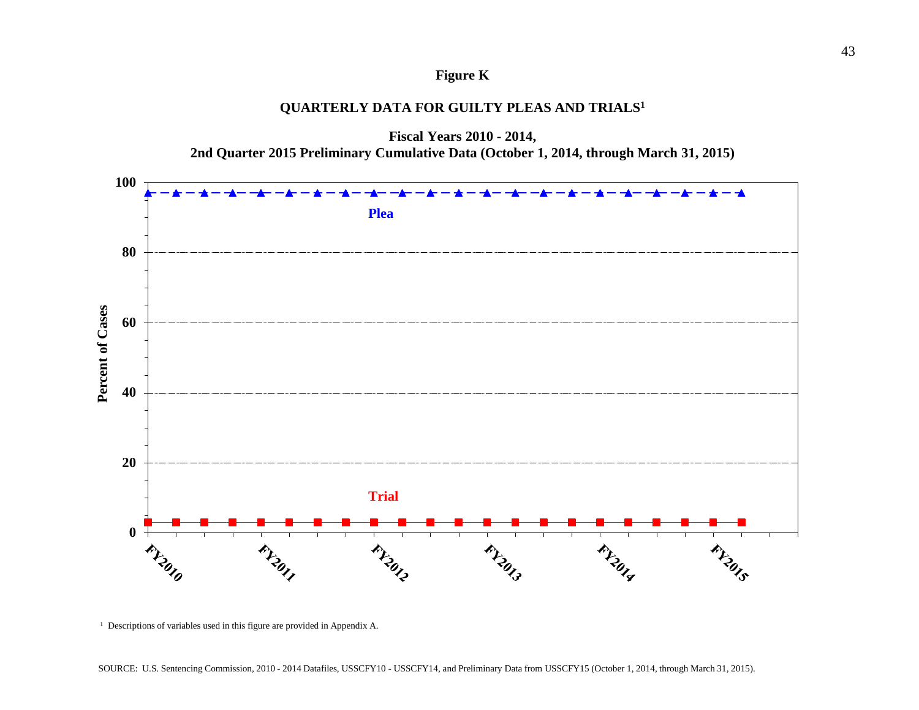**Figure K**

**QUARTERLY DATA FOR GUILTY PLEAS AND TRIALS[1]**

**Fiscal Years 2010 - 2014,**
**2nd Quarter 2015 Preliminary Cumulative Data (October 1, 2014, through March 31, 2015)**

[1] Descriptions of variables used in this figure are provided in Appendix A.

SOURCE: U.S. Sentencing Commission, 2010 - 2014 Datafiles, USSCFY10 - USSCFY14, and Preliminary Data from USSCFY15 (October 1, 2014, through March 31, 2015).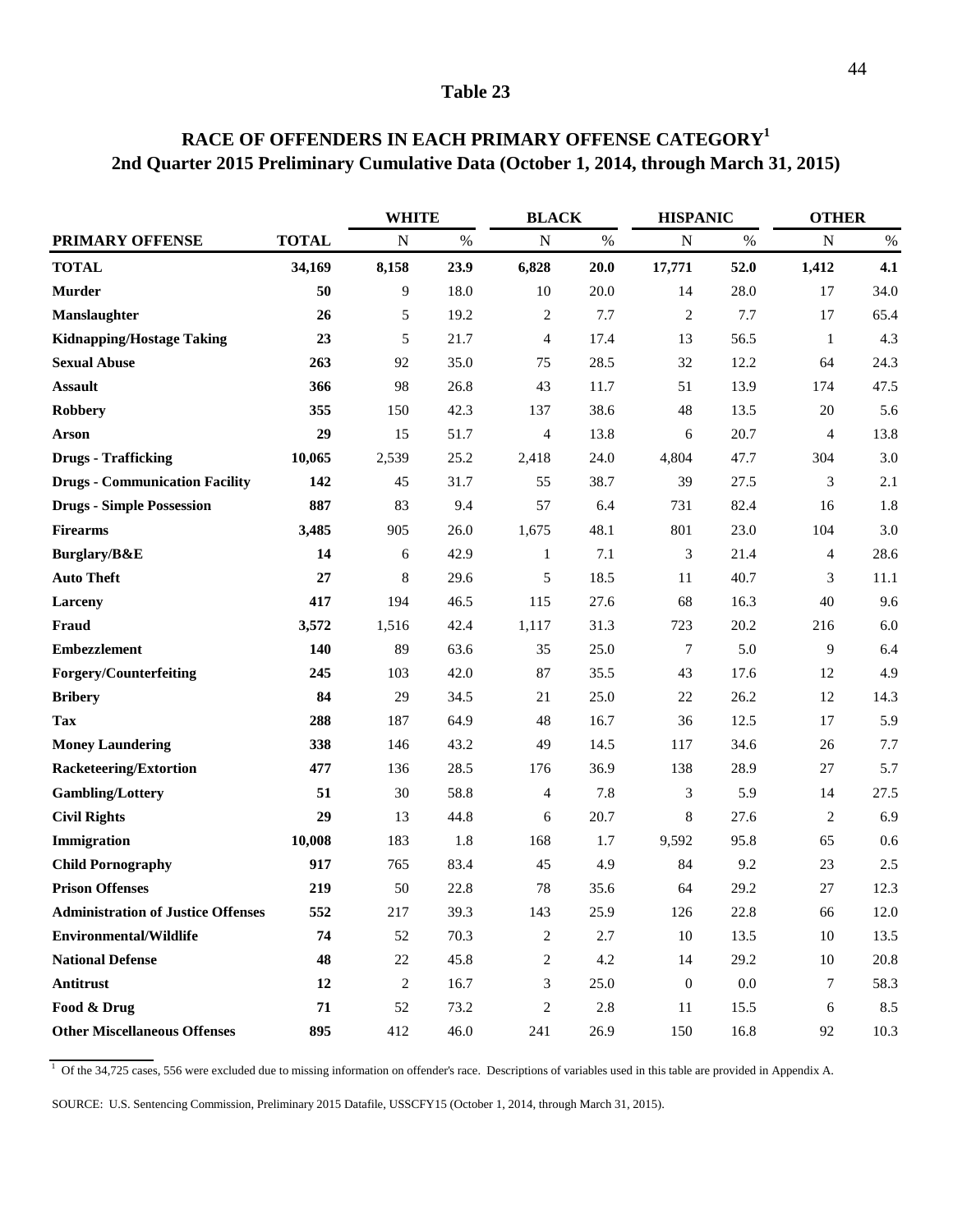# Table 23

## RACE OF OFFENDERS IN EACH PRIMARY OFFENSE CATEGORY[1]
## 2nd Quarter 2015 Preliminary Cumulative Data (October 1, 2014, through March 31, 2015)

| | | WHITE | | BLACK | | HISPANIC | | OTHER | |
|---|---|---|---|---|---|---|---|---|---|
| **PRIMARY OFFENSE** | **TOTAL** | N | % | N | % | N | % | N | % |
| **TOTAL** | **34,169** | **8,158** | **23.9** | **6,828** | **20.0** | **17,771** | **52.0** | **1,412** | **4.1** |
| **Murder** | **50** | 9 | 18.0 | 10 | 20.0 | 14 | 28.0 | 17 | 34.0 |
| **Manslaughter** | **26** | 5 | 19.2 | 2 | 7.7 | 2 | 7.7 | 17 | 65.4 |
| **Kidnapping/Hostage Taking** | **23** | 5 | 21.7 | 4 | 17.4 | 13 | 56.5 | 1 | 4.3 |
| **Sexual Abuse** | **263** | 92 | 35.0 | 75 | 28.5 | 32 | 12.2 | 64 | 24.3 |
| **Assault** | **366** | 98 | 26.8 | 43 | 11.7 | 51 | 13.9 | 174 | 47.5 |
| **Robbery** | **355** | 150 | 42.3 | 137 | 38.6 | 48 | 13.5 | 20 | 5.6 |
| **Arson** | **29** | 15 | 51.7 | 4 | 13.8 | 6 | 20.7 | 4 | 13.8 |
| **Drugs - Trafficking** | **10,065** | 2,539 | 25.2 | 2,418 | 24.0 | 4,804 | 47.7 | 304 | 3.0 |
| **Drugs - Communication Facility** | **142** | 45 | 31.7 | 55 | 38.7 | 39 | 27.5 | 3 | 2.1 |
| **Drugs - Simple Possession** | **887** | 83 | 9.4 | 57 | 6.4 | 731 | 82.4 | 16 | 1.8 |
| **Firearms** | **3,485** | 905 | 26.0 | 1,675 | 48.1 | 801 | 23.0 | 104 | 3.0 |
| **Burglary/B&E** | **14** | 6 | 42.9 | 1 | 7.1 | 3 | 21.4 | 4 | 28.6 |
| **Auto Theft** | **27** | 8 | 29.6 | 5 | 18.5 | 11 | 40.7 | 3 | 11.1 |
| **Larceny** | **417** | 194 | 46.5 | 115 | 27.6 | 68 | 16.3 | 40 | 9.6 |
| **Fraud** | **3,572** | 1,516 | 42.4 | 1,117 | 31.3 | 723 | 20.2 | 216 | 6.0 |
| **Embezzlement** | **140** | 89 | 63.6 | 35 | 25.0 | 7 | 5.0 | 9 | 6.4 |
| **Forgery/Counterfeiting** | **245** | 103 | 42.0 | 87 | 35.5 | 43 | 17.6 | 12 | 4.9 |
| **Bribery** | **84** | 29 | 34.5 | 21 | 25.0 | 22 | 26.2 | 12 | 14.3 |
| **Tax** | **288** | 187 | 64.9 | 48 | 16.7 | 36 | 12.5 | 17 | 5.9 |
| **Money Laundering** | **338** | 146 | 43.2 | 49 | 14.5 | 117 | 34.6 | 26 | 7.7 |
| **Racketeering/Extortion** | **477** | 136 | 28.5 | 176 | 36.9 | 138 | 28.9 | 27 | 5.7 |
| **Gambling/Lottery** | **51** | 30 | 58.8 | 4 | 7.8 | 3 | 5.9 | 14 | 27.5 |
| **Civil Rights** | **29** | 13 | 44.8 | 6 | 20.7 | 8 | 27.6 | 2 | 6.9 |
| **Immigration** | **10,008** | 183 | 1.8 | 168 | 1.7 | 9,592 | 95.8 | 65 | 0.6 |
| **Child Pornography** | **917** | 765 | 83.4 | 45 | 4.9 | 84 | 9.2 | 23 | 2.5 |
| **Prison Offenses** | **219** | 50 | 22.8 | 78 | 35.6 | 64 | 29.2 | 27 | 12.3 |
| **Administration of Justice Offenses** | **552** | 217 | 39.3 | 143 | 25.9 | 126 | 22.8 | 66 | 12.0 |
| **Environmental/Wildlife** | **74** | 52 | 70.3 | 2 | 2.7 | 10 | 13.5 | 10 | 13.5 |
| **National Defense** | **48** | 22 | 45.8 | 2 | 4.2 | 14 | 29.2 | 10 | 20.8 |
| **Antitrust** | **12** | 2 | 16.7 | 3 | 25.0 | 0 | 0.0 | 7 | 58.3 |
| **Food & Drug** | **71** | 52 | 73.2 | 2 | 2.8 | 11 | 15.5 | 6 | 8.5 |
| **Other Miscellaneous Offenses** | **895** | 412 | 46.0 | 241 | 26.9 | 150 | 16.8 | 92 | 10.3 |

[1] Of the 34,725 cases, 556 were excluded due to missing information on offender's race. Descriptions of variables used in this table are provided in Appendix A.

SOURCE: U.S. Sentencing Commission, Preliminary 2015 Datafile, USSCFY15 (October 1, 2014, through March 31, 2015).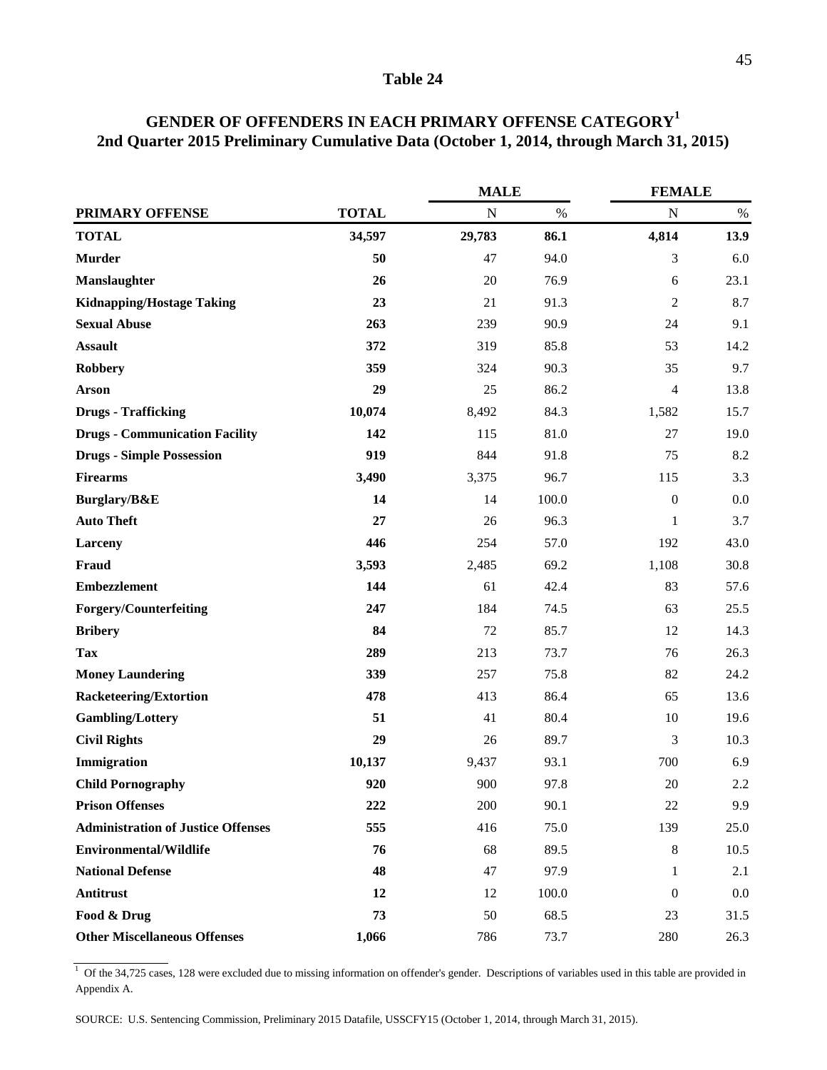# Table 24

## GENDER OF OFFENDERS IN EACH PRIMARY OFFENSE CATEGORY[1]
## 2nd Quarter 2015 Preliminary Cumulative Data (October 1, 2014, through March 31, 2015)

| | | MALE | | FEMALE | |
|---|---|---|---|---|---|
| PRIMARY OFFENSE | TOTAL | N | % | N | % |
| **TOTAL** | **34,597** | **29,783** | **86.1** | **4,814** | **13.9** |
| **Murder** | **50** | 47 | 94.0 | 3 | 6.0 |
| **Manslaughter** | **26** | 20 | 76.9 | 6 | 23.1 |
| **Kidnapping/Hostage Taking** | **23** | 21 | 91.3 | 2 | 8.7 |
| **Sexual Abuse** | **263** | 239 | 90.9 | 24 | 9.1 |
| **Assault** | **372** | 319 | 85.8 | 53 | 14.2 |
| **Robbery** | **359** | 324 | 90.3 | 35 | 9.7 |
| **Arson** | **29** | 25 | 86.2 | 4 | 13.8 |
| **Drugs - Trafficking** | **10,074** | 8,492 | 84.3 | 1,582 | 15.7 |
| **Drugs - Communication Facility** | **142** | 115 | 81.0 | 27 | 19.0 |
| **Drugs - Simple Possession** | **919** | 844 | 91.8 | 75 | 8.2 |
| **Firearms** | **3,490** | 3,375 | 96.7 | 115 | 3.3 |
| **Burglary/B&E** | **14** | 14 | 100.0 | 0 | 0.0 |
| **Auto Theft** | **27** | 26 | 96.3 | 1 | 3.7 |
| **Larceny** | **446** | 254 | 57.0 | 192 | 43.0 |
| **Fraud** | **3,593** | 2,485 | 69.2 | 1,108 | 30.8 |
| **Embezzlement** | **144** | 61 | 42.4 | 83 | 57.6 |
| **Forgery/Counterfeiting** | **247** | 184 | 74.5 | 63 | 25.5 |
| **Bribery** | **84** | 72 | 85.7 | 12 | 14.3 |
| **Tax** | **289** | 213 | 73.7 | 76 | 26.3 |
| **Money Laundering** | **339** | 257 | 75.8 | 82 | 24.2 |
| **Racketeering/Extortion** | **478** | 413 | 86.4 | 65 | 13.6 |
| **Gambling/Lottery** | **51** | 41 | 80.4 | 10 | 19.6 |
| **Civil Rights** | **29** | 26 | 89.7 | 3 | 10.3 |
| **Immigration** | **10,137** | 9,437 | 93.1 | 700 | 6.9 |
| **Child Pornography** | **920** | 900 | 97.8 | 20 | 2.2 |
| **Prison Offenses** | **222** | 200 | 90.1 | 22 | 9.9 |
| **Administration of Justice Offenses** | **555** | 416 | 75.0 | 139 | 25.0 |
| **Environmental/Wildlife** | **76** | 68 | 89.5 | 8 | 10.5 |
| **National Defense** | **48** | 47 | 97.9 | 1 | 2.1 |
| **Antitrust** | **12** | 12 | 100.0 | 0 | 0.0 |
| **Food & Drug** | **73** | 50 | 68.5 | 23 | 31.5 |
| **Other Miscellaneous Offenses** | **1,066** | 786 | 73.7 | 280 | 26.3 |

[1] Of the 34,725 cases, 128 were excluded due to missing information on offender's gender. Descriptions of variables used in this table are provided in Appendix A.

SOURCE: U.S. Sentencing Commission, Preliminary 2015 Datafile, USSCFY15 (October 1, 2014, through March 31, 2015).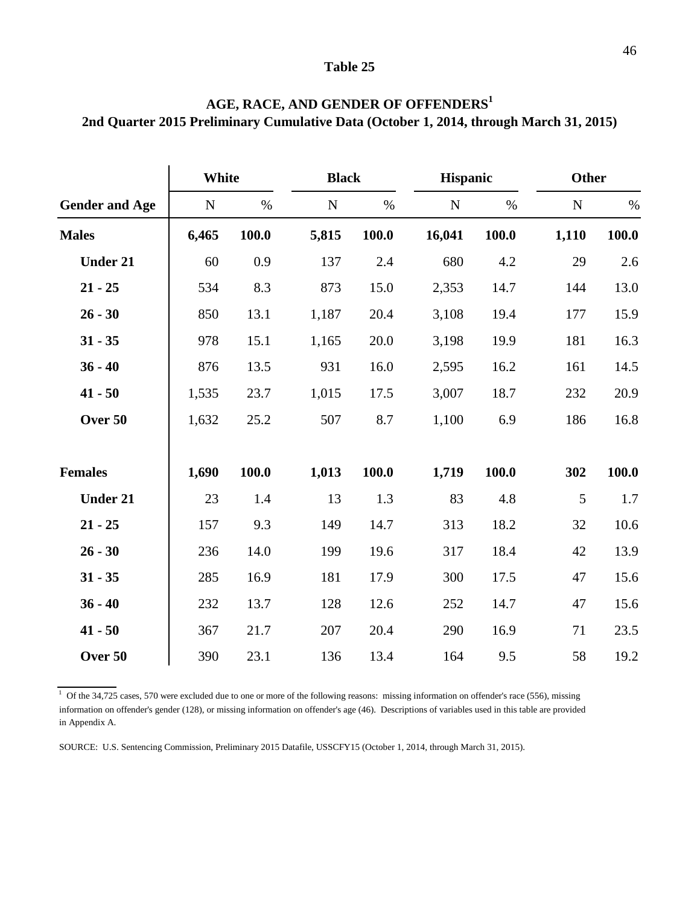**Table 25**

**AGE, RACE, AND GENDER OF OFFENDERS[1]**
**2nd Quarter 2015 Preliminary Cumulative Data (October 1, 2014, through March 31, 2015)**

| | White | | Black | | Hispanic | | Other | |
|---|---|---|---|---|---|---|---|---|
| **Gender and Age** | N | % | N | % | N | % | N | % |
| **Males** | **6,465** | **100.0** | **5,815** | **100.0** | **16,041** | **100.0** | **1,110** | **100.0** |
| **Under 21** | 60 | 0.9 | 137 | 2.4 | 680 | 4.2 | 29 | 2.6 |
| **21 - 25** | 534 | 8.3 | 873 | 15.0 | 2,353 | 14.7 | 144 | 13.0 |
| **26 - 30** | 850 | 13.1 | 1,187 | 20.4 | 3,108 | 19.4 | 177 | 15.9 |
| **31 - 35** | 978 | 15.1 | 1,165 | 20.0 | 3,198 | 19.9 | 181 | 16.3 |
| **36 - 40** | 876 | 13.5 | 931 | 16.0 | 2,595 | 16.2 | 161 | 14.5 |
| **41 - 50** | 1,535 | 23.7 | 1,015 | 17.5 | 3,007 | 18.7 | 232 | 20.9 |
| **Over 50** | 1,632 | 25.2 | 507 | 8.7 | 1,100 | 6.9 | 186 | 16.8 |
| | | | | | | | | |
| **Females** | **1,690** | **100.0** | **1,013** | **100.0** | **1,719** | **100.0** | **302** | **100.0** |
| **Under 21** | 23 | 1.4 | 13 | 1.3 | 83 | 4.8 | 5 | 1.7 |
| **21 - 25** | 157 | 9.3 | 149 | 14.7 | 313 | 18.2 | 32 | 10.6 |
| **26 - 30** | 236 | 14.0 | 199 | 19.6 | 317 | 18.4 | 42 | 13.9 |
| **31 - 35** | 285 | 16.9 | 181 | 17.9 | 300 | 17.5 | 47 | 15.6 |
| **36 - 40** | 232 | 13.7 | 128 | 12.6 | 252 | 14.7 | 47 | 15.6 |
| **41 - 50** | 367 | 21.7 | 207 | 20.4 | 290 | 16.9 | 71 | 23.5 |
| **Over 50** | 390 | 23.1 | 136 | 13.4 | 164 | 9.5 | 58 | 19.2 |

[1] Of the 34,725 cases, 570 were excluded due to one or more of the following reasons: missing information on offender's race (556), missing information on offender's gender (128), or missing information on offender's age (46). Descriptions of variables used in this table are provided in Appendix A.

SOURCE: U.S. Sentencing Commission, Preliminary 2015 Datafile, USSCFY15 (October 1, 2014, through March 31, 2015).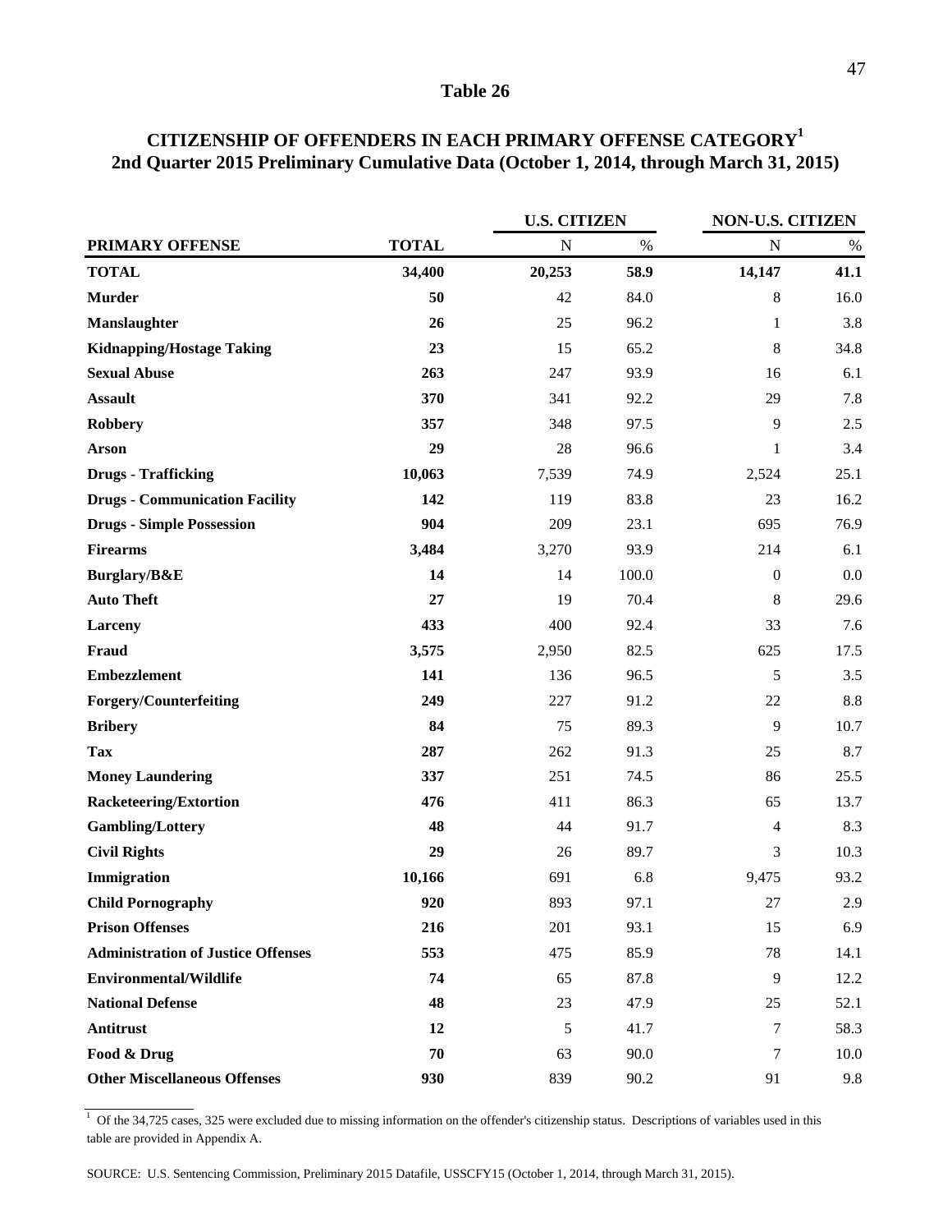# Table 26

## CITIZENSHIP OF OFFENDERS IN EACH PRIMARY OFFENSE CATEGORY[1]
## 2nd Quarter 2015 Preliminary Cumulative Data (October 1, 2014, through March 31, 2015)

| | | U.S. CITIZEN | | NON-U.S. CITIZEN | |
|---|---|---|---|---|---|
| **PRIMARY OFFENSE** | **TOTAL** | N | % | N | % |
| **TOTAL** | **34,400** | **20,253** | **58.9** | **14,147** | **41.1** |
| **Murder** | **50** | 42 | 84.0 | 8 | 16.0 |
| **Manslaughter** | **26** | 25 | 96.2 | 1 | 3.8 |
| **Kidnapping/Hostage Taking** | **23** | 15 | 65.2 | 8 | 34.8 |
| **Sexual Abuse** | **263** | 247 | 93.9 | 16 | 6.1 |
| **Assault** | **370** | 341 | 92.2 | 29 | 7.8 |
| **Robbery** | **357** | 348 | 97.5 | 9 | 2.5 |
| **Arson** | **29** | 28 | 96.6 | 1 | 3.4 |
| **Drugs - Trafficking** | **10,063** | 7,539 | 74.9 | 2,524 | 25.1 |
| **Drugs - Communication Facility** | **142** | 119 | 83.8 | 23 | 16.2 |
| **Drugs - Simple Possession** | **904** | 209 | 23.1 | 695 | 76.9 |
| **Firearms** | **3,484** | 3,270 | 93.9 | 214 | 6.1 |
| **Burglary/B&E** | **14** | 14 | 100.0 | 0 | 0.0 |
| **Auto Theft** | **27** | 19 | 70.4 | 8 | 29.6 |
| **Larceny** | **433** | 400 | 92.4 | 33 | 7.6 |
| **Fraud** | **3,575** | 2,950 | 82.5 | 625 | 17.5 |
| **Embezzlement** | **141** | 136 | 96.5 | 5 | 3.5 |
| **Forgery/Counterfeiting** | **249** | 227 | 91.2 | 22 | 8.8 |
| **Bribery** | **84** | 75 | 89.3 | 9 | 10.7 |
| **Tax** | **287** | 262 | 91.3 | 25 | 8.7 |
| **Money Laundering** | **337** | 251 | 74.5 | 86 | 25.5 |
| **Racketeering/Extortion** | **476** | 411 | 86.3 | 65 | 13.7 |
| **Gambling/Lottery** | **48** | 44 | 91.7 | 4 | 8.3 |
| **Civil Rights** | **29** | 26 | 89.7 | 3 | 10.3 |
| **Immigration** | **10,166** | 691 | 6.8 | 9,475 | 93.2 |
| **Child Pornography** | **920** | 893 | 97.1 | 27 | 2.9 |
| **Prison Offenses** | **216** | 201 | 93.1 | 15 | 6.9 |
| **Administration of Justice Offenses** | **553** | 475 | 85.9 | 78 | 14.1 |
| **Environmental/Wildlife** | **74** | 65 | 87.8 | 9 | 12.2 |
| **National Defense** | **48** | 23 | 47.9 | 25 | 52.1 |
| **Antitrust** | **12** | 5 | 41.7 | 7 | 58.3 |
| **Food & Drug** | **70** | 63 | 90.0 | 7 | 10.0 |
| **Other Miscellaneous Offenses** | **930** | 839 | 90.2 | 91 | 9.8 |

[1] Of the 34,725 cases, 325 were excluded due to missing information on the offender's citizenship status. Descriptions of variables used in this table are provided in Appendix A.

SOURCE: U.S. Sentencing Commission, Preliminary 2015 Datafile, USSCFY15 (October 1, 2014, through March 31, 2015).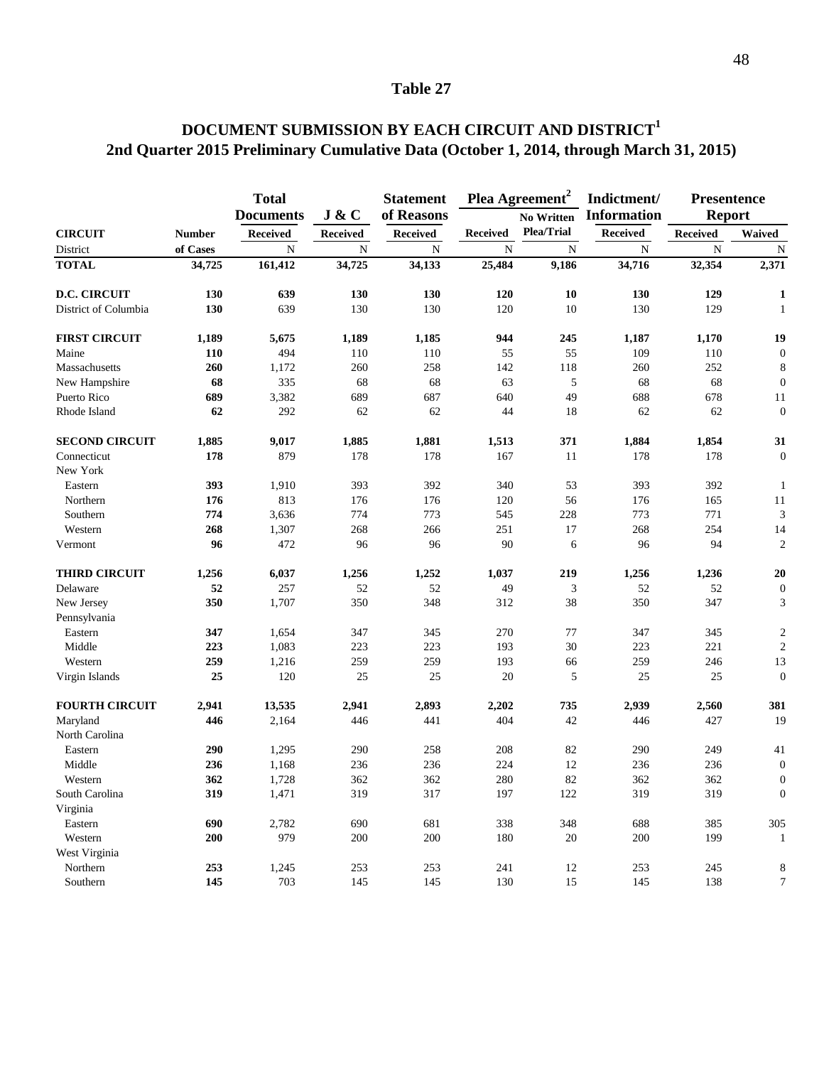## Table 27

## DOCUMENT SUBMISSION BY EACH CIRCUIT AND DISTRICT[1]
## 2nd Quarter 2015 Preliminary Cumulative Data (October 1, 2014, through March 31, 2015)

| | | Total Documents | J & C | Statement of Reasons | Plea Agreement[2] | | Indictment/ Information | Presentence Report | |
|---|---|---|---|---|---|---|---|---|---|
| **CIRCUIT** | **Number** | **Received** | **Received** | **Received** | **Received** | **No Written Plea/Trial** | **Received** | **Received** | **Waived** |
| District | **of Cases** | N | N | N | N | N | N | N | N |
| **TOTAL** | **34,725** | **161,412** | **34,725** | **34,133** | **25,484** | **9,186** | **34,716** | **32,354** | **2,371** |
| **D.C. CIRCUIT** | **130** | **639** | **130** | **130** | **120** | **10** | **130** | **129** | **1** |
| District of Columbia | **130** | 639 | 130 | 130 | 120 | 10 | 130 | 129 | 1 |
| **FIRST CIRCUIT** | **1,189** | **5,675** | **1,189** | **1,185** | **944** | **245** | **1,187** | **1,170** | **19** |
| Maine | **110** | 494 | 110 | 110 | 55 | 55 | 109 | 110 | 0 |
| Massachusetts | **260** | 1,172 | 260 | 258 | 142 | 118 | 260 | 252 | 8 |
| New Hampshire | **68** | 335 | 68 | 68 | 63 | 5 | 68 | 68 | 0 |
| Puerto Rico | **689** | 3,382 | 689 | 687 | 640 | 49 | 688 | 678 | 11 |
| Rhode Island | **62** | 292 | 62 | 62 | 44 | 18 | 62 | 62 | 0 |
| **SECOND CIRCUIT** | **1,885** | **9,017** | **1,885** | **1,881** | **1,513** | **371** | **1,884** | **1,854** | **31** |
| Connecticut | **178** | 879 | 178 | 178 | 167 | 11 | 178 | 178 | 0 |
| New York | | | | | | | | | |
| Eastern | **393** | 1,910 | 393 | 392 | 340 | 53 | 393 | 392 | 1 |
| Northern | **176** | 813 | 176 | 176 | 120 | 56 | 176 | 165 | 11 |
| Southern | **774** | 3,636 | 774 | 773 | 545 | 228 | 773 | 771 | 3 |
| Western | **268** | 1,307 | 268 | 266 | 251 | 17 | 268 | 254 | 14 |
| Vermont | **96** | 472 | 96 | 96 | 90 | 6 | 96 | 94 | 2 |
| **THIRD CIRCUIT** | **1,256** | **6,037** | **1,256** | **1,252** | **1,037** | **219** | **1,256** | **1,236** | **20** |
| Delaware | **52** | 257 | 52 | 52 | 49 | 3 | 52 | 52 | 0 |
| New Jersey | **350** | 1,707 | 350 | 348 | 312 | 38 | 350 | 347 | 3 |
| Pennsylvania | | | | | | | | | |
| Eastern | **347** | 1,654 | 347 | 345 | 270 | 77 | 347 | 345 | 2 |
| Middle | **223** | 1,083 | 223 | 223 | 193 | 30 | 223 | 221 | 2 |
| Western | **259** | 1,216 | 259 | 259 | 193 | 66 | 259 | 246 | 13 |
| Virgin Islands | **25** | 120 | 25 | 25 | 20 | 5 | 25 | 25 | 0 |
| **FOURTH CIRCUIT** | **2,941** | **13,535** | **2,941** | **2,893** | **2,202** | **735** | **2,939** | **2,560** | **381** |
| Maryland | **446** | 2,164 | 446 | 441 | 404 | 42 | 446 | 427 | 19 |
| North Carolina | | | | | | | | | |
| Eastern | **290** | 1,295 | 290 | 258 | 208 | 82 | 290 | 249 | 41 |
| Middle | **236** | 1,168 | 236 | 236 | 224 | 12 | 236 | 236 | 0 |
| Western | **362** | 1,728 | 362 | 362 | 280 | 82 | 362 | 362 | 0 |
| South Carolina | **319** | 1,471 | 319 | 317 | 197 | 122 | 319 | 319 | 0 |
| Virginia | | | | | | | | | |
| Eastern | **690** | 2,782 | 690 | 681 | 338 | 348 | 688 | 385 | 305 |
| Western | **200** | 979 | 200 | 200 | 180 | 20 | 200 | 199 | 1 |
| West Virginia | | | | | | | | | |
| Northern | **253** | 1,245 | 253 | 253 | 241 | 12 | 253 | 245 | 8 |
| Southern | **145** | 703 | 145 | 145 | 130 | 15 | 145 | 138 | 7 |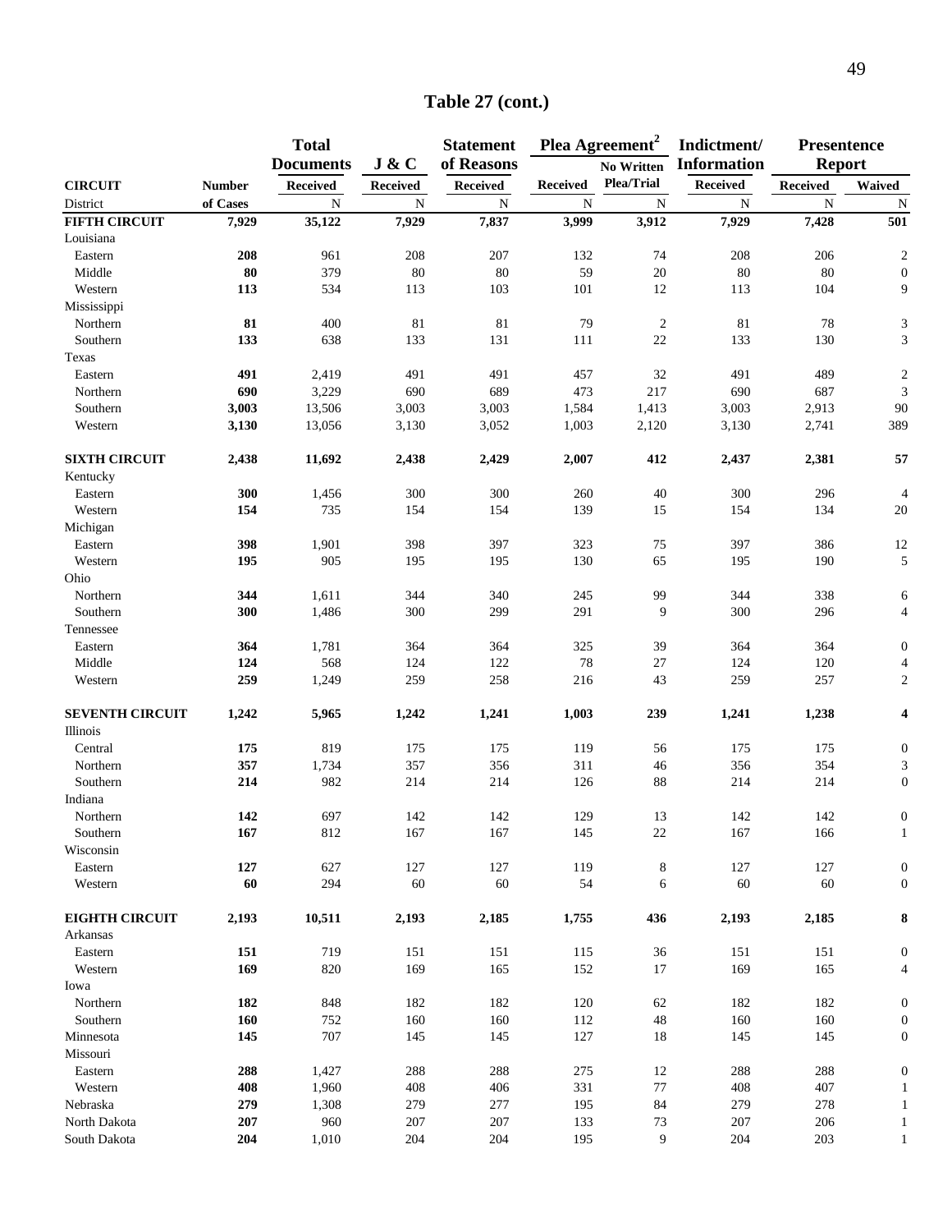## Table 27 (cont.)

| CIRCUIT | Number | Total Documents | J & C | Statement of Reasons | Plea Agreement[2] | | Indictment/ Information | Presentence Report | |
|---|---|---|---|---|---|---|---|---|---|
| | | Received | Received | Received | Received | No Written Plea/Trial | Received | Received | Waived |
| District | of Cases | N | N | N | N | N | N | N | N |
| **FIFTH CIRCUIT** | **7,929** | **35,122** | **7,929** | **7,837** | **3,999** | **3,912** | **7,929** | **7,428** | **501** |
| Louisiana | | | | | | | | | |
| Eastern | **208** | 961 | 208 | 207 | 132 | 74 | 208 | 206 | 2 |
| Middle | **80** | 379 | 80 | 80 | 59 | 20 | 80 | 80 | 0 |
| Western | **113** | 534 | 113 | 103 | 101 | 12 | 113 | 104 | 9 |
| Mississippi | | | | | | | | | |
| Northern | **81** | 400 | 81 | 81 | 79 | 2 | 81 | 78 | 3 |
| Southern | **133** | 638 | 133 | 131 | 111 | 22 | 133 | 130 | 3 |
| Texas | | | | | | | | | |
| Eastern | **491** | 2,419 | 491 | 491 | 457 | 32 | 491 | 489 | 2 |
| Northern | **690** | 3,229 | 690 | 689 | 473 | 217 | 690 | 687 | 3 |
| Southern | **3,003** | 13,506 | 3,003 | 3,003 | 1,584 | 1,413 | 3,003 | 2,913 | 90 |
| Western | **3,130** | 13,056 | 3,130 | 3,052 | 1,003 | 2,120 | 3,130 | 2,741 | 389 |
| **SIXTH CIRCUIT** | **2,438** | **11,692** | **2,438** | **2,429** | **2,007** | **412** | **2,437** | **2,381** | **57** |
| Kentucky | | | | | | | | | |
| Eastern | **300** | 1,456 | 300 | 300 | 260 | 40 | 300 | 296 | 4 |
| Western | **154** | 735 | 154 | 154 | 139 | 15 | 154 | 134 | 20 |
| Michigan | | | | | | | | | |
| Eastern | **398** | 1,901 | 398 | 397 | 323 | 75 | 397 | 386 | 12 |
| Western | **195** | 905 | 195 | 195 | 130 | 65 | 195 | 190 | 5 |
| Ohio | | | | | | | | | |
| Northern | **344** | 1,611 | 344 | 340 | 245 | 99 | 344 | 338 | 6 |
| Southern | **300** | 1,486 | 300 | 299 | 291 | 9 | 300 | 296 | 4 |
| Tennessee | | | | | | | | | |
| Eastern | **364** | 1,781 | 364 | 364 | 325 | 39 | 364 | 364 | 0 |
| Middle | **124** | 568 | 124 | 122 | 78 | 27 | 124 | 120 | 4 |
| Western | **259** | 1,249 | 259 | 258 | 216 | 43 | 259 | 257 | 2 |
| **SEVENTH CIRCUIT** | **1,242** | **5,965** | **1,242** | **1,241** | **1,003** | **239** | **1,241** | **1,238** | **4** |
| Illinois | | | | | | | | | |
| Central | **175** | 819 | 175 | 175 | 119 | 56 | 175 | 175 | 0 |
| Northern | **357** | 1,734 | 357 | 356 | 311 | 46 | 356 | 354 | 3 |
| Southern | **214** | 982 | 214 | 214 | 126 | 88 | 214 | 214 | 0 |
| Indiana | | | | | | | | | |
| Northern | **142** | 697 | 142 | 142 | 129 | 13 | 142 | 142 | 0 |
| Southern | **167** | 812 | 167 | 167 | 145 | 22 | 167 | 166 | 1 |
| Wisconsin | | | | | | | | | |
| Eastern | **127** | 627 | 127 | 127 | 119 | 8 | 127 | 127 | 0 |
| Western | **60** | 294 | 60 | 60 | 54 | 6 | 60 | 60 | 0 |
| **EIGHTH CIRCUIT** | **2,193** | **10,511** | **2,193** | **2,185** | **1,755** | **436** | **2,193** | **2,185** | **8** |
| Arkansas | | | | | | | | | |
| Eastern | **151** | 719 | 151 | 151 | 115 | 36 | 151 | 151 | 0 |
| Western | **169** | 820 | 169 | 165 | 152 | 17 | 169 | 165 | 4 |
| Iowa | | | | | | | | | |
| Northern | **182** | 848 | 182 | 182 | 120 | 62 | 182 | 182 | 0 |
| Southern | **160** | 752 | 160 | 160 | 112 | 48 | 160 | 160 | 0 |
| Minnesota | **145** | 707 | 145 | 145 | 127 | 18 | 145 | 145 | 0 |
| Missouri | | | | | | | | | |
| Eastern | **288** | 1,427 | 288 | 288 | 275 | 12 | 288 | 288 | 0 |
| Western | **408** | 1,960 | 408 | 406 | 331 | 77 | 408 | 407 | 1 |
| Nebraska | **279** | 1,308 | 279 | 277 | 195 | 84 | 279 | 278 | 1 |
| North Dakota | **207** | 960 | 207 | 207 | 133 | 73 | 207 | 206 | 1 |
| South Dakota | **204** | 1,010 | 204 | 204 | 195 | 9 | 204 | 203 | 1 |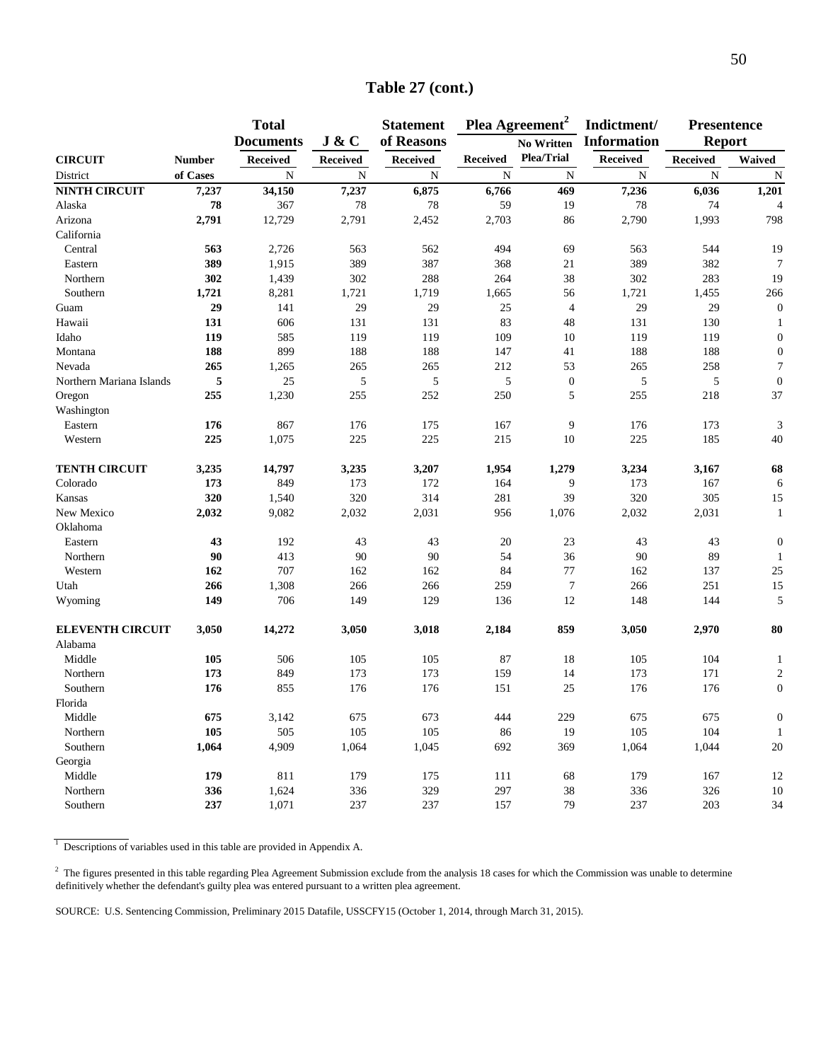## Table 27 (cont.)

| CIRCUIT | Number | Total Documents | J & C | Statement of Reasons | Plea Agreement[2] | | Indictment/ Information | Presentence Report | |
|---|---|---|---|---|---|---|---|---|---|
| | | Received | Received | Received | Received | No Written Plea/Trial | Received | Received | Waived |
| District | of Cases | N | N | N | N | N | N | N | N |
| **NINTH CIRCUIT** | **7,237** | **34,150** | **7,237** | **6,875** | **6,766** | **469** | **7,236** | **6,036** | **1,201** |
| Alaska | **78** | 367 | 78 | 78 | 59 | 19 | 78 | 74 | 4 |
| Arizona | **2,791** | 12,729 | 2,791 | 2,452 | 2,703 | 86 | 2,790 | 1,993 | 798 |
| California | | | | | | | | | |
| Central | **563** | 2,726 | 563 | 562 | 494 | 69 | 563 | 544 | 19 |
| Eastern | **389** | 1,915 | 389 | 387 | 368 | 21 | 389 | 382 | 7 |
| Northern | **302** | 1,439 | 302 | 288 | 264 | 38 | 302 | 283 | 19 |
| Southern | **1,721** | 8,281 | 1,721 | 1,719 | 1,665 | 56 | 1,721 | 1,455 | 266 |
| Guam | **29** | 141 | 29 | 29 | 25 | 4 | 29 | 29 | 0 |
| Hawaii | **131** | 606 | 131 | 131 | 83 | 48 | 131 | 130 | 1 |
| Idaho | **119** | 585 | 119 | 119 | 109 | 10 | 119 | 119 | 0 |
| Montana | **188** | 899 | 188 | 188 | 147 | 41 | 188 | 188 | 0 |
| Nevada | **265** | 1,265 | 265 | 265 | 212 | 53 | 265 | 258 | 7 |
| Northern Mariana Islands | **5** | 25 | 5 | 5 | 5 | 0 | 5 | 5 | 0 |
| Oregon | **255** | 1,230 | 255 | 252 | 250 | 5 | 255 | 218 | 37 |
| Washington | | | | | | | | | |
| Eastern | **176** | 867 | 176 | 175 | 167 | 9 | 176 | 173 | 3 |
| Western | **225** | 1,075 | 225 | 225 | 215 | 10 | 225 | 185 | 40 |
| **TENTH CIRCUIT** | **3,235** | **14,797** | **3,235** | **3,207** | **1,954** | **1,279** | **3,234** | **3,167** | **68** |
| Colorado | **173** | 849 | 173 | 172 | 164 | 9 | 173 | 167 | 6 |
| Kansas | **320** | 1,540 | 320 | 314 | 281 | 39 | 320 | 305 | 15 |
| New Mexico | **2,032** | 9,082 | 2,032 | 2,031 | 956 | 1,076 | 2,032 | 2,031 | 1 |
| Oklahoma | | | | | | | | | |
| Eastern | **43** | 192 | 43 | 43 | 20 | 23 | 43 | 43 | 0 |
| Northern | **90** | 413 | 90 | 90 | 54 | 36 | 90 | 89 | 1 |
| Western | **162** | 707 | 162 | 162 | 84 | 77 | 162 | 137 | 25 |
| Utah | **266** | 1,308 | 266 | 266 | 259 | 7 | 266 | 251 | 15 |
| Wyoming | **149** | 706 | 149 | 129 | 136 | 12 | 148 | 144 | 5 |
| **ELEVENTH CIRCUIT** | **3,050** | **14,272** | **3,050** | **3,018** | **2,184** | **859** | **3,050** | **2,970** | **80** |
| Alabama | | | | | | | | | |
| Middle | **105** | 506 | 105 | 105 | 87 | 18 | 105 | 104 | 1 |
| Northern | **173** | 849 | 173 | 173 | 159 | 14 | 173 | 171 | 2 |
| Southern | **176** | 855 | 176 | 176 | 151 | 25 | 176 | 176 | 0 |
| Florida | | | | | | | | | |
| Middle | **675** | 3,142 | 675 | 673 | 444 | 229 | 675 | 675 | 0 |
| Northern | **105** | 505 | 105 | 105 | 86 | 19 | 105 | 104 | 1 |
| Southern | **1,064** | 4,909 | 1,064 | 1,045 | 692 | 369 | 1,064 | 1,044 | 20 |
| Georgia | | | | | | | | | |
| Middle | **179** | 811 | 179 | 175 | 111 | 68 | 179 | 167 | 12 |
| Northern | **336** | 1,624 | 336 | 329 | 297 | 38 | 336 | 326 | 10 |
| Southern | **237** | 1,071 | 237 | 237 | 157 | 79 | 237 | 203 | 34 |

[1] Descriptions of variables used in this table are provided in Appendix A.

[2] The figures presented in this table regarding Plea Agreement Submission exclude from the analysis 18 cases for which the Commission was unable to determine definitively whether the defendant's guilty plea was entered pursuant to a written plea agreement.

SOURCE: U.S. Sentencing Commission, Preliminary 2015 Datafile, USSCFY15 (October 1, 2014, through March 31, 2015).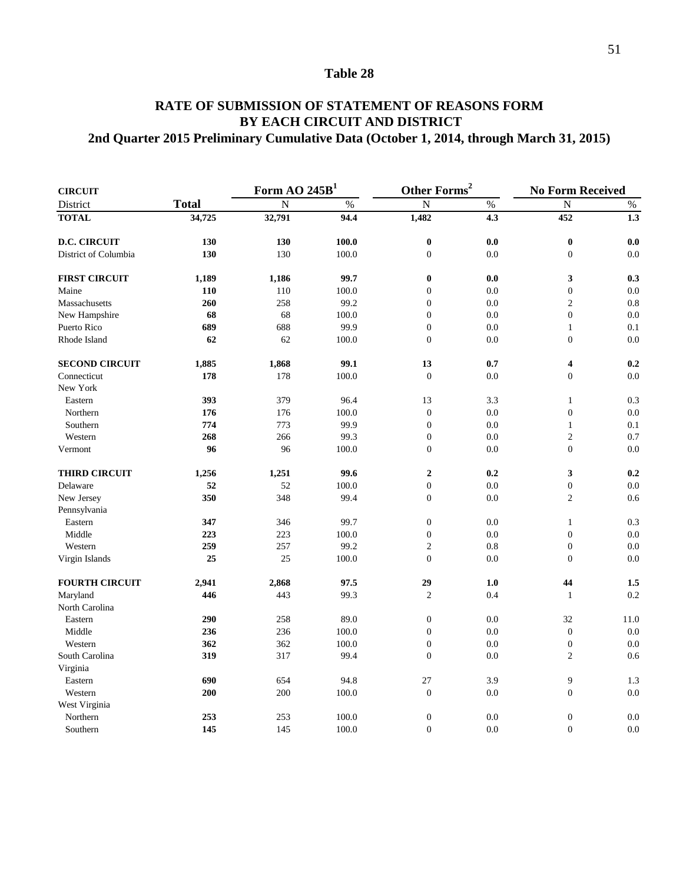# Table 28

## RATE OF SUBMISSION OF STATEMENT OF REASONS FORM BY EACH CIRCUIT AND DISTRICT

### 2nd Quarter 2015 Preliminary Cumulative Data (October 1, 2014, through March 31, 2015)

| CIRCUIT | | Form AO 245B[1] | | Other Forms[2] | | No Form Received | |
|---|---|---|---|---|---|---|---|
| District | **Total** | N | % | N | % | N | % |
| **TOTAL** | **34,725** | **32,791** | **94.4** | **1,482** | **4.3** | **452** | **1.3** |
| **D.C. CIRCUIT** | **130** | **130** | **100.0** | **0** | **0.0** | **0** | **0.0** |
| District of Columbia | **130** | 130 | 100.0 | 0 | 0.0 | 0 | 0.0 |
| **FIRST CIRCUIT** | **1,189** | **1,186** | **99.7** | **0** | **0.0** | **3** | **0.3** |
| Maine | **110** | 110 | 100.0 | 0 | 0.0 | 0 | 0.0 |
| Massachusetts | **260** | 258 | 99.2 | 0 | 0.0 | 2 | 0.8 |
| New Hampshire | **68** | 68 | 100.0 | 0 | 0.0 | 0 | 0.0 |
| Puerto Rico | **689** | 688 | 99.9 | 0 | 0.0 | 1 | 0.1 |
| Rhode Island | **62** | 62 | 100.0 | 0 | 0.0 | 0 | 0.0 |
| **SECOND CIRCUIT** | **1,885** | **1,868** | **99.1** | **13** | **0.7** | **4** | **0.2** |
| Connecticut | **178** | 178 | 100.0 | 0 | 0.0 | 0 | 0.0 |
| New York | | | | | | | |
| Eastern | **393** | 379 | 96.4 | 13 | 3.3 | 1 | 0.3 |
| Northern | **176** | 176 | 100.0 | 0 | 0.0 | 0 | 0.0 |
| Southern | **774** | 773 | 99.9 | 0 | 0.0 | 1 | 0.1 |
| Western | **268** | 266 | 99.3 | 0 | 0.0 | 2 | 0.7 |
| Vermont | **96** | 96 | 100.0 | 0 | 0.0 | 0 | 0.0 |
| **THIRD CIRCUIT** | **1,256** | **1,251** | **99.6** | **2** | **0.2** | **3** | **0.2** |
| Delaware | **52** | 52 | 100.0 | 0 | 0.0 | 0 | 0.0 |
| New Jersey | **350** | 348 | 99.4 | 0 | 0.0 | 2 | 0.6 |
| Pennsylvania | | | | | | | |
| Eastern | **347** | 346 | 99.7 | 0 | 0.0 | 1 | 0.3 |
| Middle | **223** | 223 | 100.0 | 0 | 0.0 | 0 | 0.0 |
| Western | **259** | 257 | 99.2 | 2 | 0.8 | 0 | 0.0 |
| Virgin Islands | **25** | 25 | 100.0 | 0 | 0.0 | 0 | 0.0 |
| **FOURTH CIRCUIT** | **2,941** | **2,868** | **97.5** | **29** | **1.0** | **44** | **1.5** |
| Maryland | **446** | 443 | 99.3 | 2 | 0.4 | 1 | 0.2 |
| North Carolina | | | | | | | |
| Eastern | **290** | 258 | 89.0 | 0 | 0.0 | 32 | 11.0 |
| Middle | **236** | 236 | 100.0 | 0 | 0.0 | 0 | 0.0 |
| Western | **362** | 362 | 100.0 | 0 | 0.0 | 0 | 0.0 |
| South Carolina | **319** | 317 | 99.4 | 0 | 0.0 | 2 | 0.6 |
| Virginia | | | | | | | |
| Eastern | **690** | 654 | 94.8 | 27 | 3.9 | 9 | 1.3 |
| Western | **200** | 200 | 100.0 | 0 | 0.0 | 0 | 0.0 |
| West Virginia | | | | | | | |
| Northern | **253** | 253 | 100.0 | 0 | 0.0 | 0 | 0.0 |
| Southern | **145** | 145 | 100.0 | 0 | 0.0 | 0 | 0.0 |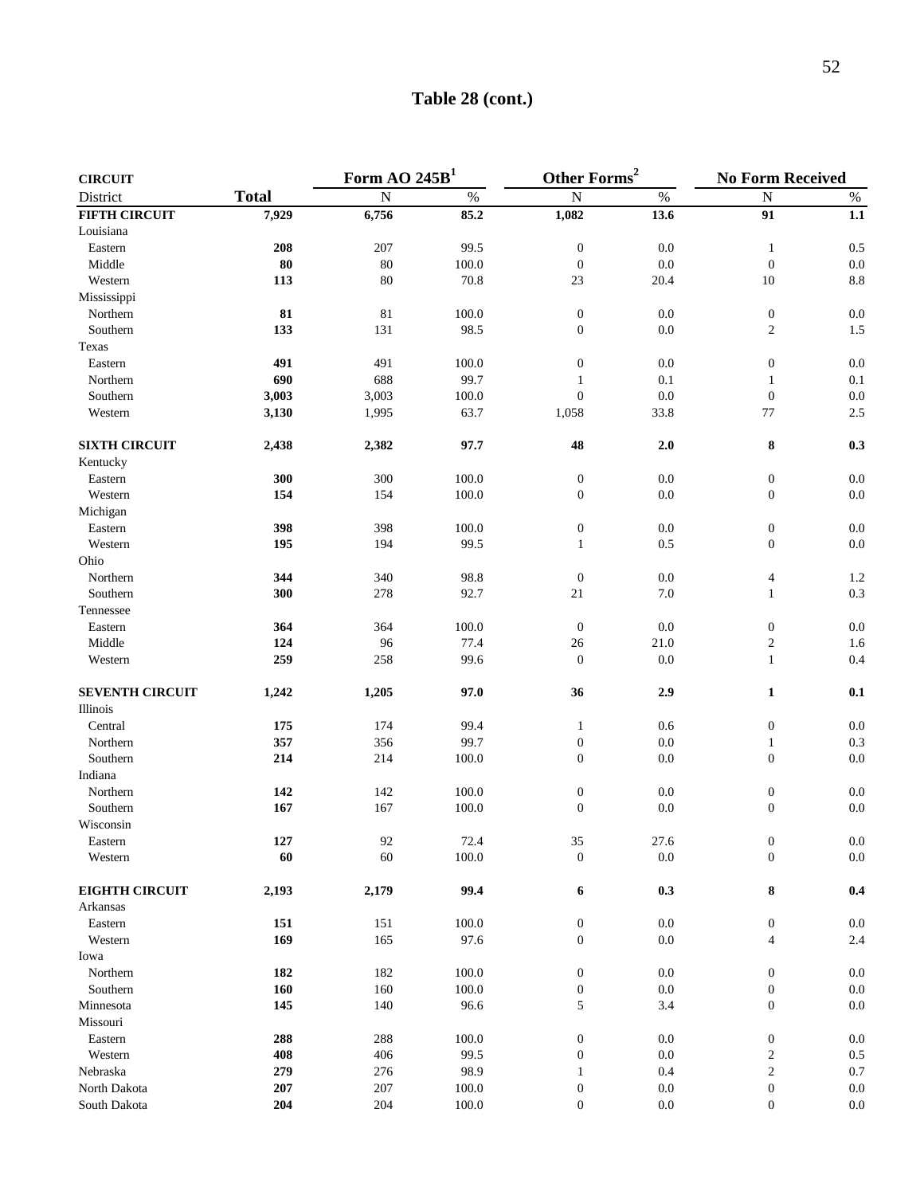# Table 28 (cont.)

| CIRCUIT | | Form AO 245B[1] | | Other Forms[2] | | No Form Received | |
|---|---|---|---|---|---|---|---|
| District | **Total** | N | % | N | % | N | % |
| **FIFTH CIRCUIT** | **7,929** | **6,756** | **85.2** | **1,082** | **13.6** | **91** | **1.1** |
| Louisiana | | | | | | | |
| Eastern | **208** | 207 | 99.5 | 0 | 0.0 | 1 | 0.5 |
| Middle | **80** | 80 | 100.0 | 0 | 0.0 | 0 | 0.0 |
| Western | **113** | 80 | 70.8 | 23 | 20.4 | 10 | 8.8 |
| Mississippi | | | | | | | |
| Northern | **81** | 81 | 100.0 | 0 | 0.0 | 0 | 0.0 |
| Southern | **133** | 131 | 98.5 | 0 | 0.0 | 2 | 1.5 |
| Texas | | | | | | | |
| Eastern | **491** | 491 | 100.0 | 0 | 0.0 | 0 | 0.0 |
| Northern | **690** | 688 | 99.7 | 1 | 0.1 | 1 | 0.1 |
| Southern | **3,003** | 3,003 | 100.0 | 0 | 0.0 | 0 | 0.0 |
| Western | **3,130** | 1,995 | 63.7 | 1,058 | 33.8 | 77 | 2.5 |
| **SIXTH CIRCUIT** | **2,438** | **2,382** | **97.7** | **48** | **2.0** | **8** | **0.3** |
| Kentucky | | | | | | | |
| Eastern | **300** | 300 | 100.0 | 0 | 0.0 | 0 | 0.0 |
| Western | **154** | 154 | 100.0 | 0 | 0.0 | 0 | 0.0 |
| Michigan | | | | | | | |
| Eastern | **398** | 398 | 100.0 | 0 | 0.0 | 0 | 0.0 |
| Western | **195** | 194 | 99.5 | 1 | 0.5 | 0 | 0.0 |
| Ohio | | | | | | | |
| Northern | **344** | 340 | 98.8 | 0 | 0.0 | 4 | 1.2 |
| Southern | **300** | 278 | 92.7 | 21 | 7.0 | 1 | 0.3 |
| Tennessee | | | | | | | |
| Eastern | **364** | 364 | 100.0 | 0 | 0.0 | 0 | 0.0 |
| Middle | **124** | 96 | 77.4 | 26 | 21.0 | 2 | 1.6 |
| Western | **259** | 258 | 99.6 | 0 | 0.0 | 1 | 0.4 |
| **SEVENTH CIRCUIT** | **1,242** | **1,205** | **97.0** | **36** | **2.9** | **1** | **0.1** |
| Illinois | | | | | | | |
| Central | **175** | 174 | 99.4 | 1 | 0.6 | 0 | 0.0 |
| Northern | **357** | 356 | 99.7 | 0 | 0.0 | 1 | 0.3 |
| Southern | **214** | 214 | 100.0 | 0 | 0.0 | 0 | 0.0 |
| Indiana | | | | | | | |
| Northern | **142** | 142 | 100.0 | 0 | 0.0 | 0 | 0.0 |
| Southern | **167** | 167 | 100.0 | 0 | 0.0 | 0 | 0.0 |
| Wisconsin | | | | | | | |
| Eastern | **127** | 92 | 72.4 | 35 | 27.6 | 0 | 0.0 |
| Western | **60** | 60 | 100.0 | 0 | 0.0 | 0 | 0.0 |
| **EIGHTH CIRCUIT** | **2,193** | **2,179** | **99.4** | **6** | **0.3** | **8** | **0.4** |
| Arkansas | | | | | | | |
| Eastern | **151** | 151 | 100.0 | 0 | 0.0 | 0 | 0.0 |
| Western | **169** | 165 | 97.6 | 0 | 0.0 | 4 | 2.4 |
| Iowa | | | | | | | |
| Northern | **182** | 182 | 100.0 | 0 | 0.0 | 0 | 0.0 |
| Southern | **160** | 160 | 100.0 | 0 | 0.0 | 0 | 0.0 |
| Minnesota | **145** | 140 | 96.6 | 5 | 3.4 | 0 | 0.0 |
| Missouri | | | | | | | |
| Eastern | **288** | 288 | 100.0 | 0 | 0.0 | 0 | 0.0 |
| Western | **408** | 406 | 99.5 | 0 | 0.0 | 2 | 0.5 |
| Nebraska | **279** | 276 | 98.9 | 1 | 0.4 | 2 | 0.7 |
| North Dakota | **207** | 207 | 100.0 | 0 | 0.0 | 0 | 0.0 |
| South Dakota | **204** | 204 | 100.0 | 0 | 0.0 | 0 | 0.0 |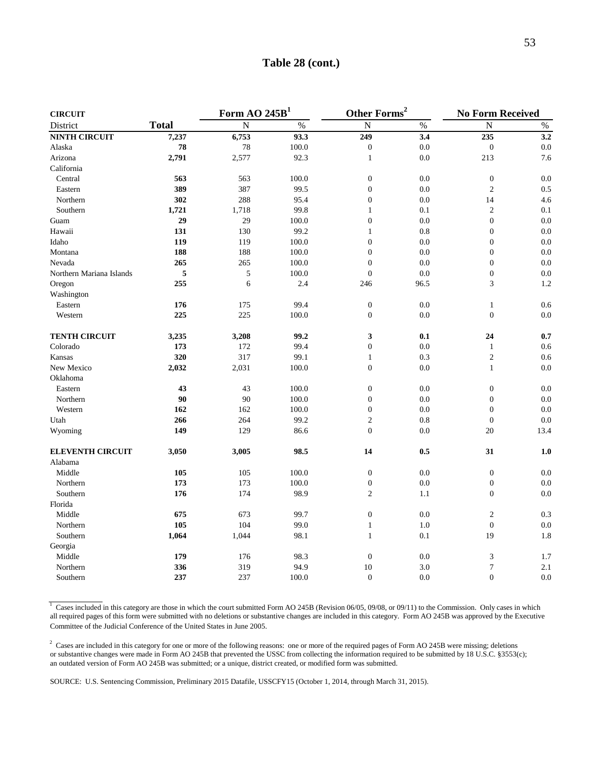## Table 28 (cont.)

| CIRCUIT District | Total | Form AO 245B[1] N | Form AO 245B[1] % | Other Forms[2] N | Other Forms[2] % | No Form Received N | No Form Received % |
|---|---|---|---|---|---|---|---|
| **NINTH CIRCUIT** | **7,237** | **6,753** | **93.3** | **249** | **3.4** | **235** | **3.2** |
| Alaska | **78** | 78 | 100.0 | 0 | 0.0 | 0 | 0.0 |
| Arizona | **2,791** | 2,577 | 92.3 | 1 | 0.0 | 213 | 7.6 |
| California | | | | | | | |
| Central | **563** | 563 | 100.0 | 0 | 0.0 | 0 | 0.0 |
| Eastern | **389** | 387 | 99.5 | 0 | 0.0 | 2 | 0.5 |
| Northern | **302** | 288 | 95.4 | 0 | 0.0 | 14 | 4.6 |
| Southern | **1,721** | 1,718 | 99.8 | 1 | 0.1 | 2 | 0.1 |
| Guam | **29** | 29 | 100.0 | 0 | 0.0 | 0 | 0.0 |
| Hawaii | **131** | 130 | 99.2 | 1 | 0.8 | 0 | 0.0 |
| Idaho | **119** | 119 | 100.0 | 0 | 0.0 | 0 | 0.0 |
| Montana | **188** | 188 | 100.0 | 0 | 0.0 | 0 | 0.0 |
| Nevada | **265** | 265 | 100.0 | 0 | 0.0 | 0 | 0.0 |
| Northern Mariana Islands | **5** | 5 | 100.0 | 0 | 0.0 | 0 | 0.0 |
| Oregon | **255** | 6 | 2.4 | 246 | 96.5 | 3 | 1.2 |
| Washington | | | | | | | |
| Eastern | **176** | 175 | 99.4 | 0 | 0.0 | 1 | 0.6 |
| Western | **225** | 225 | 100.0 | 0 | 0.0 | 0 | 0.0 |
| **TENTH CIRCUIT** | **3,235** | **3,208** | **99.2** | **3** | **0.1** | **24** | **0.7** |
| Colorado | **173** | 172 | 99.4 | 0 | 0.0 | 1 | 0.6 |
| Kansas | **320** | 317 | 99.1 | 1 | 0.3 | 2 | 0.6 |
| New Mexico | **2,032** | 2,031 | 100.0 | 0 | 0.0 | 1 | 0.0 |
| Oklahoma | | | | | | | |
| Eastern | **43** | 43 | 100.0 | 0 | 0.0 | 0 | 0.0 |
| Northern | **90** | 90 | 100.0 | 0 | 0.0 | 0 | 0.0 |
| Western | **162** | 162 | 100.0 | 0 | 0.0 | 0 | 0.0 |
| Utah | **266** | 264 | 99.2 | 2 | 0.8 | 0 | 0.0 |
| Wyoming | **149** | 129 | 86.6 | 0 | 0.0 | 20 | 13.4 |
| **ELEVENTH CIRCUIT** | **3,050** | **3,005** | **98.5** | **14** | **0.5** | **31** | **1.0** |
| Alabama | | | | | | | |
| Middle | **105** | 105 | 100.0 | 0 | 0.0 | 0 | 0.0 |
| Northern | **173** | 173 | 100.0 | 0 | 0.0 | 0 | 0.0 |
| Southern | **176** | 174 | 98.9 | 2 | 1.1 | 0 | 0.0 |
| Florida | | | | | | | |
| Middle | **675** | 673 | 99.7 | 0 | 0.0 | 2 | 0.3 |
| Northern | **105** | 104 | 99.0 | 1 | 1.0 | 0 | 0.0 |
| Southern | **1,064** | 1,044 | 98.1 | 1 | 0.1 | 19 | 1.8 |
| Georgia | | | | | | | |
| Middle | **179** | 176 | 98.3 | 0 | 0.0 | 3 | 1.7 |
| Northern | **336** | 319 | 94.9 | 10 | 3.0 | 7 | 2.1 |
| Southern | **237** | 237 | 100.0 | 0 | 0.0 | 0 | 0.0 |

[1] Cases included in this category are those in which the court submitted Form AO 245B (Revision 06/05, 09/08, or 09/11) to the Commission. Only cases in which all required pages of this form were submitted with no deletions or substantive changes are included in this category. Form AO 245B was approved by the Executive Committee of the Judicial Conference of the United States in June 2005.

[2] Cases are included in this category for one or more of the following reasons: one or more of the required pages of Form AO 245B were missing; deletions or substantive changes were made in Form AO 245B that prevented the USSC from collecting the information required to be submitted by 18 U.S.C. §3553(c); an outdated version of Form AO 245B was submitted; or a unique, district created, or modified form was submitted.

SOURCE: U.S. Sentencing Commission, Preliminary 2015 Datafile, USSCFY15 (October 1, 2014, through March 31, 2015).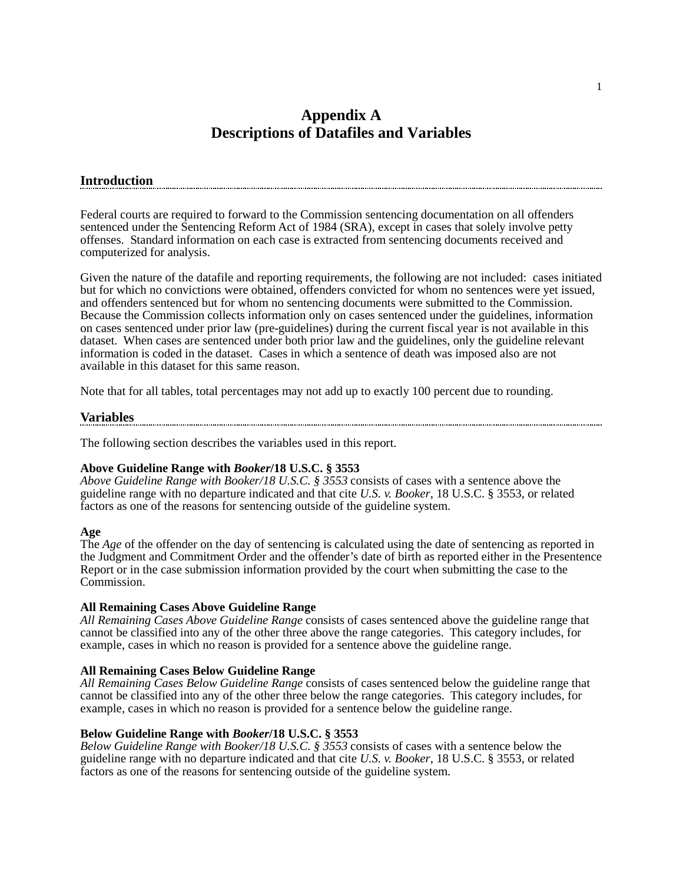# Appendix A
# Descriptions of Datafiles and Variables

## Introduction

Federal courts are required to forward to the Commission sentencing documentation on all offenders sentenced under the Sentencing Reform Act of 1984 (SRA), except in cases that solely involve petty offenses. Standard information on each case is extracted from sentencing documents received and computerized for analysis.

Given the nature of the datafile and reporting requirements, the following are not included: cases initiated but for which no convictions were obtained, offenders convicted for whom no sentences were yet issued, and offenders sentenced but for whom no sentencing documents were submitted to the Commission. Because the Commission collects information only on cases sentenced under the guidelines, information on cases sentenced under prior law (pre-guidelines) during the current fiscal year is not available in this dataset. When cases are sentenced under both prior law and the guidelines, only the guideline relevant information is coded in the dataset. Cases in which a sentence of death was imposed also are not available in this dataset for this same reason.

Note that for all tables, total percentages may not add up to exactly 100 percent due to rounding.

## Variables

The following section describes the variables used in this report.

**Above Guideline Range with *Booker*/18 U.S.C. § 3553**
*Above Guideline Range with Booker/18 U.S.C. § 3553* consists of cases with a sentence above the guideline range with no departure indicated and that cite *U.S. v. Booker*, 18 U.S.C. § 3553, or related factors as one of the reasons for sentencing outside of the guideline system.

**Age**
The *Age* of the offender on the day of sentencing is calculated using the date of sentencing as reported in the Judgment and Commitment Order and the offender's date of birth as reported either in the Presentence Report or in the case submission information provided by the court when submitting the case to the Commission.

**All Remaining Cases Above Guideline Range**
*All Remaining Cases Above Guideline Range* consists of cases sentenced above the guideline range that cannot be classified into any of the other three above the range categories. This category includes, for example, cases in which no reason is provided for a sentence above the guideline range.

**All Remaining Cases Below Guideline Range**
*All Remaining Cases Below Guideline Range* consists of cases sentenced below the guideline range that cannot be classified into any of the other three below the range categories. This category includes, for example, cases in which no reason is provided for a sentence below the guideline range.

**Below Guideline Range with *Booker*/18 U.S.C. § 3553**
*Below Guideline Range with Booker/18 U.S.C. § 3553* consists of cases with a sentence below the guideline range with no departure indicated and that cite *U.S. v. Booker*, 18 U.S.C. § 3553, or related factors as one of the reasons for sentencing outside of the guideline system.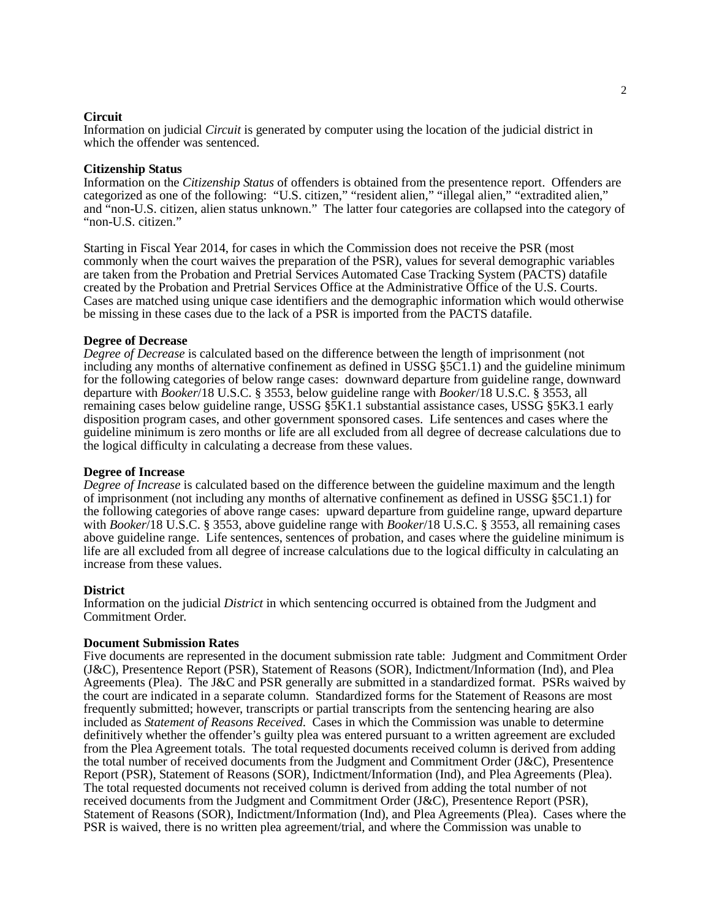**Circuit**
Information on judicial *Circuit* is generated by computer using the location of the judicial district in which the offender was sentenced.

**Citizenship Status**
Information on the *Citizenship Status* of offenders is obtained from the presentence report. Offenders are categorized as one of the following: "U.S. citizen," "resident alien," "illegal alien," "extradited alien," and "non-U.S. citizen, alien status unknown." The latter four categories are collapsed into the category of "non-U.S. citizen."

Starting in Fiscal Year 2014, for cases in which the Commission does not receive the PSR (most commonly when the court waives the preparation of the PSR), values for several demographic variables are taken from the Probation and Pretrial Services Automated Case Tracking System (PACTS) datafile created by the Probation and Pretrial Services Office at the Administrative Office of the U.S. Courts. Cases are matched using unique case identifiers and the demographic information which would otherwise be missing in these cases due to the lack of a PSR is imported from the PACTS datafile.

**Degree of Decrease**
*Degree of Decrease* is calculated based on the difference between the length of imprisonment (not including any months of alternative confinement as defined in USSG §5C1.1) and the guideline minimum for the following categories of below range cases: downward departure from guideline range, downward departure with *Booker*/18 U.S.C. § 3553, below guideline range with *Booker*/18 U.S.C. § 3553, all remaining cases below guideline range, USSG §5K1.1 substantial assistance cases, USSG §5K3.1 early disposition program cases, and other government sponsored cases. Life sentences and cases where the guideline minimum is zero months or life are all excluded from all degree of decrease calculations due to the logical difficulty in calculating a decrease from these values.

**Degree of Increase**
*Degree of Increase* is calculated based on the difference between the guideline maximum and the length of imprisonment (not including any months of alternative confinement as defined in USSG §5C1.1) for the following categories of above range cases: upward departure from guideline range, upward departure with *Booker*/18 U.S.C. § 3553, above guideline range with *Booker*/18 U.S.C. § 3553, all remaining cases above guideline range. Life sentences, sentences of probation, and cases where the guideline minimum is life are all excluded from all degree of increase calculations due to the logical difficulty in calculating an increase from these values.

**District**
Information on the judicial *District* in which sentencing occurred is obtained from the Judgment and Commitment Order.

**Document Submission Rates**
Five documents are represented in the document submission rate table: Judgment and Commitment Order (J&C), Presentence Report (PSR), Statement of Reasons (SOR), Indictment/Information (Ind), and Plea Agreements (Plea). The J&C and PSR generally are submitted in a standardized format. PSRs waived by the court are indicated in a separate column. Standardized forms for the Statement of Reasons are most frequently submitted; however, transcripts or partial transcripts from the sentencing hearing are also included as *Statement of Reasons Received*. Cases in which the Commission was unable to determine definitively whether the offender's guilty plea was entered pursuant to a written agreement are excluded from the Plea Agreement totals. The total requested documents received column is derived from adding the total number of received documents from the Judgment and Commitment Order (J&C), Presentence Report (PSR), Statement of Reasons (SOR), Indictment/Information (Ind), and Plea Agreements (Plea). The total requested documents not received column is derived from adding the total number of not received documents from the Judgment and Commitment Order (J&C), Presentence Report (PSR), Statement of Reasons (SOR), Indictment/Information (Ind), and Plea Agreements (Plea). Cases where the PSR is waived, there is no written plea agreement/trial, and where the Commission was unable to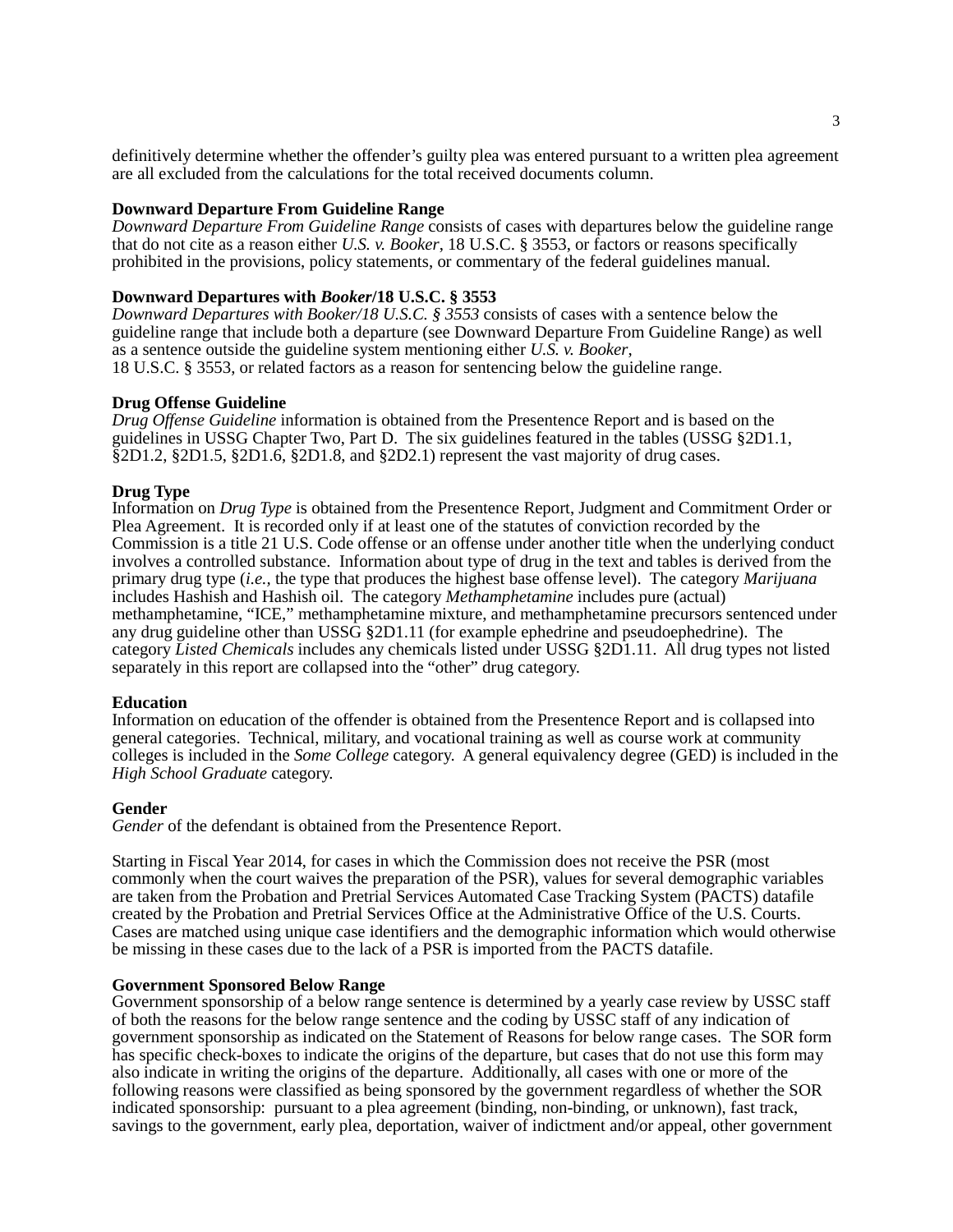definitively determine whether the offender's guilty plea was entered pursuant to a written plea agreement are all excluded from the calculations for the total received documents column.

**Downward Departure From Guideline Range**

*Downward Departure From Guideline Range* consists of cases with departures below the guideline range that do not cite as a reason either *U.S. v. Booker*, 18 U.S.C. § 3553, or factors or reasons specifically prohibited in the provisions, policy statements, or commentary of the federal guidelines manual.

**Downward Departures with *Booker*/18 U.S.C. § 3553**

*Downward Departures with Booker/18 U.S.C. § 3553* consists of cases with a sentence below the guideline range that include both a departure (see Downward Departure From Guideline Range) as well as a sentence outside the guideline system mentioning either *U.S. v. Booker*, 18 U.S.C. § 3553, or related factors as a reason for sentencing below the guideline range.

**Drug Offense Guideline**

*Drug Offense Guideline* information is obtained from the Presentence Report and is based on the guidelines in USSG Chapter Two, Part D. The six guidelines featured in the tables (USSG §2D1.1, §2D1.2, §2D1.5, §2D1.6, §2D1.8, and §2D2.1) represent the vast majority of drug cases.

**Drug Type**

Information on *Drug Type* is obtained from the Presentence Report, Judgment and Commitment Order or Plea Agreement. It is recorded only if at least one of the statutes of conviction recorded by the Commission is a title 21 U.S. Code offense or an offense under another title when the underlying conduct involves a controlled substance. Information about type of drug in the text and tables is derived from the primary drug type (*i.e.*, the type that produces the highest base offense level). The category *Marijuana* includes Hashish and Hashish oil. The category *Methamphetamine* includes pure (actual) methamphetamine, "ICE," methamphetamine mixture, and methamphetamine precursors sentenced under any drug guideline other than USSG §2D1.11 (for example ephedrine and pseudoephedrine). The category *Listed Chemicals* includes any chemicals listed under USSG §2D1.11. All drug types not listed separately in this report are collapsed into the "other" drug category.

**Education**

Information on education of the offender is obtained from the Presentence Report and is collapsed into general categories. Technical, military, and vocational training as well as course work at community colleges is included in the *Some College* category. A general equivalency degree (GED) is included in the *High School Graduate* category.

**Gender**

*Gender* of the defendant is obtained from the Presentence Report.

Starting in Fiscal Year 2014, for cases in which the Commission does not receive the PSR (most commonly when the court waives the preparation of the PSR), values for several demographic variables are taken from the Probation and Pretrial Services Automated Case Tracking System (PACTS) datafile created by the Probation and Pretrial Services Office at the Administrative Office of the U.S. Courts. Cases are matched using unique case identifiers and the demographic information which would otherwise be missing in these cases due to the lack of a PSR is imported from the PACTS datafile.

**Government Sponsored Below Range**

Government sponsorship of a below range sentence is determined by a yearly case review by USSC staff of both the reasons for the below range sentence and the coding by USSC staff of any indication of government sponsorship as indicated on the Statement of Reasons for below range cases. The SOR form has specific check-boxes to indicate the origins of the departure, but cases that do not use this form may also indicate in writing the origins of the departure. Additionally, all cases with one or more of the following reasons were classified as being sponsored by the government regardless of whether the SOR indicated sponsorship: pursuant to a plea agreement (binding, non-binding, or unknown), fast track, savings to the government, early plea, deportation, waiver of indictment and/or appeal, other government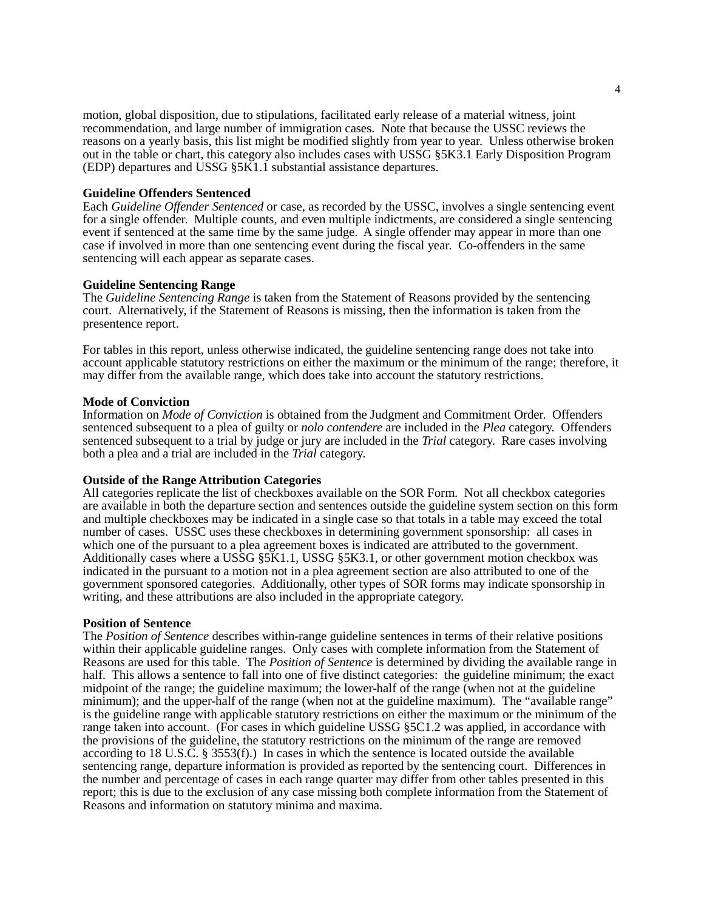motion, global disposition, due to stipulations, facilitated early release of a material witness, joint recommendation, and large number of immigration cases. Note that because the USSC reviews the reasons on a yearly basis, this list might be modified slightly from year to year. Unless otherwise broken out in the table or chart, this category also includes cases with USSG §5K3.1 Early Disposition Program (EDP) departures and USSG §5K1.1 substantial assistance departures.

**Guideline Offenders Sentenced**

Each *Guideline Offender Sentenced* or case, as recorded by the USSC, involves a single sentencing event for a single offender. Multiple counts, and even multiple indictments, are considered a single sentencing event if sentenced at the same time by the same judge. A single offender may appear in more than one case if involved in more than one sentencing event during the fiscal year. Co-offenders in the same sentencing will each appear as separate cases.

**Guideline Sentencing Range**

The *Guideline Sentencing Range* is taken from the Statement of Reasons provided by the sentencing court. Alternatively, if the Statement of Reasons is missing, then the information is taken from the presentence report.

For tables in this report, unless otherwise indicated, the guideline sentencing range does not take into account applicable statutory restrictions on either the maximum or the minimum of the range; therefore, it may differ from the available range, which does take into account the statutory restrictions.

**Mode of Conviction**

Information on *Mode of Conviction* is obtained from the Judgment and Commitment Order. Offenders sentenced subsequent to a plea of guilty or *nolo contendere* are included in the *Plea* category. Offenders sentenced subsequent to a trial by judge or jury are included in the *Trial* category. Rare cases involving both a plea and a trial are included in the *Trial* category.

**Outside of the Range Attribution Categories**

All categories replicate the list of checkboxes available on the SOR Form. Not all checkbox categories are available in both the departure section and sentences outside the guideline system section on this form and multiple checkboxes may be indicated in a single case so that totals in a table may exceed the total number of cases. USSC uses these checkboxes in determining government sponsorship: all cases in which one of the pursuant to a plea agreement boxes is indicated are attributed to the government. Additionally cases where a USSG §5K1.1, USSG §5K3.1, or other government motion checkbox was indicated in the pursuant to a motion not in a plea agreement section are also attributed to one of the government sponsored categories. Additionally, other types of SOR forms may indicate sponsorship in writing, and these attributions are also included in the appropriate category.

**Position of Sentence**

The *Position of Sentence* describes within-range guideline sentences in terms of their relative positions within their applicable guideline ranges. Only cases with complete information from the Statement of Reasons are used for this table. The *Position of Sentence* is determined by dividing the available range in half. This allows a sentence to fall into one of five distinct categories: the guideline minimum; the exact midpoint of the range; the guideline maximum; the lower-half of the range (when not at the guideline minimum); and the upper-half of the range (when not at the guideline maximum). The "available range" is the guideline range with applicable statutory restrictions on either the maximum or the minimum of the range taken into account. (For cases in which guideline USSG §5C1.2 was applied, in accordance with the provisions of the guideline, the statutory restrictions on the minimum of the range are removed according to 18 U.S.C. § 3553(f).) In cases in which the sentence is located outside the available sentencing range, departure information is provided as reported by the sentencing court. Differences in the number and percentage of cases in each range quarter may differ from other tables presented in this report; this is due to the exclusion of any case missing both complete information from the Statement of Reasons and information on statutory minima and maxima.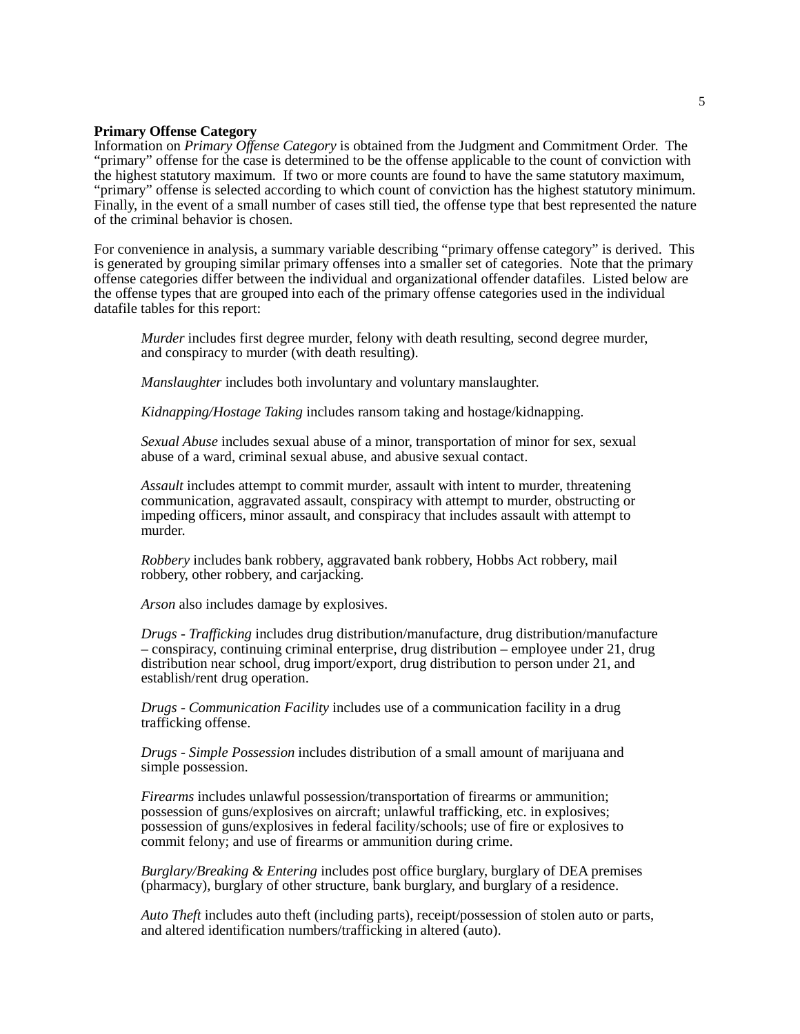**Primary Offense Category**
Information on *Primary Offense Category* is obtained from the Judgment and Commitment Order. The "primary" offense for the case is determined to be the offense applicable to the count of conviction with the highest statutory maximum. If two or more counts are found to have the same statutory maximum, "primary" offense is selected according to which count of conviction has the highest statutory minimum. Finally, in the event of a small number of cases still tied, the offense type that best represented the nature of the criminal behavior is chosen.

For convenience in analysis, a summary variable describing "primary offense category" is derived. This is generated by grouping similar primary offenses into a smaller set of categories. Note that the primary offense categories differ between the individual and organizational offender datafiles. Listed below are the offense types that are grouped into each of the primary offense categories used in the individual datafile tables for this report:

*Murder* includes first degree murder, felony with death resulting, second degree murder, and conspiracy to murder (with death resulting).

*Manslaughter* includes both involuntary and voluntary manslaughter.

*Kidnapping/Hostage Taking* includes ransom taking and hostage/kidnapping.

*Sexual Abuse* includes sexual abuse of a minor, transportation of minor for sex, sexual abuse of a ward, criminal sexual abuse, and abusive sexual contact.

*Assault* includes attempt to commit murder, assault with intent to murder, threatening communication, aggravated assault, conspiracy with attempt to murder, obstructing or impeding officers, minor assault, and conspiracy that includes assault with attempt to murder.

*Robbery* includes bank robbery, aggravated bank robbery, Hobbs Act robbery, mail robbery, other robbery, and carjacking.

*Arson* also includes damage by explosives.

*Drugs - Trafficking* includes drug distribution/manufacture, drug distribution/manufacture – conspiracy, continuing criminal enterprise, drug distribution – employee under 21, drug distribution near school, drug import/export, drug distribution to person under 21, and establish/rent drug operation.

*Drugs - Communication Facility* includes use of a communication facility in a drug trafficking offense.

*Drugs - Simple Possession* includes distribution of a small amount of marijuana and simple possession.

*Firearms* includes unlawful possession/transportation of firearms or ammunition; possession of guns/explosives on aircraft; unlawful trafficking, etc. in explosives; possession of guns/explosives in federal facility/schools; use of fire or explosives to commit felony; and use of firearms or ammunition during crime.

*Burglary/Breaking & Entering* includes post office burglary, burglary of DEA premises (pharmacy), burglary of other structure, bank burglary, and burglary of a residence.

*Auto Theft* includes auto theft (including parts), receipt/possession of stolen auto or parts, and altered identification numbers/trafficking in altered (auto).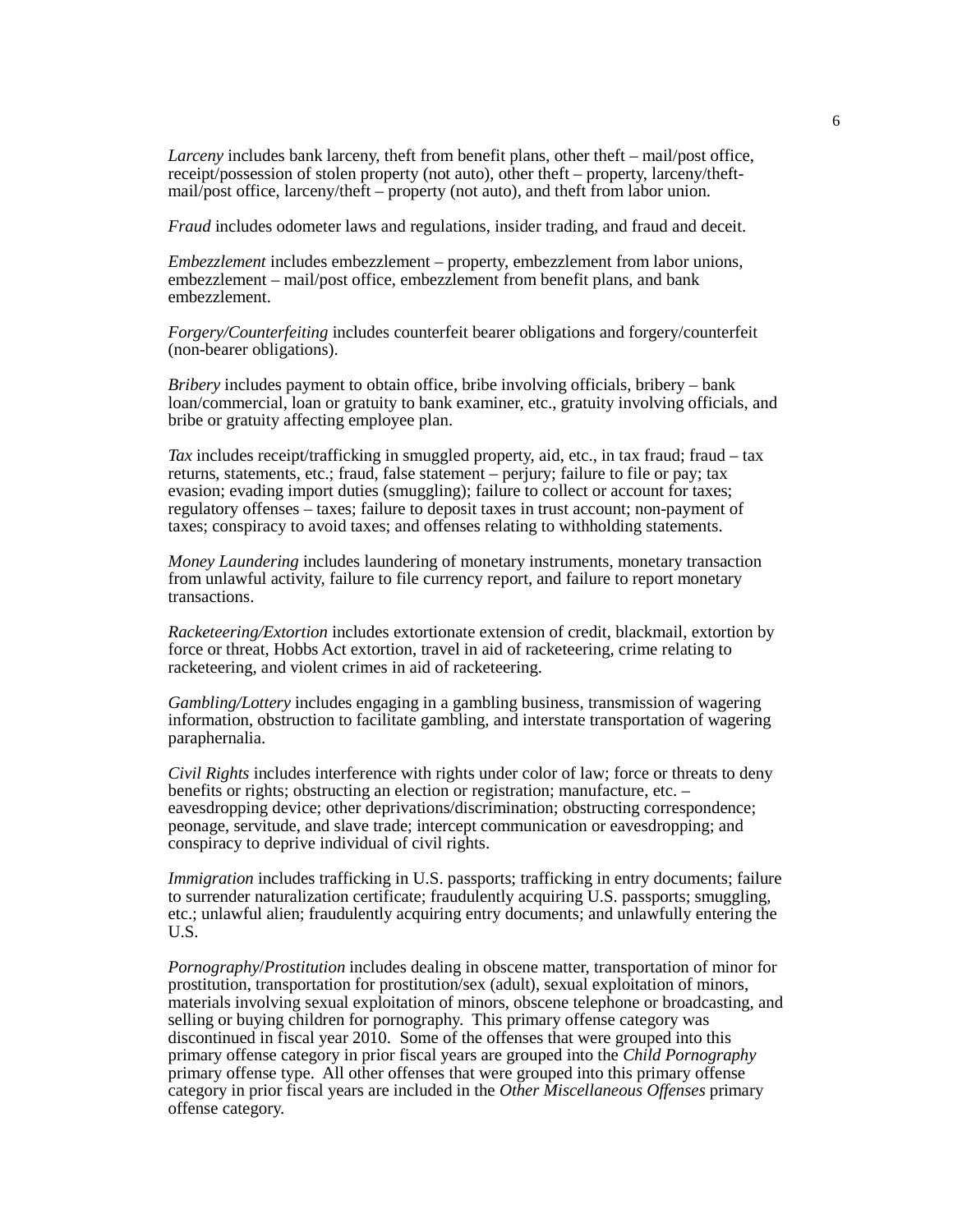*Larceny* includes bank larceny, theft from benefit plans, other theft – mail/post office, receipt/possession of stolen property (not auto), other theft – property, larceny/theft-mail/post office, larceny/theft – property (not auto), and theft from labor union.

*Fraud* includes odometer laws and regulations, insider trading, and fraud and deceit.

*Embezzlement* includes embezzlement – property, embezzlement from labor unions, embezzlement – mail/post office, embezzlement from benefit plans, and bank embezzlement.

*Forgery/Counterfeiting* includes counterfeit bearer obligations and forgery/counterfeit (non-bearer obligations).

*Bribery* includes payment to obtain office, bribe involving officials, bribery – bank loan/commercial, loan or gratuity to bank examiner, etc., gratuity involving officials, and bribe or gratuity affecting employee plan.

*Tax* includes receipt/trafficking in smuggled property, aid, etc., in tax fraud; fraud – tax returns, statements, etc.; fraud, false statement – perjury; failure to file or pay; tax evasion; evading import duties (smuggling); failure to collect or account for taxes; regulatory offenses – taxes; failure to deposit taxes in trust account; non-payment of taxes; conspiracy to avoid taxes; and offenses relating to withholding statements.

*Money Laundering* includes laundering of monetary instruments, monetary transaction from unlawful activity, failure to file currency report, and failure to report monetary transactions.

*Racketeering/Extortion* includes extortionate extension of credit, blackmail, extortion by force or threat, Hobbs Act extortion, travel in aid of racketeering, crime relating to racketeering, and violent crimes in aid of racketeering.

*Gambling/Lottery* includes engaging in a gambling business, transmission of wagering information, obstruction to facilitate gambling, and interstate transportation of wagering paraphernalia.

*Civil Rights* includes interference with rights under color of law; force or threats to deny benefits or rights; obstructing an election or registration; manufacture, etc. – eavesdropping device; other deprivations/discrimination; obstructing correspondence; peonage, servitude, and slave trade; intercept communication or eavesdropping; and conspiracy to deprive individual of civil rights.

*Immigration* includes trafficking in U.S. passports; trafficking in entry documents; failure to surrender naturalization certificate; fraudulently acquiring U.S. passports; smuggling, etc.; unlawful alien; fraudulently acquiring entry documents; and unlawfully entering the U.S.

*Pornography*/*Prostitution* includes dealing in obscene matter, transportation of minor for prostitution, transportation for prostitution/sex (adult), sexual exploitation of minors, materials involving sexual exploitation of minors, obscene telephone or broadcasting, and selling or buying children for pornography. This primary offense category was discontinued in fiscal year 2010. Some of the offenses that were grouped into this primary offense category in prior fiscal years are grouped into the *Child Pornography* primary offense type. All other offenses that were grouped into this primary offense category in prior fiscal years are included in the *Other Miscellaneous Offenses* primary offense category.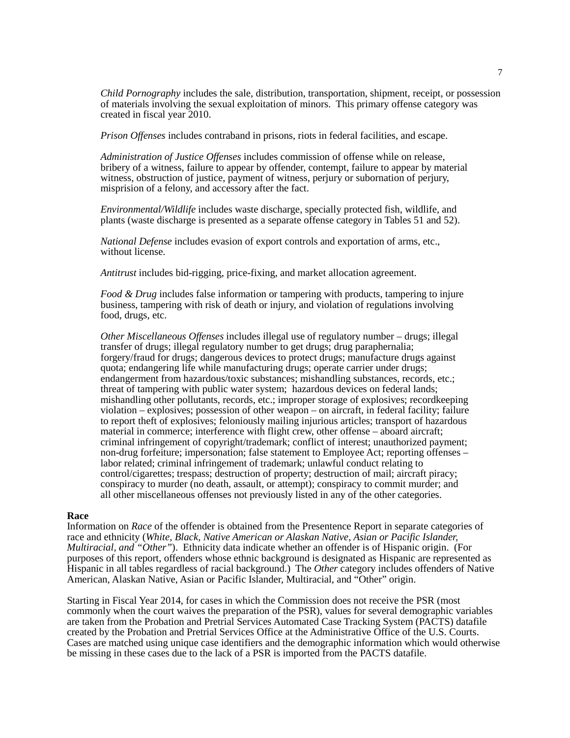*Child Pornography* includes the sale, distribution, transportation, shipment, receipt, or possession of materials involving the sexual exploitation of minors. This primary offense category was created in fiscal year 2010.

*Prison Offenses* includes contraband in prisons, riots in federal facilities, and escape.

*Administration of Justice Offenses* includes commission of offense while on release, bribery of a witness, failure to appear by offender, contempt, failure to appear by material witness, obstruction of justice, payment of witness, perjury or subornation of perjury, misprision of a felony, and accessory after the fact.

*Environmental/Wildlife* includes waste discharge, specially protected fish, wildlife, and plants (waste discharge is presented as a separate offense category in Tables 51 and 52).

*National Defense* includes evasion of export controls and exportation of arms, etc., without license.

*Antitrust* includes bid-rigging, price-fixing, and market allocation agreement.

*Food & Drug* includes false information or tampering with products, tampering to injure business, tampering with risk of death or injury, and violation of regulations involving food, drugs, etc.

*Other Miscellaneous Offenses* includes illegal use of regulatory number – drugs; illegal transfer of drugs; illegal regulatory number to get drugs; drug paraphernalia; forgery/fraud for drugs; dangerous devices to protect drugs; manufacture drugs against quota; endangering life while manufacturing drugs; operate carrier under drugs; endangerment from hazardous/toxic substances; mishandling substances, records, etc.; threat of tampering with public water system; hazardous devices on federal lands; mishandling other pollutants, records, etc.; improper storage of explosives; recordkeeping violation – explosives; possession of other weapon – on aircraft, in federal facility; failure to report theft of explosives; feloniously mailing injurious articles; transport of hazardous material in commerce; interference with flight crew, other offense – aboard aircraft; criminal infringement of copyright/trademark; conflict of interest; unauthorized payment; non-drug forfeiture; impersonation; false statement to Employee Act; reporting offenses – labor related; criminal infringement of trademark; unlawful conduct relating to control/cigarettes; trespass; destruction of property; destruction of mail; aircraft piracy; conspiracy to murder (no death, assault, or attempt); conspiracy to commit murder; and all other miscellaneous offenses not previously listed in any of the other categories.

**Race**

Information on *Race* of the offender is obtained from the Presentence Report in separate categories of race and ethnicity (*White, Black, Native American or Alaskan Native, Asian or Pacific Islander, Multiracial, and "Other"*). Ethnicity data indicate whether an offender is of Hispanic origin. (For purposes of this report, offenders whose ethnic background is designated as Hispanic are represented as Hispanic in all tables regardless of racial background.) The *Other* category includes offenders of Native American, Alaskan Native, Asian or Pacific Islander, Multiracial, and "Other" origin.

Starting in Fiscal Year 2014, for cases in which the Commission does not receive the PSR (most commonly when the court waives the preparation of the PSR), values for several demographic variables are taken from the Probation and Pretrial Services Automated Case Tracking System (PACTS) datafile created by the Probation and Pretrial Services Office at the Administrative Office of the U.S. Courts. Cases are matched using unique case identifiers and the demographic information which would otherwise be missing in these cases due to the lack of a PSR is imported from the PACTS datafile.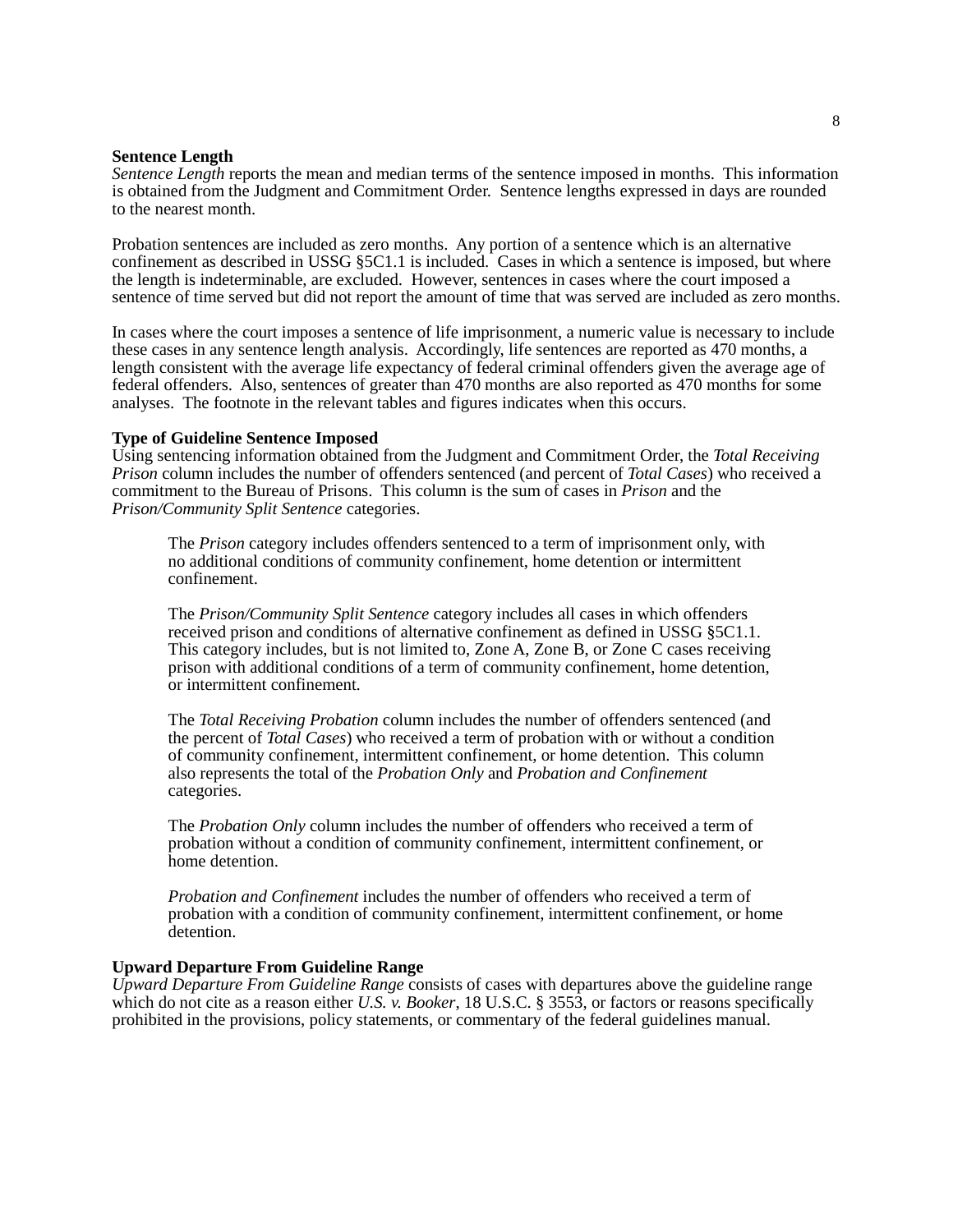**Sentence Length**

*Sentence Length* reports the mean and median terms of the sentence imposed in months. This information is obtained from the Judgment and Commitment Order. Sentence lengths expressed in days are rounded to the nearest month.

Probation sentences are included as zero months. Any portion of a sentence which is an alternative confinement as described in USSG §5C1.1 is included. Cases in which a sentence is imposed, but where the length is indeterminable, are excluded. However, sentences in cases where the court imposed a sentence of time served but did not report the amount of time that was served are included as zero months.

In cases where the court imposes a sentence of life imprisonment, a numeric value is necessary to include these cases in any sentence length analysis. Accordingly, life sentences are reported as 470 months, a length consistent with the average life expectancy of federal criminal offenders given the average age of federal offenders. Also, sentences of greater than 470 months are also reported as 470 months for some analyses. The footnote in the relevant tables and figures indicates when this occurs.

**Type of Guideline Sentence Imposed**

Using sentencing information obtained from the Judgment and Commitment Order, the *Total Receiving Prison* column includes the number of offenders sentenced (and percent of *Total Cases*) who received a commitment to the Bureau of Prisons. This column is the sum of cases in *Prison* and the *Prison/Community Split Sentence* categories.

> The *Prison* category includes offenders sentenced to a term of imprisonment only, with no additional conditions of community confinement, home detention or intermittent confinement.
>
> The *Prison/Community Split Sentence* category includes all cases in which offenders received prison and conditions of alternative confinement as defined in USSG §5C1.1. This category includes, but is not limited to, Zone A, Zone B, or Zone C cases receiving prison with additional conditions of a term of community confinement, home detention, or intermittent confinement.
>
> The *Total Receiving Probation* column includes the number of offenders sentenced (and the percent of *Total Cases*) who received a term of probation with or without a condition of community confinement, intermittent confinement, or home detention. This column also represents the total of the *Probation Only* and *Probation and Confinement* categories.
>
> The *Probation Only* column includes the number of offenders who received a term of probation without a condition of community confinement, intermittent confinement, or home detention.
>
> *Probation and Confinement* includes the number of offenders who received a term of probation with a condition of community confinement, intermittent confinement, or home detention.

**Upward Departure From Guideline Range**

*Upward Departure From Guideline Range* consists of cases with departures above the guideline range which do not cite as a reason either *U.S. v. Booker*, 18 U.S.C. § 3553, or factors or reasons specifically prohibited in the provisions, policy statements, or commentary of the federal guidelines manual.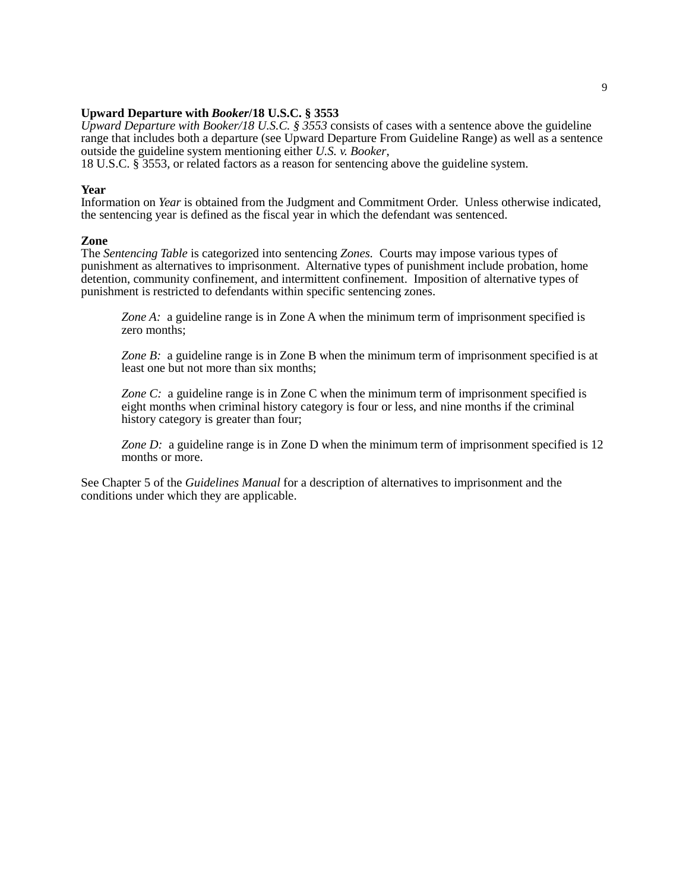**Upward Departure with *Booker*/18 U.S.C. § 3553**
*Upward Departure with Booker/18 U.S.C. § 3553* consists of cases with a sentence above the guideline range that includes both a departure (see Upward Departure From Guideline Range) as well as a sentence outside the guideline system mentioning either *U.S. v. Booker*, 18 U.S.C. § 3553, or related factors as a reason for sentencing above the guideline system.

**Year**
Information on *Year* is obtained from the Judgment and Commitment Order. Unless otherwise indicated, the sentencing year is defined as the fiscal year in which the defendant was sentenced.

**Zone**
The *Sentencing Table* is categorized into sentencing *Zones.* Courts may impose various types of punishment as alternatives to imprisonment. Alternative types of punishment include probation, home detention, community confinement, and intermittent confinement. Imposition of alternative types of punishment is restricted to defendants within specific sentencing zones.

> *Zone A:* a guideline range is in Zone A when the minimum term of imprisonment specified is zero months;
>
> *Zone B:* a guideline range is in Zone B when the minimum term of imprisonment specified is at least one but not more than six months;
>
> *Zone C:* a guideline range is in Zone C when the minimum term of imprisonment specified is eight months when criminal history category is four or less, and nine months if the criminal history category is greater than four;
>
> *Zone D:* a guideline range is in Zone D when the minimum term of imprisonment specified is 12 months or more.

See Chapter 5 of the *Guidelines Manual* for a description of alternatives to imprisonment and the conditions under which they are applicable.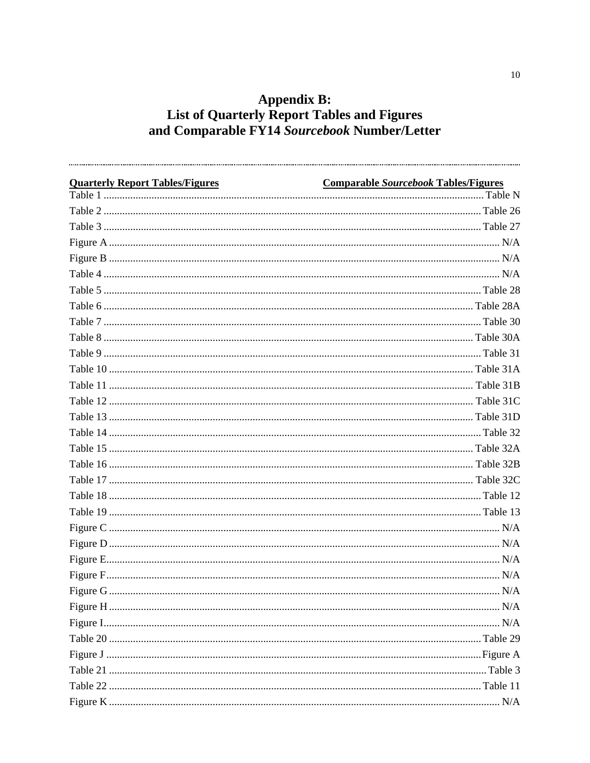# Appendix B:
# List of Quarterly Report Tables and Figures
# and Comparable FY14 *Sourcebook* Number/Letter

| Quarterly Report Tables/Figures | Comparable *Sourcebook* Tables/Figures |
|---|---|
| Table 1 | Table N |
| Table 2 | Table 26 |
| Table 3 | Table 27 |
| Figure A | N/A |
| Figure B | N/A |
| Table 4 | N/A |
| Table 5 | Table 28 |
| Table 6 | Table 28A |
| Table 7 | Table 30 |
| Table 8 | Table 30A |
| Table 9 | Table 31 |
| Table 10 | Table 31A |
| Table 11 | Table 31B |
| Table 12 | Table 31C |
| Table 13 | Table 31D |
| Table 14 | Table 32 |
| Table 15 | Table 32A |
| Table 16 | Table 32B |
| Table 17 | Table 32C |
| Table 18 | Table 12 |
| Table 19 | Table 13 |
| Figure C | N/A |
| Figure D | N/A |
| Figure E | N/A |
| Figure F | N/A |
| Figure G | N/A |
| Figure H | N/A |
| Figure I | N/A |
| Table 20 | Table 29 |
| Figure J | Figure A |
| Table 21 | Table 3 |
| Table 22 | Table 11 |
| Figure K | N/A |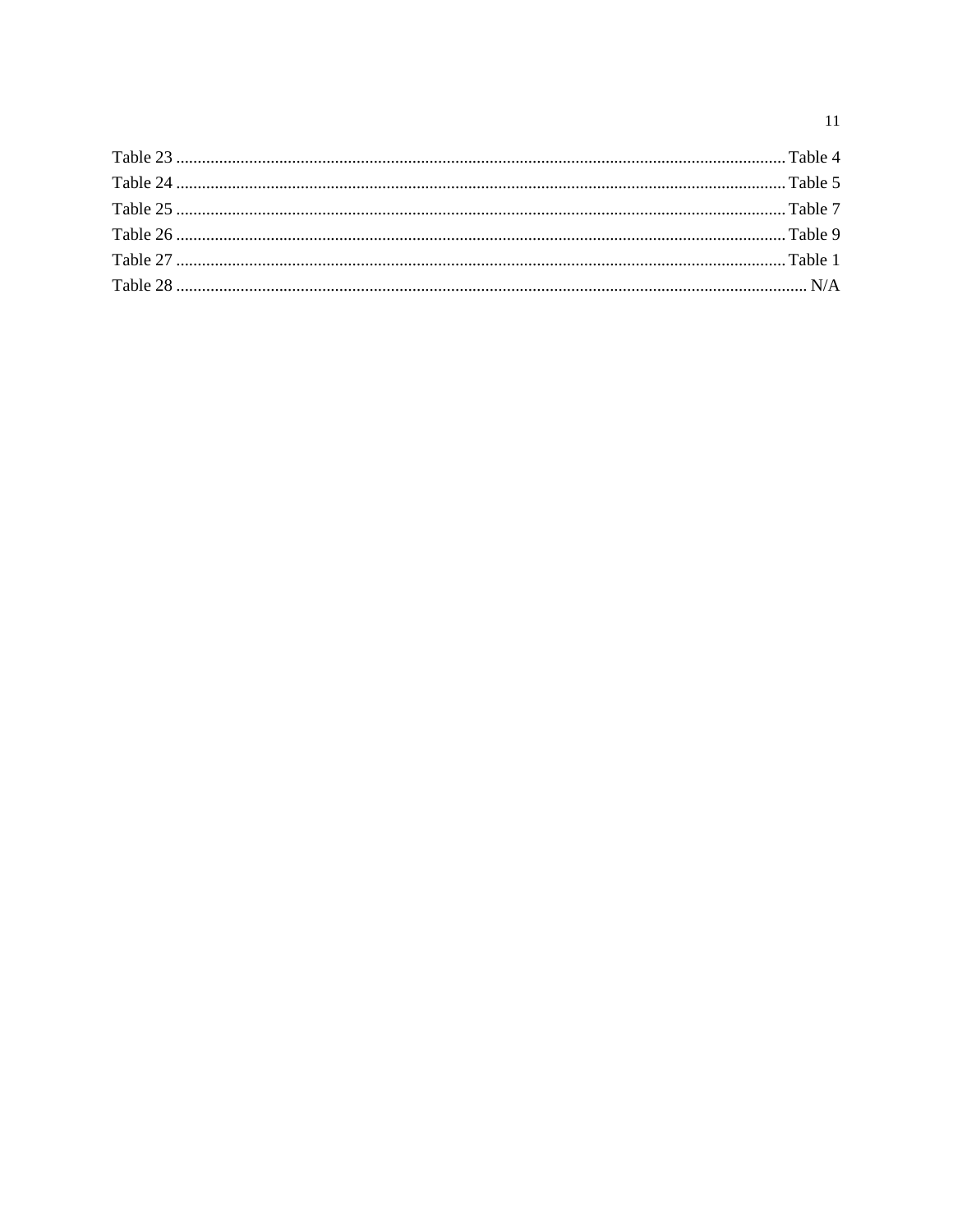Table 23 ........................................................................................................................................ Table 4
Table 24 ........................................................................................................................................ Table 5
Table 25 ........................................................................................................................................ Table 7
Table 26 ........................................................................................................................................ Table 9
Table 27 ........................................................................................................................................ Table 1
Table 28 ............................................................................................................................................ N/A